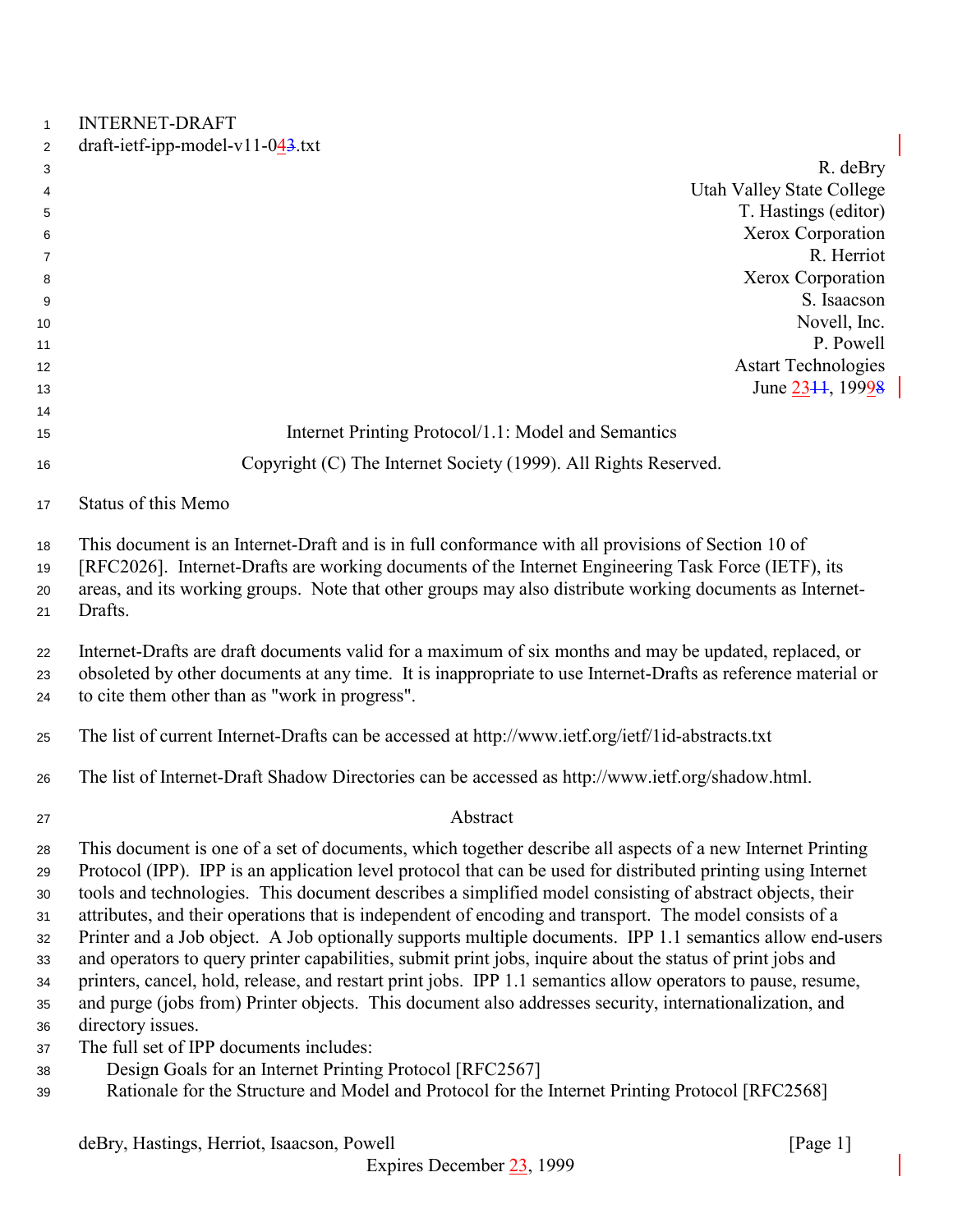INTERNET-DRAFT

draft-ietf-ipp-model-v11-043.txt

R. deBry
Utah Valley State College
T. Hastings (editor)
Xerox Corporation
R. Herriot
Xerox Corporation
S. Isaacson
Novell, Inc.
P. Powell
Astart Technologies
June 2311, 19998

Internet Printing Protocol/1.1: Model and Semantics

Copyright (C) The Internet Society (1999). All Rights Reserved.

Status of this Memo

This document is an Internet-Draft and is in full conformance with all provisions of Section 10 of [RFC2026]. Internet-Drafts are working documents of the Internet Engineering Task Force (IETF), its areas, and its working groups. Note that other groups may also distribute working documents as Internet-Drafts.

Internet-Drafts are draft documents valid for a maximum of six months and may be updated, replaced, or obsoleted by other documents at any time. It is inappropriate to use Internet-Drafts as reference material or to cite them other than as "work in progress".

The list of current Internet-Drafts can be accessed at http://www.ietf.org/ietf/1id-abstracts.txt

The list of Internet-Draft Shadow Directories can be accessed as http://www.ietf.org/shadow.html.

Abstract

This document is one of a set of documents, which together describe all aspects of a new Internet Printing Protocol (IPP). IPP is an application level protocol that can be used for distributed printing using Internet tools and technologies. This document describes a simplified model consisting of abstract objects, their attributes, and their operations that is independent of encoding and transport. The model consists of a Printer and a Job object. A Job optionally supports multiple documents. IPP 1.1 semantics allow end-users and operators to query printer capabilities, submit print jobs, inquire about the status of print jobs and printers, cancel, hold, release, and restart print jobs. IPP 1.1 semantics allow operators to pause, resume, and purge (jobs from) Printer objects. This document also addresses security, internationalization, and directory issues.

The full set of IPP documents includes:

- Design Goals for an Internet Printing Protocol [RFC2567]
- Rationale for the Structure and Model and Protocol for the Internet Printing Protocol [RFC2568]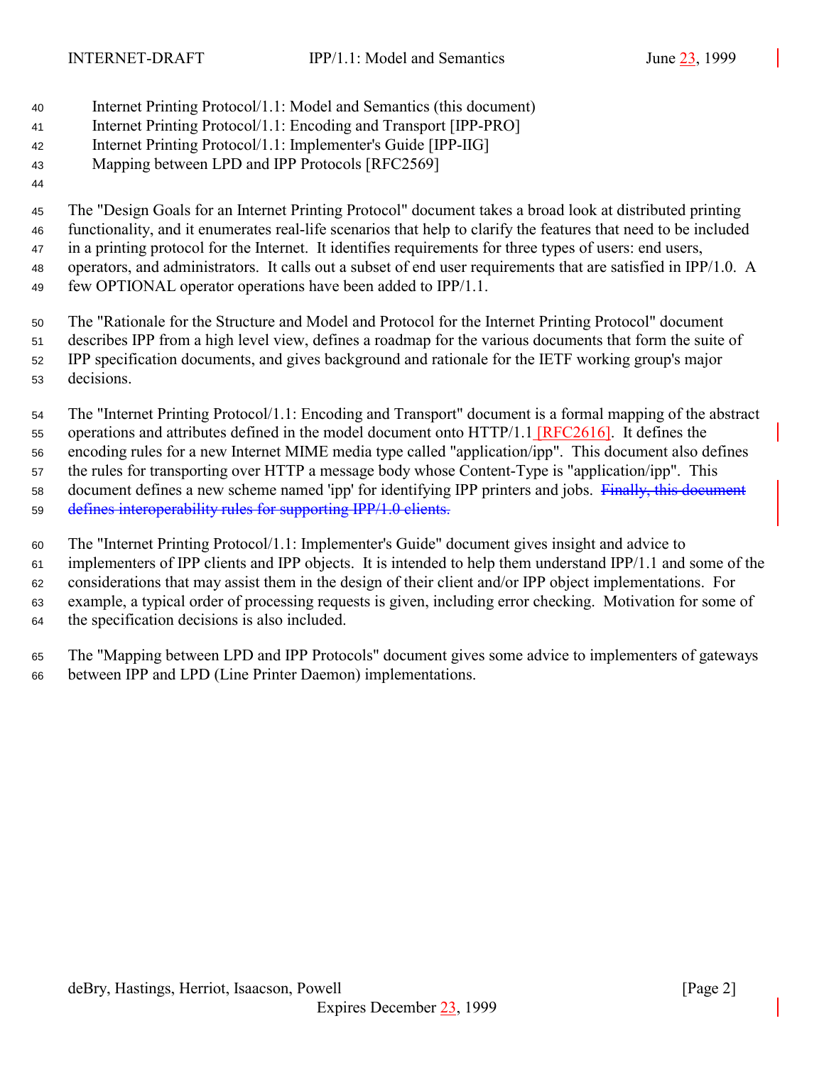Internet Printing Protocol/1.1: Model and Semantics (this document)
Internet Printing Protocol/1.1: Encoding and Transport [IPP-PRO]
Internet Printing Protocol/1.1: Implementer's Guide [IPP-IIG]
Mapping between LPD and IPP Protocols [RFC2569]

The "Design Goals for an Internet Printing Protocol" document takes a broad look at distributed printing functionality, and it enumerates real-life scenarios that help to clarify the features that need to be included in a printing protocol for the Internet. It identifies requirements for three types of users: end users, operators, and administrators. It calls out a subset of end user requirements that are satisfied in IPP/1.0. A few OPTIONAL operator operations have been added to IPP/1.1.

The "Rationale for the Structure and Model and Protocol for the Internet Printing Protocol" document describes IPP from a high level view, defines a roadmap for the various documents that form the suite of IPP specification documents, and gives background and rationale for the IETF working group's major decisions.

The "Internet Printing Protocol/1.1: Encoding and Transport" document is a formal mapping of the abstract operations and attributes defined in the model document onto HTTP/1.1 [RFC2616]. It defines the encoding rules for a new Internet MIME media type called "application/ipp". This document also defines the rules for transporting over HTTP a message body whose Content-Type is "application/ipp". This document defines a new scheme named 'ipp' for identifying IPP printers and jobs. ~~Finally, this document defines interoperability rules for supporting IPP/1.0 clients.~~

The "Internet Printing Protocol/1.1: Implementer's Guide" document gives insight and advice to implementers of IPP clients and IPP objects. It is intended to help them understand IPP/1.1 and some of the considerations that may assist them in the design of their client and/or IPP object implementations. For example, a typical order of processing requests is given, including error checking. Motivation for some of the specification decisions is also included.

The "Mapping between LPD and IPP Protocols" document gives some advice to implementers of gateways between IPP and LPD (Line Printer Daemon) implementations.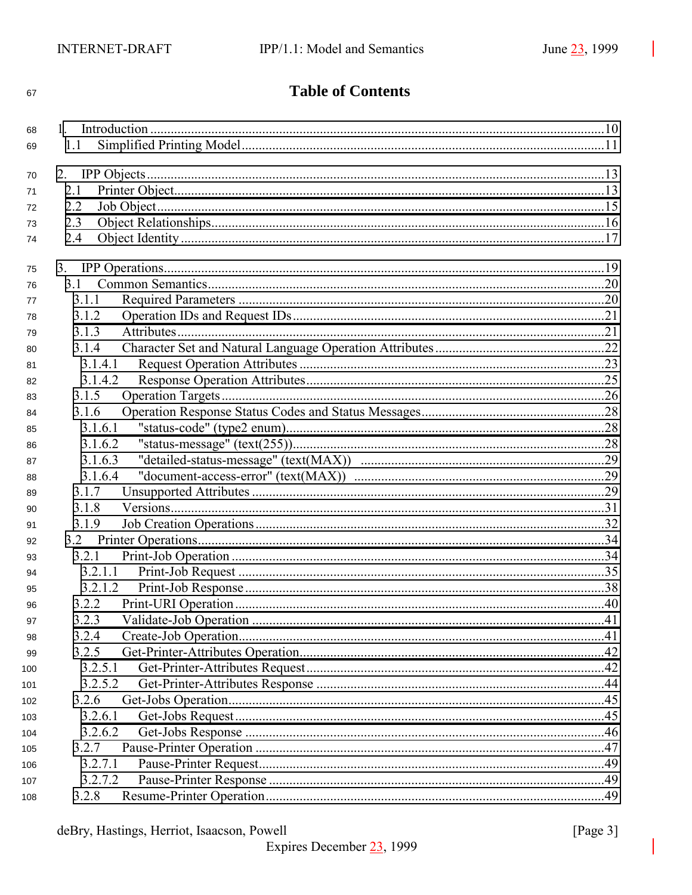# Table of Contents

1. Introduction ....................................................................................................................10
   - 1.1 Simplified Printing Model..........................................................................................11

2. IPP Objects ......................................................................................................................13
   - 2.1 Printer Object.............................................................................................................13
   - 2.2 Job Object...................................................................................................................15
   - 2.3 Object Relationships...................................................................................................16
   - 2.4 Object Identity ............................................................................................................17

3. IPP Operations..................................................................................................................19
   - 3.1 Common Semantics.....................................................................................................20
     - 3.1.1 Required Parameters ............................................................................................20
     - 3.1.2 Operation IDs and Request IDs...........................................................................21
     - 3.1.3 Attributes.............................................................................................................21
     - 3.1.4 Character Set and Natural Language Operation Attributes..................................22
       - 3.1.4.1 Request Operation Attributes ..........................................................................23
       - 3.1.4.2 Response Operation Attributes........................................................................25
     - 3.1.5 Operation Targets.................................................................................................26
     - 3.1.6 Operation Response Status Codes and Status Messages......................................28
       - 3.1.6.1 "status-code" (type2 enum).............................................................................28
       - 3.1.6.2 "status-message" (text(255))...........................................................................28
       - 3.1.6.3 "detailed-status-message" (text(MAX)) ........................................................29
       - 3.1.6.4 "document-access-error" (text(MAX)) ..........................................................29
     - 3.1.7 Unsupported Attributes ........................................................................................29
     - 3.1.8 Versions................................................................................................................31
     - 3.1.9 Job Creation Operations.......................................................................................32
   - 3.2 Printer Operations.......................................................................................................34
     - 3.2.1 Print-Job Operation ..............................................................................................34
       - 3.2.1.1 Print-Job Request ............................................................................................35
       - 3.2.1.2 Print-Job Response..........................................................................................38
     - 3.2.2 Print-URI Operation.............................................................................................40
     - 3.2.3 Validate-Job Operation ........................................................................................41
     - 3.2.4 Create-Job Operation............................................................................................41
     - 3.2.5 Get-Printer-Attributes Operation..........................................................................42
       - 3.2.5.1 Get-Printer-Attributes Request........................................................................42
       - 3.2.5.2 Get-Printer-Attributes Response .....................................................................44
     - 3.2.6 Get-Jobs Operation...............................................................................................45
       - 3.2.6.1 Get-Jobs Request.............................................................................................45
       - 3.2.6.2 Get-Jobs Response ..........................................................................................46
     - 3.2.7 Pause-Printer Operation .......................................................................................47
       - 3.2.7.1 Pause-Printer Request......................................................................................49
       - 3.2.7.2 Pause-Printer Response ...................................................................................49
     - 3.2.8 Resume-Printer Operation....................................................................................49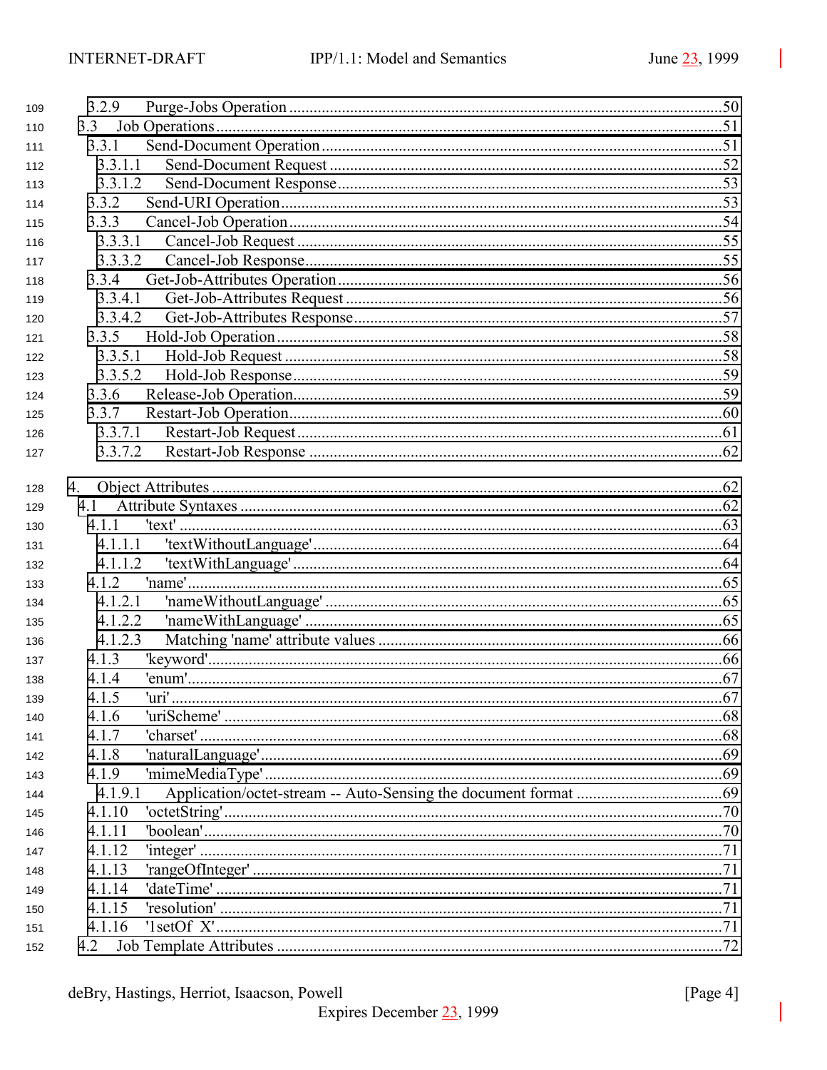3.2.9 Purge-Jobs Operation ....................................................................................50
3.3 Job Operations ....................................................................................................51
3.3.1 Send-Document Operation ..........................................................................51
3.3.1.1 Send-Document Request ........................................................................52
3.3.1.2 Send-Document Response .....................................................................53
3.3.2 Send-URI Operation ....................................................................................53
3.3.3 Cancel-Job Operation ..................................................................................54
3.3.3.1 Cancel-Job Request ...............................................................................55
3.3.3.2 Cancel-Job Response .............................................................................55
3.3.4 Get-Job-Attributes Operation ......................................................................56
3.3.4.1 Get-Job-Attributes Request ....................................................................56
3.3.4.2 Get-Job-Attributes Response ..................................................................57
3.3.5 Hold-Job Operation .....................................................................................58
3.3.5.1 Hold-Job Request ..................................................................................58
3.3.5.2 Hold-Job Response ................................................................................59
3.3.6 Release-Job Operation ................................................................................59
3.3.7 Restart-Job Operation .................................................................................60
3.3.7.1 Restart-Job Request ...............................................................................61
3.3.7.2 Restart-Job Response .............................................................................62

4. Object Attributes ....................................................................................................62
4.1 Attribute Syntaxes ..............................................................................................62
4.1.1 'text' ............................................................................................................63
4.1.1.1 'textWithoutLanguage' ...........................................................................64
4.1.1.2 'textWithLanguage' ................................................................................64
4.1.2 'name' ..........................................................................................................65
4.1.2.1 'nameWithoutLanguage' ........................................................................65
4.1.2.2 'nameWithLanguage' .............................................................................65
4.1.2.3 Matching 'name' attribute values ...........................................................66
4.1.3 'keyword' .....................................................................................................66
4.1.4 'enum' ..........................................................................................................67
4.1.5 'uri' ..............................................................................................................67
4.1.6 'uriScheme' ..................................................................................................68
4.1.7 'charset' .......................................................................................................68
4.1.8 'naturalLanguage' .........................................................................................69
4.1.9 'mimeMediaType' ........................................................................................69
4.1.9.1 Application/octet-stream -- Auto-Sensing the document format ...........69
4.1.10 'octetString' ...............................................................................................70
4.1.11 'boolean' ....................................................................................................70
4.1.12 'integer' .....................................................................................................71
4.1.13 'rangeOfInteger' .........................................................................................71
4.1.14 'dateTime' ..................................................................................................71
4.1.15 'resolution' ................................................................................................71
4.1.16 '1setOf X' ..................................................................................................71
4.2 Job Template Attributes .......................................................................................72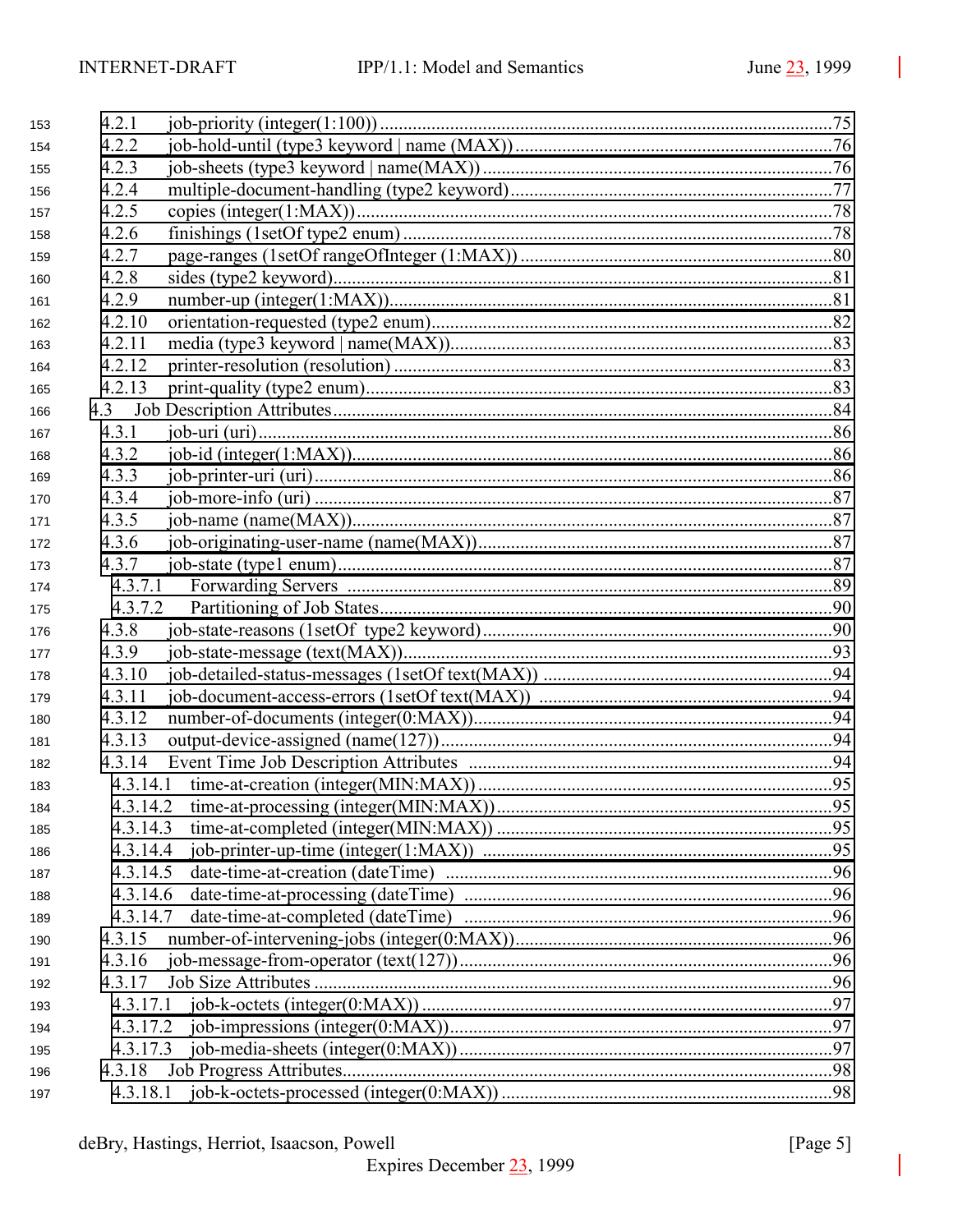4.2.1 job-priority (integer(1:100)) ....75
4.2.2 job-hold-until (type3 keyword | name (MAX)) ....76
4.2.3 job-sheets (type3 keyword | name(MAX)) ....76
4.2.4 multiple-document-handling (type2 keyword) ....77
4.2.5 copies (integer(1:MAX)) ....78
4.2.6 finishings (1setOf type2 enum) ....78
4.2.7 page-ranges (1setOf rangeOfInteger (1:MAX)) ....80
4.2.8 sides (type2 keyword) ....81
4.2.9 number-up (integer(1:MAX)) ....81
4.2.10 orientation-requested (type2 enum) ....82
4.2.11 media (type3 keyword | name(MAX)) ....83
4.2.12 printer-resolution (resolution) ....83
4.2.13 print-quality (type2 enum) ....83
4.3 Job Description Attributes ....84
4.3.1 job-uri (uri) ....86
4.3.2 job-id (integer(1:MAX)) ....86
4.3.3 job-printer-uri (uri) ....86
4.3.4 job-more-info (uri) ....87
4.3.5 job-name (name(MAX)) ....87
4.3.6 job-originating-user-name (name(MAX)) ....87
4.3.7 job-state (type1 enum) ....87
4.3.7.1 Forwarding Servers ....89
4.3.7.2 Partitioning of Job States ....90
4.3.8 job-state-reasons (1setOf type2 keyword) ....90
4.3.9 job-state-message (text(MAX)) ....93
4.3.10 job-detailed-status-messages (1setOf text(MAX)) ....94
4.3.11 job-document-access-errors (1setOf text(MAX)) ....94
4.3.12 number-of-documents (integer(0:MAX)) ....94
4.3.13 output-device-assigned (name(127)) ....94
4.3.14 Event Time Job Description Attributes ....94
4.3.14.1 time-at-creation (integer(MIN:MAX)) ....95
4.3.14.2 time-at-processing (integer(MIN:MAX)) ....95
4.3.14.3 time-at-completed (integer(MIN:MAX)) ....95
4.3.14.4 job-printer-up-time (integer(1:MAX)) ....95
4.3.14.5 date-time-at-creation (dateTime) ....96
4.3.14.6 date-time-at-processing (dateTime) ....96
4.3.14.7 date-time-at-completed (dateTime) ....96
4.3.15 number-of-intervening-jobs (integer(0:MAX)) ....96
4.3.16 job-message-from-operator (text(127)) ....96
4.3.17 Job Size Attributes ....96
4.3.17.1 job-k-octets (integer(0:MAX)) ....97
4.3.17.2 job-impressions (integer(0:MAX)) ....97
4.3.17.3 job-media-sheets (integer(0:MAX)) ....97
4.3.18 Job Progress Attributes ....98
4.3.18.1 job-k-octets-processed (integer(0:MAX)) ....98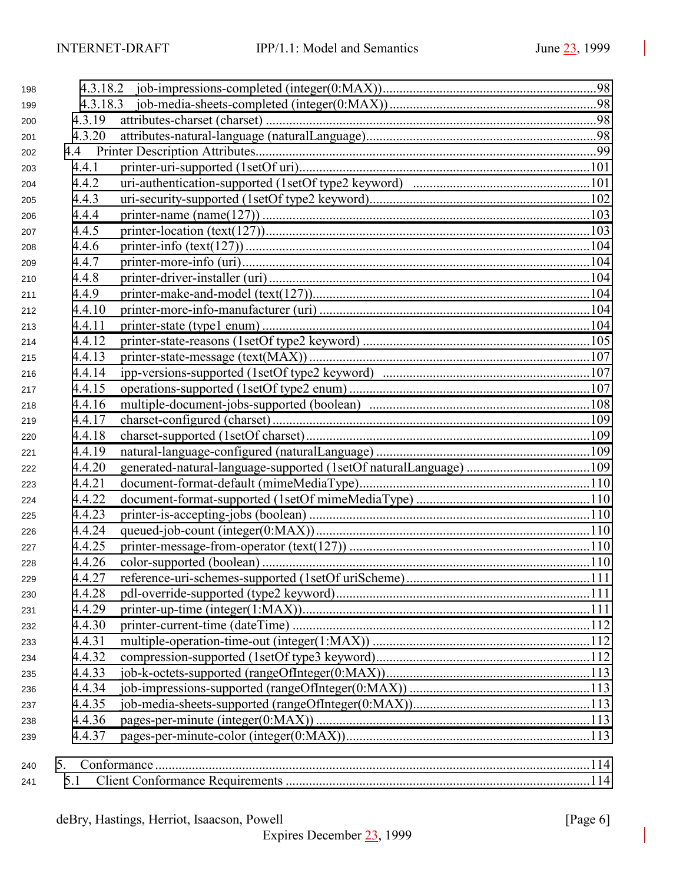4.3.18.2 job-impressions-completed (integer(0:MAX))........................................................................98
4.3.18.3 job-media-sheets-completed (integer(0:MAX))......................................................................98
4.3.19 attributes-charset (charset) ......................................................................................................98
4.3.20 attributes-natural-language (naturalLanguage).........................................................................98
4.4 Printer Description Attributes...........................................................................................................99
4.4.1 printer-uri-supported (1setOf uri)..............................................................................................101
4.4.2 uri-authentication-supported (1setOf type2 keyword) ..........................................................101
4.4.3 uri-security-supported (1setOf type2 keyword).......................................................................102
4.4.4 printer-name (name(127)) ......................................................................................................103
4.4.5 printer-location (text(127))......................................................................................................103
4.4.6 printer-info (text(127)) ..........................................................................................................104
4.4.7 printer-more-info (uri)............................................................................................................104
4.4.8 printer-driver-installer (uri) ....................................................................................................104
4.4.9 printer-make-and-model (text(127))........................................................................................104
4.4.10 printer-more-info-manufacturer (uri) ......................................................................................104
4.4.11 printer-state (type1 enum) .....................................................................................................104
4.4.12 printer-state-reasons (1setOf type2 keyword) ..........................................................................105
4.4.13 printer-state-message (text(MAX)) .........................................................................................107
4.4.14 ipp-versions-supported (1setOf type2 keyword) .....................................................................107
4.4.15 operations-supported (1setOf type2 enum) .............................................................................107
4.4.16 multiple-document-jobs-supported (boolean) .........................................................................108
4.4.17 charset-configured (charset) ...................................................................................................109
4.4.18 charset-supported (1setOf charset)..........................................................................................109
4.4.19 natural-language-configured (naturalLanguage) .....................................................................109
4.4.20 generated-natural-language-supported (1setOf naturalLanguage) ...........................................109
4.4.21 document-format-default (mimeMediaType)...........................................................................110
4.4.22 document-format-supported (1setOf mimeMediaType) ..........................................................110
4.4.23 printer-is-accepting-jobs (boolean) ........................................................................................110
4.4.24 queued-job-count (integer(0:MAX))........................................................................................110
4.4.25 printer-message-from-operator (text(127)) .............................................................................110
4.4.26 color-supported (boolean) .....................................................................................................110
4.4.27 reference-uri-schemes-supported (1setOf uriScheme).............................................................111
4.4.28 pdl-override-supported (type2 keyword)..................................................................................111
4.4.29 printer-up-time (integer(1:MAX))...........................................................................................111
4.4.30 printer-current-time (dateTime) .............................................................................................112
4.4.31 multiple-operation-time-out (integer(1:MAX)) .......................................................................112
4.4.32 compression-supported (1setOf type3 keyword)......................................................................112
4.4.33 job-k-octets-supported (rangeOfInteger(0:MAX))...................................................................113
4.4.34 job-impressions-supported (rangeOfInteger(0:MAX)) ............................................................113
4.4.35 job-media-sheets-supported (rangeOfInteger(0:MAX))...........................................................113
4.4.36 pages-per-minute (integer(0:MAX)) .......................................................................................113
4.4.37 pages-per-minute-color (integer(0:MAX))...............................................................................113

5. Conformance ........................................................................................................................................114
5.1 Client Conformance Requirements ................................................................................................114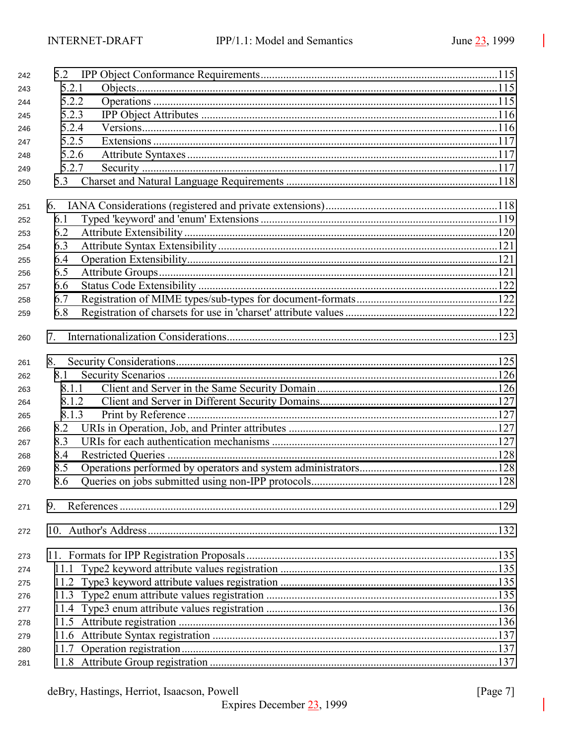5.2 IPP Object Conformance Requirements....................................................................................115
    5.2.1 Objects.................................................................................................................115
    5.2.2 Operations ............................................................................................................115
    5.2.3 IPP Object Attributes ...........................................................................................116
    5.2.4 Versions................................................................................................................116
    5.2.5 Extensions ............................................................................................................117
    5.2.6 Attribute Syntaxes................................................................................................117
    5.2.7 Security ................................................................................................................117
5.3 Charset and Natural Language Requirements ...........................................................................118

6. IANA Considerations (registered and private extensions)..............................................................118
    6.1 Typed 'keyword' and 'enum' Extensions ....................................................................................119
    6.2 Attribute Extensibility ...............................................................................................................120
    6.3 Attribute Syntax Extensibility....................................................................................................121
    6.4 Operation Extensibility..............................................................................................................121
    6.5 Attribute Groups........................................................................................................................121
    6.6 Status Code Extensibility ..........................................................................................................122
    6.7 Registration of MIME types/sub-types for document-formats..................................................122
    6.8 Registration of charsets for use in 'charset' attribute values .......................................................122

7. Internationalization Considerations................................................................................................123

8. Security Considerations..................................................................................................................125
    8.1 Security Scenarios .....................................................................................................................126
        8.1.1 Client and Server in the Same Security Domain.................................................126
        8.1.2 Client and Server in Different Security Domains................................................127
        8.1.3 Print by Reference ...............................................................................................127
    8.2 URIs in Operation, Job, and Printer attributes ..........................................................................127
    8.3 URIs for each authentication mechanisms ................................................................................127
    8.4 Restricted Queries .....................................................................................................................128
    8.5 Operations performed by operators and system administrators.................................................128
    8.6 Queries on jobs submitted using non-IPP protocols..................................................................128

9. References ......................................................................................................................................129

10. Author's Address............................................................................................................................132

11. Formats for IPP Registration Proposals.........................................................................................135
    11.1 Type2 keyword attribute values registration .............................................................................135
    11.2 Type3 keyword attribute values registration .............................................................................135
    11.3 Type2 enum attribute values registration ..................................................................................135
    11.4 Type3 enum attribute values registration ..................................................................................136
    11.5 Attribute registration .................................................................................................................136
    11.6 Attribute Syntax registration .....................................................................................................137
    11.7 Operation registration................................................................................................................137
    11.8 Attribute Group registration ......................................................................................................137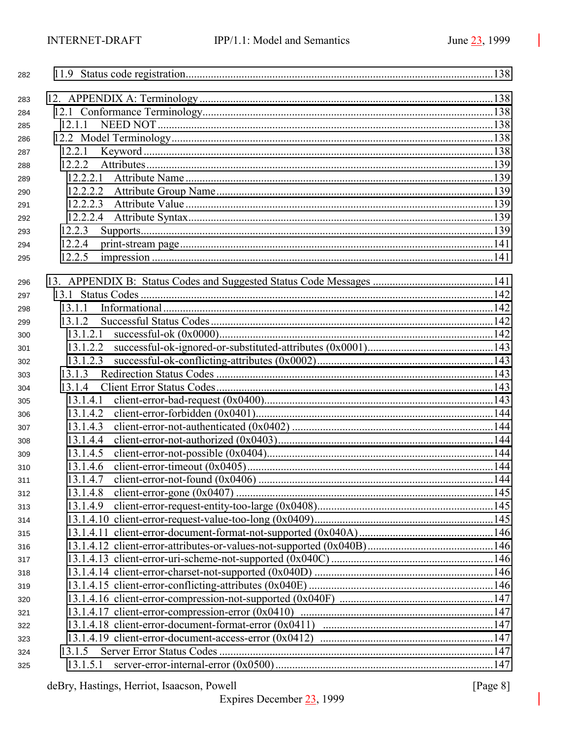11.9 Status code registration ...................................................................................................... 138

12. APPENDIX A: Terminology ....................................................................................................... 138
12.1 Conformance Terminology ...................................................................................................... 138
12.1.1 NEED NOT ........................................................................................................................ 138
12.2 Model Terminology ................................................................................................................. 138
12.2.1 Keyword ............................................................................................................................ 138
12.2.2 Attributes .......................................................................................................................... 139
12.2.2.1 Attribute Name ............................................................................................................... 139
12.2.2.2 Attribute Group Name ..................................................................................................... 139
12.2.2.3 Attribute Value ............................................................................................................... 139
12.2.2.4 Attribute Syntax .............................................................................................................. 139
12.2.3 Supports ............................................................................................................................ 139
12.2.4 print-stream page .............................................................................................................. 141
12.2.5 impression ......................................................................................................................... 141

13. APPENDIX B: Status Codes and Suggested Status Code Messages ........................................... 141
13.1 Status Codes ........................................................................................................................... 142
13.1.1 Informational ..................................................................................................................... 142
13.1.2 Successful Status Codes ..................................................................................................... 142
13.1.2.1 successful-ok (0x0000) ..................................................................................................... 142
13.1.2.2 successful-ok-ignored-or-substituted-attributes (0x0001) ................................................... 143
13.1.2.3 successful-ok-conflicting-attributes (0x0002) .................................................................... 143
13.1.3 Redirection Status Codes ................................................................................................... 143
13.1.4 Client Error Status Codes ................................................................................................... 143
13.1.4.1 client-error-bad-request (0x0400) ..................................................................................... 143
13.1.4.2 client-error-forbidden (0x0401) ........................................................................................ 144
13.1.4.3 client-error-not-authenticated (0x0402) ............................................................................ 144
13.1.4.4 client-error-not-authorized (0x0403) ................................................................................ 144
13.1.4.5 client-error-not-possible (0x0404) .................................................................................... 144
13.1.4.6 client-error-timeout (0x0405) ........................................................................................... 144
13.1.4.7 client-error-not-found (0x0406) ....................................................................................... 144
13.1.4.8 client-error-gone (0x0407) ............................................................................................... 145
13.1.4.9 client-error-request-entity-too-large (0x0408) ................................................................... 145
13.1.4.10 client-error-request-value-too-long (0x0409) ................................................................... 145
13.1.4.11 client-error-document-format-not-supported (0x040A) ................................................... 146
13.1.4.12 client-error-attributes-or-values-not-supported (0x040B) ................................................. 146
13.1.4.13 client-error-uri-scheme-not-supported (0x040C) ............................................................. 146
13.1.4.14 client-error-charset-not-supported (0x040D) .................................................................. 146
13.1.4.15 client-error-conflicting-attributes (0x040E) .................................................................... 146
13.1.4.16 client-error-compression-not-supported (0x040F) .......................................................... 147
13.1.4.17 client-error-compression-error (0x0410) ........................................................................ 147
13.1.4.18 client-error-document-format-error (0x0411) ................................................................. 147
13.1.4.19 client-error-document-access-error (0x0412) ................................................................. 147
13.1.5 Server Error Status Codes .................................................................................................. 147
13.1.5.1 server-error-internal-error (0x0500) ................................................................................. 147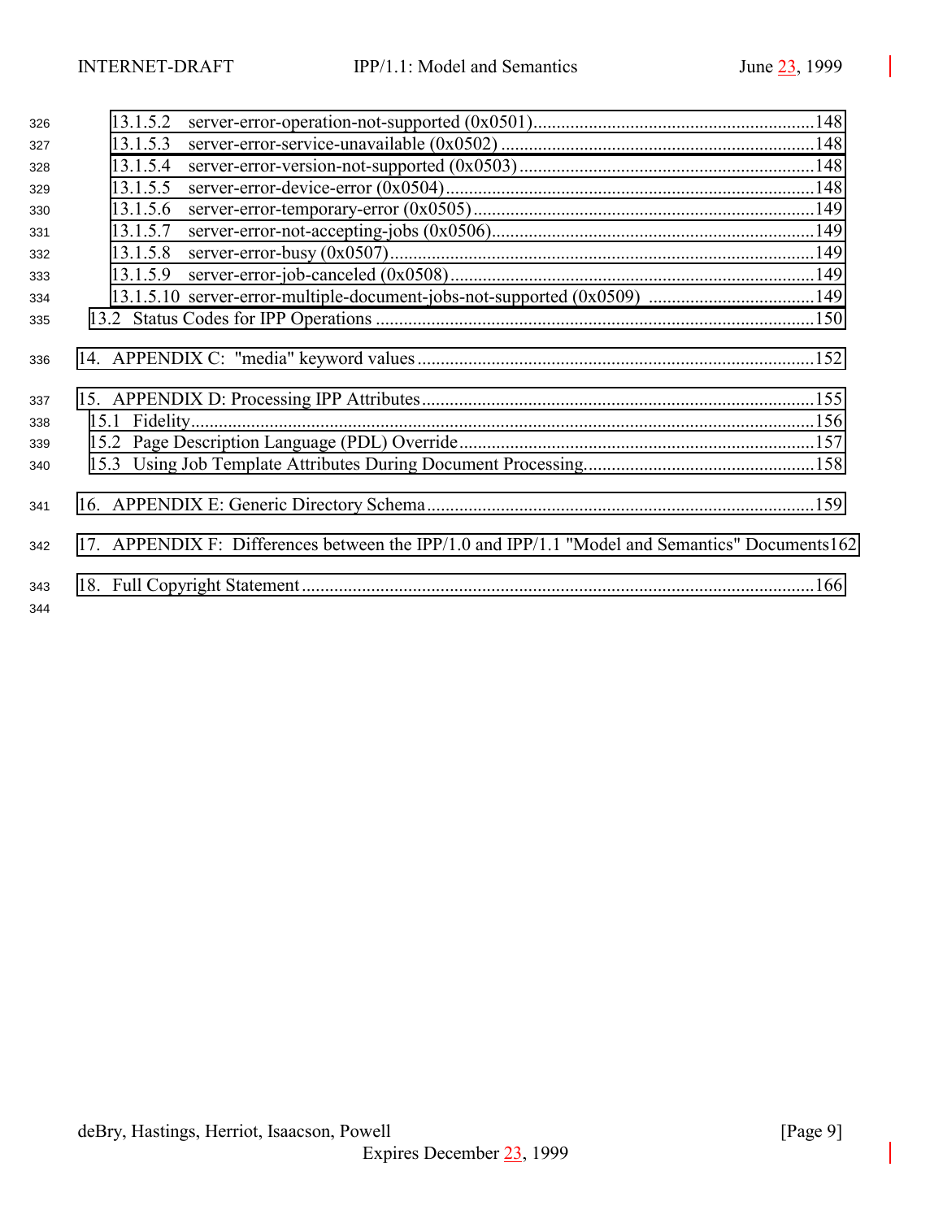13.1.5.2 server-error-operation-not-supported (0x0501)............................................................148
13.1.5.3 server-error-service-unavailable (0x0502) ....................................................................148
13.1.5.4 server-error-version-not-supported (0x0503) ................................................................148
13.1.5.5 server-error-device-error (0x0504)................................................................................148
13.1.5.6 server-error-temporary-error (0x0505)..........................................................................149
13.1.5.7 server-error-not-accepting-jobs (0x0506)......................................................................149
13.1.5.8 server-error-busy (0x0507)............................................................................................149
13.1.5.9 server-error-job-canceled (0x0508)...............................................................................149
13.1.5.10 server-error-multiple-document-jobs-not-supported (0x0509) ....................................149

13.2 Status Codes for IPP Operations ...............................................................................................150

14. APPENDIX C: "media" keyword values......................................................................................152

15. APPENDIX D: Processing IPP Attributes.....................................................................................155

15.1 Fidelity.......................................................................................................................................156

15.2 Page Description Language (PDL) Override.............................................................................157

15.3 Using Job Template Attributes During Document Processing..................................................158

16. APPENDIX E: Generic Directory Schema....................................................................................159

17. APPENDIX F: Differences between the IPP/1.0 and IPP/1.1 "Model and Semantics" Documents162

18. Full Copyright Statement...............................................................................................................166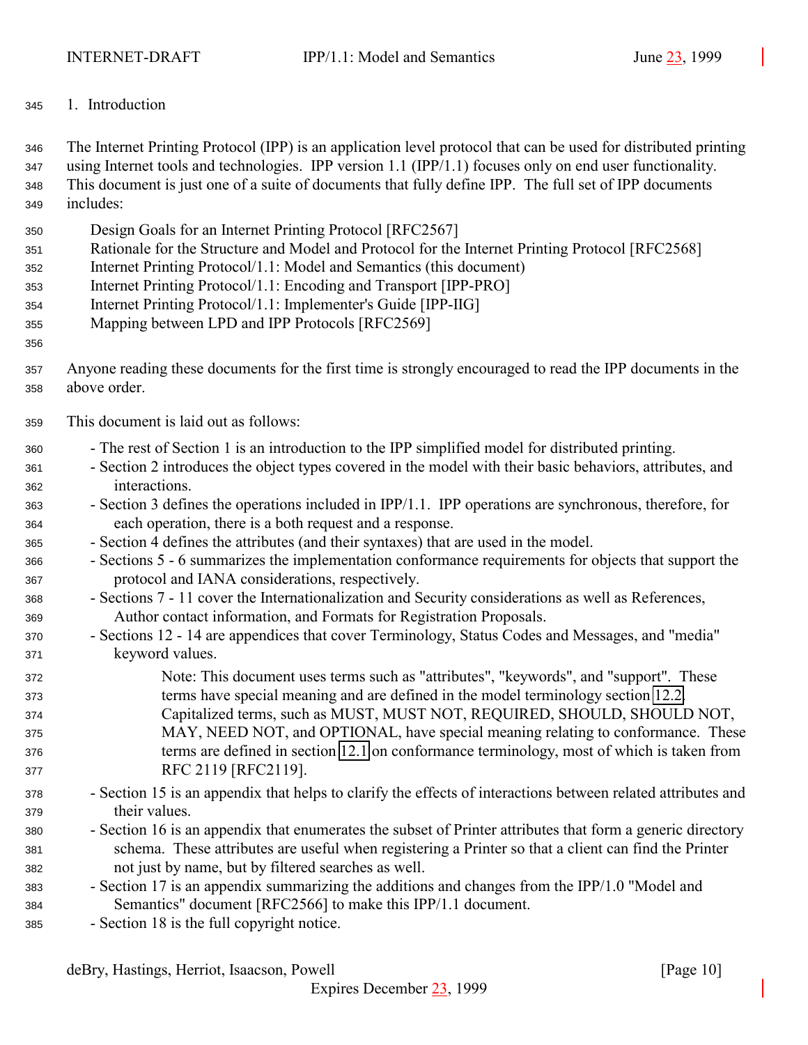# 1. Introduction

The Internet Printing Protocol (IPP) is an application level protocol that can be used for distributed printing using Internet tools and technologies. IPP version 1.1 (IPP/1.1) focuses only on end user functionality. This document is just one of a suite of documents that fully define IPP. The full set of IPP documents includes:

Design Goals for an Internet Printing Protocol [RFC2567]
Rationale for the Structure and Model and Protocol for the Internet Printing Protocol [RFC2568]
Internet Printing Protocol/1.1: Model and Semantics (this document)
Internet Printing Protocol/1.1: Encoding and Transport [IPP-PRO]
Internet Printing Protocol/1.1: Implementer's Guide [IPP-IIG]
Mapping between LPD and IPP Protocols [RFC2569]

Anyone reading these documents for the first time is strongly encouraged to read the IPP documents in the above order.

This document is laid out as follows:

- The rest of Section 1 is an introduction to the IPP simplified model for distributed printing.
- Section 2 introduces the object types covered in the model with their basic behaviors, attributes, and interactions.
- Section 3 defines the operations included in IPP/1.1. IPP operations are synchronous, therefore, for each operation, there is a both request and a response.
- Section 4 defines the attributes (and their syntaxes) that are used in the model.
- Sections 5 - 6 summarizes the implementation conformance requirements for objects that support the protocol and IANA considerations, respectively.
- Sections 7 - 11 cover the Internationalization and Security considerations as well as References, Author contact information, and Formats for Registration Proposals.
- Sections 12 - 14 are appendices that cover Terminology, Status Codes and Messages, and "media" keyword values.

  Note: This document uses terms such as "attributes", "keywords", and "support". These terms have special meaning and are defined in the model terminology section 12.2. Capitalized terms, such as MUST, MUST NOT, REQUIRED, SHOULD, SHOULD NOT, MAY, NEED NOT, and OPTIONAL, have special meaning relating to conformance. These terms are defined in section 12.1 on conformance terminology, most of which is taken from RFC 2119 [RFC2119].

- Section 15 is an appendix that helps to clarify the effects of interactions between related attributes and their values.
- Section 16 is an appendix that enumerates the subset of Printer attributes that form a generic directory schema. These attributes are useful when registering a Printer so that a client can find the Printer not just by name, but by filtered searches as well.
- Section 17 is an appendix summarizing the additions and changes from the IPP/1.0 "Model and Semantics" document [RFC2566] to make this IPP/1.1 document.
- Section 18 is the full copyright notice.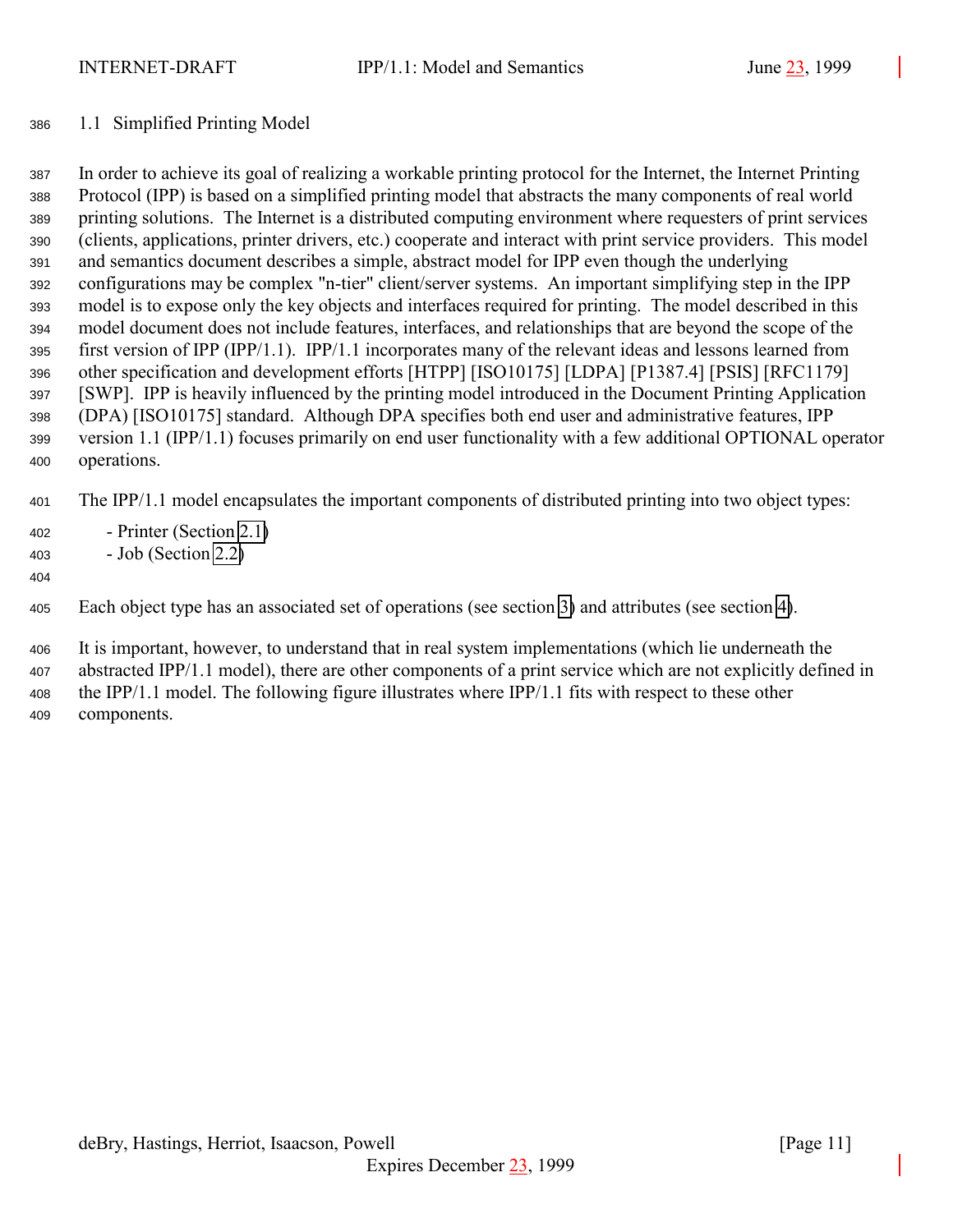## 1.1 Simplified Printing Model

In order to achieve its goal of realizing a workable printing protocol for the Internet, the Internet Printing Protocol (IPP) is based on a simplified printing model that abstracts the many components of real world printing solutions. The Internet is a distributed computing environment where requesters of print services (clients, applications, printer drivers, etc.) cooperate and interact with print service providers. This model and semantics document describes a simple, abstract model for IPP even though the underlying configurations may be complex "n-tier" client/server systems. An important simplifying step in the IPP model is to expose only the key objects and interfaces required for printing. The model described in this model document does not include features, interfaces, and relationships that are beyond the scope of the first version of IPP (IPP/1.1). IPP/1.1 incorporates many of the relevant ideas and lessons learned from other specification and development efforts [HTPP] [ISO10175] [LDPA] [P1387.4] [PSIS] [RFC1179] [SWP]. IPP is heavily influenced by the printing model introduced in the Document Printing Application (DPA) [ISO10175] standard. Although DPA specifies both end user and administrative features, IPP version 1.1 (IPP/1.1) focuses primarily on end user functionality with a few additional OPTIONAL operator operations.

The IPP/1.1 model encapsulates the important components of distributed printing into two object types:

- Printer (Section 2.1)
- Job (Section 2.2)

Each object type has an associated set of operations (see section 3) and attributes (see section 4).

It is important, however, to understand that in real system implementations (which lie underneath the abstracted IPP/1.1 model), there are other components of a print service which are not explicitly defined in the IPP/1.1 model. The following figure illustrates where IPP/1.1 fits with respect to these other components.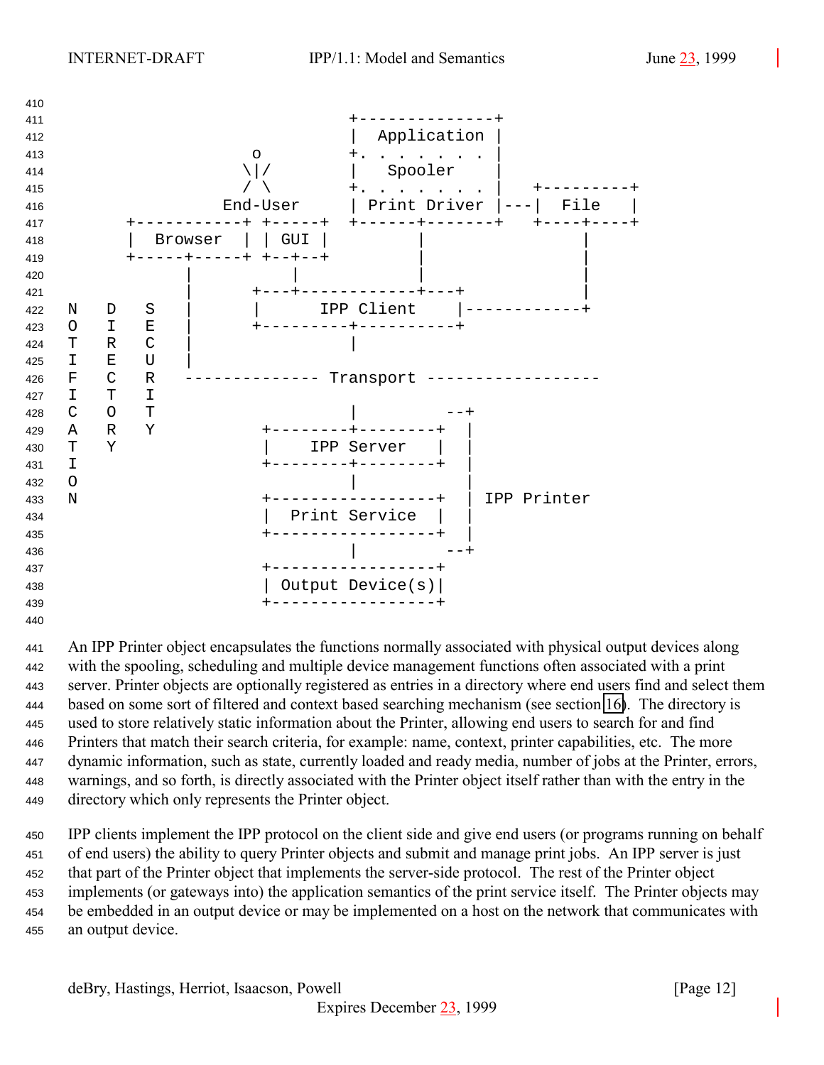```
                                      +--------------+
                                      |  Application |
                          o           +. . . . . . . |
                         \|/          |   Spooler    |
                         / \          +. . . . . . . |   +---------+
                       End-User       | Print Driver |---|  File   |
             +-----------+ +-----+    +------+-------+   +----+----+
             |  Browser  | | GUI |           |                |
             +-----+-----+ +--+--+           |                |
                   |          |              |                |
                   |      +---+------------+---+              |
       N   D   S   |      |      IPP Client    |------------+
       O   I   E   |      +---------+----------+
       T   R   C   |                |
       I   E   U   |
       F   C   R   -------------- Transport ------------------
       I   T   I
       C   O   T                    |         --+
       A   R   Y           +--------+--------+  |
       T   Y               |    IPP Server   |  |
       I                   +--------+--------+  |
       O                            |           |
       N                   +-----------------+  | IPP Printer
                           |  Print Service  |  |
                           +-----------------+  |
                                    |         --+
                           +-----------------+
                           | Output Device(s)|
                           +-----------------+
```

An IPP Printer object encapsulates the functions normally associated with physical output devices along with the spooling, scheduling and multiple device management functions often associated with a print server. Printer objects are optionally registered as entries in a directory where end users find and select them based on some sort of filtered and context based searching mechanism (see section 16). The directory is used to store relatively static information about the Printer, allowing end users to search for and find Printers that match their search criteria, for example: name, context, printer capabilities, etc. The more dynamic information, such as state, currently loaded and ready media, number of jobs at the Printer, errors, warnings, and so forth, is directly associated with the Printer object itself rather than with the entry in the directory which only represents the Printer object.

IPP clients implement the IPP protocol on the client side and give end users (or programs running on behalf of end users) the ability to query Printer objects and submit and manage print jobs. An IPP server is just that part of the Printer object that implements the server-side protocol. The rest of the Printer object implements (or gateways into) the application semantics of the print service itself. The Printer objects may be embedded in an output device or may be implemented on a host on the network that communicates with an output device.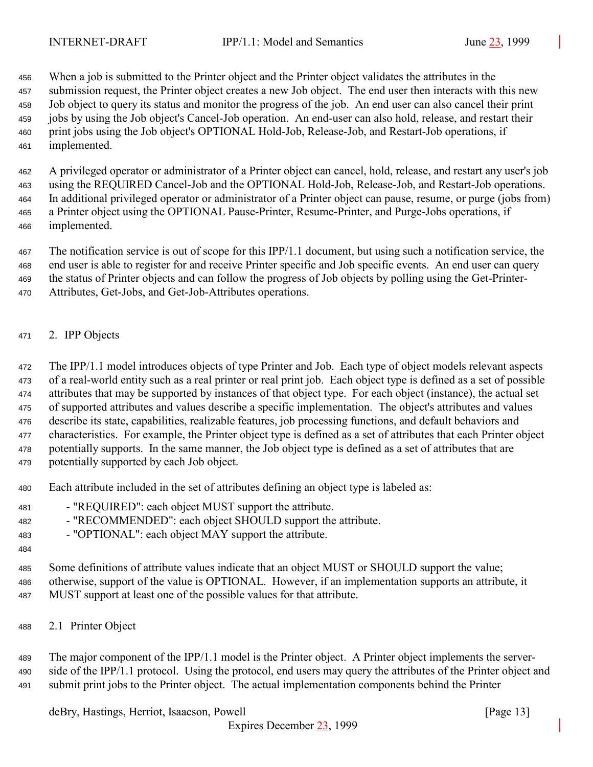When a job is submitted to the Printer object and the Printer object validates the attributes in the submission request, the Printer object creates a new Job object. The end user then interacts with this new Job object to query its status and monitor the progress of the job. An end user can also cancel their print jobs by using the Job object's Cancel-Job operation. An end-user can also hold, release, and restart their print jobs using the Job object's OPTIONAL Hold-Job, Release-Job, and Restart-Job operations, if implemented.

A privileged operator or administrator of a Printer object can cancel, hold, release, and restart any user's job using the REQUIRED Cancel-Job and the OPTIONAL Hold-Job, Release-Job, and Restart-Job operations. In additional privileged operator or administrator of a Printer object can pause, resume, or purge (jobs from) a Printer object using the OPTIONAL Pause-Printer, Resume-Printer, and Purge-Jobs operations, if implemented.

The notification service is out of scope for this IPP/1.1 document, but using such a notification service, the end user is able to register for and receive Printer specific and Job specific events. An end user can query the status of Printer objects and can follow the progress of Job objects by polling using the Get-Printer-Attributes, Get-Jobs, and Get-Job-Attributes operations.

## 2. IPP Objects

The IPP/1.1 model introduces objects of type Printer and Job. Each type of object models relevant aspects of a real-world entity such as a real printer or real print job. Each object type is defined as a set of possible attributes that may be supported by instances of that object type. For each object (instance), the actual set of supported attributes and values describe a specific implementation. The object's attributes and values describe its state, capabilities, realizable features, job processing functions, and default behaviors and characteristics. For example, the Printer object type is defined as a set of attributes that each Printer object potentially supports. In the same manner, the Job object type is defined as a set of attributes that are potentially supported by each Job object.

Each attribute included in the set of attributes defining an object type is labeled as:

- "REQUIRED": each object MUST support the attribute.
- "RECOMMENDED": each object SHOULD support the attribute.
- "OPTIONAL": each object MAY support the attribute.

Some definitions of attribute values indicate that an object MUST or SHOULD support the value; otherwise, support of the value is OPTIONAL. However, if an implementation supports an attribute, it MUST support at least one of the possible values for that attribute.

### 2.1 Printer Object

The major component of the IPP/1.1 model is the Printer object. A Printer object implements the server-side of the IPP/1.1 protocol. Using the protocol, end users may query the attributes of the Printer object and submit print jobs to the Printer object. The actual implementation components behind the Printer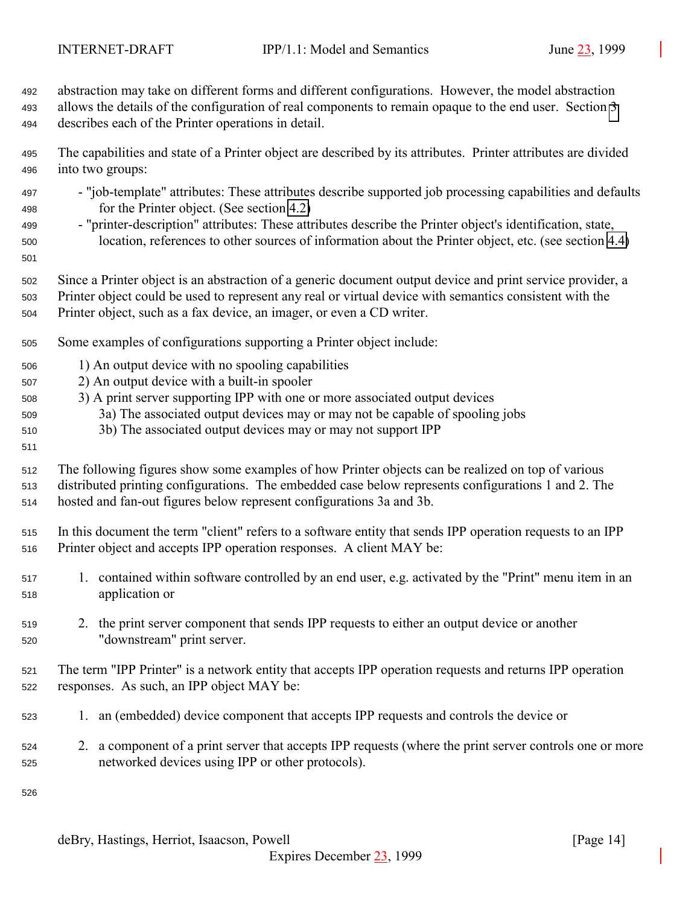abstraction may take on different forms and different configurations. However, the model abstraction allows the details of the configuration of real components to remain opaque to the end user. Section 3 describes each of the Printer operations in detail.

The capabilities and state of a Printer object are described by its attributes. Printer attributes are divided into two groups:

- "job-template" attributes: These attributes describe supported job processing capabilities and defaults for the Printer object. (See section 4.2)
- "printer-description" attributes: These attributes describe the Printer object's identification, state, location, references to other sources of information about the Printer object, etc. (see section 4.4)

Since a Printer object is an abstraction of a generic document output device and print service provider, a Printer object could be used to represent any real or virtual device with semantics consistent with the Printer object, such as a fax device, an imager, or even a CD writer.

Some examples of configurations supporting a Printer object include:

1) An output device with no spooling capabilities
2) An output device with a built-in spooler
3) A print server supporting IPP with one or more associated output devices
   3a) The associated output devices may or may not be capable of spooling jobs
   3b) The associated output devices may or may not support IPP

The following figures show some examples of how Printer objects can be realized on top of various distributed printing configurations. The embedded case below represents configurations 1 and 2. The hosted and fan-out figures below represent configurations 3a and 3b.

In this document the term "client" refers to a software entity that sends IPP operation requests to an IPP Printer object and accepts IPP operation responses. A client MAY be:

1. contained within software controlled by an end user, e.g. activated by the "Print" menu item in an application or

2. the print server component that sends IPP requests to either an output device or another "downstream" print server.

The term "IPP Printer" is a network entity that accepts IPP operation requests and returns IPP operation responses. As such, an IPP object MAY be:

1. an (embedded) device component that accepts IPP requests and controls the device or

2. a component of a print server that accepts IPP requests (where the print server controls one or more networked devices using IPP or other protocols).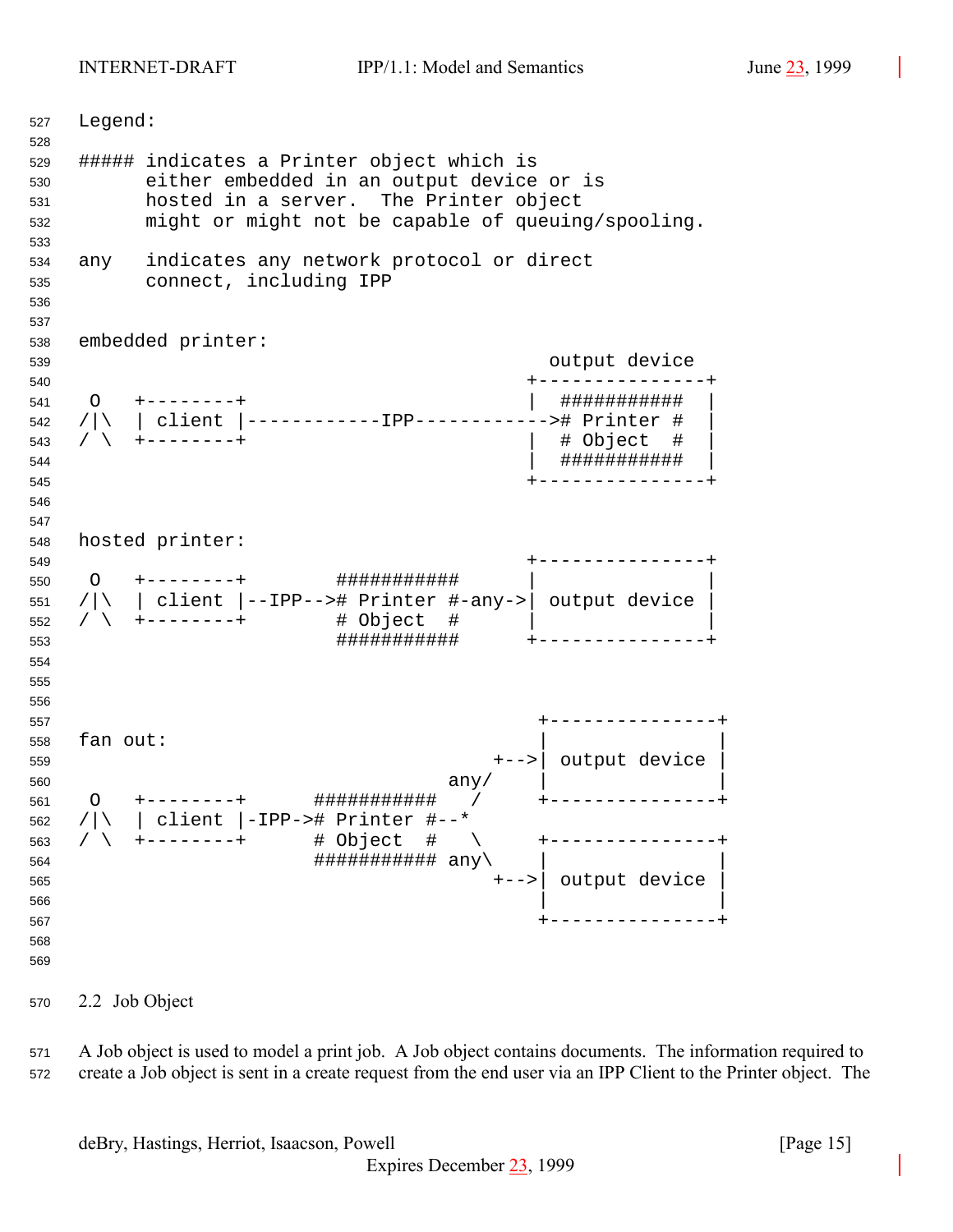```
Legend:

##### indicates a Printer object which is
      either embedded in an output device or is
      hosted in a server.  The Printer object
      might or might not be capable of queuing/spooling.

any   indicates any network protocol or direct
      connect, including IPP


embedded printer:
                                          output device
                                        +---------------+
 O   +--------+                         |  ###########  |
/|\  | client |------------IPP------------># Printer #  |
/ \  +--------+                         |  # Object  #  |
                                        |  ###########  |
                                        +---------------+


hosted printer:
                                        +---------------+
 O   +--------+        ###########      |               |
/|\  | client |--IPP--># Printer #-any->| output device |
/ \  +--------+        # Object  #      |               |
                       ###########      +---------------+



                                         +---------------+
fan out:                                 |               |
                                     +-->| output device |
                                 any/    |               |
 O   +--------+      ###########   /     +---------------+
/|\  | client |-IPP-># Printer #--*
/ \  +--------+      # Object  #   \     +---------------+
                     ########### any\    |               |
                                     +-->| output device |
                                         |               |
                                         +---------------+
```

## 2.2 Job Object

A Job object is used to model a print job. A Job object contains documents. The information required to create a Job object is sent in a create request from the end user via an IPP Client to the Printer object. The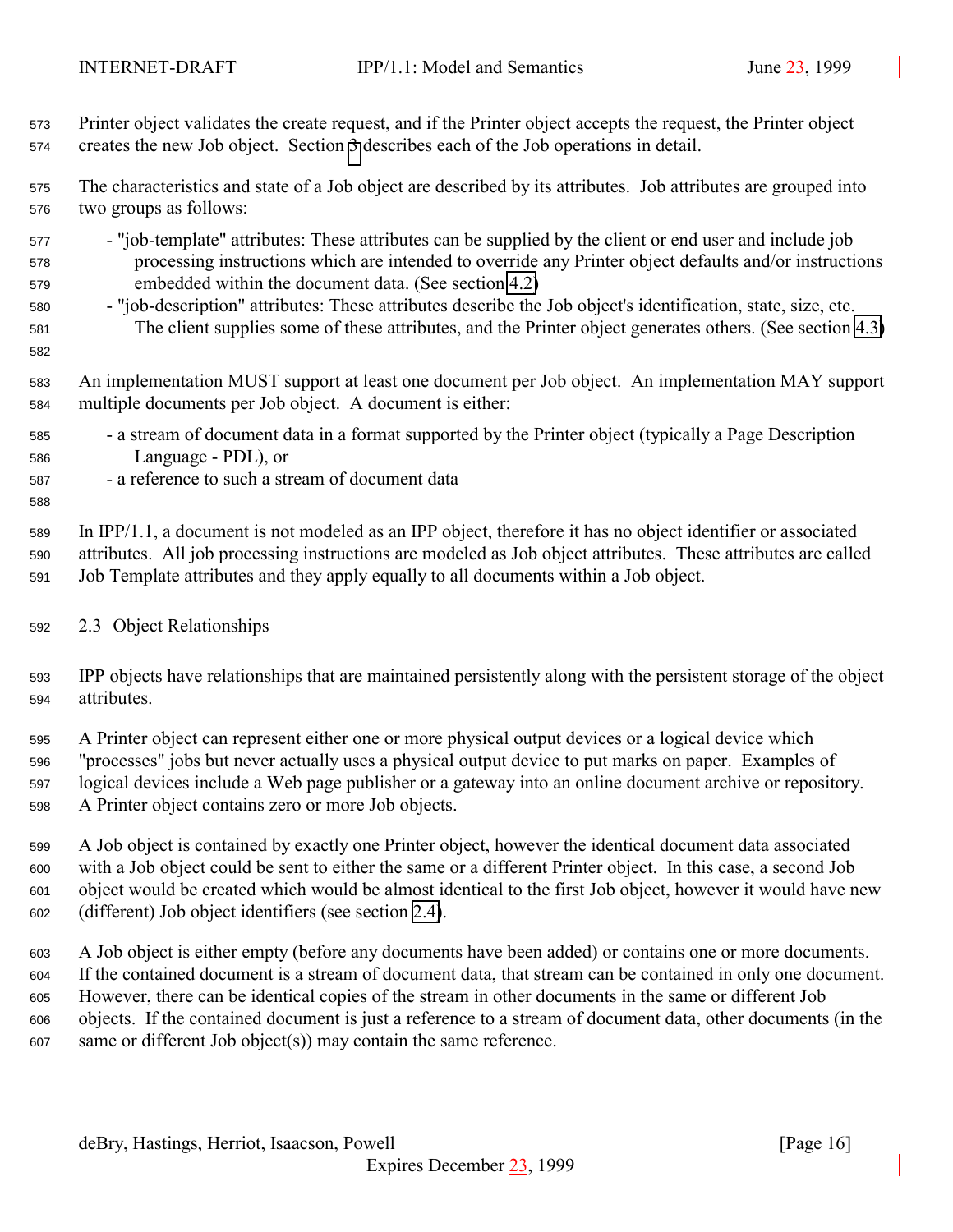Printer object validates the create request, and if the Printer object accepts the request, the Printer object creates the new Job object. Section 3 describes each of the Job operations in detail.

The characteristics and state of a Job object are described by its attributes. Job attributes are grouped into two groups as follows:

- "job-template" attributes: These attributes can be supplied by the client or end user and include job processing instructions which are intended to override any Printer object defaults and/or instructions embedded within the document data. (See section 4.2)
- "job-description" attributes: These attributes describe the Job object's identification, state, size, etc. The client supplies some of these attributes, and the Printer object generates others. (See section 4.3)

An implementation MUST support at least one document per Job object. An implementation MAY support multiple documents per Job object. A document is either:

- a stream of document data in a format supported by the Printer object (typically a Page Description Language - PDL), or
- a reference to such a stream of document data

In IPP/1.1, a document is not modeled as an IPP object, therefore it has no object identifier or associated attributes. All job processing instructions are modeled as Job object attributes. These attributes are called Job Template attributes and they apply equally to all documents within a Job object.

## 2.3 Object Relationships

IPP objects have relationships that are maintained persistently along with the persistent storage of the object attributes.

A Printer object can represent either one or more physical output devices or a logical device which "processes" jobs but never actually uses a physical output device to put marks on paper. Examples of logical devices include a Web page publisher or a gateway into an online document archive or repository. A Printer object contains zero or more Job objects.

A Job object is contained by exactly one Printer object, however the identical document data associated with a Job object could be sent to either the same or a different Printer object. In this case, a second Job object would be created which would be almost identical to the first Job object, however it would have new (different) Job object identifiers (see section 2.4).

A Job object is either empty (before any documents have been added) or contains one or more documents. If the contained document is a stream of document data, that stream can be contained in only one document. However, there can be identical copies of the stream in other documents in the same or different Job objects. If the contained document is just a reference to a stream of document data, other documents (in the same or different Job object(s)) may contain the same reference.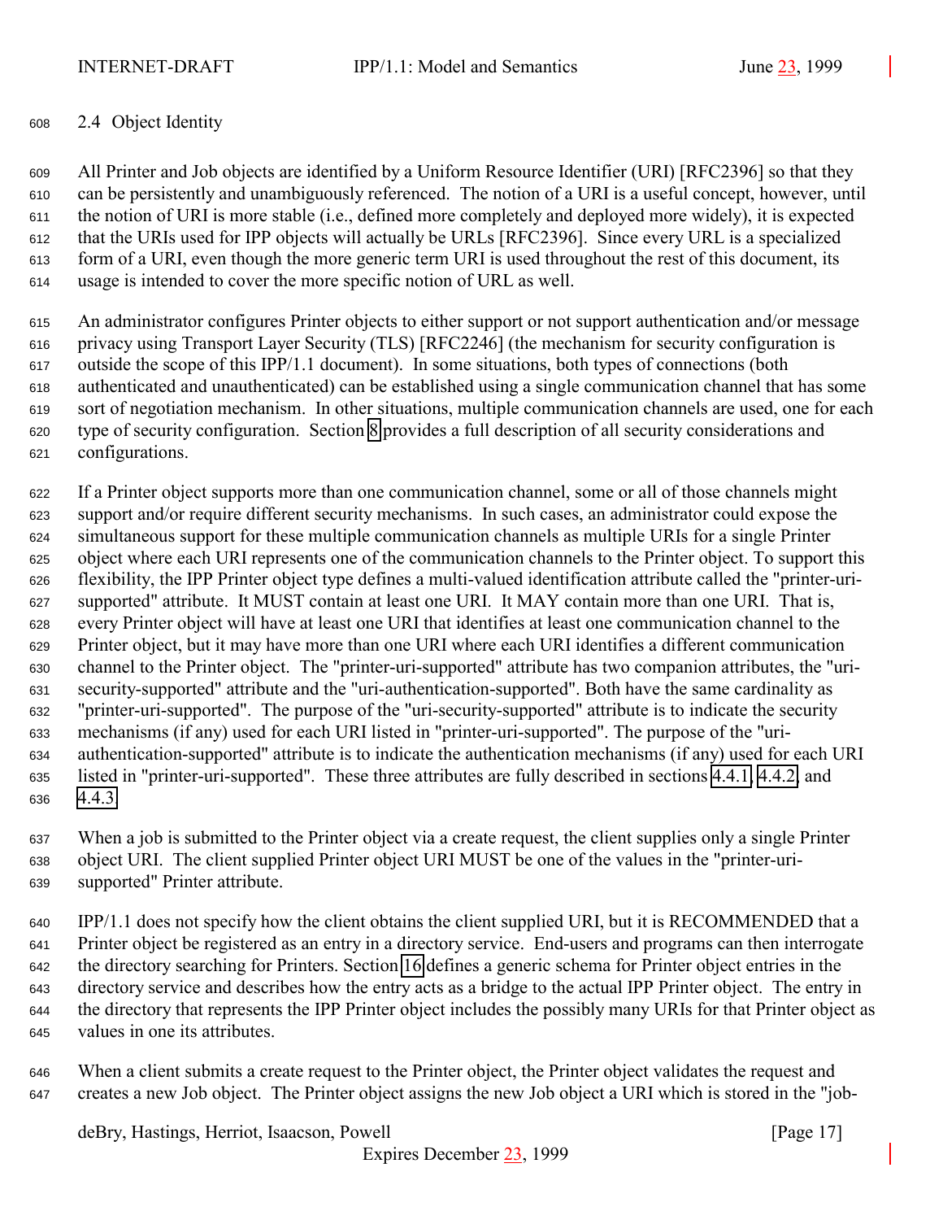### 2.4 Object Identity

All Printer and Job objects are identified by a Uniform Resource Identifier (URI) [RFC2396] so that they can be persistently and unambiguously referenced. The notion of a URI is a useful concept, however, until the notion of URI is more stable (i.e., defined more completely and deployed more widely), it is expected that the URIs used for IPP objects will actually be URLs [RFC2396]. Since every URL is a specialized form of a URI, even though the more generic term URI is used throughout the rest of this document, its usage is intended to cover the more specific notion of URL as well.

An administrator configures Printer objects to either support or not support authentication and/or message privacy using Transport Layer Security (TLS) [RFC2246] (the mechanism for security configuration is outside the scope of this IPP/1.1 document). In some situations, both types of connections (both authenticated and unauthenticated) can be established using a single communication channel that has some sort of negotiation mechanism. In other situations, multiple communication channels are used, one for each type of security configuration. Section 8 provides a full description of all security considerations and configurations.

If a Printer object supports more than one communication channel, some or all of those channels might support and/or require different security mechanisms. In such cases, an administrator could expose the simultaneous support for these multiple communication channels as multiple URIs for a single Printer object where each URI represents one of the communication channels to the Printer object. To support this flexibility, the IPP Printer object type defines a multi-valued identification attribute called the "printer-uri-supported" attribute. It MUST contain at least one URI. It MAY contain more than one URI. That is, every Printer object will have at least one URI that identifies at least one communication channel to the Printer object, but it may have more than one URI where each URI identifies a different communication channel to the Printer object. The "printer-uri-supported" attribute has two companion attributes, the "uri-security-supported" attribute and the "uri-authentication-supported". Both have the same cardinality as "printer-uri-supported". The purpose of the "uri-security-supported" attribute is to indicate the security mechanisms (if any) used for each URI listed in "printer-uri-supported". The purpose of the "uri-authentication-supported" attribute is to indicate the authentication mechanisms (if any) used for each URI listed in "printer-uri-supported". These three attributes are fully described in sections 4.4.1, 4.4.2, and 4.4.3.

When a job is submitted to the Printer object via a create request, the client supplies only a single Printer object URI. The client supplied Printer object URI MUST be one of the values in the "printer-uri-supported" Printer attribute.

IPP/1.1 does not specify how the client obtains the client supplied URI, but it is RECOMMENDED that a Printer object be registered as an entry in a directory service. End-users and programs can then interrogate the directory searching for Printers. Section 16 defines a generic schema for Printer object entries in the directory service and describes how the entry acts as a bridge to the actual IPP Printer object. The entry in the directory that represents the IPP Printer object includes the possibly many URIs for that Printer object as values in one its attributes.

When a client submits a create request to the Printer object, the Printer object validates the request and creates a new Job object. The Printer object assigns the new Job object a URI which is stored in the "job-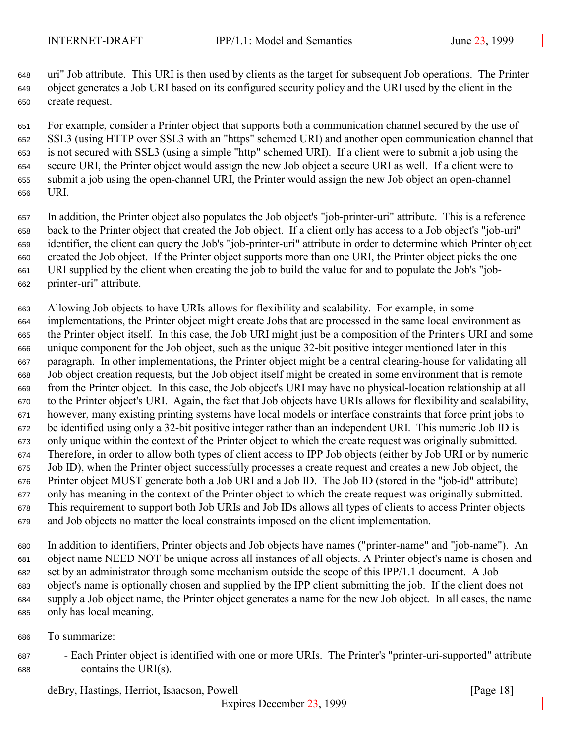uri" Job attribute. This URI is then used by clients as the target for subsequent Job operations. The Printer object generates a Job URI based on its configured security policy and the URI used by the client in the create request.

For example, consider a Printer object that supports both a communication channel secured by the use of SSL3 (using HTTP over SSL3 with an "https" schemed URI) and another open communication channel that is not secured with SSL3 (using a simple "http" schemed URI). If a client were to submit a job using the secure URI, the Printer object would assign the new Job object a secure URI as well. If a client were to submit a job using the open-channel URI, the Printer would assign the new Job object an open-channel URI.

In addition, the Printer object also populates the Job object's "job-printer-uri" attribute. This is a reference back to the Printer object that created the Job object. If a client only has access to a Job object's "job-uri" identifier, the client can query the Job's "job-printer-uri" attribute in order to determine which Printer object created the Job object. If the Printer object supports more than one URI, the Printer object picks the one URI supplied by the client when creating the job to build the value for and to populate the Job's "job-printer-uri" attribute.

Allowing Job objects to have URIs allows for flexibility and scalability. For example, in some implementations, the Printer object might create Jobs that are processed in the same local environment as the Printer object itself. In this case, the Job URI might just be a composition of the Printer's URI and some unique component for the Job object, such as the unique 32-bit positive integer mentioned later in this paragraph. In other implementations, the Printer object might be a central clearing-house for validating all Job object creation requests, but the Job object itself might be created in some environment that is remote from the Printer object. In this case, the Job object's URI may have no physical-location relationship at all to the Printer object's URI. Again, the fact that Job objects have URIs allows for flexibility and scalability, however, many existing printing systems have local models or interface constraints that force print jobs to be identified using only a 32-bit positive integer rather than an independent URI. This numeric Job ID is only unique within the context of the Printer object to which the create request was originally submitted. Therefore, in order to allow both types of client access to IPP Job objects (either by Job URI or by numeric Job ID), when the Printer object successfully processes a create request and creates a new Job object, the Printer object MUST generate both a Job URI and a Job ID. The Job ID (stored in the "job-id" attribute) only has meaning in the context of the Printer object to which the create request was originally submitted. This requirement to support both Job URIs and Job IDs allows all types of clients to access Printer objects and Job objects no matter the local constraints imposed on the client implementation.

In addition to identifiers, Printer objects and Job objects have names ("printer-name" and "job-name"). An object name NEED NOT be unique across all instances of all objects. A Printer object's name is chosen and set by an administrator through some mechanism outside the scope of this IPP/1.1 document. A Job object's name is optionally chosen and supplied by the IPP client submitting the job. If the client does not supply a Job object name, the Printer object generates a name for the new Job object. In all cases, the name only has local meaning.

To summarize:

- Each Printer object is identified with one or more URIs. The Printer's "printer-uri-supported" attribute contains the URI(s).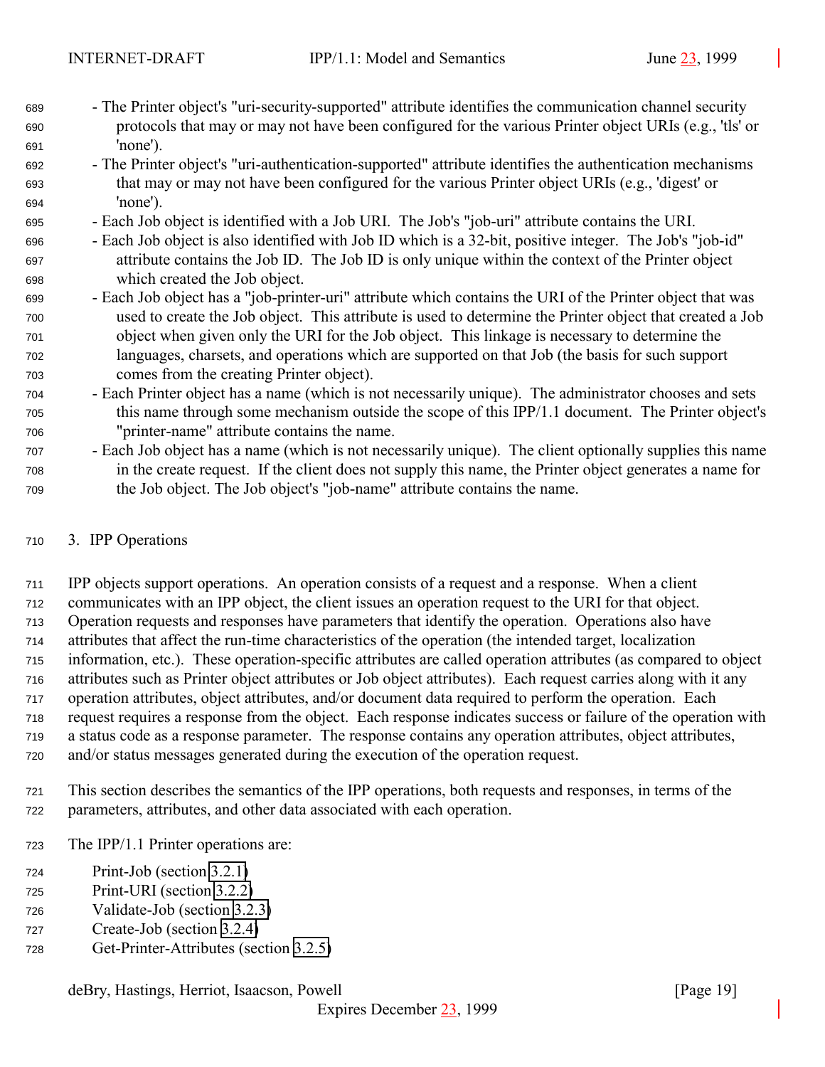- The Printer object's "uri-security-supported" attribute identifies the communication channel security protocols that may or may not have been configured for the various Printer object URIs (e.g., 'tls' or 'none').
- The Printer object's "uri-authentication-supported" attribute identifies the authentication mechanisms that may or may not have been configured for the various Printer object URIs (e.g., 'digest' or 'none').
- Each Job object is identified with a Job URI. The Job's "job-uri" attribute contains the URI.
- Each Job object is also identified with Job ID which is a 32-bit, positive integer. The Job's "job-id" attribute contains the Job ID. The Job ID is only unique within the context of the Printer object which created the Job object.
- Each Job object has a "job-printer-uri" attribute which contains the URI of the Printer object that was used to create the Job object. This attribute is used to determine the Printer object that created a Job object when given only the URI for the Job object. This linkage is necessary to determine the languages, charsets, and operations which are supported on that Job (the basis for such support comes from the creating Printer object).
- Each Printer object has a name (which is not necessarily unique). The administrator chooses and sets this name through some mechanism outside the scope of this IPP/1.1 document. The Printer object's "printer-name" attribute contains the name.
- Each Job object has a name (which is not necessarily unique). The client optionally supplies this name in the create request. If the client does not supply this name, the Printer object generates a name for the Job object. The Job object's "job-name" attribute contains the name.

# 3. IPP Operations

IPP objects support operations. An operation consists of a request and a response. When a client communicates with an IPP object, the client issues an operation request to the URI for that object. Operation requests and responses have parameters that identify the operation. Operations also have attributes that affect the run-time characteristics of the operation (the intended target, localization information, etc.). These operation-specific attributes are called operation attributes (as compared to object attributes such as Printer object attributes or Job object attributes). Each request carries along with it any operation attributes, object attributes, and/or document data required to perform the operation. Each request requires a response from the object. Each response indicates success or failure of the operation with a status code as a response parameter. The response contains any operation attributes, object attributes, and/or status messages generated during the execution of the operation request.

This section describes the semantics of the IPP operations, both requests and responses, in terms of the parameters, attributes, and other data associated with each operation.

The IPP/1.1 Printer operations are:

Print-Job (section 3.2.1)
Print-URI (section 3.2.2)
Validate-Job (section 3.2.3)
Create-Job (section 3.2.4)
Get-Printer-Attributes (section 3.2.5)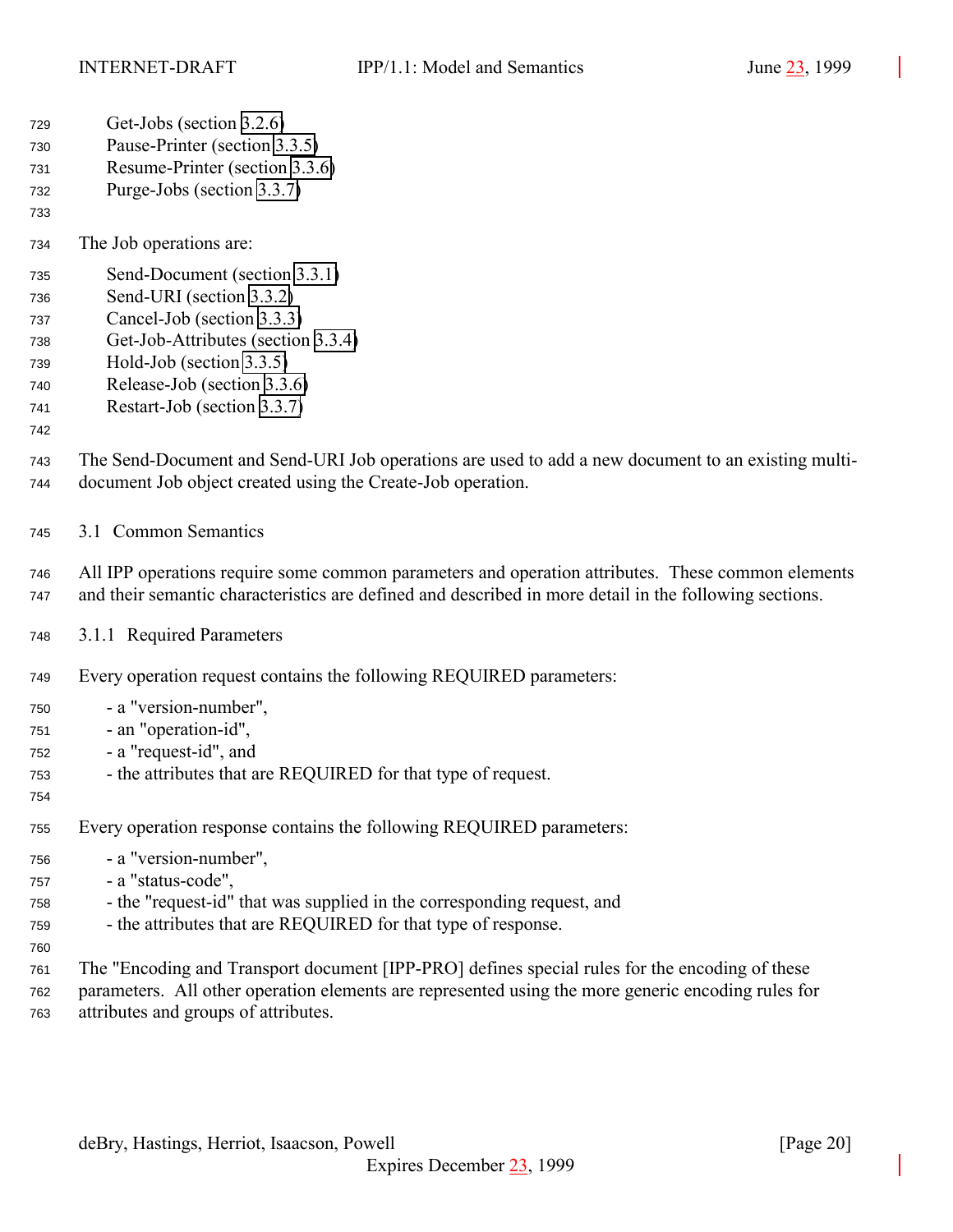Get-Jobs (section 3.2.6)
Pause-Printer (section 3.3.5)
Resume-Printer (section 3.3.6)
Purge-Jobs (section 3.3.7)

The Job operations are:

Send-Document (section 3.3.1)
Send-URI (section 3.3.2)
Cancel-Job (section 3.3.3)
Get-Job-Attributes (section 3.3.4)
Hold-Job (section 3.3.5)
Release-Job (section 3.3.6)
Restart-Job (section 3.3.7)

The Send-Document and Send-URI Job operations are used to add a new document to an existing multi-document Job object created using the Create-Job operation.

## 3.1 Common Semantics

All IPP operations require some common parameters and operation attributes. These common elements and their semantic characteristics are defined and described in more detail in the following sections.

### 3.1.1 Required Parameters

Every operation request contains the following REQUIRED parameters:

- a "version-number",
- an "operation-id",
- a "request-id", and
- the attributes that are REQUIRED for that type of request.

Every operation response contains the following REQUIRED parameters:

- a "version-number",
- a "status-code",
- the "request-id" that was supplied in the corresponding request, and
- the attributes that are REQUIRED for that type of response.

The "Encoding and Transport document [IPP-PRO] defines special rules for the encoding of these parameters. All other operation elements are represented using the more generic encoding rules for attributes and groups of attributes.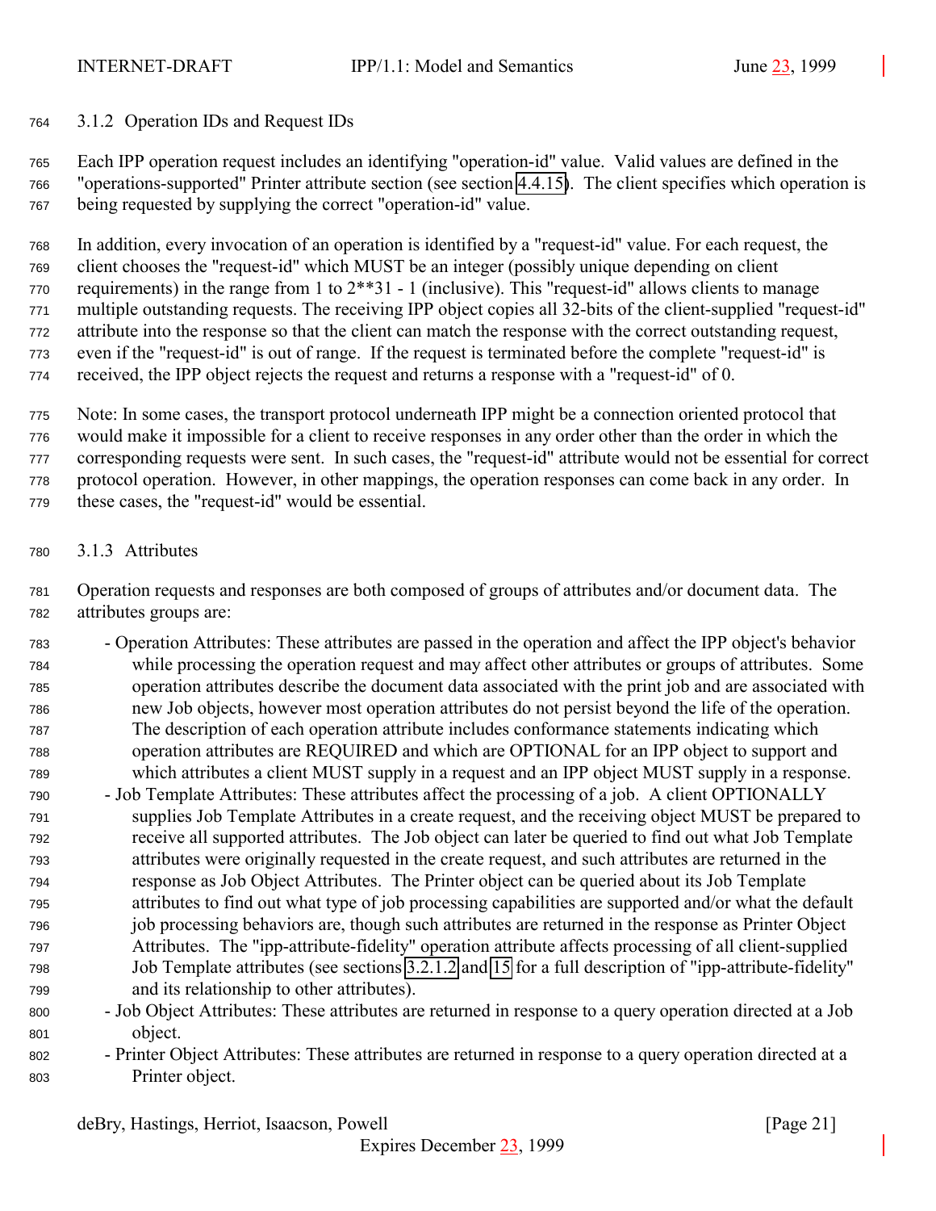### 3.1.2 Operation IDs and Request IDs

Each IPP operation request includes an identifying "operation-id" value. Valid values are defined in the "operations-supported" Printer attribute section (see section 4.4.15). The client specifies which operation is being requested by supplying the correct "operation-id" value.

In addition, every invocation of an operation is identified by a "request-id" value. For each request, the client chooses the "request-id" which MUST be an integer (possibly unique depending on client requirements) in the range from 1 to 2**31 - 1 (inclusive). This "request-id" allows clients to manage multiple outstanding requests. The receiving IPP object copies all 32-bits of the client-supplied "request-id" attribute into the response so that the client can match the response with the correct outstanding request, even if the "request-id" is out of range. If the request is terminated before the complete "request-id" is received, the IPP object rejects the request and returns a response with a "request-id" of 0.

Note: In some cases, the transport protocol underneath IPP might be a connection oriented protocol that would make it impossible for a client to receive responses in any order other than the order in which the corresponding requests were sent. In such cases, the "request-id" attribute would not be essential for correct protocol operation. However, in other mappings, the operation responses can come back in any order. In these cases, the "request-id" would be essential.

### 3.1.3 Attributes

Operation requests and responses are both composed of groups of attributes and/or document data. The attributes groups are:

- Operation Attributes: These attributes are passed in the operation and affect the IPP object's behavior while processing the operation request and may affect other attributes or groups of attributes. Some operation attributes describe the document data associated with the print job and are associated with new Job objects, however most operation attributes do not persist beyond the life of the operation. The description of each operation attribute includes conformance statements indicating which operation attributes are REQUIRED and which are OPTIONAL for an IPP object to support and which attributes a client MUST supply in a request and an IPP object MUST supply in a response.
- Job Template Attributes: These attributes affect the processing of a job. A client OPTIONALLY supplies Job Template Attributes in a create request, and the receiving object MUST be prepared to receive all supported attributes. The Job object can later be queried to find out what Job Template attributes were originally requested in the create request, and such attributes are returned in the response as Job Object Attributes. The Printer object can be queried about its Job Template attributes to find out what type of job processing capabilities are supported and/or what the default job processing behaviors are, though such attributes are returned in the response as Printer Object Attributes. The "ipp-attribute-fidelity" operation attribute affects processing of all client-supplied Job Template attributes (see sections 3.2.1.2 and 15 for a full description of "ipp-attribute-fidelity" and its relationship to other attributes).
- Job Object Attributes: These attributes are returned in response to a query operation directed at a Job object.
- Printer Object Attributes: These attributes are returned in response to a query operation directed at a Printer object.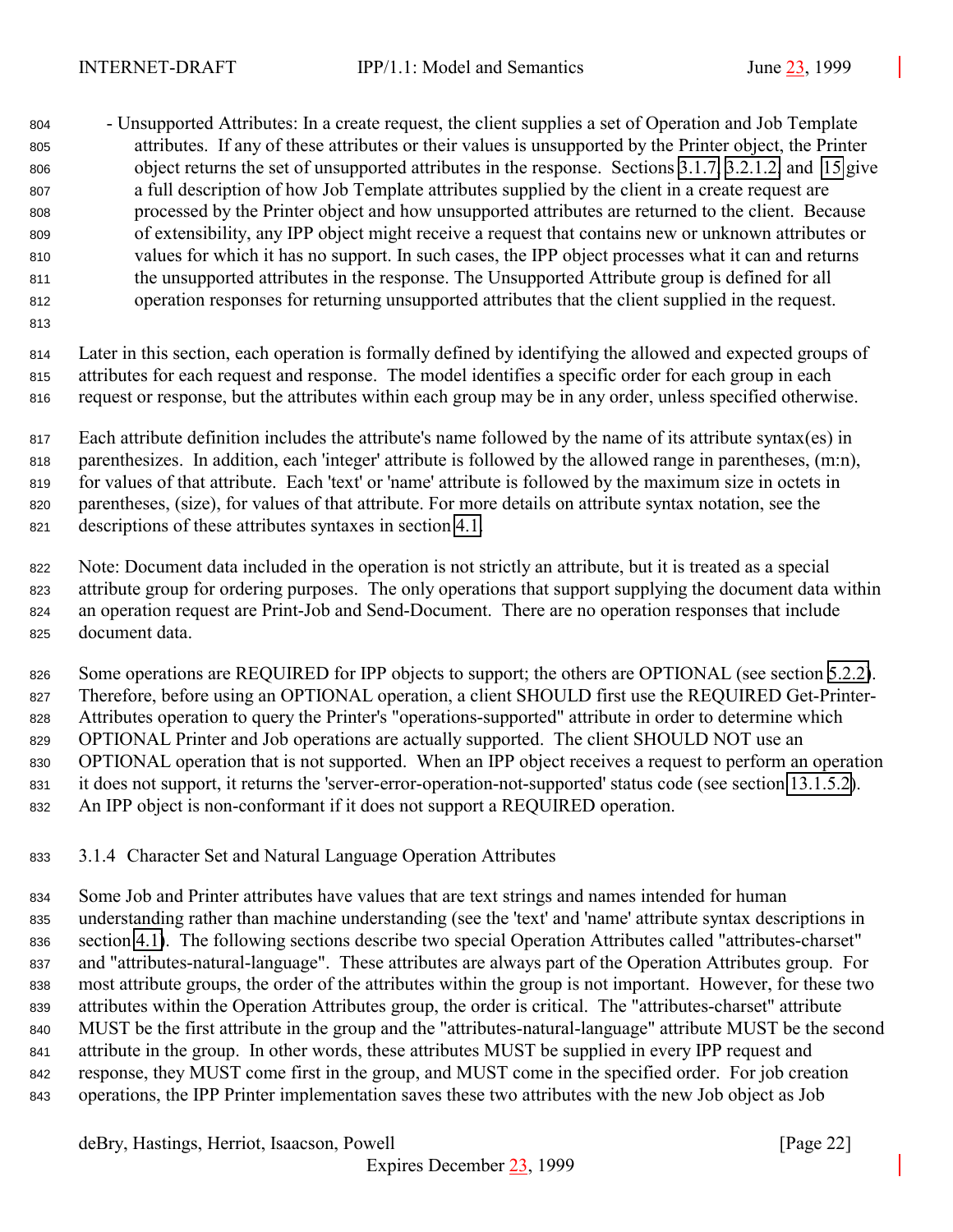- Unsupported Attributes: In a create request, the client supplies a set of Operation and Job Template attributes. If any of these attributes or their values is unsupported by the Printer object, the Printer object returns the set of unsupported attributes in the response. Sections 3.1.7, 3.2.1.2, and 15 give a full description of how Job Template attributes supplied by the client in a create request are processed by the Printer object and how unsupported attributes are returned to the client. Because of extensibility, any IPP object might receive a request that contains new or unknown attributes or values for which it has no support. In such cases, the IPP object processes what it can and returns the unsupported attributes in the response. The Unsupported Attribute group is defined for all operation responses for returning unsupported attributes that the client supplied in the request.

Later in this section, each operation is formally defined by identifying the allowed and expected groups of attributes for each request and response. The model identifies a specific order for each group in each request or response, but the attributes within each group may be in any order, unless specified otherwise.

Each attribute definition includes the attribute's name followed by the name of its attribute syntax(es) in parenthesizes. In addition, each 'integer' attribute is followed by the allowed range in parentheses, (m:n), for values of that attribute. Each 'text' or 'name' attribute is followed by the maximum size in octets in parentheses, (size), for values of that attribute. For more details on attribute syntax notation, see the descriptions of these attributes syntaxes in section 4.1.

Note: Document data included in the operation is not strictly an attribute, but it is treated as a special attribute group for ordering purposes. The only operations that support supplying the document data within an operation request are Print-Job and Send-Document. There are no operation responses that include document data.

Some operations are REQUIRED for IPP objects to support; the others are OPTIONAL (see section 5.2.2). Therefore, before using an OPTIONAL operation, a client SHOULD first use the REQUIRED Get-Printer-Attributes operation to query the Printer's "operations-supported" attribute in order to determine which OPTIONAL Printer and Job operations are actually supported. The client SHOULD NOT use an OPTIONAL operation that is not supported. When an IPP object receives a request to perform an operation it does not support, it returns the 'server-error-operation-not-supported' status code (see section 13.1.5.2). An IPP object is non-conformant if it does not support a REQUIRED operation.

### 3.1.4 Character Set and Natural Language Operation Attributes

Some Job and Printer attributes have values that are text strings and names intended for human understanding rather than machine understanding (see the 'text' and 'name' attribute syntax descriptions in section 4.1). The following sections describe two special Operation Attributes called "attributes-charset" and "attributes-natural-language". These attributes are always part of the Operation Attributes group. For most attribute groups, the order of the attributes within the group is not important. However, for these two attributes within the Operation Attributes group, the order is critical. The "attributes-charset" attribute MUST be the first attribute in the group and the "attributes-natural-language" attribute MUST be the second attribute in the group. In other words, these attributes MUST be supplied in every IPP request and response, they MUST come first in the group, and MUST come in the specified order. For job creation operations, the IPP Printer implementation saves these two attributes with the new Job object as Job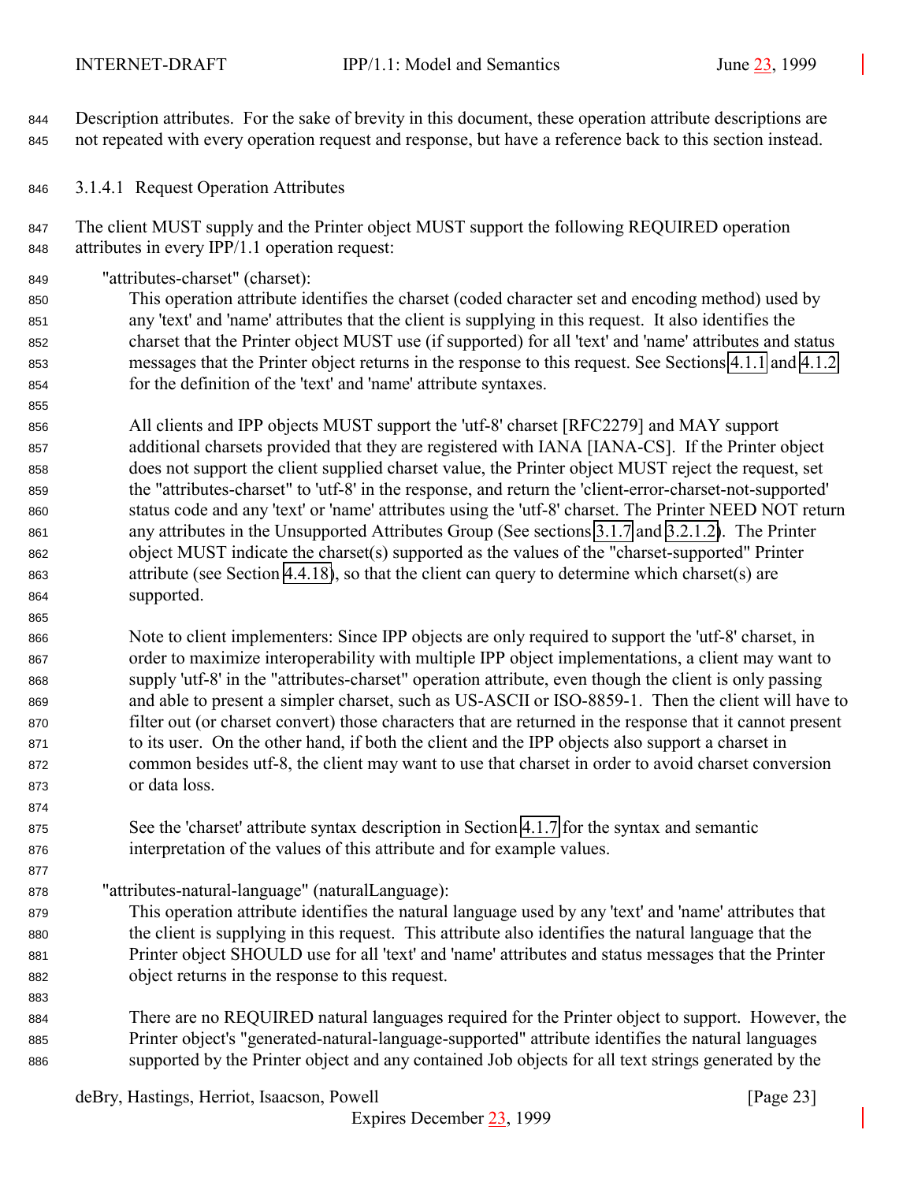Description attributes. For the sake of brevity in this document, these operation attribute descriptions are not repeated with every operation request and response, but have a reference back to this section instead.

#### 3.1.4.1 Request Operation Attributes

The client MUST supply and the Printer object MUST support the following REQUIRED operation attributes in every IPP/1.1 operation request:

"attributes-charset" (charset):

This operation attribute identifies the charset (coded character set and encoding method) used by any 'text' and 'name' attributes that the client is supplying in this request. It also identifies the charset that the Printer object MUST use (if supported) for all 'text' and 'name' attributes and status messages that the Printer object returns in the response to this request. See Sections 4.1.1 and 4.1.2 for the definition of the 'text' and 'name' attribute syntaxes.

All clients and IPP objects MUST support the 'utf-8' charset [RFC2279] and MAY support additional charsets provided that they are registered with IANA [IANA-CS]. If the Printer object does not support the client supplied charset value, the Printer object MUST reject the request, set the "attributes-charset" to 'utf-8' in the response, and return the 'client-error-charset-not-supported' status code and any 'text' or 'name' attributes using the 'utf-8' charset. The Printer NEED NOT return any attributes in the Unsupported Attributes Group (See sections 3.1.7 and 3.2.1.2). The Printer object MUST indicate the charset(s) supported as the values of the "charset-supported" Printer attribute (see Section 4.4.18), so that the client can query to determine which charset(s) are supported.

Note to client implementers: Since IPP objects are only required to support the 'utf-8' charset, in order to maximize interoperability with multiple IPP object implementations, a client may want to supply 'utf-8' in the "attributes-charset" operation attribute, even though the client is only passing and able to present a simpler charset, such as US-ASCII or ISO-8859-1. Then the client will have to filter out (or charset convert) those characters that are returned in the response that it cannot present to its user. On the other hand, if both the client and the IPP objects also support a charset in common besides utf-8, the client may want to use that charset in order to avoid charset conversion or data loss.

See the 'charset' attribute syntax description in Section 4.1.7 for the syntax and semantic interpretation of the values of this attribute and for example values.

"attributes-natural-language" (naturalLanguage):

This operation attribute identifies the natural language used by any 'text' and 'name' attributes that the client is supplying in this request. This attribute also identifies the natural language that the Printer object SHOULD use for all 'text' and 'name' attributes and status messages that the Printer object returns in the response to this request.

There are no REQUIRED natural languages required for the Printer object to support. However, the Printer object's "generated-natural-language-supported" attribute identifies the natural languages supported by the Printer object and any contained Job objects for all text strings generated by the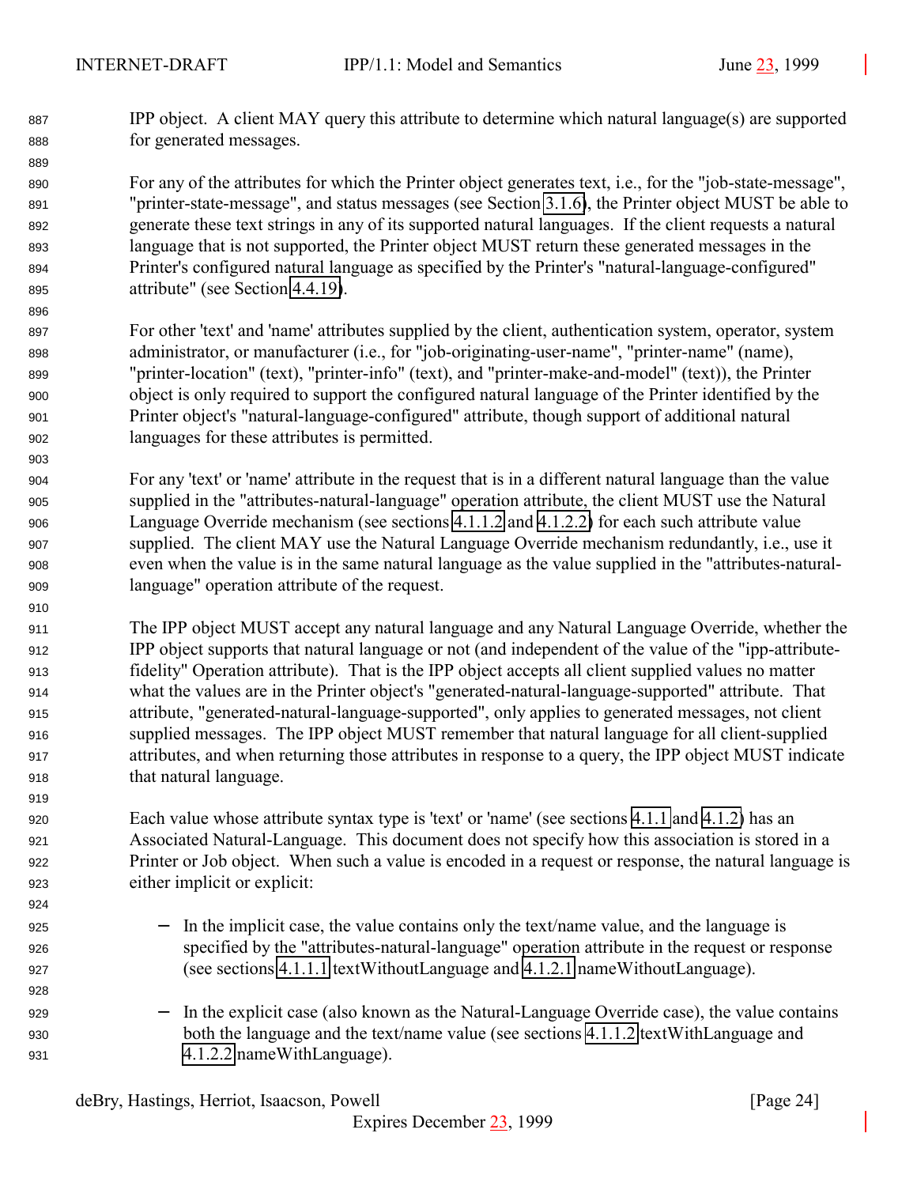IPP object. A client MAY query this attribute to determine which natural language(s) are supported for generated messages.

For any of the attributes for which the Printer object generates text, i.e., for the "job-state-message", "printer-state-message", and status messages (see Section 3.1.6), the Printer object MUST be able to generate these text strings in any of its supported natural languages. If the client requests a natural language that is not supported, the Printer object MUST return these generated messages in the Printer's configured natural language as specified by the Printer's "natural-language-configured" attribute" (see Section 4.4.19).

For other 'text' and 'name' attributes supplied by the client, authentication system, operator, system administrator, or manufacturer (i.e., for "job-originating-user-name", "printer-name" (name), "printer-location" (text), "printer-info" (text), and "printer-make-and-model" (text)), the Printer object is only required to support the configured natural language of the Printer identified by the Printer object's "natural-language-configured" attribute, though support of additional natural languages for these attributes is permitted.

For any 'text' or 'name' attribute in the request that is in a different natural language than the value supplied in the "attributes-natural-language" operation attribute, the client MUST use the Natural Language Override mechanism (see sections 4.1.1.2 and 4.1.2.2) for each such attribute value supplied. The client MAY use the Natural Language Override mechanism redundantly, i.e., use it even when the value is in the same natural language as the value supplied in the "attributes-natural-language" operation attribute of the request.

The IPP object MUST accept any natural language and any Natural Language Override, whether the IPP object supports that natural language or not (and independent of the value of the "ipp-attribute-fidelity" Operation attribute). That is the IPP object accepts all client supplied values no matter what the values are in the Printer object's "generated-natural-language-supported" attribute. That attribute, "generated-natural-language-supported", only applies to generated messages, not client supplied messages. The IPP object MUST remember that natural language for all client-supplied attributes, and when returning those attributes in response to a query, the IPP object MUST indicate that natural language.

Each value whose attribute syntax type is 'text' or 'name' (see sections 4.1.1 and 4.1.2) has an Associated Natural-Language. This document does not specify how this association is stored in a Printer or Job object. When such a value is encoded in a request or response, the natural language is either implicit or explicit:

- In the implicit case, the value contains only the text/name value, and the language is specified by the "attributes-natural-language" operation attribute in the request or response (see sections 4.1.1.1 textWithoutLanguage and 4.1.2.1 nameWithoutLanguage).

- In the explicit case (also known as the Natural-Language Override case), the value contains both the language and the text/name value (see sections 4.1.1.2 textWithLanguage and 4.1.2.2 nameWithLanguage).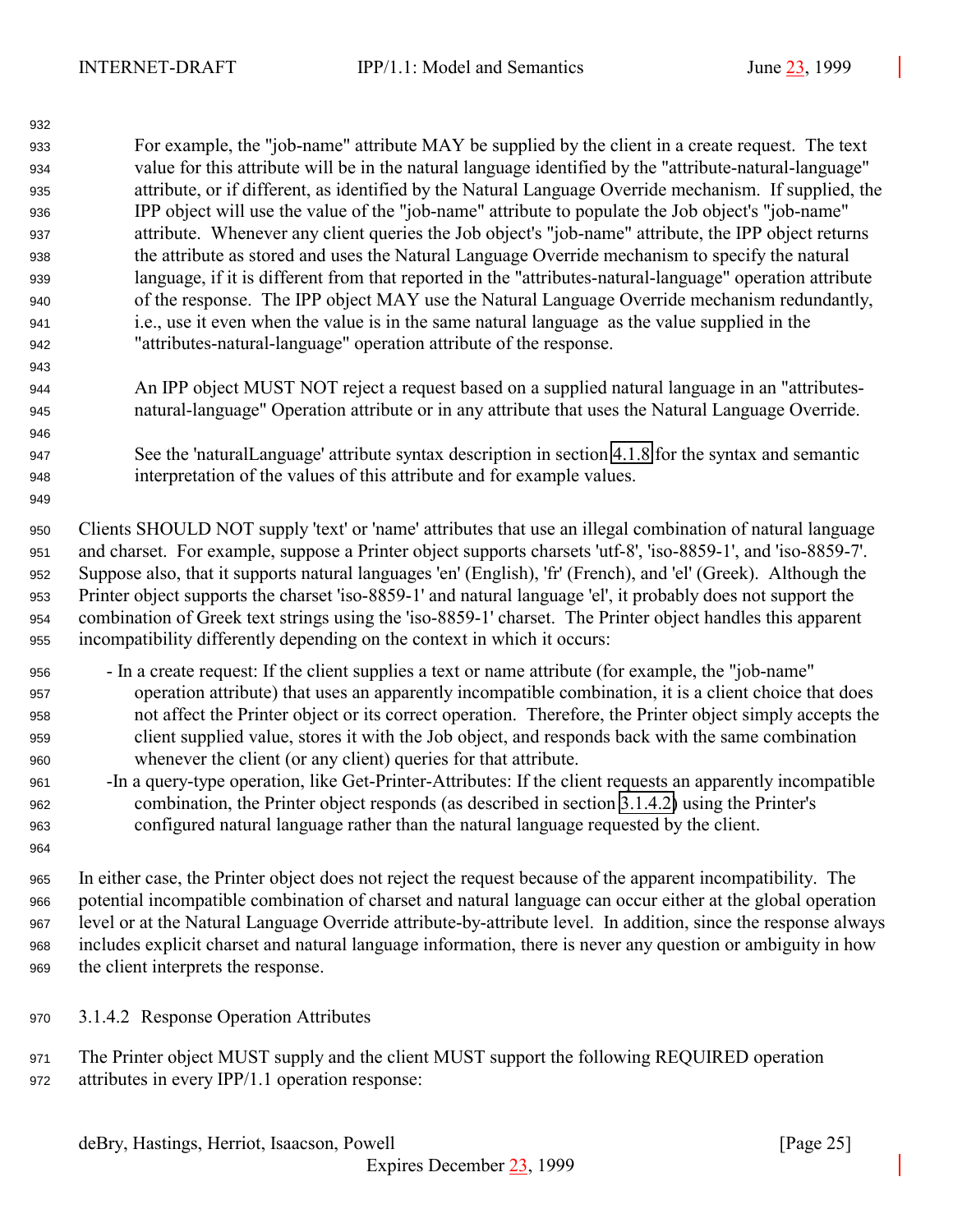For example, the "job-name" attribute MAY be supplied by the client in a create request. The text value for this attribute will be in the natural language identified by the "attribute-natural-language" attribute, or if different, as identified by the Natural Language Override mechanism. If supplied, the IPP object will use the value of the "job-name" attribute to populate the Job object's "job-name" attribute. Whenever any client queries the Job object's "job-name" attribute, the IPP object returns the attribute as stored and uses the Natural Language Override mechanism to specify the natural language, if it is different from that reported in the "attributes-natural-language" operation attribute of the response. The IPP object MAY use the Natural Language Override mechanism redundantly, i.e., use it even when the value is in the same natural language as the value supplied in the "attributes-natural-language" operation attribute of the response.

An IPP object MUST NOT reject a request based on a supplied natural language in an "attributes-natural-language" Operation attribute or in any attribute that uses the Natural Language Override.

See the 'naturalLanguage' attribute syntax description in section 4.1.8 for the syntax and semantic interpretation of the values of this attribute and for example values.

Clients SHOULD NOT supply 'text' or 'name' attributes that use an illegal combination of natural language and charset. For example, suppose a Printer object supports charsets 'utf-8', 'iso-8859-1', and 'iso-8859-7'. Suppose also, that it supports natural languages 'en' (English), 'fr' (French), and 'el' (Greek). Although the Printer object supports the charset 'iso-8859-1' and natural language 'el', it probably does not support the combination of Greek text strings using the 'iso-8859-1' charset. The Printer object handles this apparent incompatibility differently depending on the context in which it occurs:

- In a create request: If the client supplies a text or name attribute (for example, the "job-name" operation attribute) that uses an apparently incompatible combination, it is a client choice that does not affect the Printer object or its correct operation. Therefore, the Printer object simply accepts the client supplied value, stores it with the Job object, and responds back with the same combination whenever the client (or any client) queries for that attribute.
- In a query-type operation, like Get-Printer-Attributes: If the client requests an apparently incompatible combination, the Printer object responds (as described in section 3.1.4.2) using the Printer's configured natural language rather than the natural language requested by the client.

In either case, the Printer object does not reject the request because of the apparent incompatibility. The potential incompatible combination of charset and natural language can occur either at the global operation level or at the Natural Language Override attribute-by-attribute level. In addition, since the response always includes explicit charset and natural language information, there is never any question or ambiguity in how the client interprets the response.

#### 3.1.4.2 Response Operation Attributes

The Printer object MUST supply and the client MUST support the following REQUIRED operation attributes in every IPP/1.1 operation response: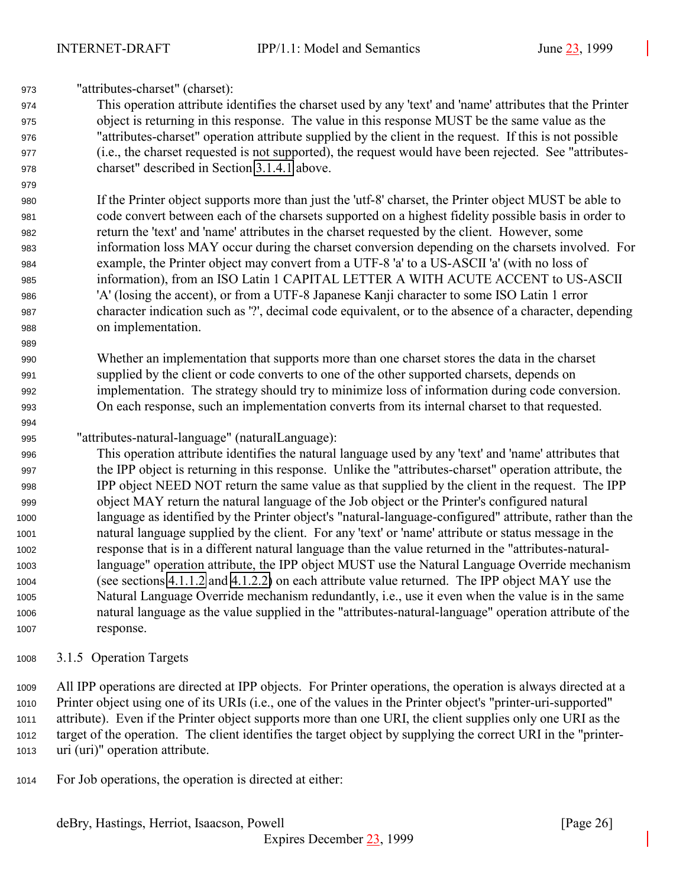"attributes-charset" (charset):

This operation attribute identifies the charset used by any 'text' and 'name' attributes that the Printer object is returning in this response. The value in this response MUST be the same value as the "attributes-charset" operation attribute supplied by the client in the request. If this is not possible (i.e., the charset requested is not supported), the request would have been rejected. See "attributes-charset" described in Section 3.1.4.1 above.

If the Printer object supports more than just the 'utf-8' charset, the Printer object MUST be able to code convert between each of the charsets supported on a highest fidelity possible basis in order to return the 'text' and 'name' attributes in the charset requested by the client. However, some information loss MAY occur during the charset conversion depending on the charsets involved. For example, the Printer object may convert from a UTF-8 'a' to a US-ASCII 'a' (with no loss of information), from an ISO Latin 1 CAPITAL LETTER A WITH ACUTE ACCENT to US-ASCII 'A' (losing the accent), or from a UTF-8 Japanese Kanji character to some ISO Latin 1 error character indication such as '?', decimal code equivalent, or to the absence of a character, depending on implementation.

Whether an implementation that supports more than one charset stores the data in the charset supplied by the client or code converts to one of the other supported charsets, depends on implementation. The strategy should try to minimize loss of information during code conversion. On each response, such an implementation converts from its internal charset to that requested.

"attributes-natural-language" (naturalLanguage):

This operation attribute identifies the natural language used by any 'text' and 'name' attributes that the IPP object is returning in this response. Unlike the "attributes-charset" operation attribute, the IPP object NEED NOT return the same value as that supplied by the client in the request. The IPP object MAY return the natural language of the Job object or the Printer's configured natural language as identified by the Printer object's "natural-language-configured" attribute, rather than the natural language supplied by the client. For any 'text' or 'name' attribute or status message in the response that is in a different natural language than the value returned in the "attributes-natural-language" operation attribute, the IPP object MUST use the Natural Language Override mechanism (see sections 4.1.1.2 and 4.1.2.2) on each attribute value returned. The IPP object MAY use the Natural Language Override mechanism redundantly, i.e., use it even when the value is in the same natural language as the value supplied in the "attributes-natural-language" operation attribute of the response.

### 3.1.5 Operation Targets

All IPP operations are directed at IPP objects. For Printer operations, the operation is always directed at a Printer object using one of its URIs (i.e., one of the values in the Printer object's "printer-uri-supported" attribute). Even if the Printer object supports more than one URI, the client supplies only one URI as the target of the operation. The client identifies the target object by supplying the correct URI in the "printer-uri (uri)" operation attribute.

For Job operations, the operation is directed at either: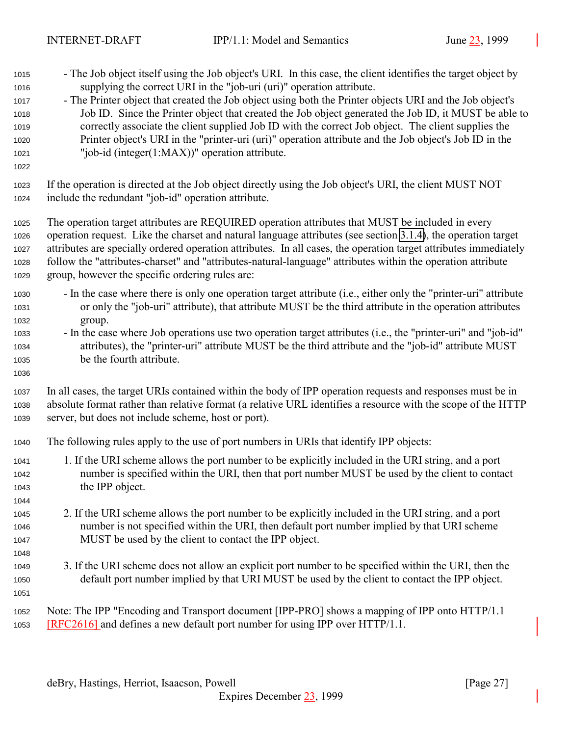- The Job object itself using the Job object's URI. In this case, the client identifies the target object by supplying the correct URI in the "job-uri (uri)" operation attribute.
- The Printer object that created the Job object using both the Printer objects URI and the Job object's Job ID. Since the Printer object that created the Job object generated the Job ID, it MUST be able to correctly associate the client supplied Job ID with the correct Job object. The client supplies the Printer object's URI in the "printer-uri (uri)" operation attribute and the Job object's Job ID in the "job-id (integer(1:MAX))" operation attribute.

If the operation is directed at the Job object directly using the Job object's URI, the client MUST NOT include the redundant "job-id" operation attribute.

The operation target attributes are REQUIRED operation attributes that MUST be included in every operation request. Like the charset and natural language attributes (see section 3.1.4), the operation target attributes are specially ordered operation attributes. In all cases, the operation target attributes immediately follow the "attributes-charset" and "attributes-natural-language" attributes within the operation attribute group, however the specific ordering rules are:

- In the case where there is only one operation target attribute (i.e., either only the "printer-uri" attribute or only the "job-uri" attribute), that attribute MUST be the third attribute in the operation attributes group.
- In the case where Job operations use two operation target attributes (i.e., the "printer-uri" and "job-id" attributes), the "printer-uri" attribute MUST be the third attribute and the "job-id" attribute MUST be the fourth attribute.

In all cases, the target URIs contained within the body of IPP operation requests and responses must be in absolute format rather than relative format (a relative URL identifies a resource with the scope of the HTTP server, but does not include scheme, host or port).

The following rules apply to the use of port numbers in URIs that identify IPP objects:

1. If the URI scheme allows the port number to be explicitly included in the URI string, and a port number is specified within the URI, then that port number MUST be used by the client to contact the IPP object.

2. If the URI scheme allows the port number to be explicitly included in the URI string, and a port number is not specified within the URI, then default port number implied by that URI scheme MUST be used by the client to contact the IPP object.

3. If the URI scheme does not allow an explicit port number to be specified within the URI, then the default port number implied by that URI MUST be used by the client to contact the IPP object.

Note: The IPP "Encoding and Transport document [IPP-PRO] shows a mapping of IPP onto HTTP/1.1 [RFC2616] and defines a new default port number for using IPP over HTTP/1.1.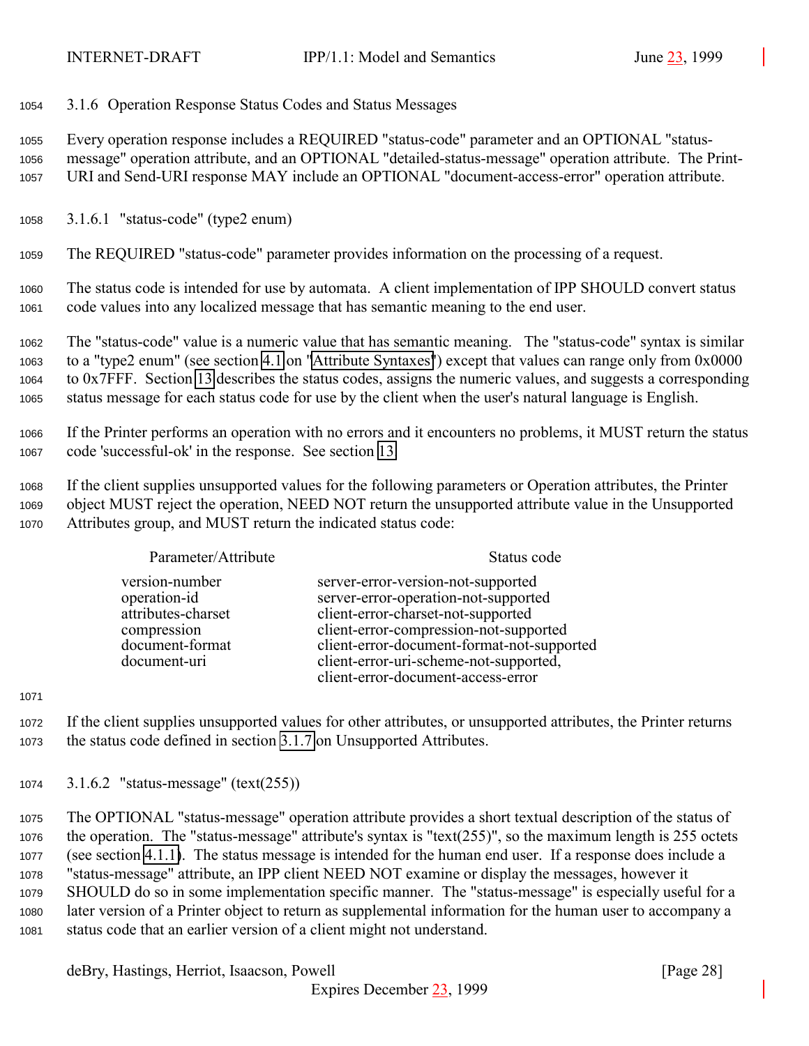### 3.1.6 Operation Response Status Codes and Status Messages

Every operation response includes a REQUIRED "status-code" parameter and an OPTIONAL "status-message" operation attribute, and an OPTIONAL "detailed-status-message" operation attribute. The Print-URI and Send-URI response MAY include an OPTIONAL "document-access-error" operation attribute.

#### 3.1.6.1 "status-code" (type2 enum)

The REQUIRED "status-code" parameter provides information on the processing of a request.

The status code is intended for use by automata. A client implementation of IPP SHOULD convert status code values into any localized message that has semantic meaning to the end user.

The "status-code" value is a numeric value that has semantic meaning. The "status-code" syntax is similar to a "type2 enum" (see section 4.1 on "Attribute Syntaxes") except that values can range only from 0x0000 to 0x7FFF. Section 13 describes the status codes, assigns the numeric values, and suggests a corresponding status message for each status code for use by the client when the user's natural language is English.

If the Printer performs an operation with no errors and it encounters no problems, it MUST return the status code 'successful-ok' in the response. See section 13.

If the client supplies unsupported values for the following parameters or Operation attributes, the Printer object MUST reject the operation, NEED NOT return the unsupported attribute value in the Unsupported Attributes group, and MUST return the indicated status code:

| Parameter/Attribute | Status code |
|---|---|
| version-number | server-error-version-not-supported |
| operation-id | server-error-operation-not-supported |
| attributes-charset | client-error-charset-not-supported |
| compression | client-error-compression-not-supported |
| document-format | client-error-document-format-not-supported |
| document-uri | client-error-uri-scheme-not-supported, client-error-document-access-error |

If the client supplies unsupported values for other attributes, or unsupported attributes, the Printer returns the status code defined in section 3.1.7 on Unsupported Attributes.

#### 3.1.6.2 "status-message" (text(255))

The OPTIONAL "status-message" operation attribute provides a short textual description of the status of the operation. The "status-message" attribute's syntax is "text(255)", so the maximum length is 255 octets (see section 4.1.1). The status message is intended for the human end user. If a response does include a "status-message" attribute, an IPP client NEED NOT examine or display the messages, however it SHOULD do so in some implementation specific manner. The "status-message" is especially useful for a later version of a Printer object to return as supplemental information for the human user to accompany a status code that an earlier version of a client might not understand.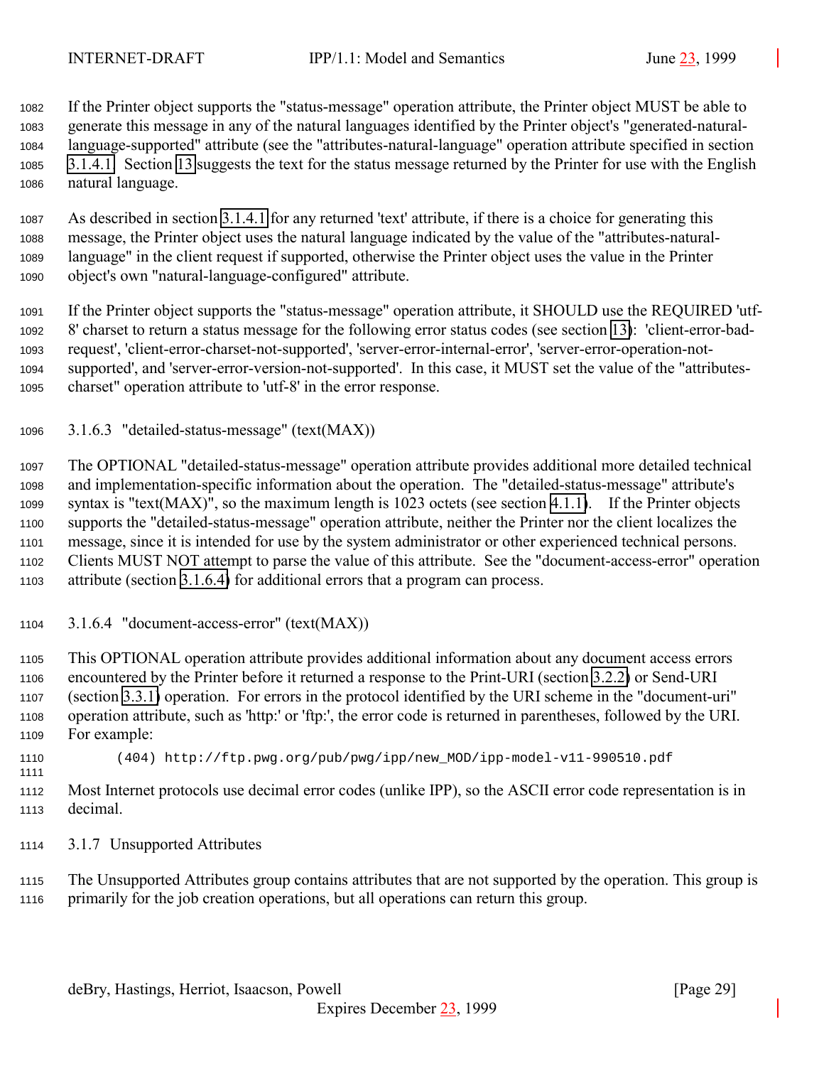If the Printer object supports the "status-message" operation attribute, the Printer object MUST be able to generate this message in any of the natural languages identified by the Printer object's "generated-natural-language-supported" attribute (see the "attributes-natural-language" operation attribute specified in section 3.1.4.1. Section 13 suggests the text for the status message returned by the Printer for use with the English natural language.

As described in section 3.1.4.1 for any returned 'text' attribute, if there is a choice for generating this message, the Printer object uses the natural language indicated by the value of the "attributes-natural-language" in the client request if supported, otherwise the Printer object uses the value in the Printer object's own "natural-language-configured" attribute.

If the Printer object supports the "status-message" operation attribute, it SHOULD use the REQUIRED 'utf-8' charset to return a status message for the following error status codes (see section 13): 'client-error-bad-request', 'client-error-charset-not-supported', 'server-error-internal-error', 'server-error-operation-not-supported', and 'server-error-version-not-supported'. In this case, it MUST set the value of the "attributes-charset" operation attribute to 'utf-8' in the error response.

#### 3.1.6.3 "detailed-status-message" (text(MAX))

The OPTIONAL "detailed-status-message" operation attribute provides additional more detailed technical and implementation-specific information about the operation. The "detailed-status-message" attribute's syntax is "text(MAX)", so the maximum length is 1023 octets (see section 4.1.1). If the Printer objects supports the "detailed-status-message" operation attribute, neither the Printer nor the client localizes the message, since it is intended for use by the system administrator or other experienced technical persons. Clients MUST NOT attempt to parse the value of this attribute. See the "document-access-error" operation attribute (section 3.1.6.4) for additional errors that a program can process.

#### 3.1.6.4 "document-access-error" (text(MAX))

This OPTIONAL operation attribute provides additional information about any document access errors encountered by the Printer before it returned a response to the Print-URI (section 3.2.2) or Send-URI (section 3.3.1) operation. For errors in the protocol identified by the URI scheme in the "document-uri" operation attribute, such as 'http:' or 'ftp:', the error code is returned in parentheses, followed by the URI. For example:

```
(404) http://ftp.pwg.org/pub/pwg/ipp/new_MOD/ipp-model-v11-990510.pdf
```

Most Internet protocols use decimal error codes (unlike IPP), so the ASCII error code representation is in decimal.

### 3.1.7 Unsupported Attributes

The Unsupported Attributes group contains attributes that are not supported by the operation. This group is primarily for the job creation operations, but all operations can return this group.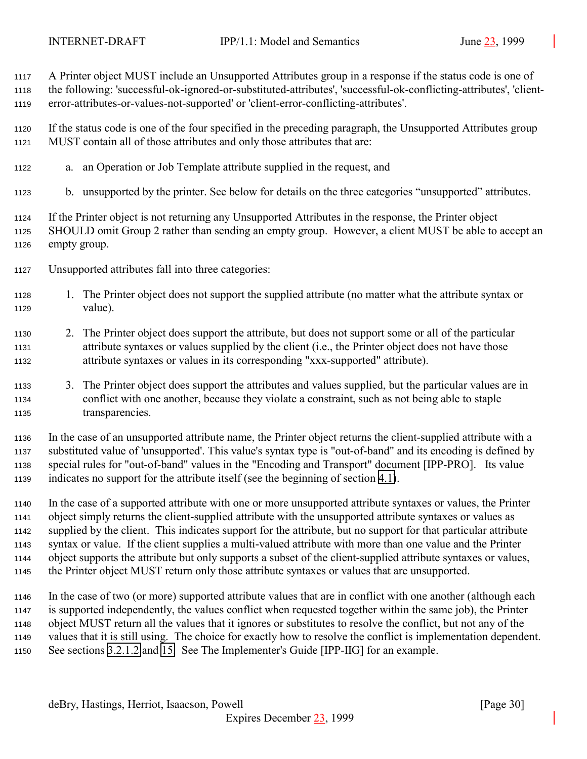A Printer object MUST include an Unsupported Attributes group in a response if the status code is one of the following: 'successful-ok-ignored-or-substituted-attributes', 'successful-ok-conflicting-attributes', 'client-error-attributes-or-values-not-supported' or 'client-error-conflicting-attributes'.

If the status code is one of the four specified in the preceding paragraph, the Unsupported Attributes group MUST contain all of those attributes and only those attributes that are:

a. an Operation or Job Template attribute supplied in the request, and

b. unsupported by the printer. See below for details on the three categories "unsupported" attributes.

If the Printer object is not returning any Unsupported Attributes in the response, the Printer object SHOULD omit Group 2 rather than sending an empty group. However, a client MUST be able to accept an empty group.

Unsupported attributes fall into three categories:

1. The Printer object does not support the supplied attribute (no matter what the attribute syntax or value).

2. The Printer object does support the attribute, but does not support some or all of the particular attribute syntaxes or values supplied by the client (i.e., the Printer object does not have those attribute syntaxes or values in its corresponding "xxx-supported" attribute).

3. The Printer object does support the attributes and values supplied, but the particular values are in conflict with one another, because they violate a constraint, such as not being able to staple transparencies.

In the case of an unsupported attribute name, the Printer object returns the client-supplied attribute with a substituted value of 'unsupported'. This value's syntax type is "out-of-band" and its encoding is defined by special rules for "out-of-band" values in the "Encoding and Transport" document [IPP-PRO]. Its value indicates no support for the attribute itself (see the beginning of section 4.1).

In the case of a supported attribute with one or more unsupported attribute syntaxes or values, the Printer object simply returns the client-supplied attribute with the unsupported attribute syntaxes or values as supplied by the client. This indicates support for the attribute, but no support for that particular attribute syntax or value. If the client supplies a multi-valued attribute with more than one value and the Printer object supports the attribute but only supports a subset of the client-supplied attribute syntaxes or values, the Printer object MUST return only those attribute syntaxes or values that are unsupported.

In the case of two (or more) supported attribute values that are in conflict with one another (although each is supported independently, the values conflict when requested together within the same job), the Printer object MUST return all the values that it ignores or substitutes to resolve the conflict, but not any of the values that it is still using. The choice for exactly how to resolve the conflict is implementation dependent. See sections 3.2.1.2 and 15. See The Implementer's Guide [IPP-IIG] for an example.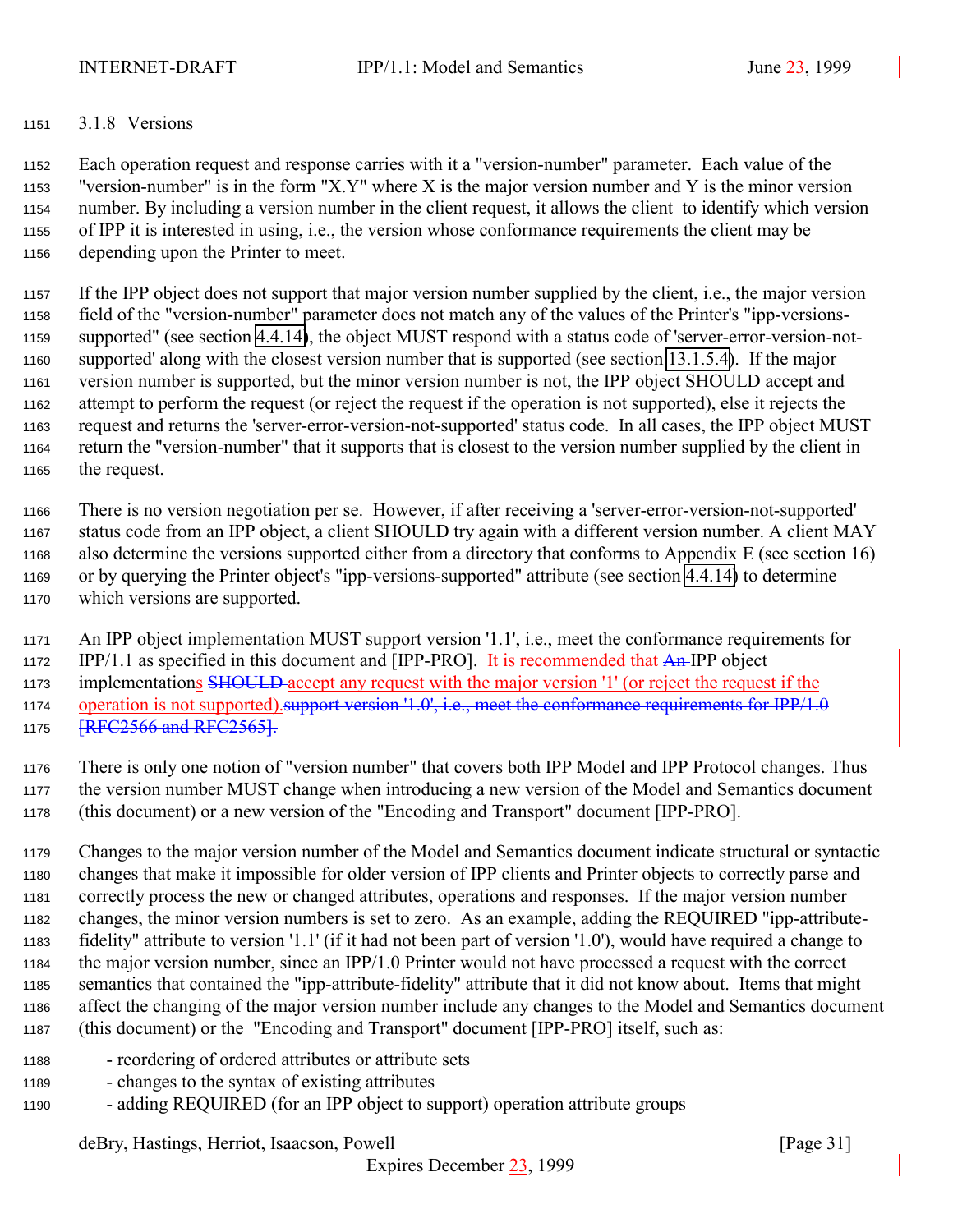### 3.1.8 Versions

Each operation request and response carries with it a "version-number" parameter. Each value of the "version-number" is in the form "X.Y" where X is the major version number and Y is the minor version number. By including a version number in the client request, it allows the client to identify which version of IPP it is interested in using, i.e., the version whose conformance requirements the client may be depending upon the Printer to meet.

If the IPP object does not support that major version number supplied by the client, i.e., the major version field of the "version-number" parameter does not match any of the values of the Printer's "ipp-versions-supported" (see section 4.4.14), the object MUST respond with a status code of 'server-error-version-not-supported' along with the closest version number that is supported (see section 13.1.5.4). If the major version number is supported, but the minor version number is not, the IPP object SHOULD accept and attempt to perform the request (or reject the request if the operation is not supported), else it rejects the request and returns the 'server-error-version-not-supported' status code. In all cases, the IPP object MUST return the "version-number" that it supports that is closest to the version number supplied by the client in the request.

There is no version negotiation per se. However, if after receiving a 'server-error-version-not-supported' status code from an IPP object, a client SHOULD try again with a different version number. A client MAY also determine the versions supported either from a directory that conforms to Appendix E (see section 16) or by querying the Printer object's "ipp-versions-supported" attribute (see section 4.4.14) to determine which versions are supported.

An IPP object implementation MUST support version '1.1', i.e., meet the conformance requirements for IPP/1.1 as specified in this document and [IPP-PRO]. It is recommended that ~~An~~ IPP object implementations ~~SHOULD~~ accept any request with the major version '1' (or reject the request if the operation is not supported).~~support version '1.0', i.e., meet the conformance requirements for IPP/1.0 [RFC2566 and RFC2565].~~

There is only one notion of "version number" that covers both IPP Model and IPP Protocol changes. Thus the version number MUST change when introducing a new version of the Model and Semantics document (this document) or a new version of the "Encoding and Transport" document [IPP-PRO].

Changes to the major version number of the Model and Semantics document indicate structural or syntactic changes that make it impossible for older version of IPP clients and Printer objects to correctly parse and correctly process the new or changed attributes, operations and responses. If the major version number changes, the minor version numbers is set to zero. As an example, adding the REQUIRED "ipp-attribute-fidelity" attribute to version '1.1' (if it had not been part of version '1.0'), would have required a change to the major version number, since an IPP/1.0 Printer would not have processed a request with the correct semantics that contained the "ipp-attribute-fidelity" attribute that it did not know about. Items that might affect the changing of the major version number include any changes to the Model and Semantics document (this document) or the "Encoding and Transport" document [IPP-PRO] itself, such as:

- reordering of ordered attributes or attribute sets
- changes to the syntax of existing attributes
- adding REQUIRED (for an IPP object to support) operation attribute groups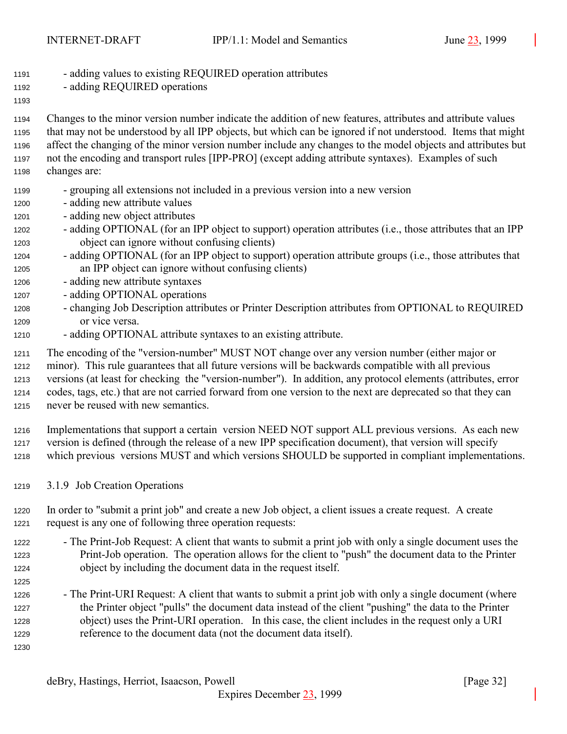- adding values to existing REQUIRED operation attributes
- adding REQUIRED operations

Changes to the minor version number indicate the addition of new features, attributes and attribute values that may not be understood by all IPP objects, but which can be ignored if not understood. Items that might affect the changing of the minor version number include any changes to the model objects and attributes but not the encoding and transport rules [IPP-PRO] (except adding attribute syntaxes). Examples of such changes are:

- grouping all extensions not included in a previous version into a new version
- adding new attribute values
- adding new object attributes
- adding OPTIONAL (for an IPP object to support) operation attributes (i.e., those attributes that an IPP object can ignore without confusing clients)
- adding OPTIONAL (for an IPP object to support) operation attribute groups (i.e., those attributes that an IPP object can ignore without confusing clients)
- adding new attribute syntaxes
- adding OPTIONAL operations
- changing Job Description attributes or Printer Description attributes from OPTIONAL to REQUIRED or vice versa.
- adding OPTIONAL attribute syntaxes to an existing attribute.

The encoding of the "version-number" MUST NOT change over any version number (either major or minor). This rule guarantees that all future versions will be backwards compatible with all previous versions (at least for checking the "version-number"). In addition, any protocol elements (attributes, error codes, tags, etc.) that are not carried forward from one version to the next are deprecated so that they can never be reused with new semantics.

Implementations that support a certain version NEED NOT support ALL previous versions. As each new version is defined (through the release of a new IPP specification document), that version will specify which previous versions MUST and which versions SHOULD be supported in compliant implementations.

### 3.1.9 Job Creation Operations

In order to "submit a print job" and create a new Job object, a client issues a create request. A create request is any one of following three operation requests:

- The Print-Job Request: A client that wants to submit a print job with only a single document uses the Print-Job operation. The operation allows for the client to "push" the document data to the Printer object by including the document data in the request itself.

- The Print-URI Request: A client that wants to submit a print job with only a single document (where the Printer object "pulls" the document data instead of the client "pushing" the data to the Printer object) uses the Print-URI operation. In this case, the client includes in the request only a URI reference to the document data (not the document data itself).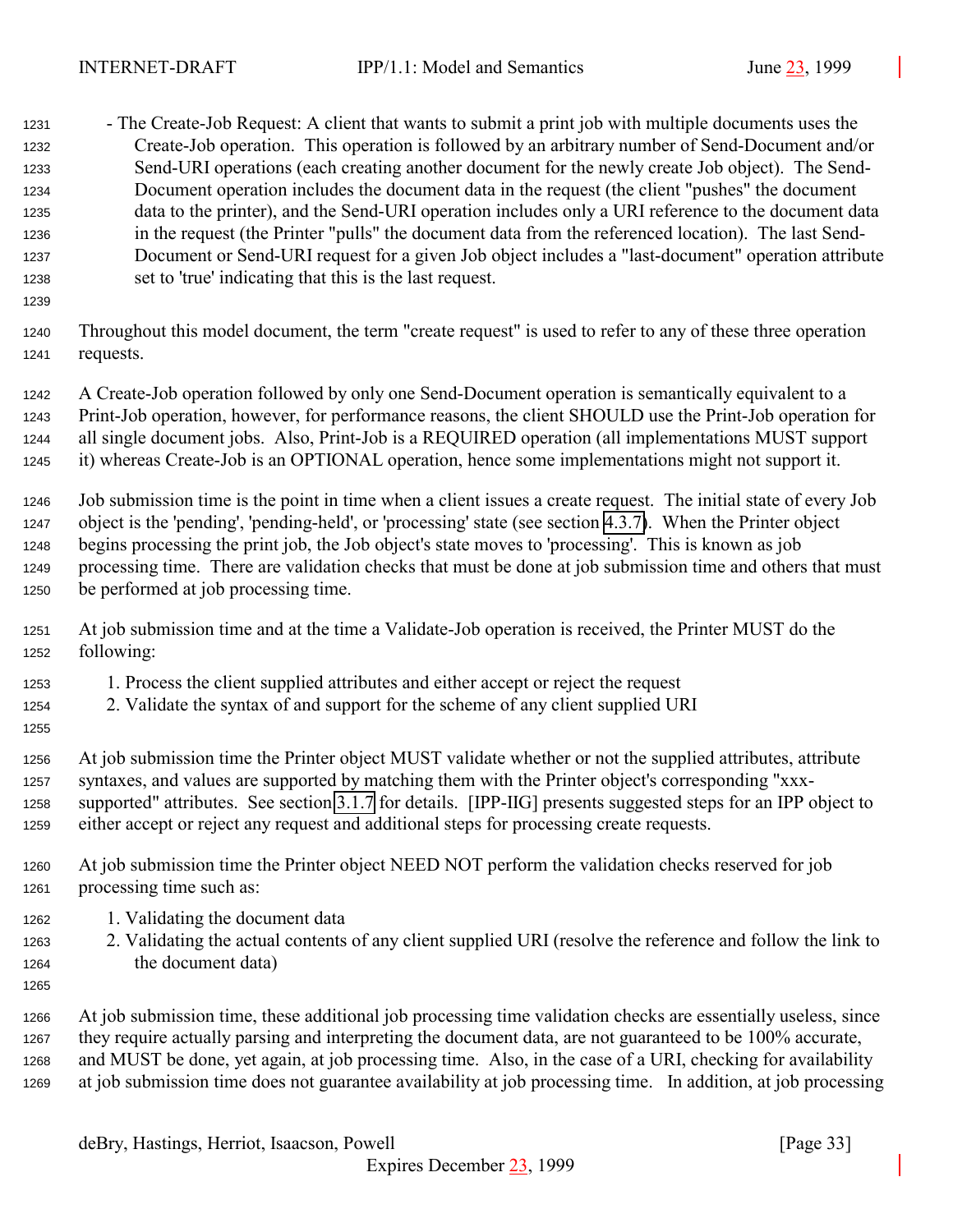- The Create-Job Request: A client that wants to submit a print job with multiple documents uses the Create-Job operation. This operation is followed by an arbitrary number of Send-Document and/or Send-URI operations (each creating another document for the newly create Job object). The Send-Document operation includes the document data in the request (the client "pushes" the document data to the printer), and the Send-URI operation includes only a URI reference to the document data in the request (the Printer "pulls" the document data from the referenced location). The last Send-Document or Send-URI request for a given Job object includes a "last-document" operation attribute set to 'true' indicating that this is the last request.

Throughout this model document, the term "create request" is used to refer to any of these three operation requests.

A Create-Job operation followed by only one Send-Document operation is semantically equivalent to a Print-Job operation, however, for performance reasons, the client SHOULD use the Print-Job operation for all single document jobs. Also, Print-Job is a REQUIRED operation (all implementations MUST support it) whereas Create-Job is an OPTIONAL operation, hence some implementations might not support it.

Job submission time is the point in time when a client issues a create request. The initial state of every Job object is the 'pending', 'pending-held', or 'processing' state (see section 4.3.7). When the Printer object begins processing the print job, the Job object's state moves to 'processing'. This is known as job processing time. There are validation checks that must be done at job submission time and others that must be performed at job processing time.

At job submission time and at the time a Validate-Job operation is received, the Printer MUST do the following:

1. Process the client supplied attributes and either accept or reject the request
2. Validate the syntax of and support for the scheme of any client supplied URI

At job submission time the Printer object MUST validate whether or not the supplied attributes, attribute syntaxes, and values are supported by matching them with the Printer object's corresponding "xxx-supported" attributes. See section 3.1.7 for details. [IPP-IIG] presents suggested steps for an IPP object to either accept or reject any request and additional steps for processing create requests.

At job submission time the Printer object NEED NOT perform the validation checks reserved for job processing time such as:

1. Validating the document data
2. Validating the actual contents of any client supplied URI (resolve the reference and follow the link to the document data)

At job submission time, these additional job processing time validation checks are essentially useless, since they require actually parsing and interpreting the document data, are not guaranteed to be 100% accurate, and MUST be done, yet again, at job processing time. Also, in the case of a URI, checking for availability at job submission time does not guarantee availability at job processing time. In addition, at job processing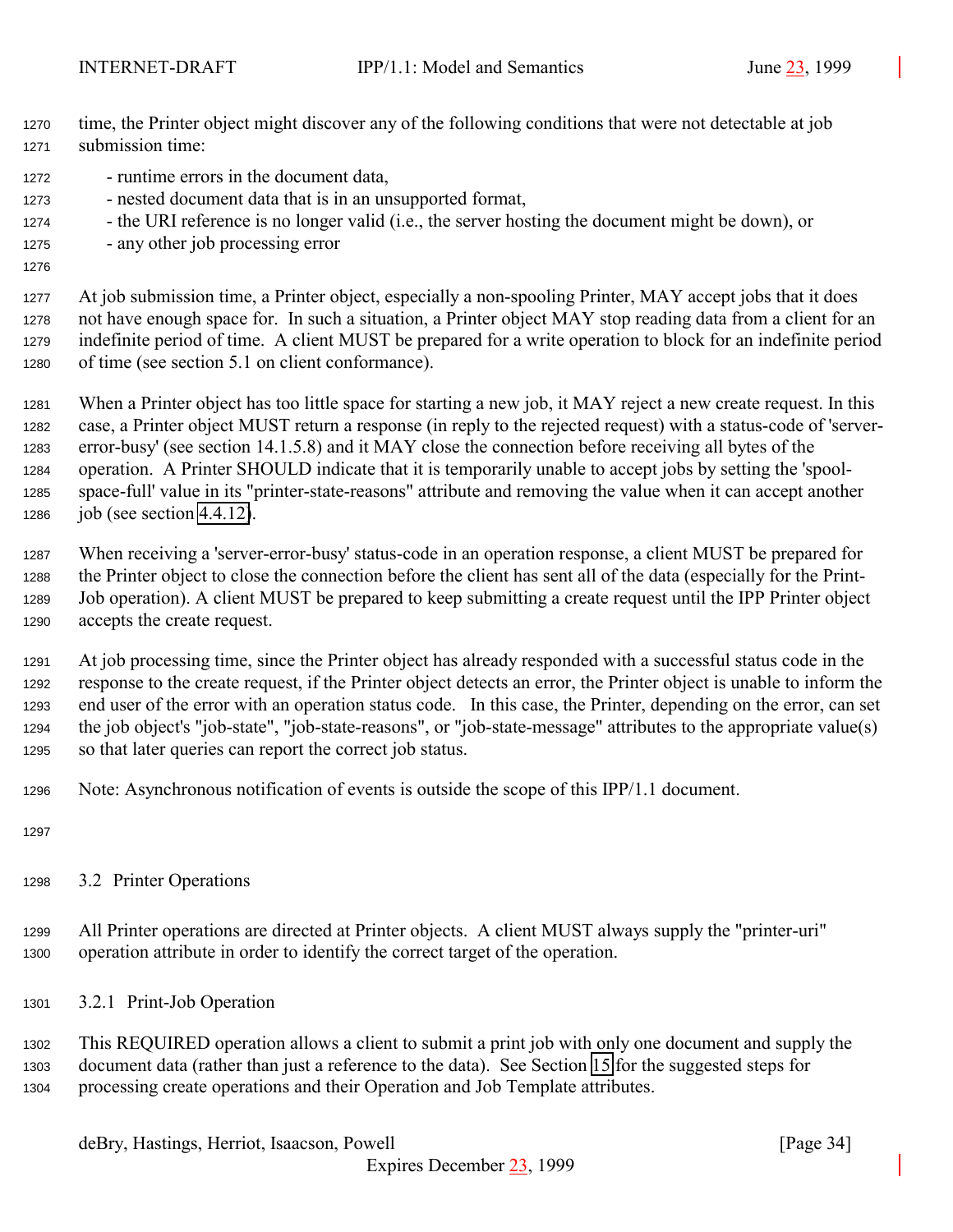time, the Printer object might discover any of the following conditions that were not detectable at job submission time:

- runtime errors in the document data,
- nested document data that is in an unsupported format,
- the URI reference is no longer valid (i.e., the server hosting the document might be down), or
- any other job processing error

At job submission time, a Printer object, especially a non-spooling Printer, MAY accept jobs that it does not have enough space for. In such a situation, a Printer object MAY stop reading data from a client for an indefinite period of time. A client MUST be prepared for a write operation to block for an indefinite period of time (see section 5.1 on client conformance).

When a Printer object has too little space for starting a new job, it MAY reject a new create request. In this case, a Printer object MUST return a response (in reply to the rejected request) with a status-code of 'server-error-busy' (see section 14.1.5.8) and it MAY close the connection before receiving all bytes of the operation. A Printer SHOULD indicate that it is temporarily unable to accept jobs by setting the 'spool-space-full' value in its "printer-state-reasons" attribute and removing the value when it can accept another job (see section 4.4.12).

When receiving a 'server-error-busy' status-code in an operation response, a client MUST be prepared for the Printer object to close the connection before the client has sent all of the data (especially for the Print-Job operation). A client MUST be prepared to keep submitting a create request until the IPP Printer object accepts the create request.

At job processing time, since the Printer object has already responded with a successful status code in the response to the create request, if the Printer object detects an error, the Printer object is unable to inform the end user of the error with an operation status code. In this case, the Printer, depending on the error, can set the job object's "job-state", "job-state-reasons", or "job-state-message" attributes to the appropriate value(s) so that later queries can report the correct job status.

Note: Asynchronous notification of events is outside the scope of this IPP/1.1 document.

## 3.2 Printer Operations

All Printer operations are directed at Printer objects. A client MUST always supply the "printer-uri" operation attribute in order to identify the correct target of the operation.

### 3.2.1 Print-Job Operation

This REQUIRED operation allows a client to submit a print job with only one document and supply the document data (rather than just a reference to the data). See Section 15 for the suggested steps for processing create operations and their Operation and Job Template attributes.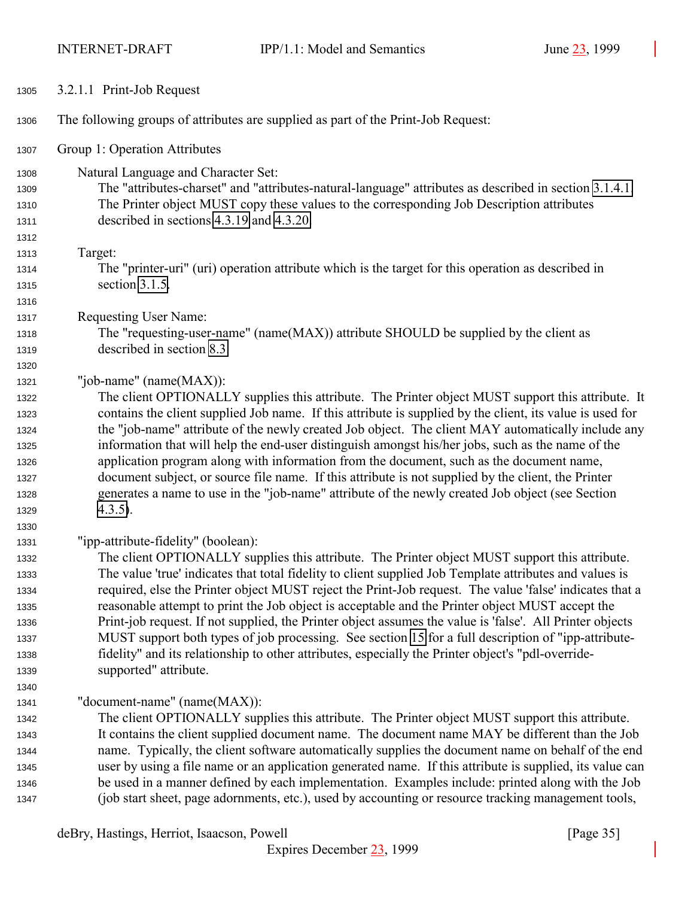#### 3.2.1.1 Print-Job Request

The following groups of attributes are supplied as part of the Print-Job Request:

Group 1: Operation Attributes

Natural Language and Character Set:
The "attributes-charset" and "attributes-natural-language" attributes as described in section 3.1.4.1. The Printer object MUST copy these values to the corresponding Job Description attributes described in sections 4.3.19 and 4.3.20.

Target:
The "printer-uri" (uri) operation attribute which is the target for this operation as described in section 3.1.5.

Requesting User Name:
The "requesting-user-name" (name(MAX)) attribute SHOULD be supplied by the client as described in section 8.3.

"job-name" (name(MAX)):
The client OPTIONALLY supplies this attribute. The Printer object MUST support this attribute. It contains the client supplied Job name. If this attribute is supplied by the client, its value is used for the "job-name" attribute of the newly created Job object. The client MAY automatically include any information that will help the end-user distinguish amongst his/her jobs, such as the name of the application program along with information from the document, such as the document name, document subject, or source file name. If this attribute is not supplied by the client, the Printer generates a name to use in the "job-name" attribute of the newly created Job object (see Section 4.3.5).

"ipp-attribute-fidelity" (boolean):
The client OPTIONALLY supplies this attribute. The Printer object MUST support this attribute. The value 'true' indicates that total fidelity to client supplied Job Template attributes and values is required, else the Printer object MUST reject the Print-Job request. The value 'false' indicates that a reasonable attempt to print the Job object is acceptable and the Printer object MUST accept the Print-job request. If not supplied, the Printer object assumes the value is 'false'. All Printer objects MUST support both types of job processing. See section 15 for a full description of "ipp-attribute-fidelity" and its relationship to other attributes, especially the Printer object's "pdl-override-supported" attribute.

"document-name" (name(MAX)):
The client OPTIONALLY supplies this attribute. The Printer object MUST support this attribute. It contains the client supplied document name. The document name MAY be different than the Job name. Typically, the client software automatically supplies the document name on behalf of the end user by using a file name or an application generated name. If this attribute is supplied, its value can be used in a manner defined by each implementation. Examples include: printed along with the Job (job start sheet, page adornments, etc.), used by accounting or resource tracking management tools,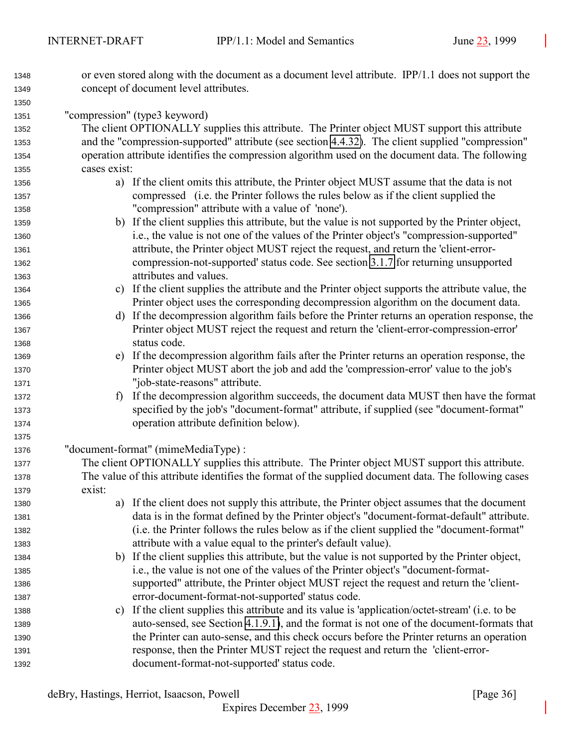or even stored along with the document as a document level attribute. IPP/1.1 does not support the concept of document level attributes.

"compression" (type3 keyword)

The client OPTIONALLY supplies this attribute. The Printer object MUST support this attribute and the "compression-supported" attribute (see section 4.4.32). The client supplied "compression" operation attribute identifies the compression algorithm used on the document data. The following cases exist:

a) If the client omits this attribute, the Printer object MUST assume that the data is not compressed (i.e. the Printer follows the rules below as if the client supplied the "compression" attribute with a value of 'none').
b) If the client supplies this attribute, but the value is not supported by the Printer object, i.e., the value is not one of the values of the Printer object's "compression-supported" attribute, the Printer object MUST reject the request, and return the 'client-error-compression-not-supported' status code. See section 3.1.7 for returning unsupported attributes and values.
c) If the client supplies the attribute and the Printer object supports the attribute value, the Printer object uses the corresponding decompression algorithm on the document data.
d) If the decompression algorithm fails before the Printer returns an operation response, the Printer object MUST reject the request and return the 'client-error-compression-error' status code.
e) If the decompression algorithm fails after the Printer returns an operation response, the Printer object MUST abort the job and add the 'compression-error' value to the job's "job-state-reasons" attribute.
f) If the decompression algorithm succeeds, the document data MUST then have the format specified by the job's "document-format" attribute, if supplied (see "document-format" operation attribute definition below).

"document-format" (mimeMediaType) :

The client OPTIONALLY supplies this attribute. The Printer object MUST support this attribute. The value of this attribute identifies the format of the supplied document data. The following cases exist:

a) If the client does not supply this attribute, the Printer object assumes that the document data is in the format defined by the Printer object's "document-format-default" attribute. (i.e. the Printer follows the rules below as if the client supplied the "document-format" attribute with a value equal to the printer's default value).
b) If the client supplies this attribute, but the value is not supported by the Printer object, i.e., the value is not one of the values of the Printer object's "document-format-supported" attribute, the Printer object MUST reject the request and return the 'client-error-document-format-not-supported' status code.
c) If the client supplies this attribute and its value is 'application/octet-stream' (i.e. to be auto-sensed, see Section 4.1.9.1), and the format is not one of the document-formats that the Printer can auto-sense, and this check occurs before the Printer returns an operation response, then the Printer MUST reject the request and return the 'client-error-document-format-not-supported' status code.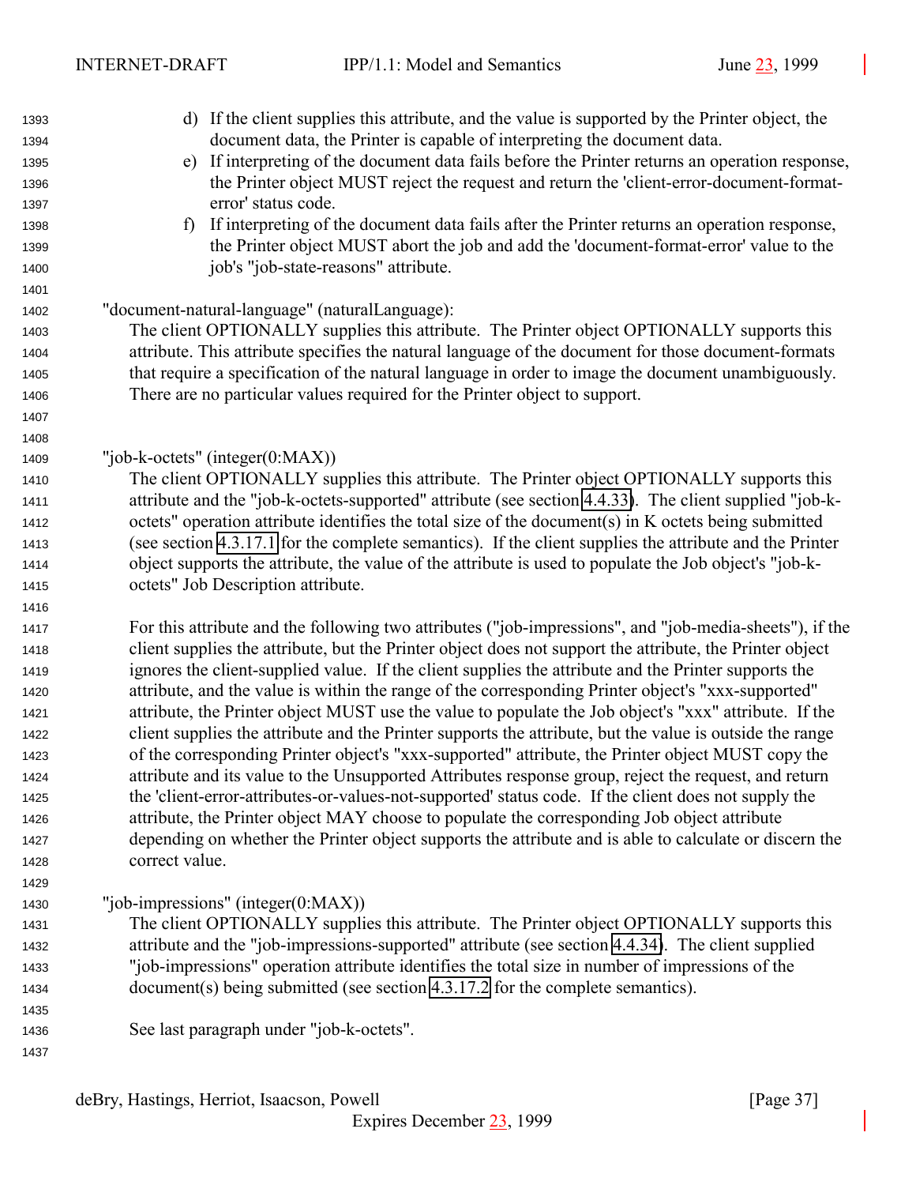d) If the client supplies this attribute, and the value is supported by the Printer object, the document data, the Printer is capable of interpreting the document data.

e) If interpreting of the document data fails before the Printer returns an operation response, the Printer object MUST reject the request and return the 'client-error-document-format-error' status code.

f) If interpreting of the document data fails after the Printer returns an operation response, the Printer object MUST abort the job and add the 'document-format-error' value to the job's "job-state-reasons" attribute.

"document-natural-language" (naturalLanguage):
The client OPTIONALLY supplies this attribute. The Printer object OPTIONALLY supports this attribute. This attribute specifies the natural language of the document for those document-formats that require a specification of the natural language in order to image the document unambiguously. There are no particular values required for the Printer object to support.

"job-k-octets" (integer(0:MAX))
The client OPTIONALLY supplies this attribute. The Printer object OPTIONALLY supports this attribute and the "job-k-octets-supported" attribute (see section 4.4.33). The client supplied "job-k-octets" operation attribute identifies the total size of the document(s) in K octets being submitted (see section 4.3.17.1 for the complete semantics). If the client supplies the attribute and the Printer object supports the attribute, the value of the attribute is used to populate the Job object's "job-k-octets" Job Description attribute.

For this attribute and the following two attributes ("job-impressions", and "job-media-sheets"), if the client supplies the attribute, but the Printer object does not support the attribute, the Printer object ignores the client-supplied value. If the client supplies the attribute and the Printer supports the attribute, and the value is within the range of the corresponding Printer object's "xxx-supported" attribute, the Printer object MUST use the value to populate the Job object's "xxx" attribute. If the client supplies the attribute and the Printer supports the attribute, but the value is outside the range of the corresponding Printer object's "xxx-supported" attribute, the Printer object MUST copy the attribute and its value to the Unsupported Attributes response group, reject the request, and return the 'client-error-attributes-or-values-not-supported' status code. If the client does not supply the attribute, the Printer object MAY choose to populate the corresponding Job object attribute depending on whether the Printer object supports the attribute and is able to calculate or discern the correct value.

"job-impressions" (integer(0:MAX))
The client OPTIONALLY supplies this attribute. The Printer object OPTIONALLY supports this attribute and the "job-impressions-supported" attribute (see section 4.4.34). The client supplied "job-impressions" operation attribute identifies the total size in number of impressions of the document(s) being submitted (see section 4.3.17.2 for the complete semantics).

See last paragraph under "job-k-octets".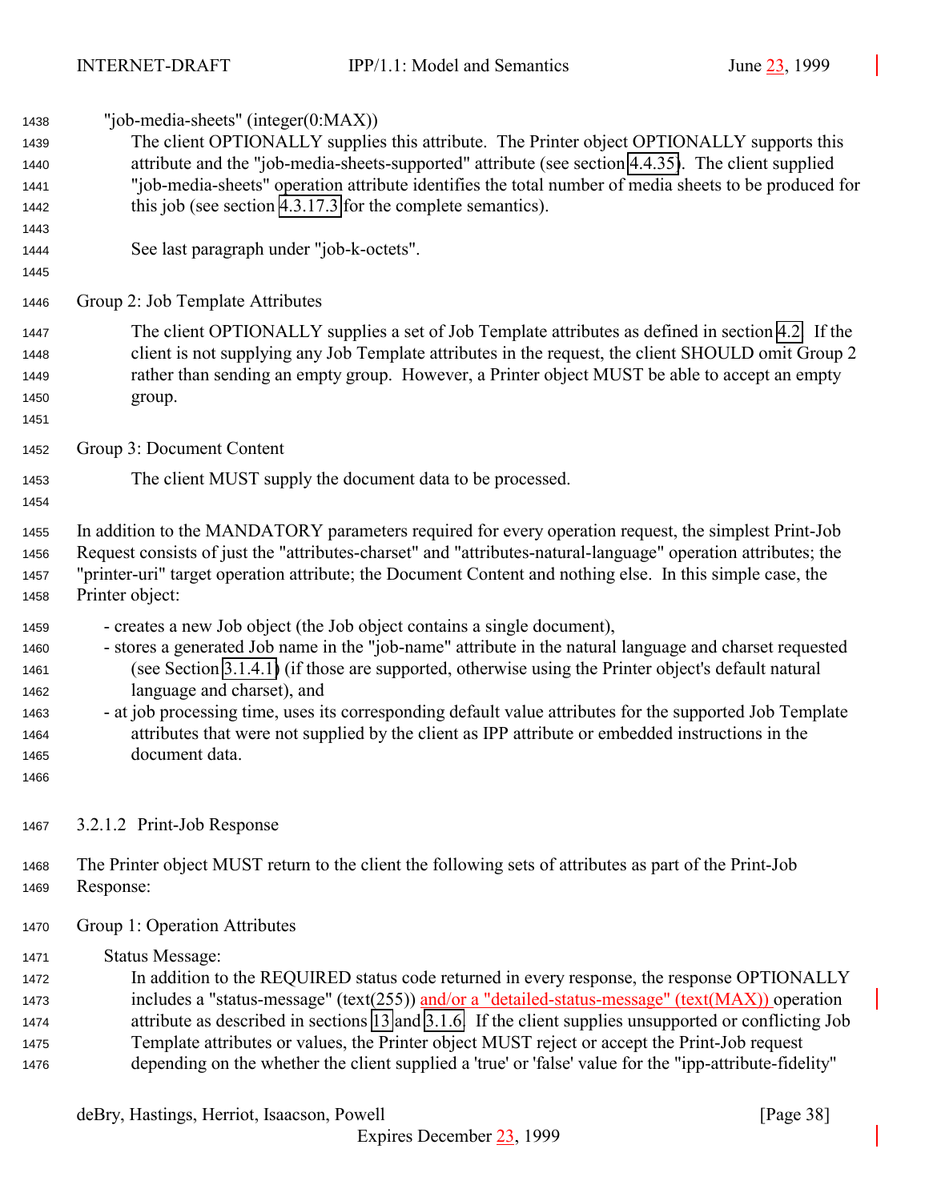"job-media-sheets" (integer(0:MAX))

The client OPTIONALLY supplies this attribute. The Printer object OPTIONALLY supports this attribute and the "job-media-sheets-supported" attribute (see section 4.4.35). The client supplied "job-media-sheets" operation attribute identifies the total number of media sheets to be produced for this job (see section 4.3.17.3 for the complete semantics).

See last paragraph under "job-k-octets".

Group 2: Job Template Attributes

The client OPTIONALLY supplies a set of Job Template attributes as defined in section 4.2. If the client is not supplying any Job Template attributes in the request, the client SHOULD omit Group 2 rather than sending an empty group. However, a Printer object MUST be able to accept an empty group.

Group 3: Document Content

The client MUST supply the document data to be processed.

In addition to the MANDATORY parameters required for every operation request, the simplest Print-Job Request consists of just the "attributes-charset" and "attributes-natural-language" operation attributes; the "printer-uri" target operation attribute; the Document Content and nothing else. In this simple case, the Printer object:

- creates a new Job object (the Job object contains a single document),
- stores a generated Job name in the "job-name" attribute in the natural language and charset requested (see Section 3.1.4.1) (if those are supported, otherwise using the Printer object's default natural language and charset), and
- at job processing time, uses its corresponding default value attributes for the supported Job Template attributes that were not supplied by the client as IPP attribute or embedded instructions in the document data.

#### 3.2.1.2 Print-Job Response

The Printer object MUST return to the client the following sets of attributes as part of the Print-Job Response:

Group 1: Operation Attributes

Status Message:

In addition to the REQUIRED status code returned in every response, the response OPTIONALLY includes a "status-message" (text(255)) and/or a "detailed-status-message" (text(MAX)) operation attribute as described in sections 13 and 3.1.6. If the client supplies unsupported or conflicting Job Template attributes or values, the Printer object MUST reject or accept the Print-Job request depending on the whether the client supplied a 'true' or 'false' value for the "ipp-attribute-fidelity"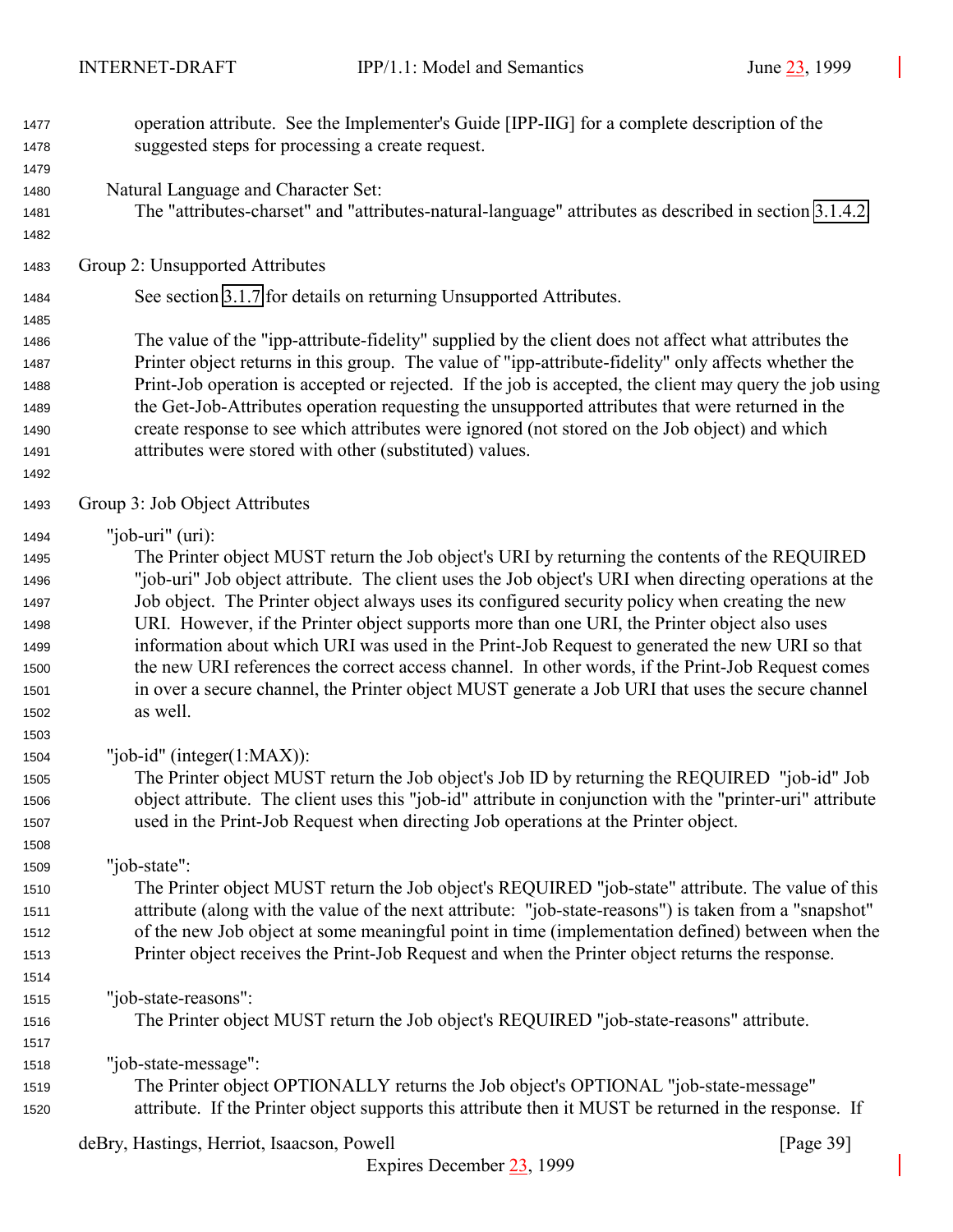operation attribute. See the Implementer's Guide [IPP-IIG] for a complete description of the suggested steps for processing a create request.

Natural Language and Character Set:
The "attributes-charset" and "attributes-natural-language" attributes as described in section 3.1.4.2.

Group 2: Unsupported Attributes

See section 3.1.7 for details on returning Unsupported Attributes.

The value of the "ipp-attribute-fidelity" supplied by the client does not affect what attributes the Printer object returns in this group. The value of "ipp-attribute-fidelity" only affects whether the Print-Job operation is accepted or rejected. If the job is accepted, the client may query the job using the Get-Job-Attributes operation requesting the unsupported attributes that were returned in the create response to see which attributes were ignored (not stored on the Job object) and which attributes were stored with other (substituted) values.

Group 3: Job Object Attributes

"job-uri" (uri):
The Printer object MUST return the Job object's URI by returning the contents of the REQUIRED "job-uri" Job object attribute. The client uses the Job object's URI when directing operations at the Job object. The Printer object always uses its configured security policy when creating the new URI. However, if the Printer object supports more than one URI, the Printer object also uses information about which URI was used in the Print-Job Request to generated the new URI so that the new URI references the correct access channel. In other words, if the Print-Job Request comes in over a secure channel, the Printer object MUST generate a Job URI that uses the secure channel as well.

"job-id" (integer(1:MAX)):
The Printer object MUST return the Job object's Job ID by returning the REQUIRED "job-id" Job object attribute. The client uses this "job-id" attribute in conjunction with the "printer-uri" attribute used in the Print-Job Request when directing Job operations at the Printer object.

"job-state":
The Printer object MUST return the Job object's REQUIRED "job-state" attribute. The value of this attribute (along with the value of the next attribute: "job-state-reasons") is taken from a "snapshot" of the new Job object at some meaningful point in time (implementation defined) between when the Printer object receives the Print-Job Request and when the Printer object returns the response.

"job-state-reasons":
The Printer object MUST return the Job object's REQUIRED "job-state-reasons" attribute.

"job-state-message":
The Printer object OPTIONALLY returns the Job object's OPTIONAL "job-state-message" attribute. If the Printer object supports this attribute then it MUST be returned in the response. If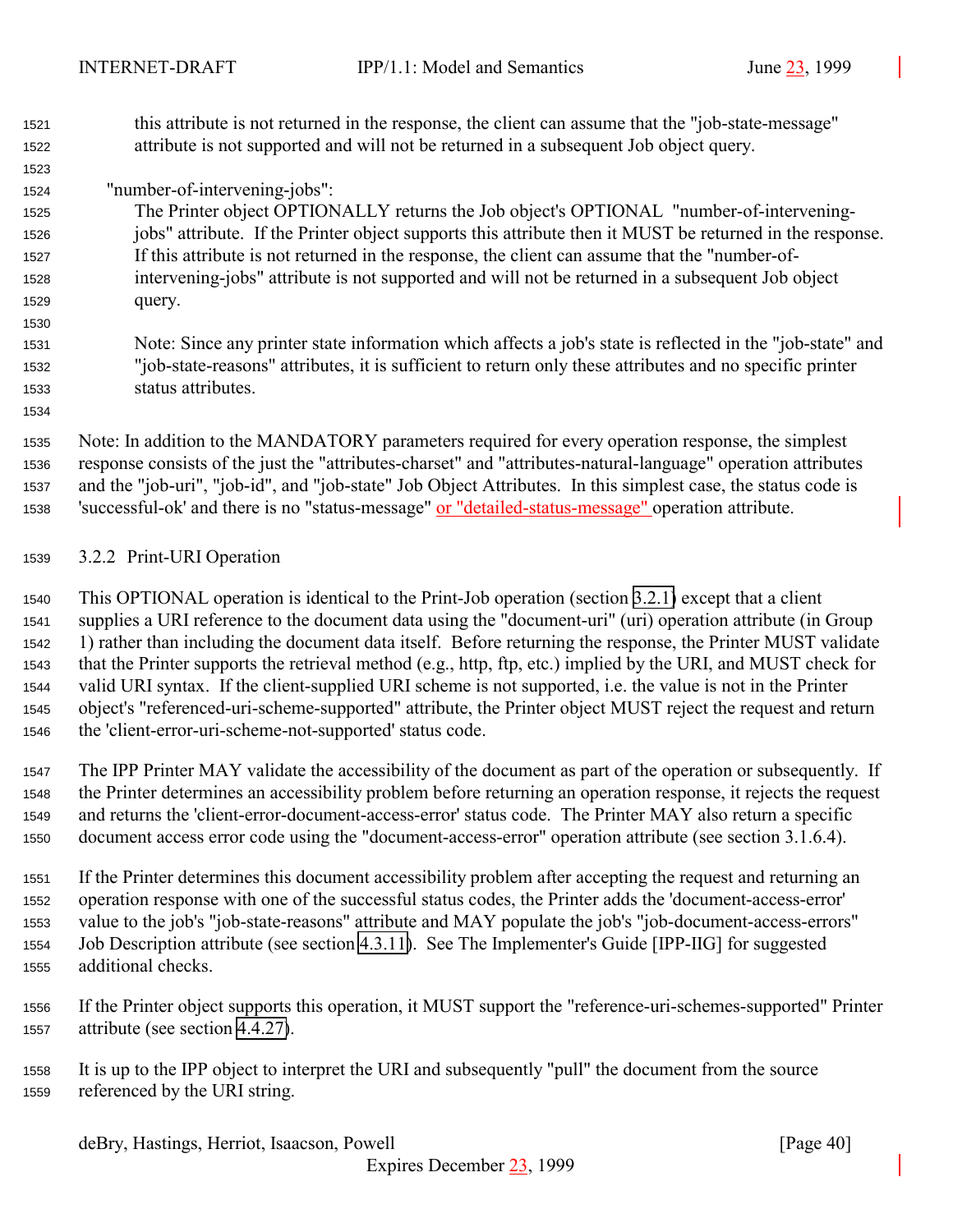this attribute is not returned in the response, the client can assume that the "job-state-message" attribute is not supported and will not be returned in a subsequent Job object query.

"number-of-intervening-jobs":

The Printer object OPTIONALLY returns the Job object's OPTIONAL "number-of-intervening-jobs" attribute. If the Printer object supports this attribute then it MUST be returned in the response. If this attribute is not returned in the response, the client can assume that the "number-of-intervening-jobs" attribute is not supported and will not be returned in a subsequent Job object query.

Note: Since any printer state information which affects a job's state is reflected in the "job-state" and "job-state-reasons" attributes, it is sufficient to return only these attributes and no specific printer status attributes.

Note: In addition to the MANDATORY parameters required for every operation response, the simplest response consists of the just the "attributes-charset" and "attributes-natural-language" operation attributes and the "job-uri", "job-id", and "job-state" Job Object Attributes. In this simplest case, the status code is 'successful-ok' and there is no "status-message" or "detailed-status-message" operation attribute.

### 3.2.2 Print-URI Operation

This OPTIONAL operation is identical to the Print-Job operation (section 3.2.1) except that a client supplies a URI reference to the document data using the "document-uri" (uri) operation attribute (in Group 1) rather than including the document data itself. Before returning the response, the Printer MUST validate that the Printer supports the retrieval method (e.g., http, ftp, etc.) implied by the URI, and MUST check for valid URI syntax. If the client-supplied URI scheme is not supported, i.e. the value is not in the Printer object's "referenced-uri-scheme-supported" attribute, the Printer object MUST reject the request and return the 'client-error-uri-scheme-not-supported' status code.

The IPP Printer MAY validate the accessibility of the document as part of the operation or subsequently. If the Printer determines an accessibility problem before returning an operation response, it rejects the request and returns the 'client-error-document-access-error' status code. The Printer MAY also return a specific document access error code using the "document-access-error" operation attribute (see section 3.1.6.4).

If the Printer determines this document accessibility problem after accepting the request and returning an operation response with one of the successful status codes, the Printer adds the 'document-access-error' value to the job's "job-state-reasons" attribute and MAY populate the job's "job-document-access-errors" Job Description attribute (see section 4.3.11). See The Implementer's Guide [IPP-IIG] for suggested additional checks.

If the Printer object supports this operation, it MUST support the "reference-uri-schemes-supported" Printer attribute (see section 4.4.27).

It is up to the IPP object to interpret the URI and subsequently "pull" the document from the source referenced by the URI string.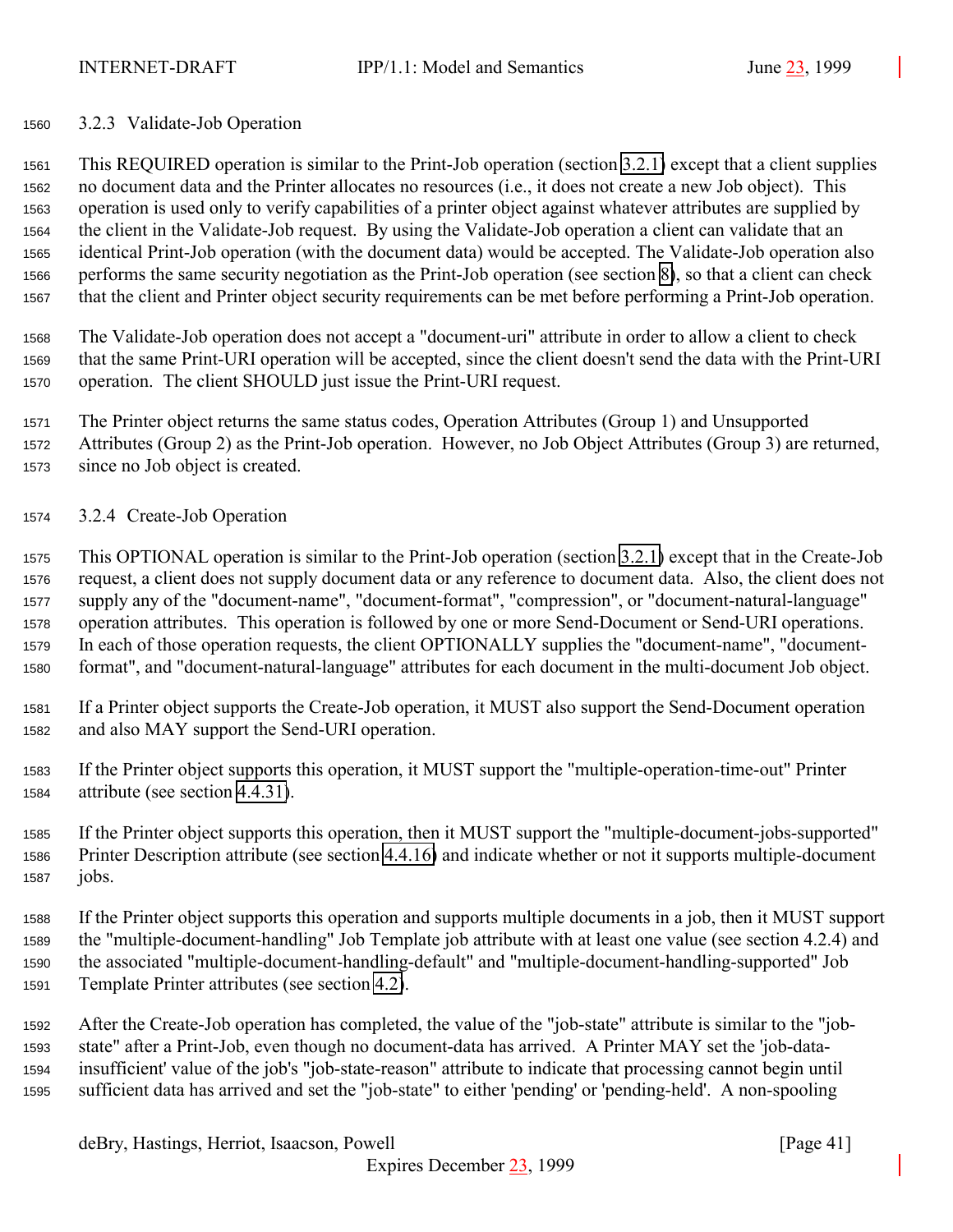### 3.2.3 Validate-Job Operation

This REQUIRED operation is similar to the Print-Job operation (section 3.2.1) except that a client supplies no document data and the Printer allocates no resources (i.e., it does not create a new Job object). This operation is used only to verify capabilities of a printer object against whatever attributes are supplied by the client in the Validate-Job request. By using the Validate-Job operation a client can validate that an identical Print-Job operation (with the document data) would be accepted. The Validate-Job operation also performs the same security negotiation as the Print-Job operation (see section 8), so that a client can check that the client and Printer object security requirements can be met before performing a Print-Job operation.

The Validate-Job operation does not accept a "document-uri" attribute in order to allow a client to check that the same Print-URI operation will be accepted, since the client doesn't send the data with the Print-URI operation. The client SHOULD just issue the Print-URI request.

The Printer object returns the same status codes, Operation Attributes (Group 1) and Unsupported Attributes (Group 2) as the Print-Job operation. However, no Job Object Attributes (Group 3) are returned, since no Job object is created.

### 3.2.4 Create-Job Operation

This OPTIONAL operation is similar to the Print-Job operation (section 3.2.1) except that in the Create-Job request, a client does not supply document data or any reference to document data. Also, the client does not supply any of the "document-name", "document-format", "compression", or "document-natural-language" operation attributes. This operation is followed by one or more Send-Document or Send-URI operations. In each of those operation requests, the client OPTIONALLY supplies the "document-name", "document-format", and "document-natural-language" attributes for each document in the multi-document Job object.

If a Printer object supports the Create-Job operation, it MUST also support the Send-Document operation and also MAY support the Send-URI operation.

If the Printer object supports this operation, it MUST support the "multiple-operation-time-out" Printer attribute (see section 4.4.31).

If the Printer object supports this operation, then it MUST support the "multiple-document-jobs-supported" Printer Description attribute (see section 4.4.16) and indicate whether or not it supports multiple-document jobs.

If the Printer object supports this operation and supports multiple documents in a job, then it MUST support the "multiple-document-handling" Job Template job attribute with at least one value (see section 4.2.4) and the associated "multiple-document-handling-default" and "multiple-document-handling-supported" Job Template Printer attributes (see section 4.2).

After the Create-Job operation has completed, the value of the "job-state" attribute is similar to the "job-state" after a Print-Job, even though no document-data has arrived. A Printer MAY set the 'job-data-insufficient' value of the job's "job-state-reason" attribute to indicate that processing cannot begin until sufficient data has arrived and set the "job-state" to either 'pending' or 'pending-held'. A non-spooling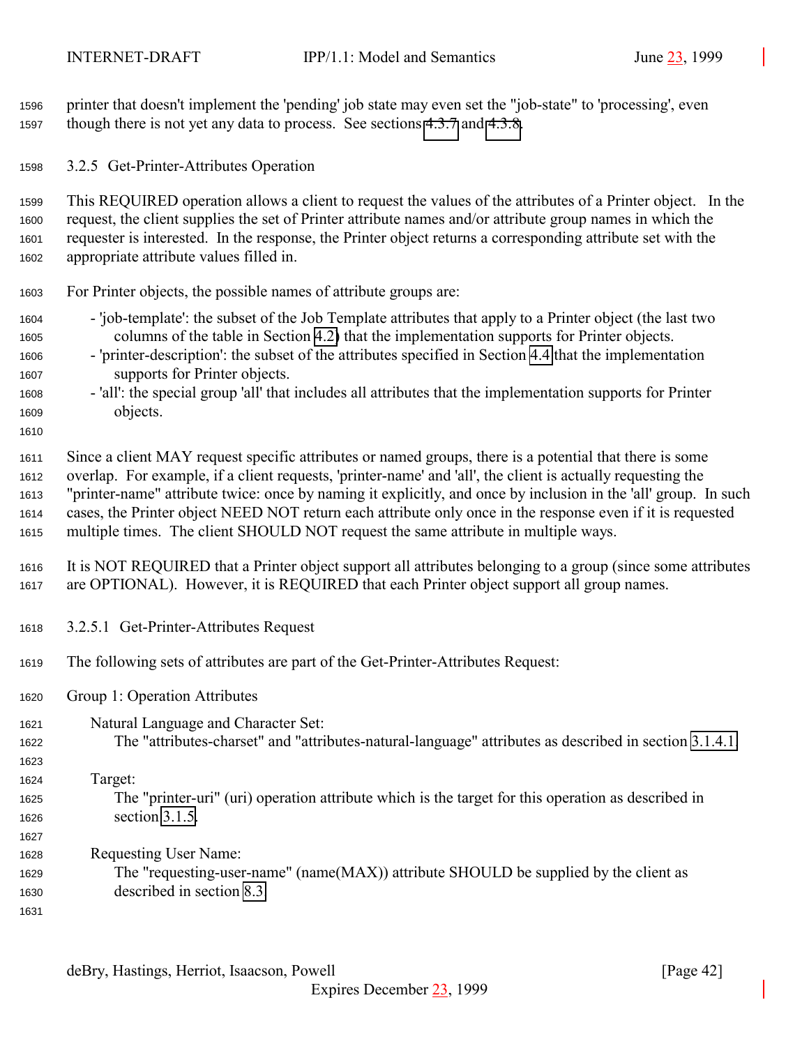printer that doesn't implement the 'pending' job state may even set the "job-state" to 'processing', even though there is not yet any data to process. See sections 4.3.7 and 4.3.8.

### 3.2.5 Get-Printer-Attributes Operation

This REQUIRED operation allows a client to request the values of the attributes of a Printer object. In the request, the client supplies the set of Printer attribute names and/or attribute group names in which the requester is interested. In the response, the Printer object returns a corresponding attribute set with the appropriate attribute values filled in.

For Printer objects, the possible names of attribute groups are:

- 'job-template': the subset of the Job Template attributes that apply to a Printer object (the last two columns of the table in Section 4.2) that the implementation supports for Printer objects.
- 'printer-description': the subset of the attributes specified in Section 4.4 that the implementation supports for Printer objects.
- 'all': the special group 'all' that includes all attributes that the implementation supports for Printer objects.

Since a client MAY request specific attributes or named groups, there is a potential that there is some overlap. For example, if a client requests, 'printer-name' and 'all', the client is actually requesting the "printer-name" attribute twice: once by naming it explicitly, and once by inclusion in the 'all' group. In such cases, the Printer object NEED NOT return each attribute only once in the response even if it is requested multiple times. The client SHOULD NOT request the same attribute in multiple ways.

It is NOT REQUIRED that a Printer object support all attributes belonging to a group (since some attributes are OPTIONAL). However, it is REQUIRED that each Printer object support all group names.

#### 3.2.5.1 Get-Printer-Attributes Request

The following sets of attributes are part of the Get-Printer-Attributes Request:

Group 1: Operation Attributes

Natural Language and Character Set:
The "attributes-charset" and "attributes-natural-language" attributes as described in section 3.1.4.1.

Target:
The "printer-uri" (uri) operation attribute which is the target for this operation as described in section 3.1.5.

Requesting User Name:
The "requesting-user-name" (name(MAX)) attribute SHOULD be supplied by the client as described in section 8.3.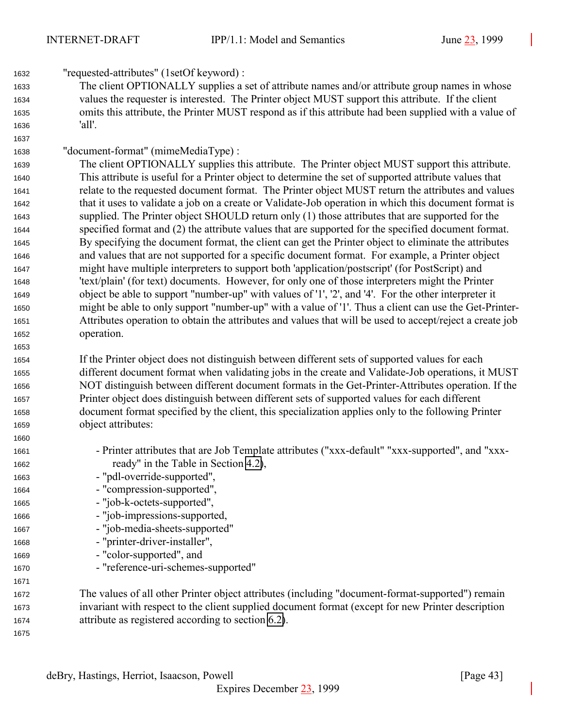"requested-attributes" (1setOf keyword) :

The client OPTIONALLY supplies a set of attribute names and/or attribute group names in whose values the requester is interested. The Printer object MUST support this attribute. If the client omits this attribute, the Printer MUST respond as if this attribute had been supplied with a value of 'all'.

"document-format" (mimeMediaType) :

The client OPTIONALLY supplies this attribute. The Printer object MUST support this attribute. This attribute is useful for a Printer object to determine the set of supported attribute values that relate to the requested document format. The Printer object MUST return the attributes and values that it uses to validate a job on a create or Validate-Job operation in which this document format is supplied. The Printer object SHOULD return only (1) those attributes that are supported for the specified format and (2) the attribute values that are supported for the specified document format. By specifying the document format, the client can get the Printer object to eliminate the attributes and values that are not supported for a specific document format. For example, a Printer object might have multiple interpreters to support both 'application/postscript' (for PostScript) and 'text/plain' (for text) documents. However, for only one of those interpreters might the Printer object be able to support "number-up" with values of '1', '2', and '4'. For the other interpreter it might be able to only support "number-up" with a value of '1'. Thus a client can use the Get-Printer-Attributes operation to obtain the attributes and values that will be used to accept/reject a create job operation.

If the Printer object does not distinguish between different sets of supported values for each different document format when validating jobs in the create and Validate-Job operations, it MUST NOT distinguish between different document formats in the Get-Printer-Attributes operation. If the Printer object does distinguish between different sets of supported values for each different document format specified by the client, this specialization applies only to the following Printer object attributes:

- Printer attributes that are Job Template attributes ("xxx-default" "xxx-supported", and "xxx-ready" in the Table in Section 4.2),
- "pdl-override-supported",
- "compression-supported",
- "job-k-octets-supported",
- "job-impressions-supported,
- "job-media-sheets-supported"
- "printer-driver-installer",
- "color-supported", and
- "reference-uri-schemes-supported"

The values of all other Printer object attributes (including "document-format-supported") remain invariant with respect to the client supplied document format (except for new Printer description attribute as registered according to section 6.2).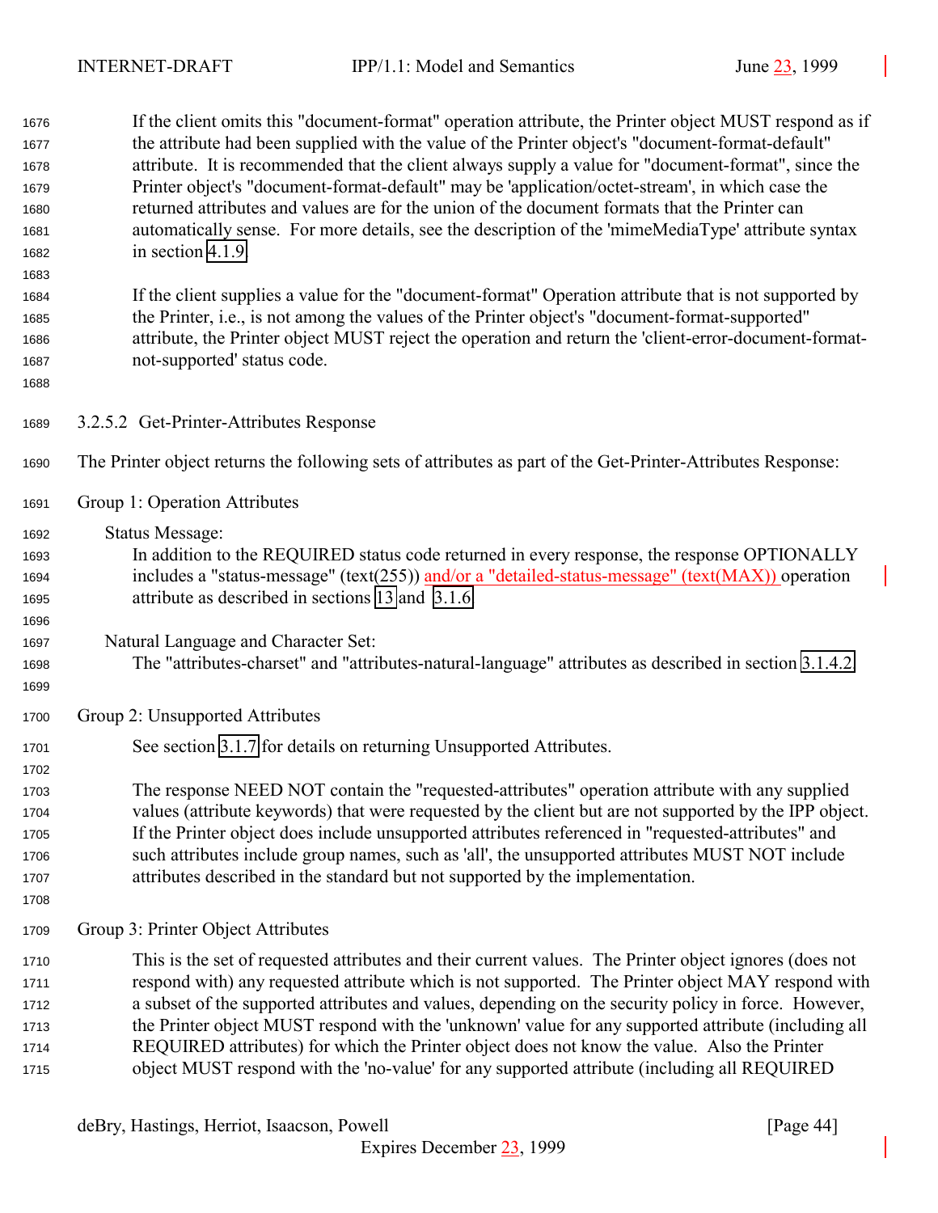If the client omits this "document-format" operation attribute, the Printer object MUST respond as if the attribute had been supplied with the value of the Printer object's "document-format-default" attribute. It is recommended that the client always supply a value for "document-format", since the Printer object's "document-format-default" may be 'application/octet-stream', in which case the returned attributes and values are for the union of the document formats that the Printer can automatically sense. For more details, see the description of the 'mimeMediaType' attribute syntax in section 4.1.9.

If the client supplies a value for the "document-format" Operation attribute that is not supported by the Printer, i.e., is not among the values of the Printer object's "document-format-supported" attribute, the Printer object MUST reject the operation and return the 'client-error-document-format-not-supported' status code.

#### 3.2.5.2 Get-Printer-Attributes Response

The Printer object returns the following sets of attributes as part of the Get-Printer-Attributes Response:

Group 1: Operation Attributes

Status Message:
In addition to the REQUIRED status code returned in every response, the response OPTIONALLY includes a "status-message" (text(255)) and/or a "detailed-status-message" (text(MAX)) operation attribute as described in sections 13 and 3.1.6.

Natural Language and Character Set:
The "attributes-charset" and "attributes-natural-language" attributes as described in section 3.1.4.2.

Group 2: Unsupported Attributes

See section 3.1.7 for details on returning Unsupported Attributes.

The response NEED NOT contain the "requested-attributes" operation attribute with any supplied values (attribute keywords) that were requested by the client but are not supported by the IPP object. If the Printer object does include unsupported attributes referenced in "requested-attributes" and such attributes include group names, such as 'all', the unsupported attributes MUST NOT include attributes described in the standard but not supported by the implementation.

Group 3: Printer Object Attributes

This is the set of requested attributes and their current values. The Printer object ignores (does not respond with) any requested attribute which is not supported. The Printer object MAY respond with a subset of the supported attributes and values, depending on the security policy in force. However, the Printer object MUST respond with the 'unknown' value for any supported attribute (including all REQUIRED attributes) for which the Printer object does not know the value. Also the Printer object MUST respond with the 'no-value' for any supported attribute (including all REQUIRED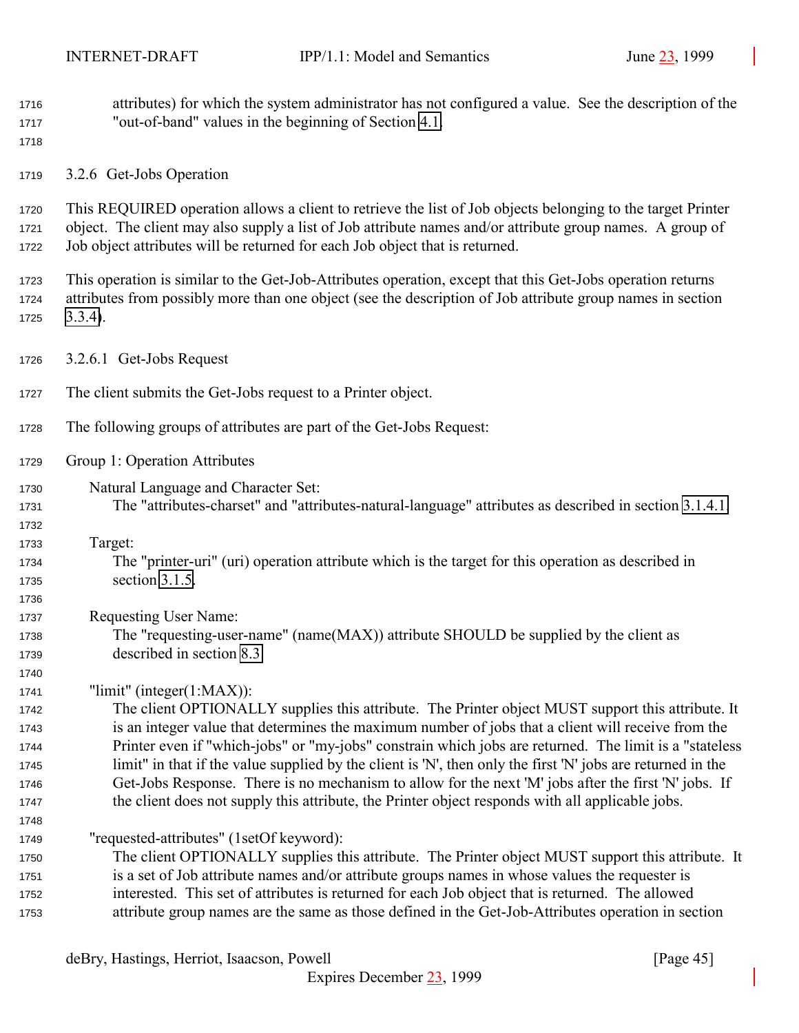attributes) for which the system administrator has not configured a value. See the description of the "out-of-band" values in the beginning of Section 4.1.

### 3.2.6 Get-Jobs Operation

This REQUIRED operation allows a client to retrieve the list of Job objects belonging to the target Printer object. The client may also supply a list of Job attribute names and/or attribute group names. A group of Job object attributes will be returned for each Job object that is returned.

This operation is similar to the Get-Job-Attributes operation, except that this Get-Jobs operation returns attributes from possibly more than one object (see the description of Job attribute group names in section 3.3.4).

#### 3.2.6.1 Get-Jobs Request

The client submits the Get-Jobs request to a Printer object.

The following groups of attributes are part of the Get-Jobs Request:

Group 1: Operation Attributes

Natural Language and Character Set:
The "attributes-charset" and "attributes-natural-language" attributes as described in section 3.1.4.1.

Target:
The "printer-uri" (uri) operation attribute which is the target for this operation as described in section 3.1.5.

Requesting User Name:
The "requesting-user-name" (name(MAX)) attribute SHOULD be supplied by the client as described in section 8.3.

"limit" (integer(1:MAX)):
The client OPTIONALLY supplies this attribute. The Printer object MUST support this attribute. It is an integer value that determines the maximum number of jobs that a client will receive from the Printer even if "which-jobs" or "my-jobs" constrain which jobs are returned. The limit is a "stateless limit" in that if the value supplied by the client is 'N', then only the first 'N' jobs are returned in the Get-Jobs Response. There is no mechanism to allow for the next 'M' jobs after the first 'N' jobs. If the client does not supply this attribute, the Printer object responds with all applicable jobs.

"requested-attributes" (1setOf keyword):
The client OPTIONALLY supplies this attribute. The Printer object MUST support this attribute. It is a set of Job attribute names and/or attribute groups names in whose values the requester is interested. This set of attributes is returned for each Job object that is returned. The allowed attribute group names are the same as those defined in the Get-Job-Attributes operation in section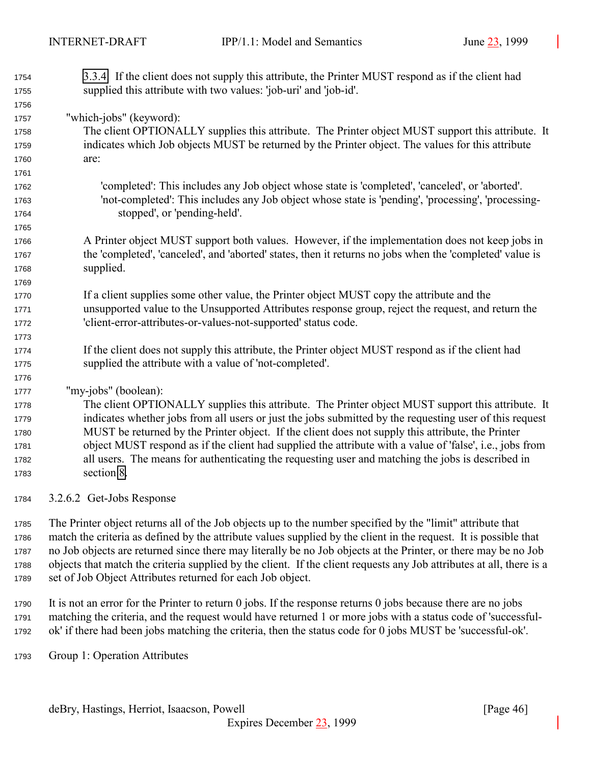3.3.4 If the client does not supply this attribute, the Printer MUST respond as if the client had supplied this attribute with two values: 'job-uri' and 'job-id'.

"which-jobs" (keyword):

The client OPTIONALLY supplies this attribute. The Printer object MUST support this attribute. It indicates which Job objects MUST be returned by the Printer object. The values for this attribute are:

'completed': This includes any Job object whose state is 'completed', 'canceled', or 'aborted'.
'not-completed': This includes any Job object whose state is 'pending', 'processing', 'processing-stopped', or 'pending-held'.

A Printer object MUST support both values. However, if the implementation does not keep jobs in the 'completed', 'canceled', and 'aborted' states, then it returns no jobs when the 'completed' value is supplied.

If a client supplies some other value, the Printer object MUST copy the attribute and the unsupported value to the Unsupported Attributes response group, reject the request, and return the 'client-error-attributes-or-values-not-supported' status code.

If the client does not supply this attribute, the Printer object MUST respond as if the client had supplied the attribute with a value of 'not-completed'.

"my-jobs" (boolean):

The client OPTIONALLY supplies this attribute. The Printer object MUST support this attribute. It indicates whether jobs from all users or just the jobs submitted by the requesting user of this request MUST be returned by the Printer object. If the client does not supply this attribute, the Printer object MUST respond as if the client had supplied the attribute with a value of 'false', i.e., jobs from all users. The means for authenticating the requesting user and matching the jobs is described in section 8.

#### 3.2.6.2 Get-Jobs Response

The Printer object returns all of the Job objects up to the number specified by the "limit" attribute that match the criteria as defined by the attribute values supplied by the client in the request. It is possible that no Job objects are returned since there may literally be no Job objects at the Printer, or there may be no Job objects that match the criteria supplied by the client. If the client requests any Job attributes at all, there is a set of Job Object Attributes returned for each Job object.

It is not an error for the Printer to return 0 jobs. If the response returns 0 jobs because there are no jobs matching the criteria, and the request would have returned 1 or more jobs with a status code of 'successful-ok' if there had been jobs matching the criteria, then the status code for 0 jobs MUST be 'successful-ok'.

Group 1: Operation Attributes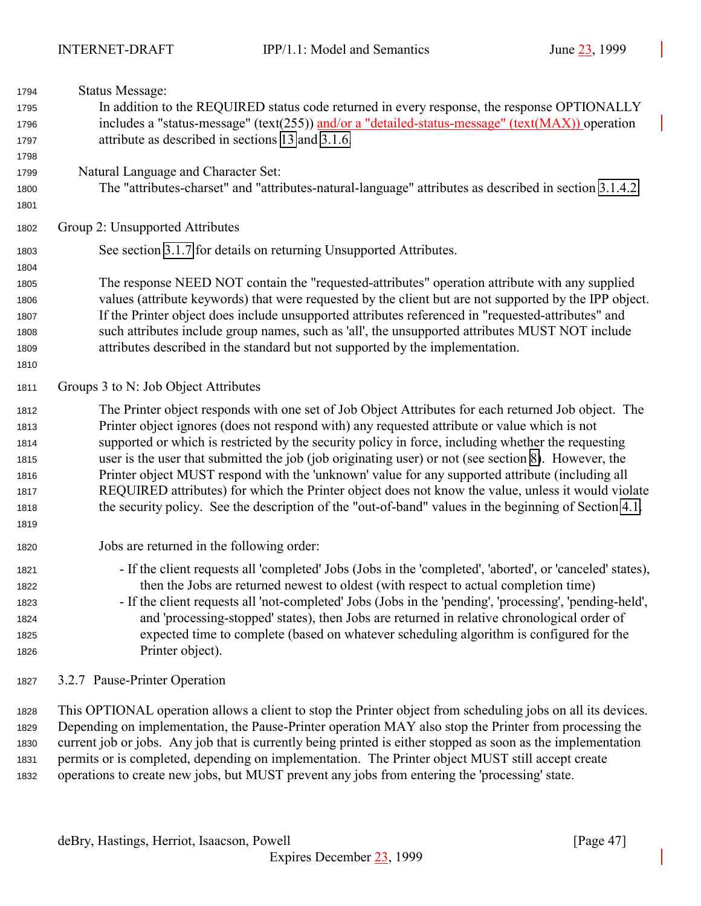Status Message:

In addition to the REQUIRED status code returned in every response, the response OPTIONALLY includes a "status-message" (text(255)) and/or a "detailed-status-message" (text(MAX)) operation attribute as described in sections 13 and 3.1.6.

Natural Language and Character Set:

The "attributes-charset" and "attributes-natural-language" attributes as described in section 3.1.4.2.

Group 2: Unsupported Attributes

See section 3.1.7 for details on returning Unsupported Attributes.

The response NEED NOT contain the "requested-attributes" operation attribute with any supplied values (attribute keywords) that were requested by the client but are not supported by the IPP object. If the Printer object does include unsupported attributes referenced in "requested-attributes" and such attributes include group names, such as 'all', the unsupported attributes MUST NOT include attributes described in the standard but not supported by the implementation.

Groups 3 to N: Job Object Attributes

The Printer object responds with one set of Job Object Attributes for each returned Job object. The Printer object ignores (does not respond with) any requested attribute or value which is not supported or which is restricted by the security policy in force, including whether the requesting user is the user that submitted the job (job originating user) or not (see section 8). However, the Printer object MUST respond with the 'unknown' value for any supported attribute (including all REQUIRED attributes) for which the Printer object does not know the value, unless it would violate the security policy. See the description of the "out-of-band" values in the beginning of Section 4.1.

Jobs are returned in the following order:

- If the client requests all 'completed' Jobs (Jobs in the 'completed', 'aborted', or 'canceled' states), then the Jobs are returned newest to oldest (with respect to actual completion time)
- If the client requests all 'not-completed' Jobs (Jobs in the 'pending', 'processing', 'pending-held', and 'processing-stopped' states), then Jobs are returned in relative chronological order of expected time to complete (based on whatever scheduling algorithm is configured for the Printer object).

### 3.2.7 Pause-Printer Operation

This OPTIONAL operation allows a client to stop the Printer object from scheduling jobs on all its devices. Depending on implementation, the Pause-Printer operation MAY also stop the Printer from processing the current job or jobs. Any job that is currently being printed is either stopped as soon as the implementation permits or is completed, depending on implementation. The Printer object MUST still accept create operations to create new jobs, but MUST prevent any jobs from entering the 'processing' state.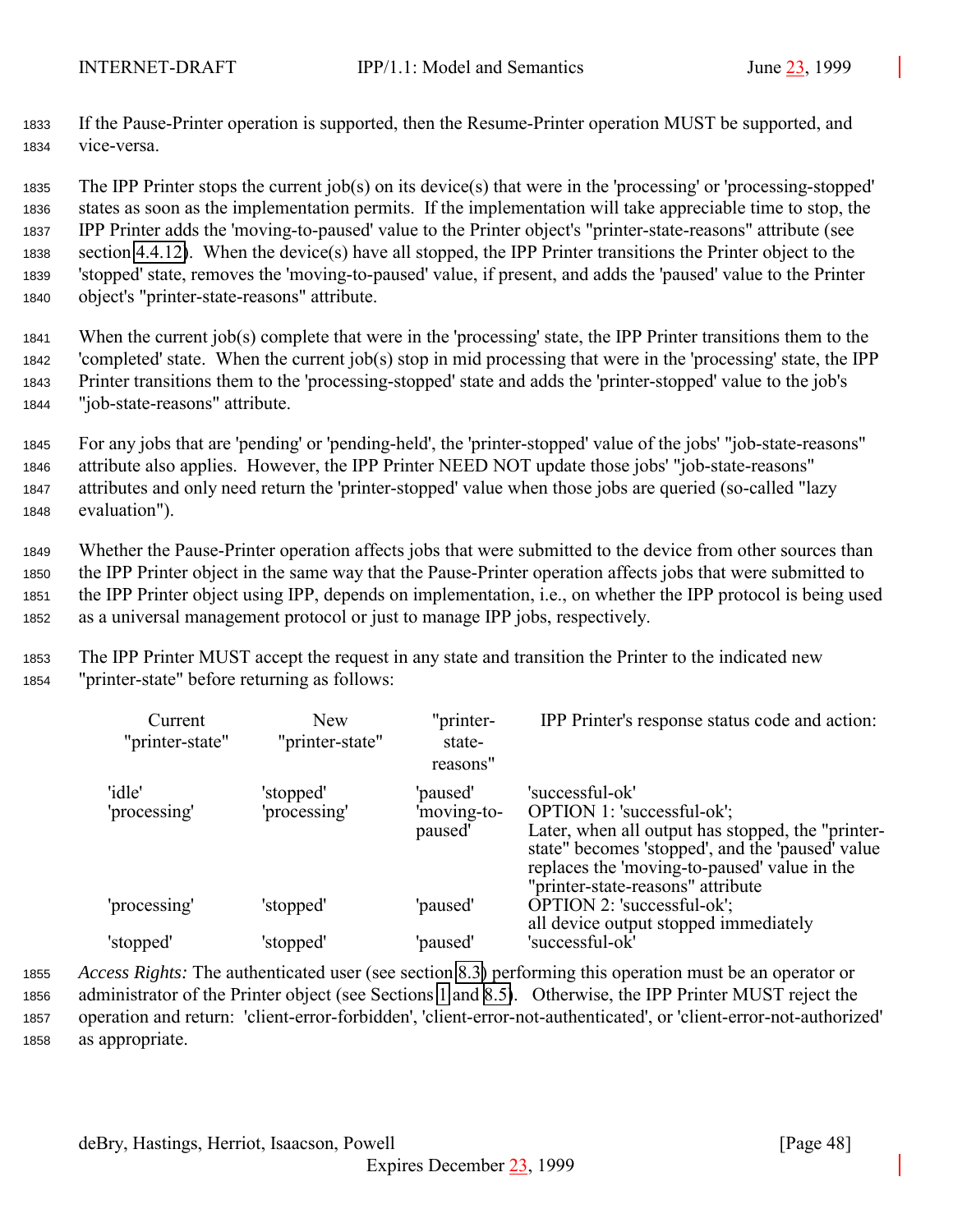If the Pause-Printer operation is supported, then the Resume-Printer operation MUST be supported, and vice-versa.

The IPP Printer stops the current job(s) on its device(s) that were in the 'processing' or 'processing-stopped' states as soon as the implementation permits. If the implementation will take appreciable time to stop, the IPP Printer adds the 'moving-to-paused' value to the Printer object's "printer-state-reasons" attribute (see section 4.4.12). When the device(s) have all stopped, the IPP Printer transitions the Printer object to the 'stopped' state, removes the 'moving-to-paused' value, if present, and adds the 'paused' value to the Printer object's "printer-state-reasons" attribute.

When the current job(s) complete that were in the 'processing' state, the IPP Printer transitions them to the 'completed' state. When the current job(s) stop in mid processing that were in the 'processing' state, the IPP Printer transitions them to the 'processing-stopped' state and adds the 'printer-stopped' value to the job's "job-state-reasons" attribute.

For any jobs that are 'pending' or 'pending-held', the 'printer-stopped' value of the jobs' "job-state-reasons" attribute also applies. However, the IPP Printer NEED NOT update those jobs' "job-state-reasons" attributes and only need return the 'printer-stopped' value when those jobs are queried (so-called "lazy evaluation").

Whether the Pause-Printer operation affects jobs that were submitted to the device from other sources than the IPP Printer object in the same way that the Pause-Printer operation affects jobs that were submitted to the IPP Printer object using IPP, depends on implementation, i.e., on whether the IPP protocol is being used as a universal management protocol or just to manage IPP jobs, respectively.

The IPP Printer MUST accept the request in any state and transition the Printer to the indicated new "printer-state" before returning as follows:

| Current "printer-state" | New "printer-state" | "printer-state-reasons" | IPP Printer's response status code and action: |
|---|---|---|---|
| 'idle' | 'stopped' | 'paused' | 'successful-ok' |
| 'processing' | 'processing' | 'moving-to-paused' | OPTION 1: 'successful-ok'; Later, when all output has stopped, the "printer-state" becomes 'stopped', and the 'paused' value replaces the 'moving-to-paused' value in the "printer-state-reasons" attribute |
| 'processing' | 'stopped' | 'paused' | OPTION 2: 'successful-ok'; all device output stopped immediately |
| 'stopped' | 'stopped' | 'paused' | 'successful-ok' |

*Access Rights:* The authenticated user (see section 8.3) performing this operation must be an operator or administrator of the Printer object (see Sections 1 and 8.5). Otherwise, the IPP Printer MUST reject the operation and return: 'client-error-forbidden', 'client-error-not-authenticated', or 'client-error-not-authorized' as appropriate.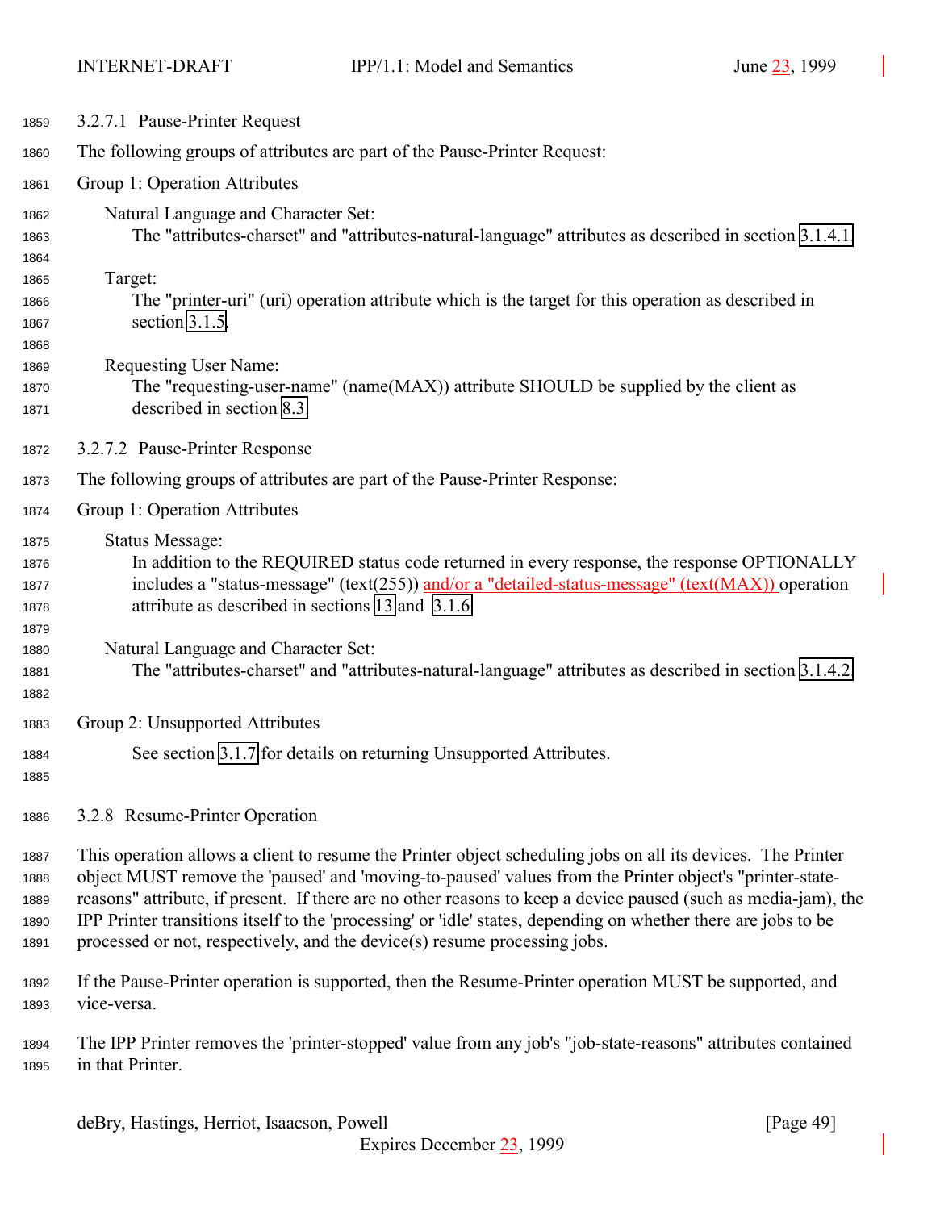#### 3.2.7.1 Pause-Printer Request

The following groups of attributes are part of the Pause-Printer Request:

Group 1: Operation Attributes

Natural Language and Character Set:
The "attributes-charset" and "attributes-natural-language" attributes as described in section 3.1.4.1.

Target:
The "printer-uri" (uri) operation attribute which is the target for this operation as described in section 3.1.5.

Requesting User Name:
The "requesting-user-name" (name(MAX)) attribute SHOULD be supplied by the client as described in section 8.3.

#### 3.2.7.2 Pause-Printer Response

The following groups of attributes are part of the Pause-Printer Response:

Group 1: Operation Attributes

Status Message:
In addition to the REQUIRED status code returned in every response, the response OPTIONALLY includes a "status-message" (text(255)) and/or a "detailed-status-message" (text(MAX)) operation attribute as described in sections 13 and 3.1.6.

Natural Language and Character Set:
The "attributes-charset" and "attributes-natural-language" attributes as described in section 3.1.4.2.

Group 2: Unsupported Attributes

See section 3.1.7 for details on returning Unsupported Attributes.

### 3.2.8 Resume-Printer Operation

This operation allows a client to resume the Printer object scheduling jobs on all its devices. The Printer object MUST remove the 'paused' and 'moving-to-paused' values from the Printer object's "printer-state-reasons" attribute, if present. If there are no other reasons to keep a device paused (such as media-jam), the IPP Printer transitions itself to the 'processing' or 'idle' states, depending on whether there are jobs to be processed or not, respectively, and the device(s) resume processing jobs.

If the Pause-Printer operation is supported, then the Resume-Printer operation MUST be supported, and vice-versa.

The IPP Printer removes the 'printer-stopped' value from any job's "job-state-reasons" attributes contained in that Printer.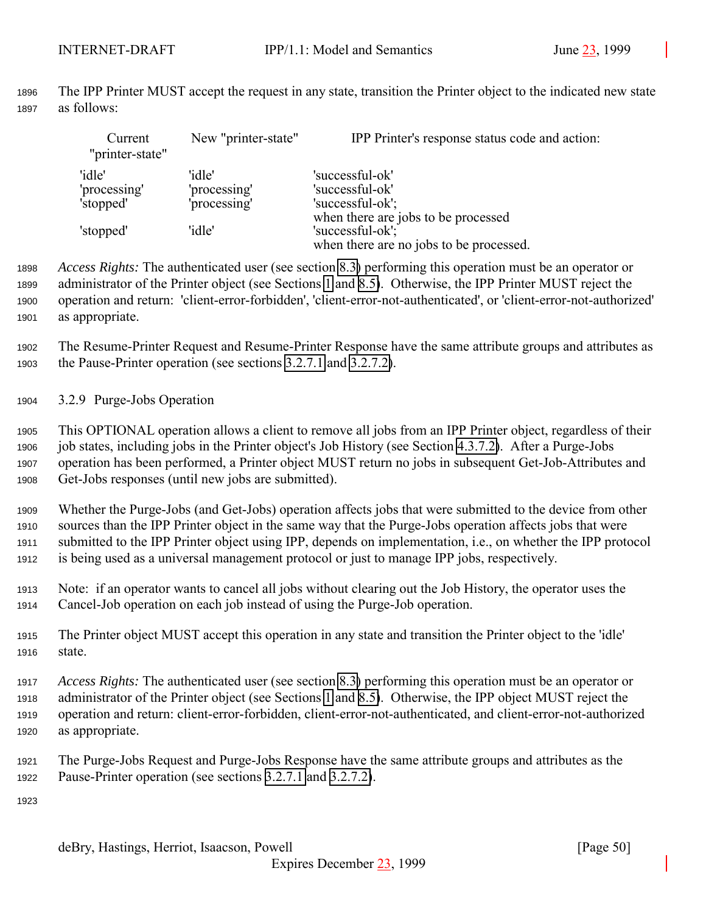The IPP Printer MUST accept the request in any state, transition the Printer object to the indicated new state as follows:

| Current "printer-state" | New "printer-state" | IPP Printer's response status code and action: |
|---|---|---|
| 'idle' | 'idle' | 'successful-ok' |
| 'processing' | 'processing' | 'successful-ok' |
| 'stopped' | 'processing' | 'successful-ok'; when there are jobs to be processed |
| 'stopped' | 'idle' | 'successful-ok'; when there are no jobs to be processed. |

*Access Rights:* The authenticated user (see section 8.3) performing this operation must be an operator or administrator of the Printer object (see Sections 1 and 8.5). Otherwise, the IPP Printer MUST reject the operation and return: 'client-error-forbidden', 'client-error-not-authenticated', or 'client-error-not-authorized' as appropriate.

The Resume-Printer Request and Resume-Printer Response have the same attribute groups and attributes as the Pause-Printer operation (see sections 3.2.7.1 and 3.2.7.2).

### 3.2.9 Purge-Jobs Operation

This OPTIONAL operation allows a client to remove all jobs from an IPP Printer object, regardless of their job states, including jobs in the Printer object's Job History (see Section 4.3.7.2). After a Purge-Jobs operation has been performed, a Printer object MUST return no jobs in subsequent Get-Job-Attributes and Get-Jobs responses (until new jobs are submitted).

Whether the Purge-Jobs (and Get-Jobs) operation affects jobs that were submitted to the device from other sources than the IPP Printer object in the same way that the Purge-Jobs operation affects jobs that were submitted to the IPP Printer object using IPP, depends on implementation, i.e., on whether the IPP protocol is being used as a universal management protocol or just to manage IPP jobs, respectively.

Note: if an operator wants to cancel all jobs without clearing out the Job History, the operator uses the Cancel-Job operation on each job instead of using the Purge-Job operation.

The Printer object MUST accept this operation in any state and transition the Printer object to the 'idle' state.

*Access Rights:* The authenticated user (see section 8.3) performing this operation must be an operator or administrator of the Printer object (see Sections 1 and 8.5). Otherwise, the IPP object MUST reject the operation and return: client-error-forbidden, client-error-not-authenticated, and client-error-not-authorized as appropriate.

The Purge-Jobs Request and Purge-Jobs Response have the same attribute groups and attributes as the Pause-Printer operation (see sections 3.2.7.1 and 3.2.7.2).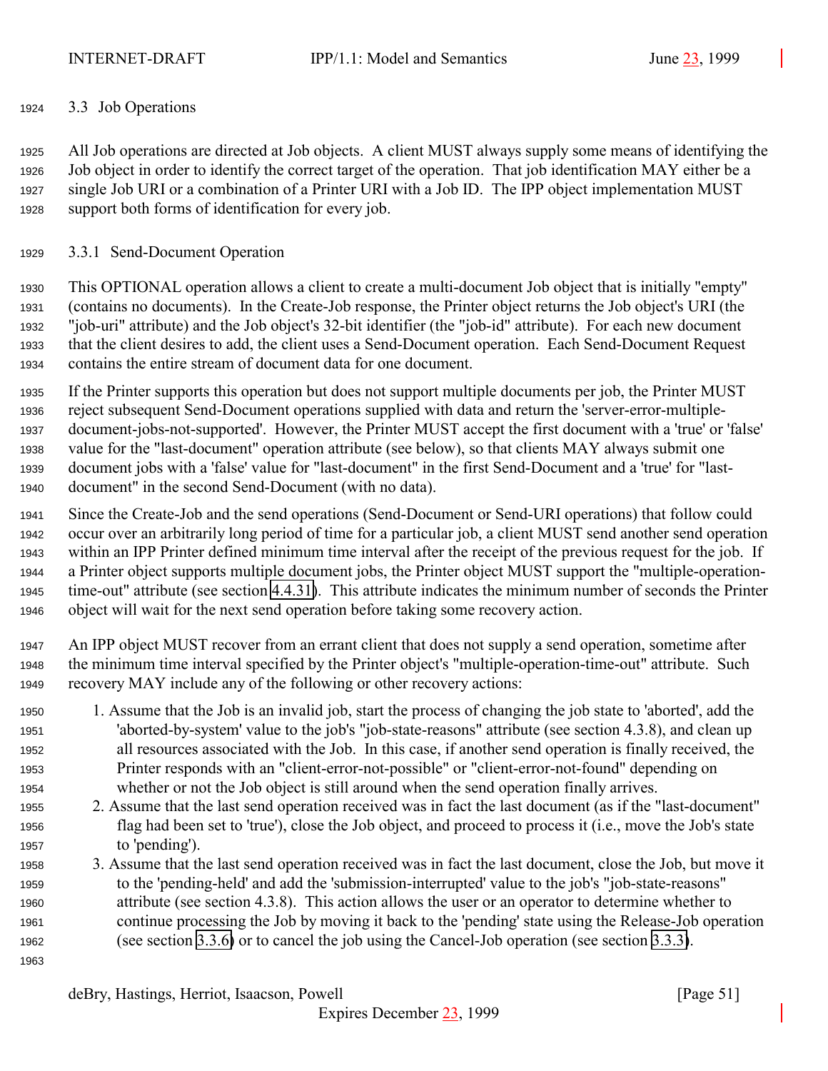### 3.3 Job Operations

All Job operations are directed at Job objects. A client MUST always supply some means of identifying the Job object in order to identify the correct target of the operation. That job identification MAY either be a single Job URI or a combination of a Printer URI with a Job ID. The IPP object implementation MUST support both forms of identification for every job.

#### 3.3.1 Send-Document Operation

This OPTIONAL operation allows a client to create a multi-document Job object that is initially "empty" (contains no documents). In the Create-Job response, the Printer object returns the Job object's URI (the "job-uri" attribute) and the Job object's 32-bit identifier (the "job-id" attribute). For each new document that the client desires to add, the client uses a Send-Document operation. Each Send-Document Request contains the entire stream of document data for one document.

If the Printer supports this operation but does not support multiple documents per job, the Printer MUST reject subsequent Send-Document operations supplied with data and return the 'server-error-multiple-document-jobs-not-supported'. However, the Printer MUST accept the first document with a 'true' or 'false' value for the "last-document" operation attribute (see below), so that clients MAY always submit one document jobs with a 'false' value for "last-document" in the first Send-Document and a 'true' for "last-document" in the second Send-Document (with no data).

Since the Create-Job and the send operations (Send-Document or Send-URI operations) that follow could occur over an arbitrarily long period of time for a particular job, a client MUST send another send operation within an IPP Printer defined minimum time interval after the receipt of the previous request for the job. If a Printer object supports multiple document jobs, the Printer object MUST support the "multiple-operation-time-out" attribute (see section 4.4.31). This attribute indicates the minimum number of seconds the Printer object will wait for the next send operation before taking some recovery action.

An IPP object MUST recover from an errant client that does not supply a send operation, sometime after the minimum time interval specified by the Printer object's "multiple-operation-time-out" attribute. Such recovery MAY include any of the following or other recovery actions:

1. Assume that the Job is an invalid job, start the process of changing the job state to 'aborted', add the 'aborted-by-system' value to the job's "job-state-reasons" attribute (see section 4.3.8), and clean up all resources associated with the Job. In this case, if another send operation is finally received, the Printer responds with an "client-error-not-possible" or "client-error-not-found" depending on whether or not the Job object is still around when the send operation finally arrives.
2. Assume that the last send operation received was in fact the last document (as if the "last-document" flag had been set to 'true'), close the Job object, and proceed to process it (i.e., move the Job's state to 'pending').
3. Assume that the last send operation received was in fact the last document, close the Job, but move it to the 'pending-held' and add the 'submission-interrupted' value to the job's "job-state-reasons" attribute (see section 4.3.8). This action allows the user or an operator to determine whether to continue processing the Job by moving it back to the 'pending' state using the Release-Job operation (see section 3.3.6) or to cancel the job using the Cancel-Job operation (see section 3.3.3).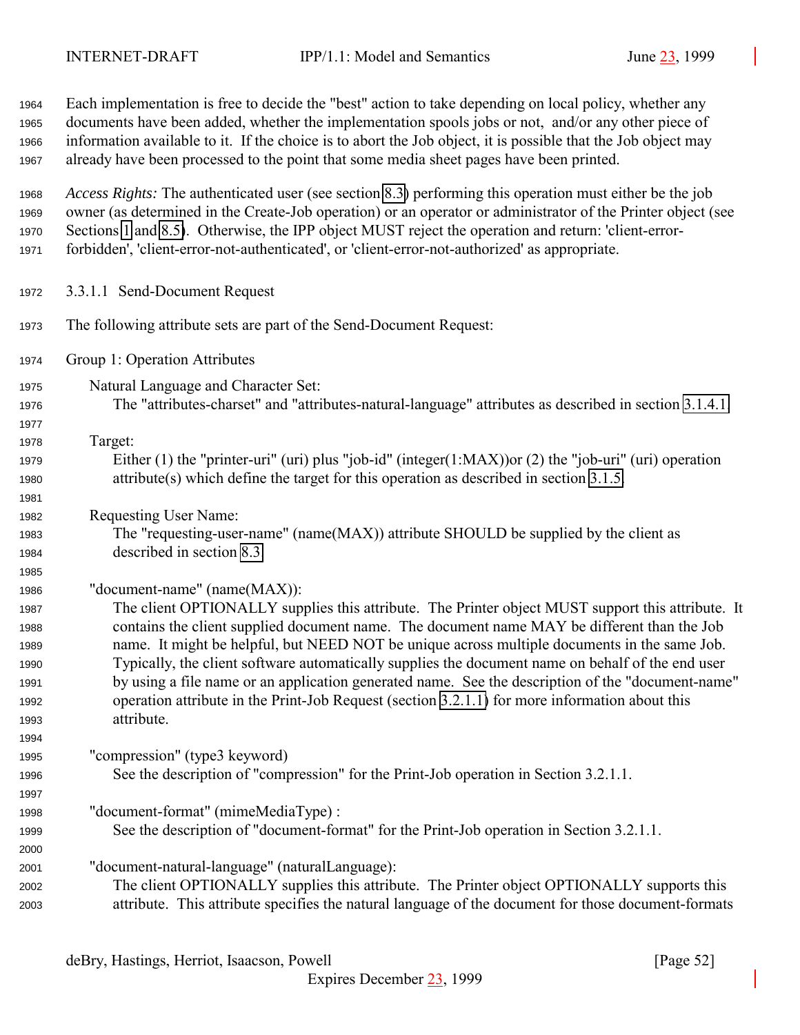Each implementation is free to decide the "best" action to take depending on local policy, whether any documents have been added, whether the implementation spools jobs or not, and/or any other piece of information available to it. If the choice is to abort the Job object, it is possible that the Job object may already have been processed to the point that some media sheet pages have been printed.

*Access Rights:* The authenticated user (see section 8.3) performing this operation must either be the job owner (as determined in the Create-Job operation) or an operator or administrator of the Printer object (see Sections 1 and 8.5). Otherwise, the IPP object MUST reject the operation and return: 'client-error-forbidden', 'client-error-not-authenticated', or 'client-error-not-authorized' as appropriate.

#### 3.3.1.1 Send-Document Request

The following attribute sets are part of the Send-Document Request:

Group 1: Operation Attributes

Natural Language and Character Set:
The "attributes-charset" and "attributes-natural-language" attributes as described in section 3.1.4.1.

Target:
Either (1) the "printer-uri" (uri) plus "job-id" (integer(1:MAX))or (2) the "job-uri" (uri) operation attribute(s) which define the target for this operation as described in section 3.1.5.

Requesting User Name:
The "requesting-user-name" (name(MAX)) attribute SHOULD be supplied by the client as described in section 8.3.

"document-name" (name(MAX)):
The client OPTIONALLY supplies this attribute. The Printer object MUST support this attribute. It contains the client supplied document name. The document name MAY be different than the Job name. It might be helpful, but NEED NOT be unique across multiple documents in the same Job. Typically, the client software automatically supplies the document name on behalf of the end user by using a file name or an application generated name. See the description of the "document-name" operation attribute in the Print-Job Request (section 3.2.1.1) for more information about this attribute.

"compression" (type3 keyword)
See the description of "compression" for the Print-Job operation in Section 3.2.1.1.

"document-format" (mimeMediaType) :
See the description of "document-format" for the Print-Job operation in Section 3.2.1.1.

"document-natural-language" (naturalLanguage):
The client OPTIONALLY supplies this attribute. The Printer object OPTIONALLY supports this attribute. This attribute specifies the natural language of the document for those document-formats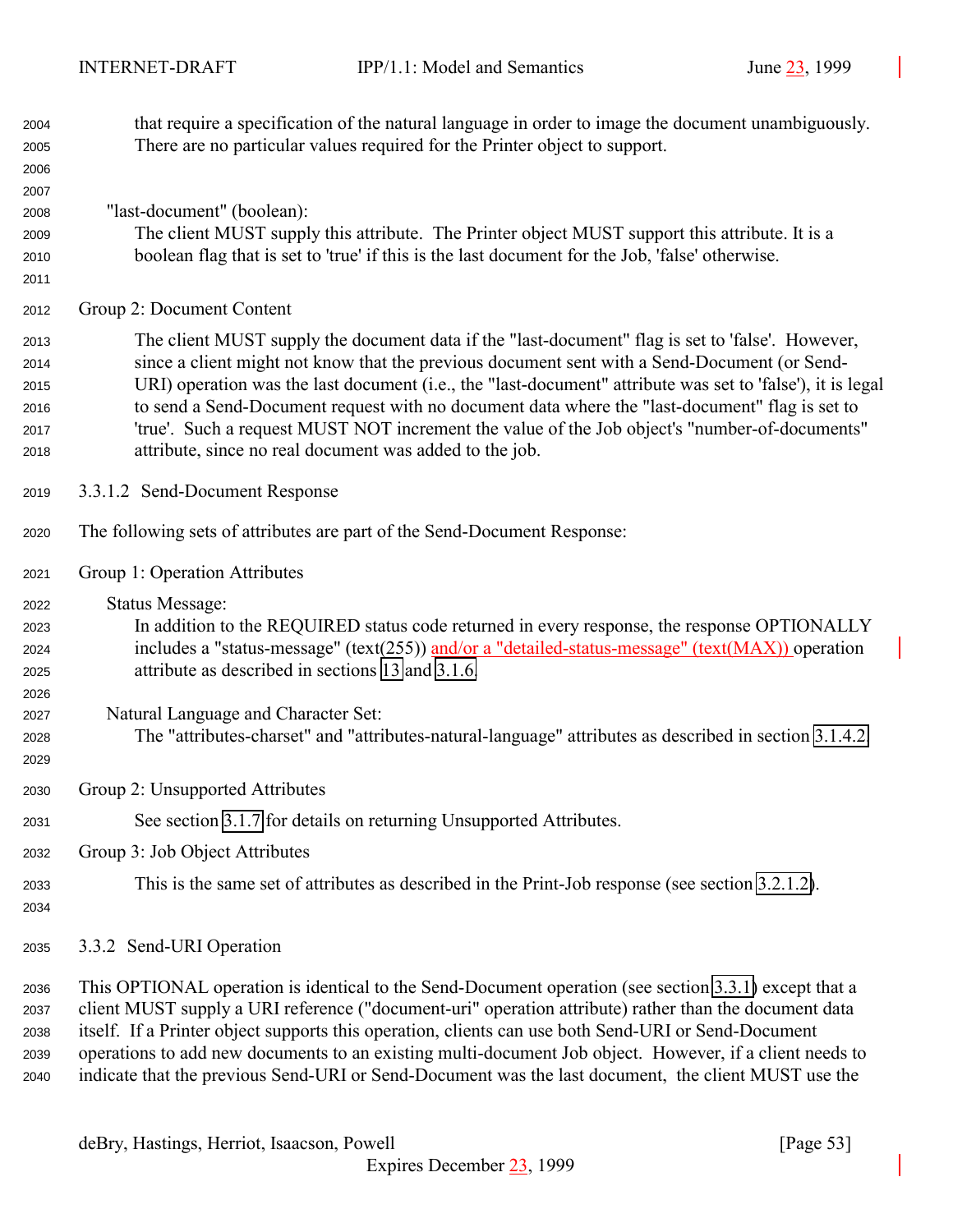that require a specification of the natural language in order to image the document unambiguously. There are no particular values required for the Printer object to support.

"last-document" (boolean):
The client MUST supply this attribute. The Printer object MUST support this attribute. It is a boolean flag that is set to 'true' if this is the last document for the Job, 'false' otherwise.

Group 2: Document Content

The client MUST supply the document data if the "last-document" flag is set to 'false'. However, since a client might not know that the previous document sent with a Send-Document (or Send-URI) operation was the last document (i.e., the "last-document" attribute was set to 'false'), it is legal to send a Send-Document request with no document data where the "last-document" flag is set to 'true'. Such a request MUST NOT increment the value of the Job object's "number-of-documents" attribute, since no real document was added to the job.

#### 3.3.1.2 Send-Document Response

The following sets of attributes are part of the Send-Document Response:

Group 1: Operation Attributes

Status Message:
In addition to the REQUIRED status code returned in every response, the response OPTIONALLY includes a "status-message" (text(255)) and/or a "detailed-status-message" (text(MAX)) operation attribute as described in sections 13 and 3.1.6.

Natural Language and Character Set:
The "attributes-charset" and "attributes-natural-language" attributes as described in section 3.1.4.2.

Group 2: Unsupported Attributes

See section 3.1.7 for details on returning Unsupported Attributes.

Group 3: Job Object Attributes

This is the same set of attributes as described in the Print-Job response (see section 3.2.1.2).

### 3.3.2 Send-URI Operation

This OPTIONAL operation is identical to the Send-Document operation (see section 3.3.1) except that a client MUST supply a URI reference ("document-uri" operation attribute) rather than the document data itself. If a Printer object supports this operation, clients can use both Send-URI or Send-Document operations to add new documents to an existing multi-document Job object. However, if a client needs to indicate that the previous Send-URI or Send-Document was the last document, the client MUST use the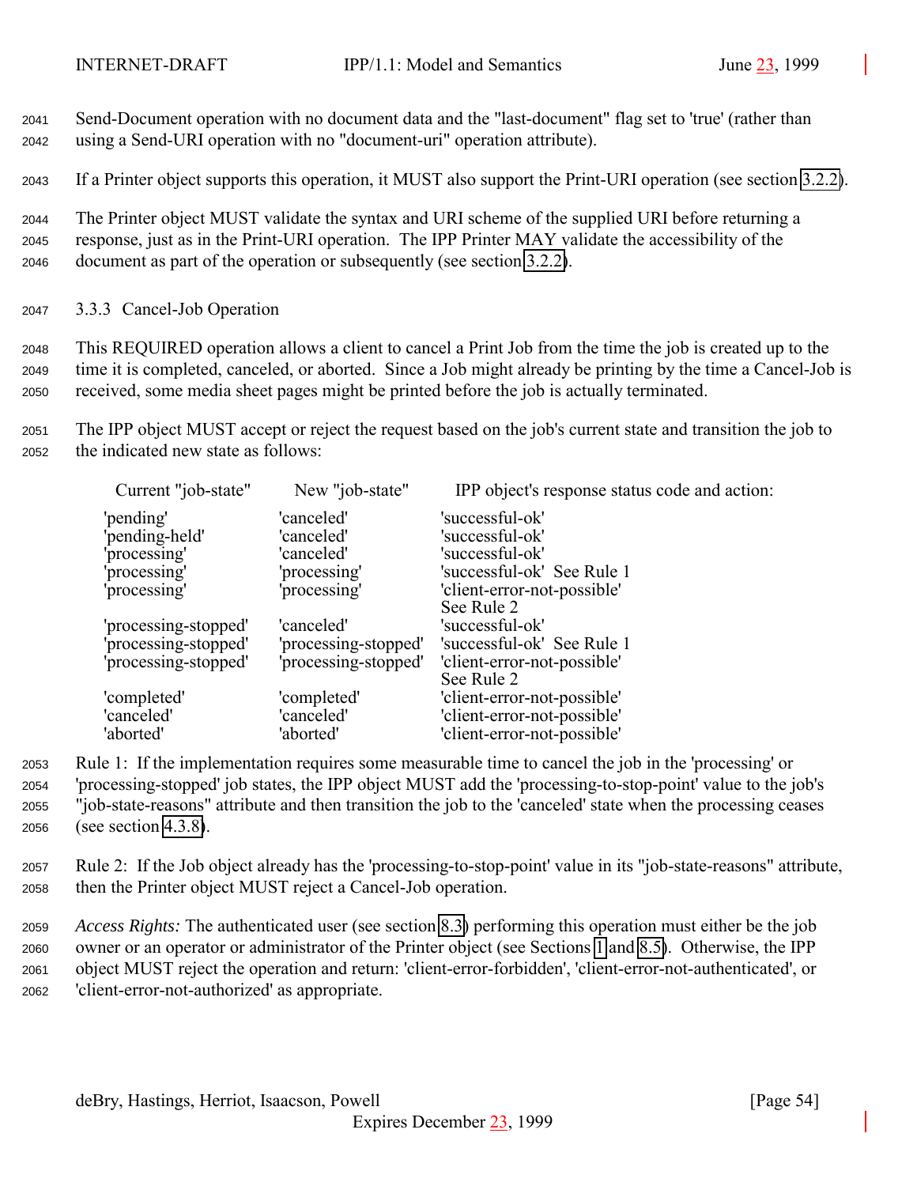Send-Document operation with no document data and the "last-document" flag set to 'true' (rather than using a Send-URI operation with no "document-uri" operation attribute).

If a Printer object supports this operation, it MUST also support the Print-URI operation (see section 3.2.2).

The Printer object MUST validate the syntax and URI scheme of the supplied URI before returning a response, just as in the Print-URI operation. The IPP Printer MAY validate the accessibility of the document as part of the operation or subsequently (see section 3.2.2).

### 3.3.3 Cancel-Job Operation

This REQUIRED operation allows a client to cancel a Print Job from the time the job is created up to the time it is completed, canceled, or aborted. Since a Job might already be printing by the time a Cancel-Job is received, some media sheet pages might be printed before the job is actually terminated.

The IPP object MUST accept or reject the request based on the job's current state and transition the job to the indicated new state as follows:

| Current "job-state" | New "job-state" | IPP object's response status code and action: |
|---|---|---|
| 'pending' | 'canceled' | 'successful-ok' |
| 'pending-held' | 'canceled' | 'successful-ok' |
| 'processing' | 'canceled' | 'successful-ok' |
| 'processing' | 'processing' | 'successful-ok' See Rule 1 |
| 'processing' | 'processing' | 'client-error-not-possible' See Rule 2 |
| 'processing-stopped' | 'canceled' | 'successful-ok' |
| 'processing-stopped' | 'processing-stopped' | 'successful-ok' See Rule 1 |
| 'processing-stopped' | 'processing-stopped' | 'client-error-not-possible' See Rule 2 |
| 'completed' | 'completed' | 'client-error-not-possible' |
| 'canceled' | 'canceled' | 'client-error-not-possible' |
| 'aborted' | 'aborted' | 'client-error-not-possible' |

Rule 1: If the implementation requires some measurable time to cancel the job in the 'processing' or 'processing-stopped' job states, the IPP object MUST add the 'processing-to-stop-point' value to the job's "job-state-reasons" attribute and then transition the job to the 'canceled' state when the processing ceases (see section 4.3.8).

Rule 2: If the Job object already has the 'processing-to-stop-point' value in its "job-state-reasons" attribute, then the Printer object MUST reject a Cancel-Job operation.

*Access Rights:* The authenticated user (see section 8.3) performing this operation must either be the job owner or an operator or administrator of the Printer object (see Sections 1 and 8.5). Otherwise, the IPP object MUST reject the operation and return: 'client-error-forbidden', 'client-error-not-authenticated', or 'client-error-not-authorized' as appropriate.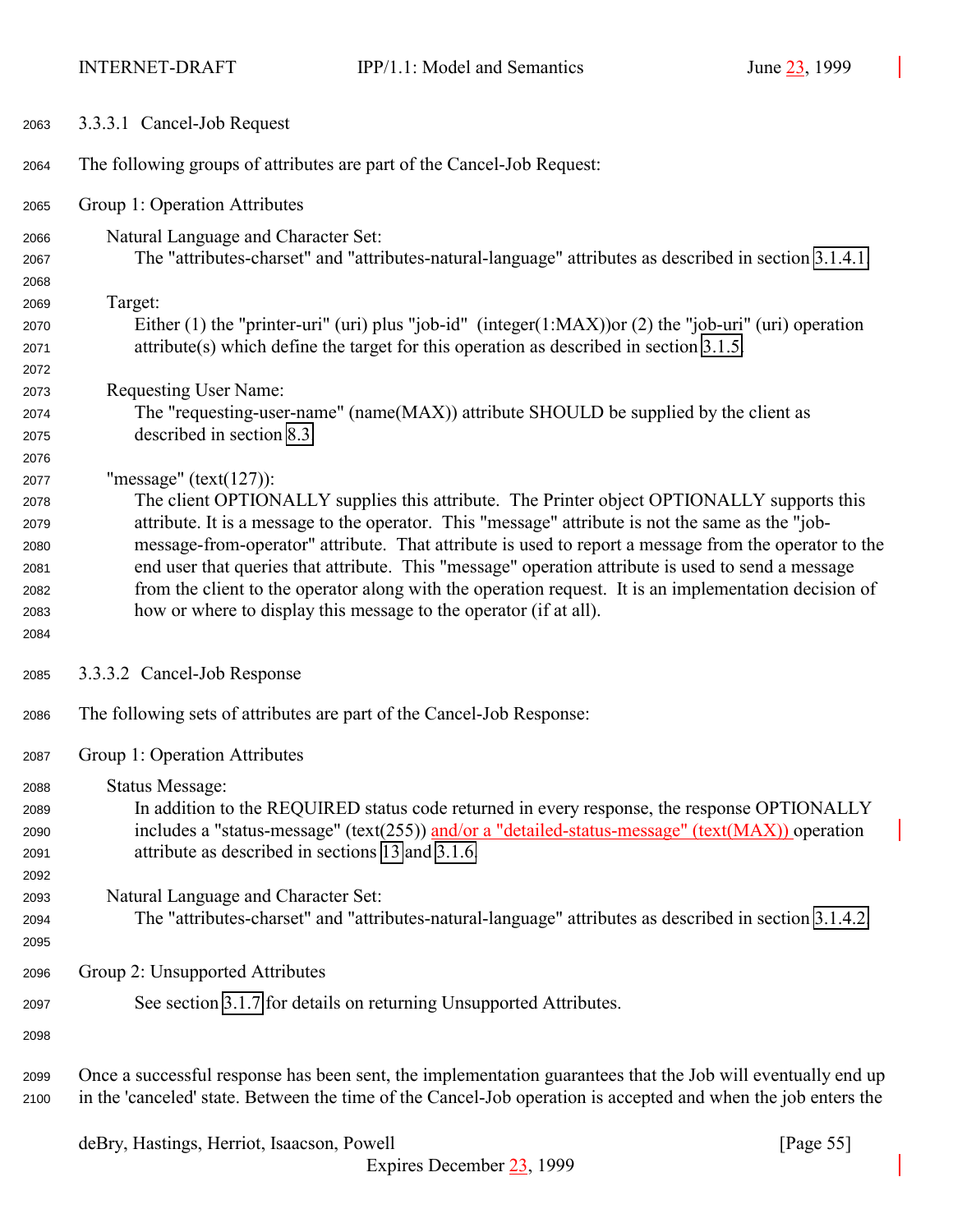#### 3.3.3.1 Cancel-Job Request

The following groups of attributes are part of the Cancel-Job Request:

Group 1: Operation Attributes

Natural Language and Character Set:
The "attributes-charset" and "attributes-natural-language" attributes as described in section 3.1.4.1.

Target:
Either (1) the "printer-uri" (uri) plus "job-id" (integer(1:MAX))or (2) the "job-uri" (uri) operation attribute(s) which define the target for this operation as described in section 3.1.5.

Requesting User Name:
The "requesting-user-name" (name(MAX)) attribute SHOULD be supplied by the client as described in section 8.3.

"message" (text(127)):
The client OPTIONALLY supplies this attribute. The Printer object OPTIONALLY supports this attribute. It is a message to the operator. This "message" attribute is not the same as the "job-message-from-operator" attribute. That attribute is used to report a message from the operator to the end user that queries that attribute. This "message" operation attribute is used to send a message from the client to the operator along with the operation request. It is an implementation decision of how or where to display this message to the operator (if at all).

#### 3.3.3.2 Cancel-Job Response

The following sets of attributes are part of the Cancel-Job Response:

Group 1: Operation Attributes

Status Message:
In addition to the REQUIRED status code returned in every response, the response OPTIONALLY includes a "status-message" (text(255)) and/or a "detailed-status-message" (text(MAX)) operation attribute as described in sections 13 and 3.1.6.

Natural Language and Character Set:
The "attributes-charset" and "attributes-natural-language" attributes as described in section 3.1.4.2.

Group 2: Unsupported Attributes

See section 3.1.7 for details on returning Unsupported Attributes.

Once a successful response has been sent, the implementation guarantees that the Job will eventually end up in the 'canceled' state. Between the time of the Cancel-Job operation is accepted and when the job enters the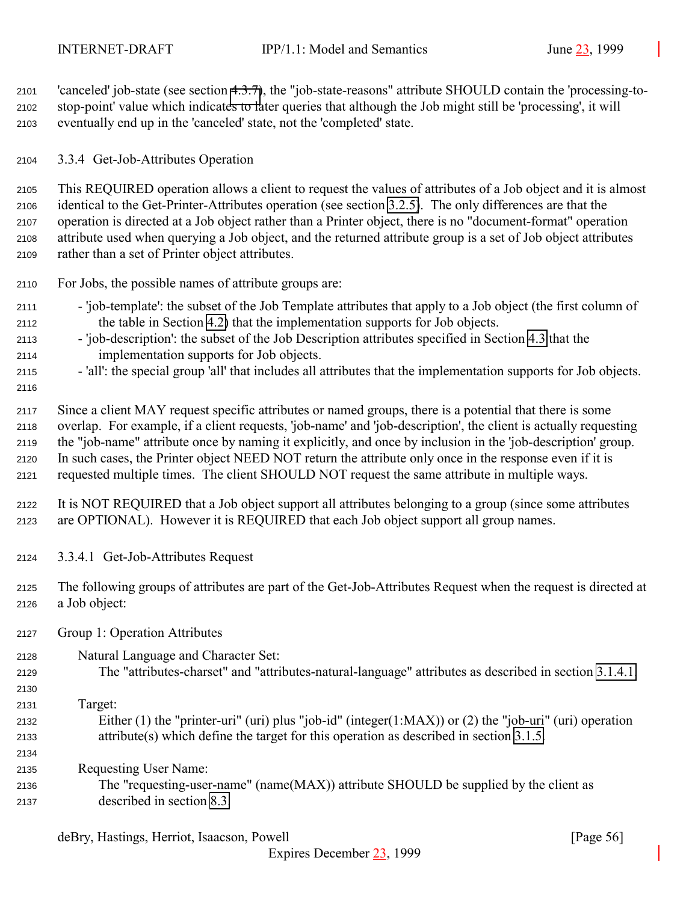'canceled' job-state (see section 4.3.7), the "job-state-reasons" attribute SHOULD contain the 'processing-to-stop-point' value which indicates to later queries that although the Job might still be 'processing', it will eventually end up in the 'canceled' state, not the 'completed' state.

### 3.3.4 Get-Job-Attributes Operation

This REQUIRED operation allows a client to request the values of attributes of a Job object and it is almost identical to the Get-Printer-Attributes operation (see section 3.2.5). The only differences are that the operation is directed at a Job object rather than a Printer object, there is no "document-format" operation attribute used when querying a Job object, and the returned attribute group is a set of Job object attributes rather than a set of Printer object attributes.

For Jobs, the possible names of attribute groups are:

- 'job-template': the subset of the Job Template attributes that apply to a Job object (the first column of the table in Section 4.2) that the implementation supports for Job objects.
- 'job-description': the subset of the Job Description attributes specified in Section 4.3 that the implementation supports for Job objects.
- 'all': the special group 'all' that includes all attributes that the implementation supports for Job objects.

Since a client MAY request specific attributes or named groups, there is a potential that there is some overlap. For example, if a client requests, 'job-name' and 'job-description', the client is actually requesting the "job-name" attribute once by naming it explicitly, and once by inclusion in the 'job-description' group. In such cases, the Printer object NEED NOT return the attribute only once in the response even if it is requested multiple times. The client SHOULD NOT request the same attribute in multiple ways.

It is NOT REQUIRED that a Job object support all attributes belonging to a group (since some attributes are OPTIONAL). However it is REQUIRED that each Job object support all group names.

#### 3.3.4.1 Get-Job-Attributes Request

The following groups of attributes are part of the Get-Job-Attributes Request when the request is directed at a Job object:

Group 1: Operation Attributes

Natural Language and Character Set:
The "attributes-charset" and "attributes-natural-language" attributes as described in section 3.1.4.1.

Target:
Either (1) the "printer-uri" (uri) plus "job-id" (integer(1:MAX)) or (2) the "job-uri" (uri) operation attribute(s) which define the target for this operation as described in section 3.1.5.

Requesting User Name:
The "requesting-user-name" (name(MAX)) attribute SHOULD be supplied by the client as described in section 8.3.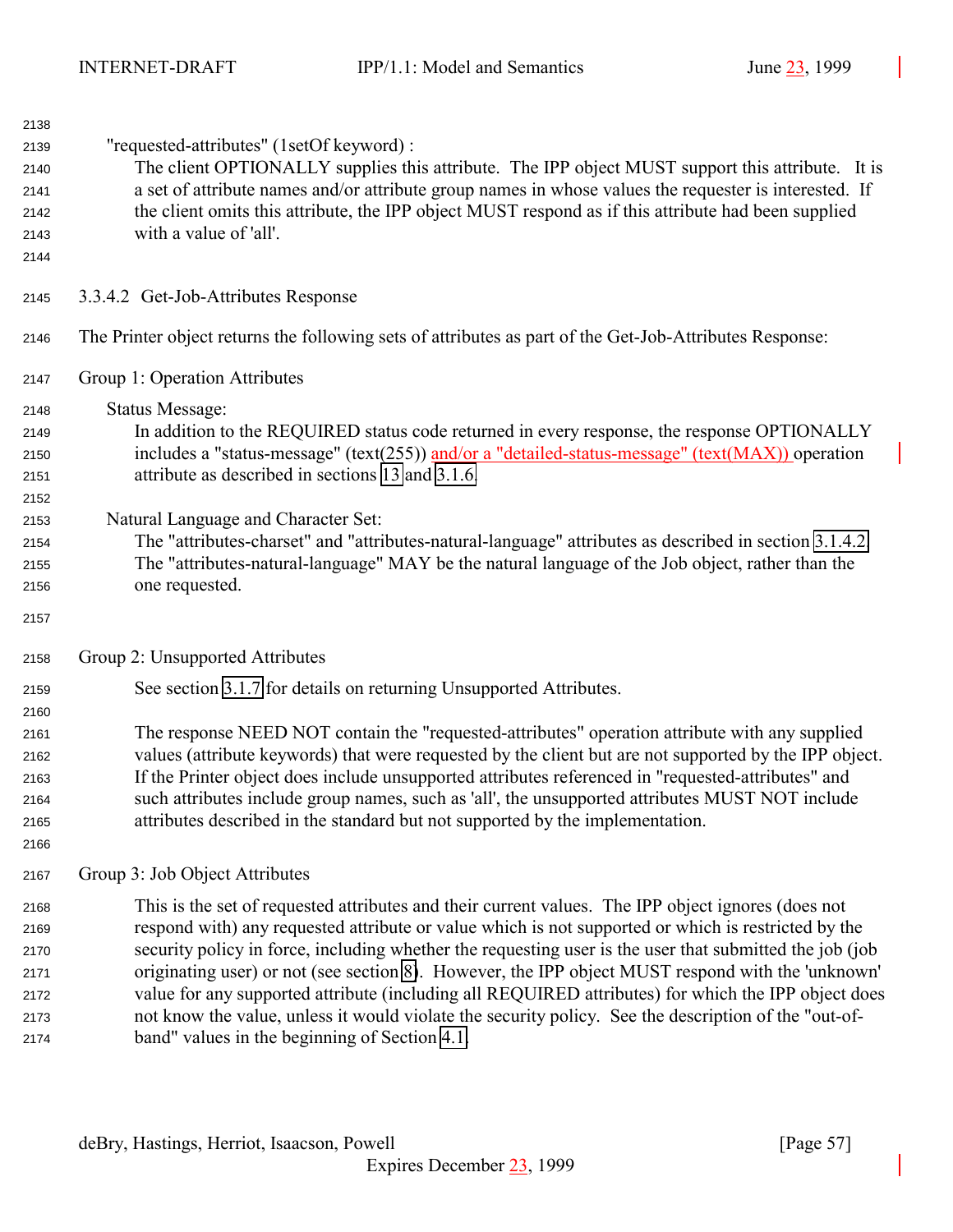"requested-attributes" (1setOf keyword) :
The client OPTIONALLY supplies this attribute. The IPP object MUST support this attribute. It is a set of attribute names and/or attribute group names in whose values the requester is interested. If the client omits this attribute, the IPP object MUST respond as if this attribute had been supplied with a value of 'all'.

#### 3.3.4.2 Get-Job-Attributes Response

The Printer object returns the following sets of attributes as part of the Get-Job-Attributes Response:

Group 1: Operation Attributes

Status Message:
In addition to the REQUIRED status code returned in every response, the response OPTIONALLY includes a "status-message" (text(255)) and/or a "detailed-status-message" (text(MAX)) operation attribute as described in sections 13 and 3.1.6.

Natural Language and Character Set:
The "attributes-charset" and "attributes-natural-language" attributes as described in section 3.1.4.2. The "attributes-natural-language" MAY be the natural language of the Job object, rather than the one requested.

Group 2: Unsupported Attributes

See section 3.1.7 for details on returning Unsupported Attributes.

The response NEED NOT contain the "requested-attributes" operation attribute with any supplied values (attribute keywords) that were requested by the client but are not supported by the IPP object. If the Printer object does include unsupported attributes referenced in "requested-attributes" and such attributes include group names, such as 'all', the unsupported attributes MUST NOT include attributes described in the standard but not supported by the implementation.

Group 3: Job Object Attributes

This is the set of requested attributes and their current values. The IPP object ignores (does not respond with) any requested attribute or value which is not supported or which is restricted by the security policy in force, including whether the requesting user is the user that submitted the job (job originating user) or not (see section 8). However, the IPP object MUST respond with the 'unknown' value for any supported attribute (including all REQUIRED attributes) for which the IPP object does not know the value, unless it would violate the security policy. See the description of the "out-of-band" values in the beginning of Section 4.1.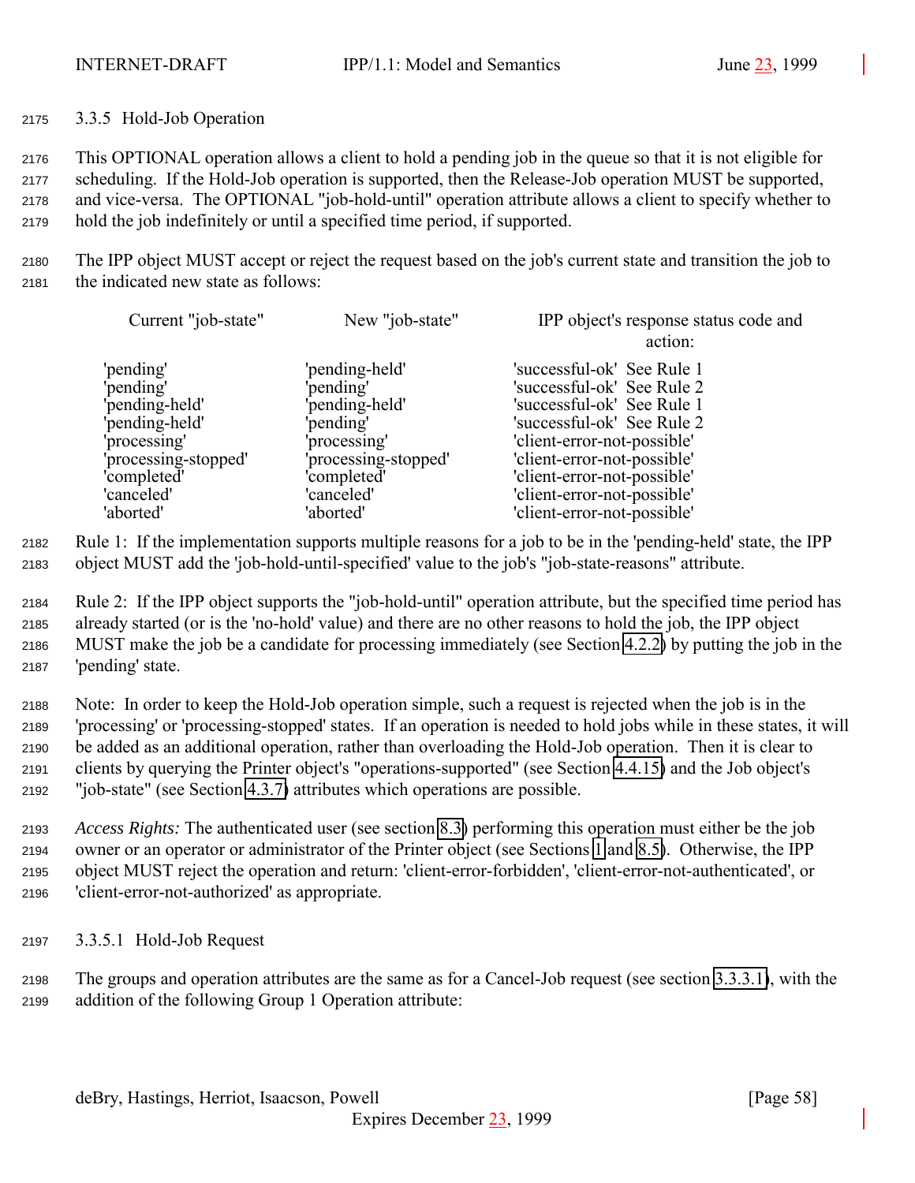### 3.3.5 Hold-Job Operation

This OPTIONAL operation allows a client to hold a pending job in the queue so that it is not eligible for scheduling. If the Hold-Job operation is supported, then the Release-Job operation MUST be supported, and vice-versa. The OPTIONAL "job-hold-until" operation attribute allows a client to specify whether to hold the job indefinitely or until a specified time period, if supported.

The IPP object MUST accept or reject the request based on the job's current state and transition the job to the indicated new state as follows:

| Current "job-state" | New "job-state" | IPP object's response status code and action: |
|---|---|---|
| 'pending' | 'pending-held' | 'successful-ok' See Rule 1 |
| 'pending' | 'pending' | 'successful-ok' See Rule 2 |
| 'pending-held' | 'pending-held' | 'successful-ok' See Rule 1 |
| 'pending-held' | 'pending' | 'successful-ok' See Rule 2 |
| 'processing' | 'processing' | 'client-error-not-possible' |
| 'processing-stopped' | 'processing-stopped' | 'client-error-not-possible' |
| 'completed' | 'completed' | 'client-error-not-possible' |
| 'canceled' | 'canceled' | 'client-error-not-possible' |
| 'aborted' | 'aborted' | 'client-error-not-possible' |

Rule 1: If the implementation supports multiple reasons for a job to be in the 'pending-held' state, the IPP object MUST add the 'job-hold-until-specified' value to the job's "job-state-reasons" attribute.

Rule 2: If the IPP object supports the "job-hold-until" operation attribute, but the specified time period has already started (or is the 'no-hold' value) and there are no other reasons to hold the job, the IPP object MUST make the job be a candidate for processing immediately (see Section 4.2.2) by putting the job in the 'pending' state.

Note: In order to keep the Hold-Job operation simple, such a request is rejected when the job is in the 'processing' or 'processing-stopped' states. If an operation is needed to hold jobs while in these states, it will be added as an additional operation, rather than overloading the Hold-Job operation. Then it is clear to clients by querying the Printer object's "operations-supported" (see Section 4.4.15) and the Job object's "job-state" (see Section 4.3.7) attributes which operations are possible.

*Access Rights:* The authenticated user (see section 8.3) performing this operation must either be the job owner or an operator or administrator of the Printer object (see Sections 1 and 8.5). Otherwise, the IPP object MUST reject the operation and return: 'client-error-forbidden', 'client-error-not-authenticated', or 'client-error-not-authorized' as appropriate.

#### 3.3.5.1 Hold-Job Request

The groups and operation attributes are the same as for a Cancel-Job request (see section 3.3.3.1), with the addition of the following Group 1 Operation attribute: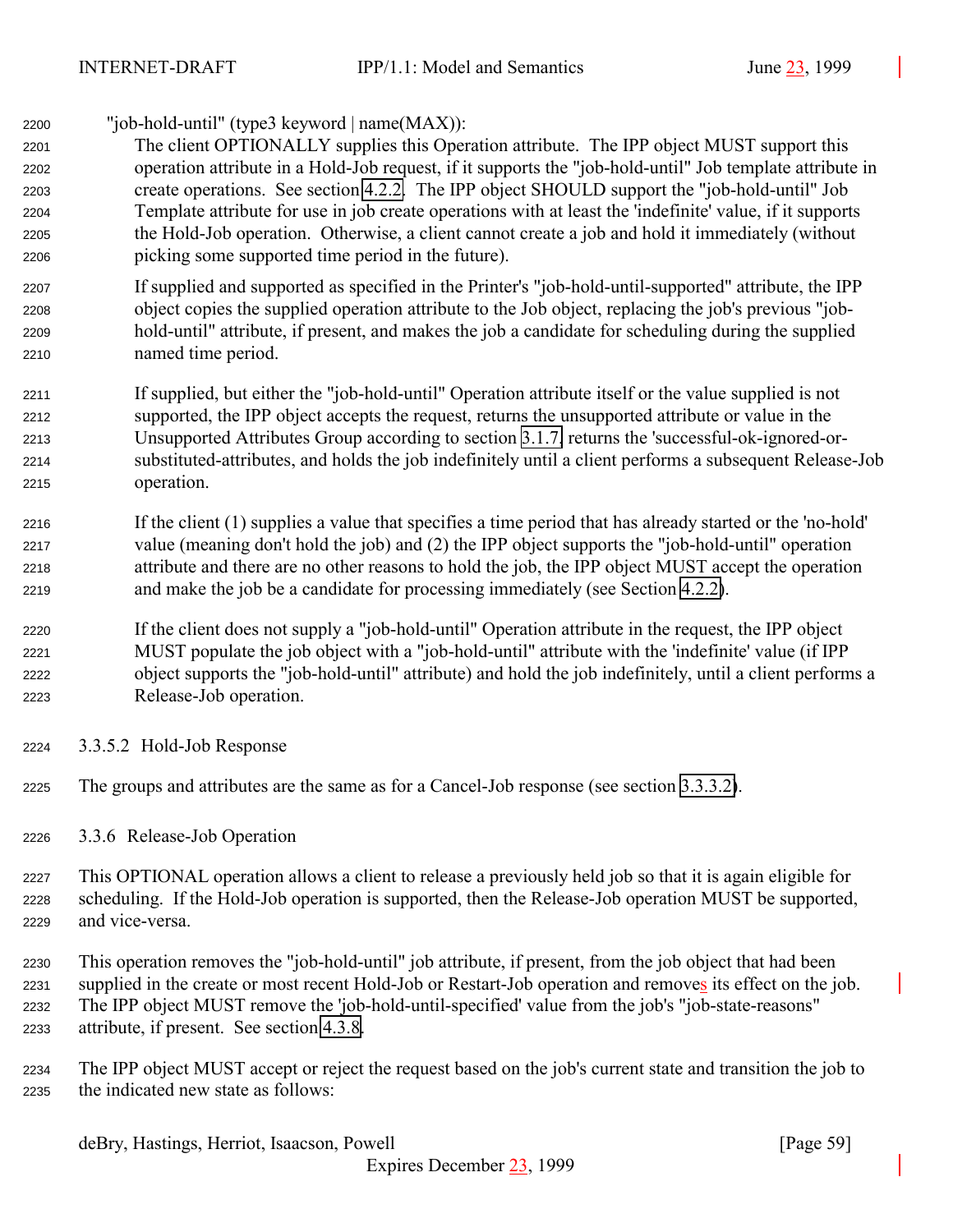"job-hold-until" (type3 keyword | name(MAX)):

The client OPTIONALLY supplies this Operation attribute. The IPP object MUST support this operation attribute in a Hold-Job request, if it supports the "job-hold-until" Job template attribute in create operations. See section 4.2.2. The IPP object SHOULD support the "job-hold-until" Job Template attribute for use in job create operations with at least the 'indefinite' value, if it supports the Hold-Job operation. Otherwise, a client cannot create a job and hold it immediately (without picking some supported time period in the future).

If supplied and supported as specified in the Printer's "job-hold-until-supported" attribute, the IPP object copies the supplied operation attribute to the Job object, replacing the job's previous "job-hold-until" attribute, if present, and makes the job a candidate for scheduling during the supplied named time period.

If supplied, but either the "job-hold-until" Operation attribute itself or the value supplied is not supported, the IPP object accepts the request, returns the unsupported attribute or value in the Unsupported Attributes Group according to section 3.1.7, returns the 'successful-ok-ignored-or-substituted-attributes, and holds the job indefinitely until a client performs a subsequent Release-Job operation.

If the client (1) supplies a value that specifies a time period that has already started or the 'no-hold' value (meaning don't hold the job) and (2) the IPP object supports the "job-hold-until" operation attribute and there are no other reasons to hold the job, the IPP object MUST accept the operation and make the job be a candidate for processing immediately (see Section 4.2.2).

If the client does not supply a "job-hold-until" Operation attribute in the request, the IPP object MUST populate the job object with a "job-hold-until" attribute with the 'indefinite' value (if IPP object supports the "job-hold-until" attribute) and hold the job indefinitely, until a client performs a Release-Job operation.

#### 3.3.5.2 Hold-Job Response

The groups and attributes are the same as for a Cancel-Job response (see section 3.3.3.2).

### 3.3.6 Release-Job Operation

This OPTIONAL operation allows a client to release a previously held job so that it is again eligible for scheduling. If the Hold-Job operation is supported, then the Release-Job operation MUST be supported, and vice-versa.

This operation removes the "job-hold-until" job attribute, if present, from the job object that had been supplied in the create or most recent Hold-Job or Restart-Job operation and removes its effect on the job. The IPP object MUST remove the 'job-hold-until-specified' value from the job's "job-state-reasons" attribute, if present. See section 4.3.8.

The IPP object MUST accept or reject the request based on the job's current state and transition the job to the indicated new state as follows: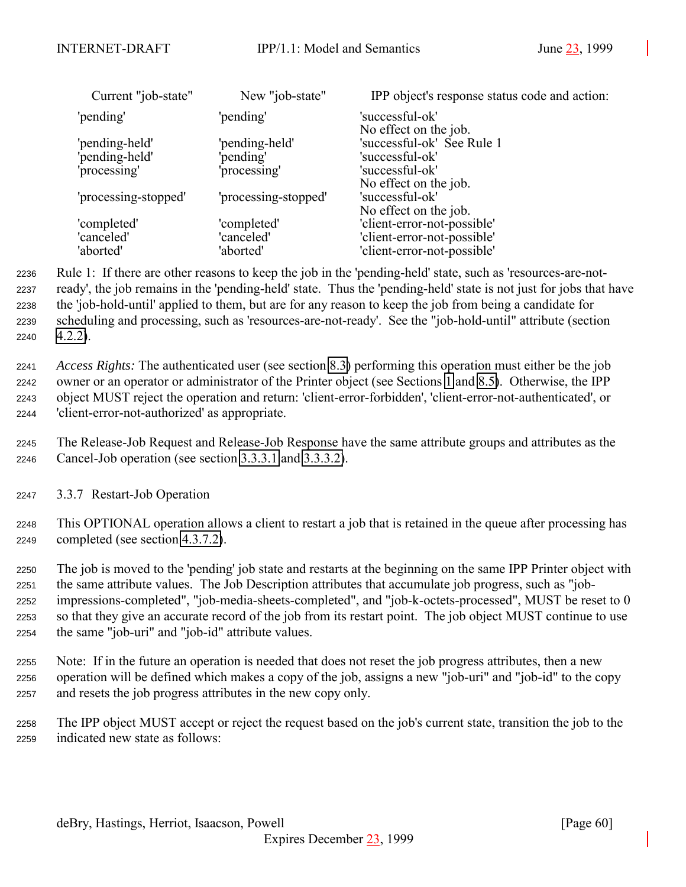| Current "job-state" | New "job-state" | IPP object's response status code and action: |
| --- | --- | --- |
| 'pending' | 'pending' | 'successful-ok' No effect on the job. |
| 'pending-held' | 'pending-held' | 'successful-ok' See Rule 1 |
| 'pending-held' | 'pending' | 'successful-ok' |
| 'processing' | 'processing' | 'successful-ok' No effect on the job. |
| 'processing-stopped' | 'processing-stopped' | 'successful-ok' No effect on the job. |
| 'completed' | 'completed' | 'client-error-not-possible' |
| 'canceled' | 'canceled' | 'client-error-not-possible' |
| 'aborted' | 'aborted' | 'client-error-not-possible' |

Rule 1: If there are other reasons to keep the job in the 'pending-held' state, such as 'resources-are-not-ready', the job remains in the 'pending-held' state. Thus the 'pending-held' state is not just for jobs that have the 'job-hold-until' applied to them, but are for any reason to keep the job from being a candidate for scheduling and processing, such as 'resources-are-not-ready'. See the "job-hold-until" attribute (section 4.2.2).

*Access Rights:* The authenticated user (see section 8.3) performing this operation must either be the job owner or an operator or administrator of the Printer object (see Sections 1 and 8.5). Otherwise, the IPP object MUST reject the operation and return: 'client-error-forbidden', 'client-error-not-authenticated', or 'client-error-not-authorized' as appropriate.

The Release-Job Request and Release-Job Response have the same attribute groups and attributes as the Cancel-Job operation (see section 3.3.3.1 and 3.3.3.2).

### 3.3.7 Restart-Job Operation

This OPTIONAL operation allows a client to restart a job that is retained in the queue after processing has completed (see section 4.3.7.2).

The job is moved to the 'pending' job state and restarts at the beginning on the same IPP Printer object with the same attribute values. The Job Description attributes that accumulate job progress, such as "job-impressions-completed", "job-media-sheets-completed", and "job-k-octets-processed", MUST be reset to 0 so that they give an accurate record of the job from its restart point. The job object MUST continue to use the same "job-uri" and "job-id" attribute values.

Note: If in the future an operation is needed that does not reset the job progress attributes, then a new operation will be defined which makes a copy of the job, assigns a new "job-uri" and "job-id" to the copy and resets the job progress attributes in the new copy only.

The IPP object MUST accept or reject the request based on the job's current state, transition the job to the indicated new state as follows: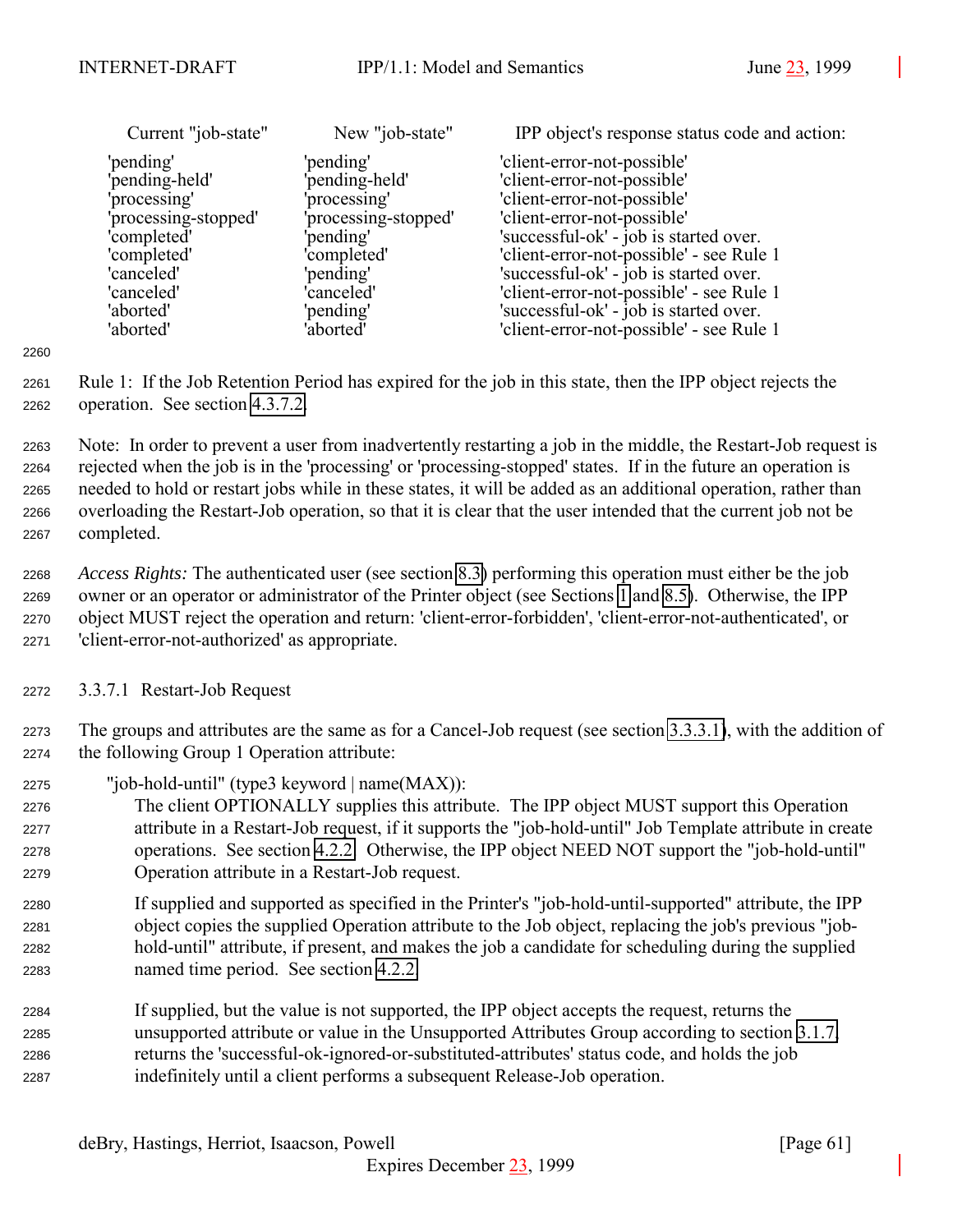| Current "job-state" | New "job-state" | IPP object's response status code and action: |
| --- | --- | --- |
| 'pending' | 'pending' | 'client-error-not-possible' |
| 'pending-held' | 'pending-held' | 'client-error-not-possible' |
| 'processing' | 'processing' | 'client-error-not-possible' |
| 'processing-stopped' | 'processing-stopped' | 'client-error-not-possible' |
| 'completed' | 'pending' | 'successful-ok' - job is started over. |
| 'completed' | 'completed' | 'client-error-not-possible' - see Rule 1 |
| 'canceled' | 'pending' | 'successful-ok' - job is started over. |
| 'canceled' | 'canceled' | 'client-error-not-possible' - see Rule 1 |
| 'aborted' | 'pending' | 'successful-ok' - job is started over. |
| 'aborted' | 'aborted' | 'client-error-not-possible' - see Rule 1 |

Rule 1: If the Job Retention Period has expired for the job in this state, then the IPP object rejects the operation. See section 4.3.7.2.

Note: In order to prevent a user from inadvertently restarting a job in the middle, the Restart-Job request is rejected when the job is in the 'processing' or 'processing-stopped' states. If in the future an operation is needed to hold or restart jobs while in these states, it will be added as an additional operation, rather than overloading the Restart-Job operation, so that it is clear that the user intended that the current job not be completed.

*Access Rights:* The authenticated user (see section 8.3) performing this operation must either be the job owner or an operator or administrator of the Printer object (see Sections 1 and 8.5). Otherwise, the IPP object MUST reject the operation and return: 'client-error-forbidden', 'client-error-not-authenticated', or 'client-error-not-authorized' as appropriate.

### 3.3.7.1 Restart-Job Request

The groups and attributes are the same as for a Cancel-Job request (see section 3.3.3.1), with the addition of the following Group 1 Operation attribute:

"job-hold-until" (type3 keyword | name(MAX)):

The client OPTIONALLY supplies this attribute. The IPP object MUST support this Operation attribute in a Restart-Job request, if it supports the "job-hold-until" Job Template attribute in create operations. See section 4.2.2. Otherwise, the IPP object NEED NOT support the "job-hold-until" Operation attribute in a Restart-Job request.

If supplied and supported as specified in the Printer's "job-hold-until-supported" attribute, the IPP object copies the supplied Operation attribute to the Job object, replacing the job's previous "job-hold-until" attribute, if present, and makes the job a candidate for scheduling during the supplied named time period. See section 4.2.2.

If supplied, but the value is not supported, the IPP object accepts the request, returns the unsupported attribute or value in the Unsupported Attributes Group according to section 3.1.7, returns the 'successful-ok-ignored-or-substituted-attributes' status code, and holds the job indefinitely until a client performs a subsequent Release-Job operation.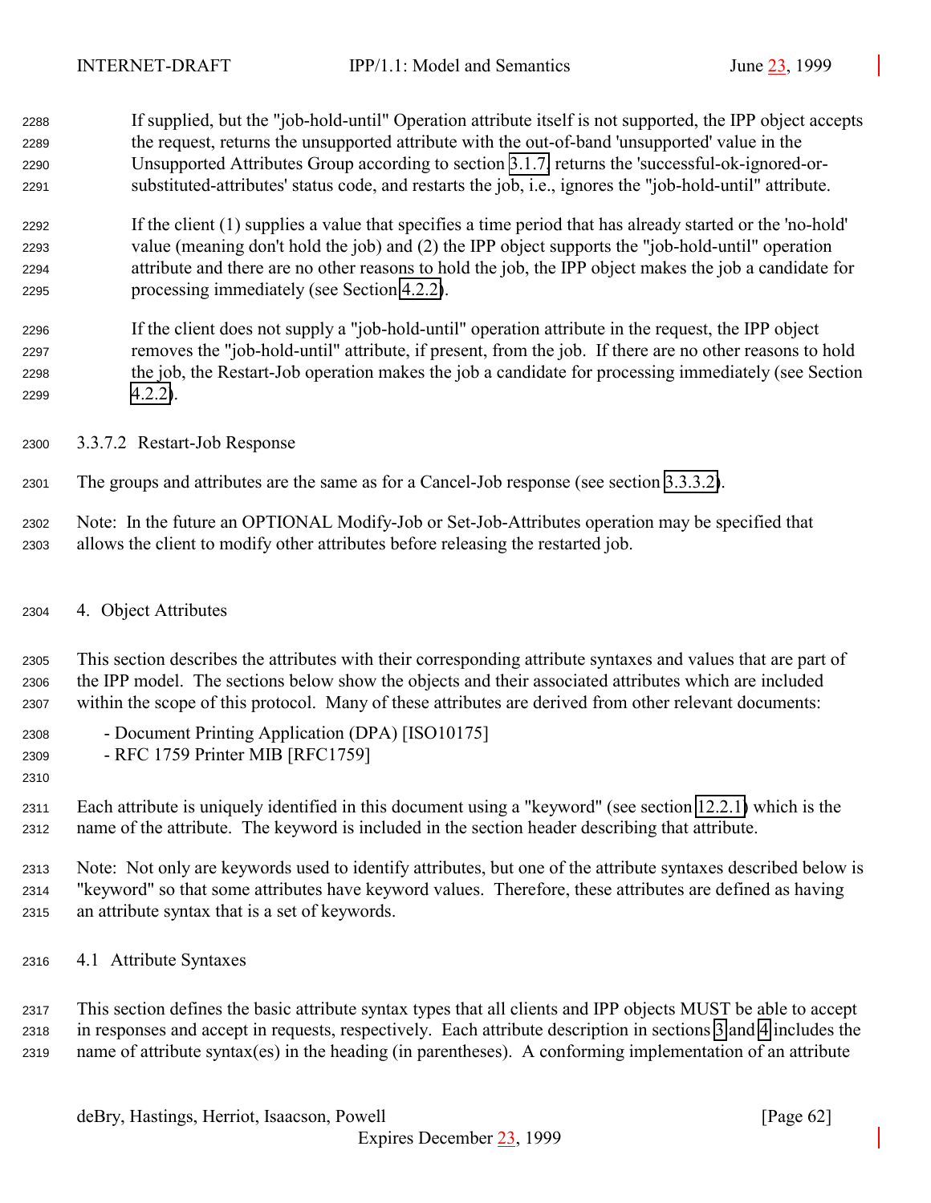If supplied, but the "job-hold-until" Operation attribute itself is not supported, the IPP object accepts the request, returns the unsupported attribute with the out-of-band 'unsupported' value in the Unsupported Attributes Group according to section 3.1.7, returns the 'successful-ok-ignored-or-substituted-attributes' status code, and restarts the job, i.e., ignores the "job-hold-until" attribute.

If the client (1) supplies a value that specifies a time period that has already started or the 'no-hold' value (meaning don't hold the job) and (2) the IPP object supports the "job-hold-until" operation attribute and there are no other reasons to hold the job, the IPP object makes the job a candidate for processing immediately (see Section 4.2.2).

If the client does not supply a "job-hold-until" operation attribute in the request, the IPP object removes the "job-hold-until" attribute, if present, from the job. If there are no other reasons to hold the job, the Restart-Job operation makes the job a candidate for processing immediately (see Section 4.2.2).

#### 3.3.7.2 Restart-Job Response

The groups and attributes are the same as for a Cancel-Job response (see section 3.3.3.2).

Note: In the future an OPTIONAL Modify-Job or Set-Job-Attributes operation may be specified that allows the client to modify other attributes before releasing the restarted job.

# 4. Object Attributes

This section describes the attributes with their corresponding attribute syntaxes and values that are part of the IPP model. The sections below show the objects and their associated attributes which are included within the scope of this protocol. Many of these attributes are derived from other relevant documents:

- Document Printing Application (DPA) [ISO10175]
- RFC 1759 Printer MIB [RFC1759]

Each attribute is uniquely identified in this document using a "keyword" (see section 12.2.1) which is the name of the attribute. The keyword is included in the section header describing that attribute.

Note: Not only are keywords used to identify attributes, but one of the attribute syntaxes described below is "keyword" so that some attributes have keyword values. Therefore, these attributes are defined as having an attribute syntax that is a set of keywords.

## 4.1 Attribute Syntaxes

This section defines the basic attribute syntax types that all clients and IPP objects MUST be able to accept in responses and accept in requests, respectively. Each attribute description in sections 3 and 4 includes the name of attribute syntax(es) in the heading (in parentheses). A conforming implementation of an attribute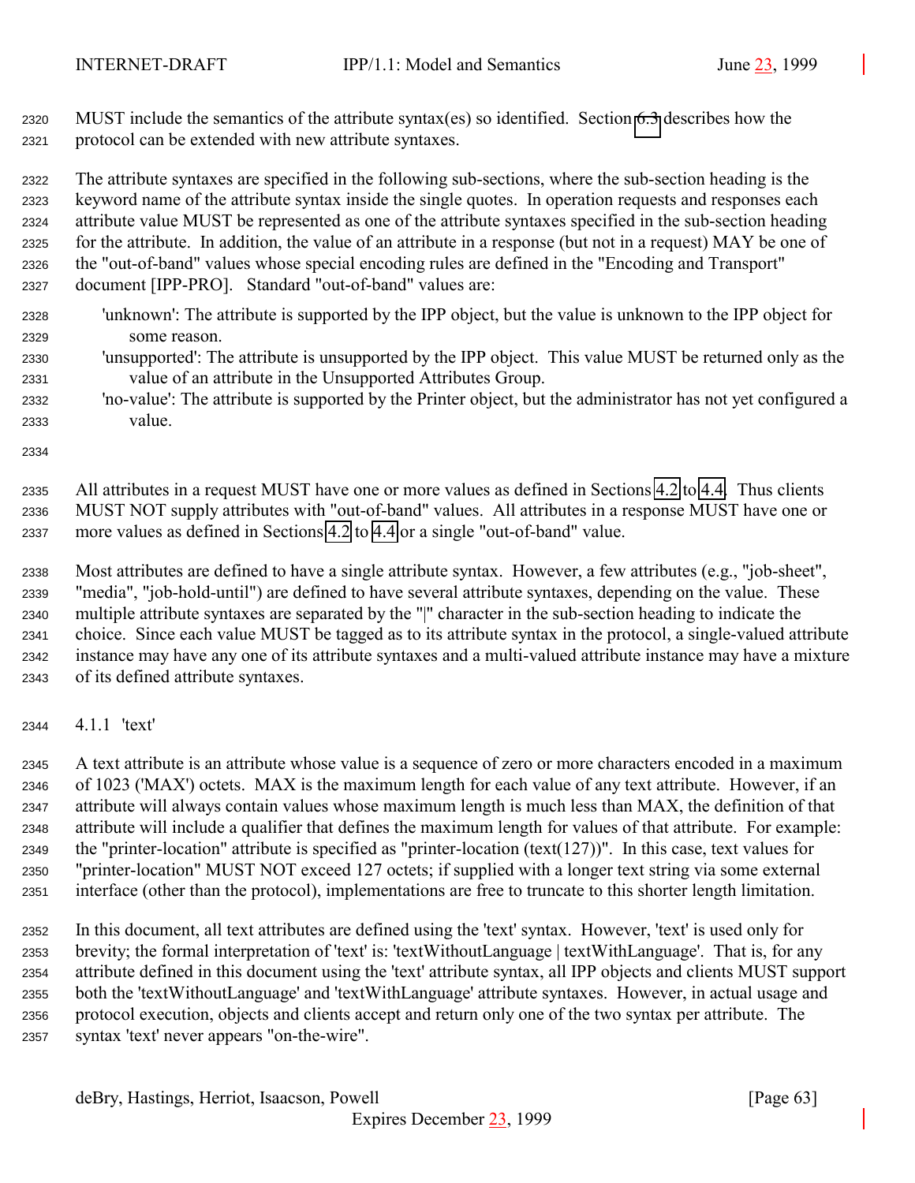MUST include the semantics of the attribute syntax(es) so identified. Section 6.3 describes how the protocol can be extended with new attribute syntaxes.

The attribute syntaxes are specified in the following sub-sections, where the sub-section heading is the keyword name of the attribute syntax inside the single quotes. In operation requests and responses each attribute value MUST be represented as one of the attribute syntaxes specified in the sub-section heading for the attribute. In addition, the value of an attribute in a response (but not in a request) MAY be one of the "out-of-band" values whose special encoding rules are defined in the "Encoding and Transport" document [IPP-PRO]. Standard "out-of-band" values are:

- 'unknown': The attribute is supported by the IPP object, but the value is unknown to the IPP object for some reason.
- 'unsupported': The attribute is unsupported by the IPP object. This value MUST be returned only as the value of an attribute in the Unsupported Attributes Group.
- 'no-value': The attribute is supported by the Printer object, but the administrator has not yet configured a value.

All attributes in a request MUST have one or more values as defined in Sections 4.2 to 4.4. Thus clients MUST NOT supply attributes with "out-of-band" values. All attributes in a response MUST have one or more values as defined in Sections 4.2 to 4.4 or a single "out-of-band" value.

Most attributes are defined to have a single attribute syntax. However, a few attributes (e.g., "job-sheet", "media", "job-hold-until") are defined to have several attribute syntaxes, depending on the value. These multiple attribute syntaxes are separated by the "|" character in the sub-section heading to indicate the choice. Since each value MUST be tagged as to its attribute syntax in the protocol, a single-valued attribute instance may have any one of its attribute syntaxes and a multi-valued attribute instance may have a mixture of its defined attribute syntaxes.

#### 4.1.1 'text'

A text attribute is an attribute whose value is a sequence of zero or more characters encoded in a maximum of 1023 ('MAX') octets. MAX is the maximum length for each value of any text attribute. However, if an attribute will always contain values whose maximum length is much less than MAX, the definition of that attribute will include a qualifier that defines the maximum length for values of that attribute. For example: the "printer-location" attribute is specified as "printer-location (text(127))". In this case, text values for "printer-location" MUST NOT exceed 127 octets; if supplied with a longer text string via some external interface (other than the protocol), implementations are free to truncate to this shorter length limitation.

In this document, all text attributes are defined using the 'text' syntax. However, 'text' is used only for brevity; the formal interpretation of 'text' is: 'textWithoutLanguage | textWithLanguage'. That is, for any attribute defined in this document using the 'text' attribute syntax, all IPP objects and clients MUST support both the 'textWithoutLanguage' and 'textWithLanguage' attribute syntaxes. However, in actual usage and protocol execution, objects and clients accept and return only one of the two syntax per attribute. The syntax 'text' never appears "on-the-wire".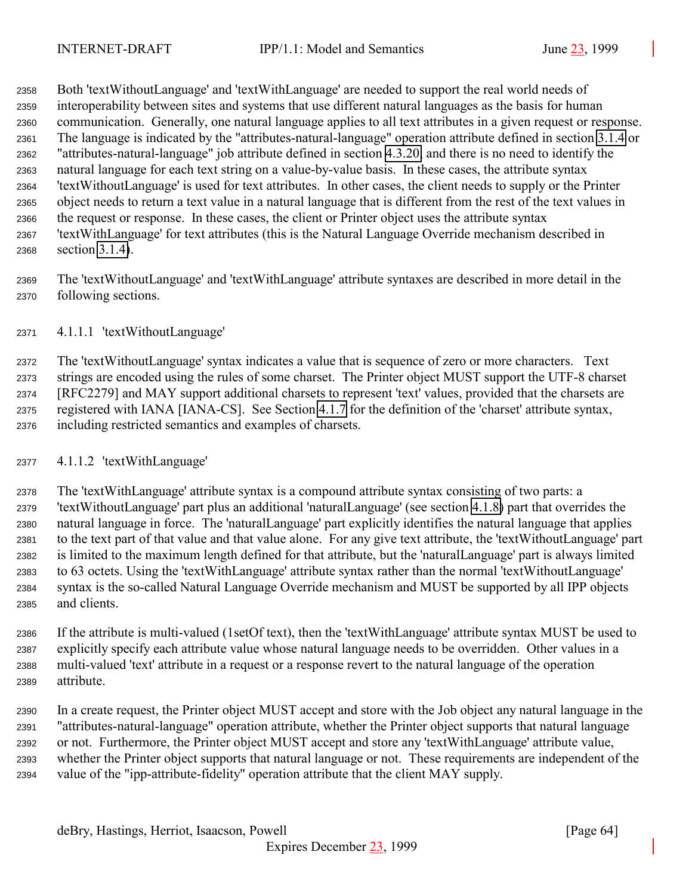Both 'textWithoutLanguage' and 'textWithLanguage' are needed to support the real world needs of interoperability between sites and systems that use different natural languages as the basis for human communication. Generally, one natural language applies to all text attributes in a given request or response. The language is indicated by the "attributes-natural-language" operation attribute defined in section 3.1.4 or "attributes-natural-language" job attribute defined in section 4.3.20, and there is no need to identify the natural language for each text string on a value-by-value basis. In these cases, the attribute syntax 'textWithoutLanguage' is used for text attributes. In other cases, the client needs to supply or the Printer object needs to return a text value in a natural language that is different from the rest of the text values in the request or response. In these cases, the client or Printer object uses the attribute syntax 'textWithLanguage' for text attributes (this is the Natural Language Override mechanism described in section 3.1.4).

The 'textWithoutLanguage' and 'textWithLanguage' attribute syntaxes are described in more detail in the following sections.

#### 4.1.1.1 'textWithoutLanguage'

The 'textWithoutLanguage' syntax indicates a value that is sequence of zero or more characters. Text strings are encoded using the rules of some charset. The Printer object MUST support the UTF-8 charset [RFC2279] and MAY support additional charsets to represent 'text' values, provided that the charsets are registered with IANA [IANA-CS]. See Section 4.1.7 for the definition of the 'charset' attribute syntax, including restricted semantics and examples of charsets.

#### 4.1.1.2 'textWithLanguage'

The 'textWithLanguage' attribute syntax is a compound attribute syntax consisting of two parts: a 'textWithoutLanguage' part plus an additional 'naturalLanguage' (see section 4.1.8) part that overrides the natural language in force. The 'naturalLanguage' part explicitly identifies the natural language that applies to the text part of that value and that value alone. For any give text attribute, the 'textWithoutLanguage' part is limited to the maximum length defined for that attribute, but the 'naturalLanguage' part is always limited to 63 octets. Using the 'textWithLanguage' attribute syntax rather than the normal 'textWithoutLanguage' syntax is the so-called Natural Language Override mechanism and MUST be supported by all IPP objects and clients.

If the attribute is multi-valued (1setOf text), then the 'textWithLanguage' attribute syntax MUST be used to explicitly specify each attribute value whose natural language needs to be overridden. Other values in a multi-valued 'text' attribute in a request or a response revert to the natural language of the operation attribute.

In a create request, the Printer object MUST accept and store with the Job object any natural language in the "attributes-natural-language" operation attribute, whether the Printer object supports that natural language or not. Furthermore, the Printer object MUST accept and store any 'textWithLanguage' attribute value, whether the Printer object supports that natural language or not. These requirements are independent of the value of the "ipp-attribute-fidelity" operation attribute that the client MAY supply.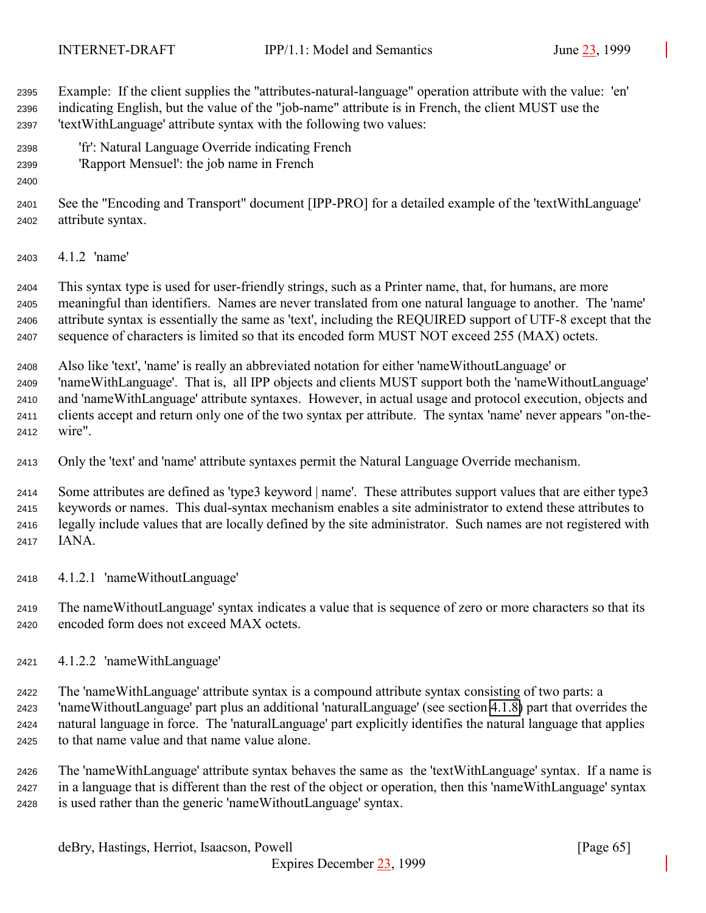Example: If the client supplies the "attributes-natural-language" operation attribute with the value: 'en' indicating English, but the value of the "job-name" attribute is in French, the client MUST use the 'textWithLanguage' attribute syntax with the following two values:

'fr': Natural Language Override indicating French
'Rapport Mensuel': the job name in French

See the "Encoding and Transport" document [IPP-PRO] for a detailed example of the 'textWithLanguage' attribute syntax.

### 4.1.2 'name'

This syntax type is used for user-friendly strings, such as a Printer name, that, for humans, are more meaningful than identifiers. Names are never translated from one natural language to another. The 'name' attribute syntax is essentially the same as 'text', including the REQUIRED support of UTF-8 except that the sequence of characters is limited so that its encoded form MUST NOT exceed 255 (MAX) octets.

Also like 'text', 'name' is really an abbreviated notation for either 'nameWithoutLanguage' or 'nameWithLanguage'. That is, all IPP objects and clients MUST support both the 'nameWithoutLanguage' and 'nameWithLanguage' attribute syntaxes. However, in actual usage and protocol execution, objects and clients accept and return only one of the two syntax per attribute. The syntax 'name' never appears "on-the-wire".

Only the 'text' and 'name' attribute syntaxes permit the Natural Language Override mechanism.

Some attributes are defined as 'type3 keyword | name'. These attributes support values that are either type3 keywords or names. This dual-syntax mechanism enables a site administrator to extend these attributes to legally include values that are locally defined by the site administrator. Such names are not registered with IANA.

#### 4.1.2.1 'nameWithoutLanguage'

The nameWithoutLanguage' syntax indicates a value that is sequence of zero or more characters so that its encoded form does not exceed MAX octets.

#### 4.1.2.2 'nameWithLanguage'

The 'nameWithLanguage' attribute syntax is a compound attribute syntax consisting of two parts: a 'nameWithoutLanguage' part plus an additional 'naturalLanguage' (see section 4.1.8) part that overrides the natural language in force. The 'naturalLanguage' part explicitly identifies the natural language that applies to that name value and that name value alone.

The 'nameWithLanguage' attribute syntax behaves the same as the 'textWithLanguage' syntax. If a name is in a language that is different than the rest of the object or operation, then this 'nameWithLanguage' syntax is used rather than the generic 'nameWithoutLanguage' syntax.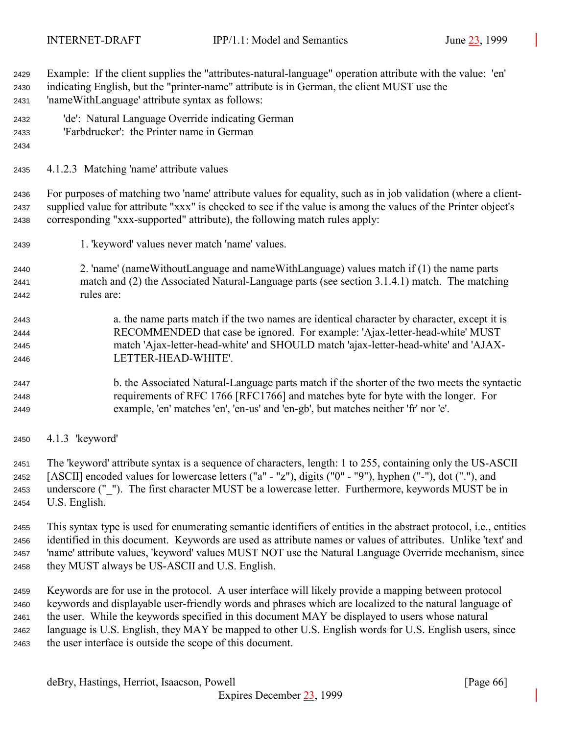Example: If the client supplies the "attributes-natural-language" operation attribute with the value: 'en' indicating English, but the "printer-name" attribute is in German, the client MUST use the 'nameWithLanguage' attribute syntax as follows:

'de': Natural Language Override indicating German
'Farbdrucker': the Printer name in German

#### 4.1.2.3 Matching 'name' attribute values

For purposes of matching two 'name' attribute values for equality, such as in job validation (where a client-supplied value for attribute "xxx" is checked to see if the value is among the values of the Printer object's corresponding "xxx-supported" attribute), the following match rules apply:

1. 'keyword' values never match 'name' values.

2. 'name' (nameWithoutLanguage and nameWithLanguage) values match if (1) the name parts match and (2) the Associated Natural-Language parts (see section 3.1.4.1) match. The matching rules are:

   a. the name parts match if the two names are identical character by character, except it is RECOMMENDED that case be ignored. For example: 'Ajax-letter-head-white' MUST match 'Ajax-letter-head-white' and SHOULD match 'ajax-letter-head-white' and 'AJAX-LETTER-HEAD-WHITE'.

   b. the Associated Natural-Language parts match if the shorter of the two meets the syntactic requirements of RFC 1766 [RFC1766] and matches byte for byte with the longer. For example, 'en' matches 'en', 'en-us' and 'en-gb', but matches neither 'fr' nor 'e'.

### 4.1.3 'keyword'

The 'keyword' attribute syntax is a sequence of characters, length: 1 to 255, containing only the US-ASCII [ASCII] encoded values for lowercase letters ("a" - "z"), digits ("0" - "9"), hyphen ("-"), dot ("."), and underscore ("_"). The first character MUST be a lowercase letter. Furthermore, keywords MUST be in U.S. English.

This syntax type is used for enumerating semantic identifiers of entities in the abstract protocol, i.e., entities identified in this document. Keywords are used as attribute names or values of attributes. Unlike 'text' and 'name' attribute values, 'keyword' values MUST NOT use the Natural Language Override mechanism, since they MUST always be US-ASCII and U.S. English.

Keywords are for use in the protocol. A user interface will likely provide a mapping between protocol keywords and displayable user-friendly words and phrases which are localized to the natural language of the user. While the keywords specified in this document MAY be displayed to users whose natural language is U.S. English, they MAY be mapped to other U.S. English words for U.S. English users, since the user interface is outside the scope of this document.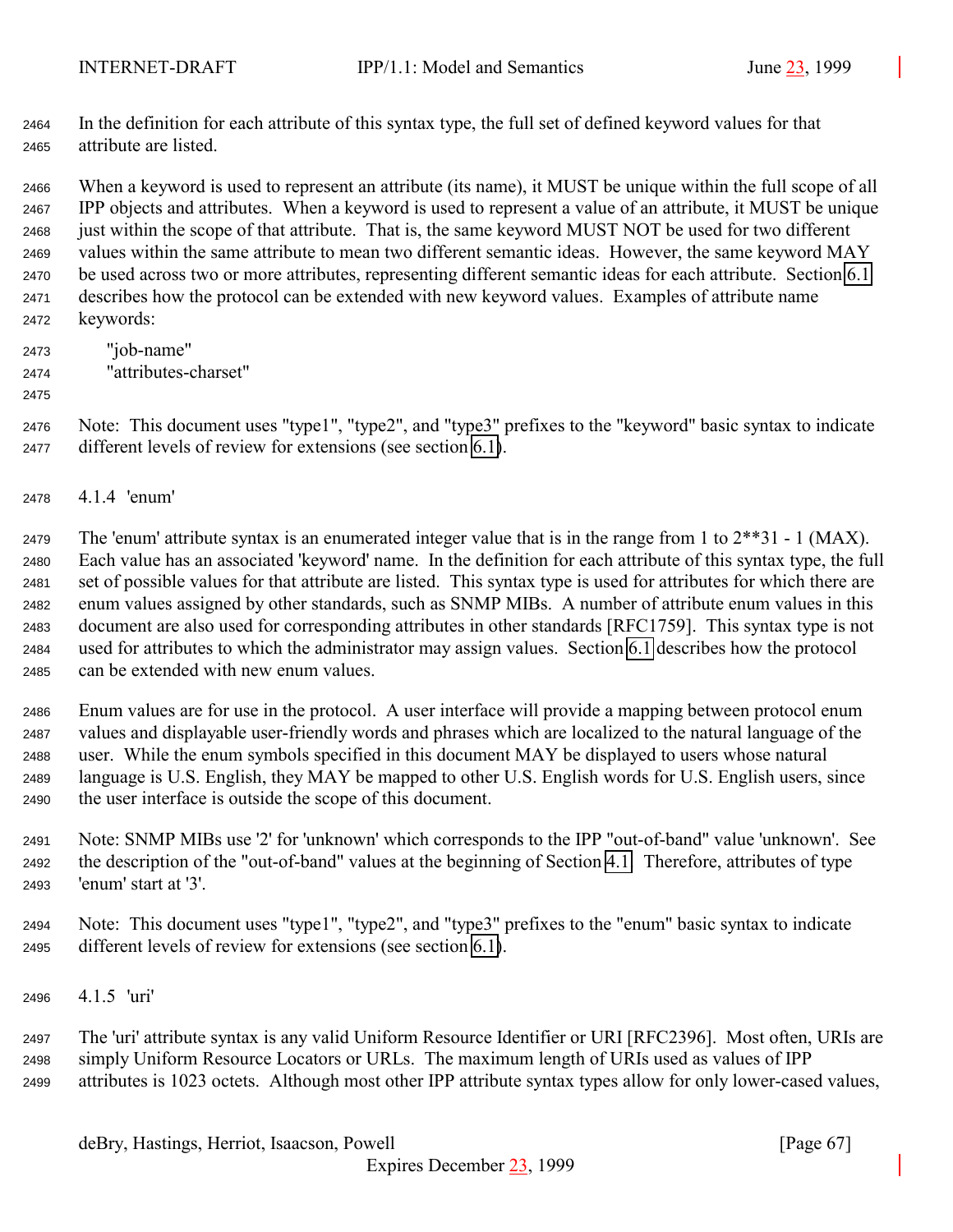In the definition for each attribute of this syntax type, the full set of defined keyword values for that attribute are listed.

When a keyword is used to represent an attribute (its name), it MUST be unique within the full scope of all IPP objects and attributes. When a keyword is used to represent a value of an attribute, it MUST be unique just within the scope of that attribute. That is, the same keyword MUST NOT be used for two different values within the same attribute to mean two different semantic ideas. However, the same keyword MAY be used across two or more attributes, representing different semantic ideas for each attribute. Section 6.1 describes how the protocol can be extended with new keyword values. Examples of attribute name keywords:

    "job-name"
    "attributes-charset"

Note: This document uses "type1", "type2", and "type3" prefixes to the "keyword" basic syntax to indicate different levels of review for extensions (see section 6.1).

### 4.1.4 'enum'

The 'enum' attribute syntax is an enumerated integer value that is in the range from 1 to 2**31 - 1 (MAX). Each value has an associated 'keyword' name. In the definition for each attribute of this syntax type, the full set of possible values for that attribute are listed. This syntax type is used for attributes for which there are enum values assigned by other standards, such as SNMP MIBs. A number of attribute enum values in this document are also used for corresponding attributes in other standards [RFC1759]. This syntax type is not used for attributes to which the administrator may assign values. Section 6.1 describes how the protocol can be extended with new enum values.

Enum values are for use in the protocol. A user interface will provide a mapping between protocol enum values and displayable user-friendly words and phrases which are localized to the natural language of the user. While the enum symbols specified in this document MAY be displayed to users whose natural language is U.S. English, they MAY be mapped to other U.S. English words for U.S. English users, since the user interface is outside the scope of this document.

Note: SNMP MIBs use '2' for 'unknown' which corresponds to the IPP "out-of-band" value 'unknown'. See the description of the "out-of-band" values at the beginning of Section 4.1. Therefore, attributes of type 'enum' start at '3'.

Note: This document uses "type1", "type2", and "type3" prefixes to the "enum" basic syntax to indicate different levels of review for extensions (see section 6.1).

### 4.1.5 'uri'

The 'uri' attribute syntax is any valid Uniform Resource Identifier or URI [RFC2396]. Most often, URIs are simply Uniform Resource Locators or URLs. The maximum length of URIs used as values of IPP attributes is 1023 octets. Although most other IPP attribute syntax types allow for only lower-cased values,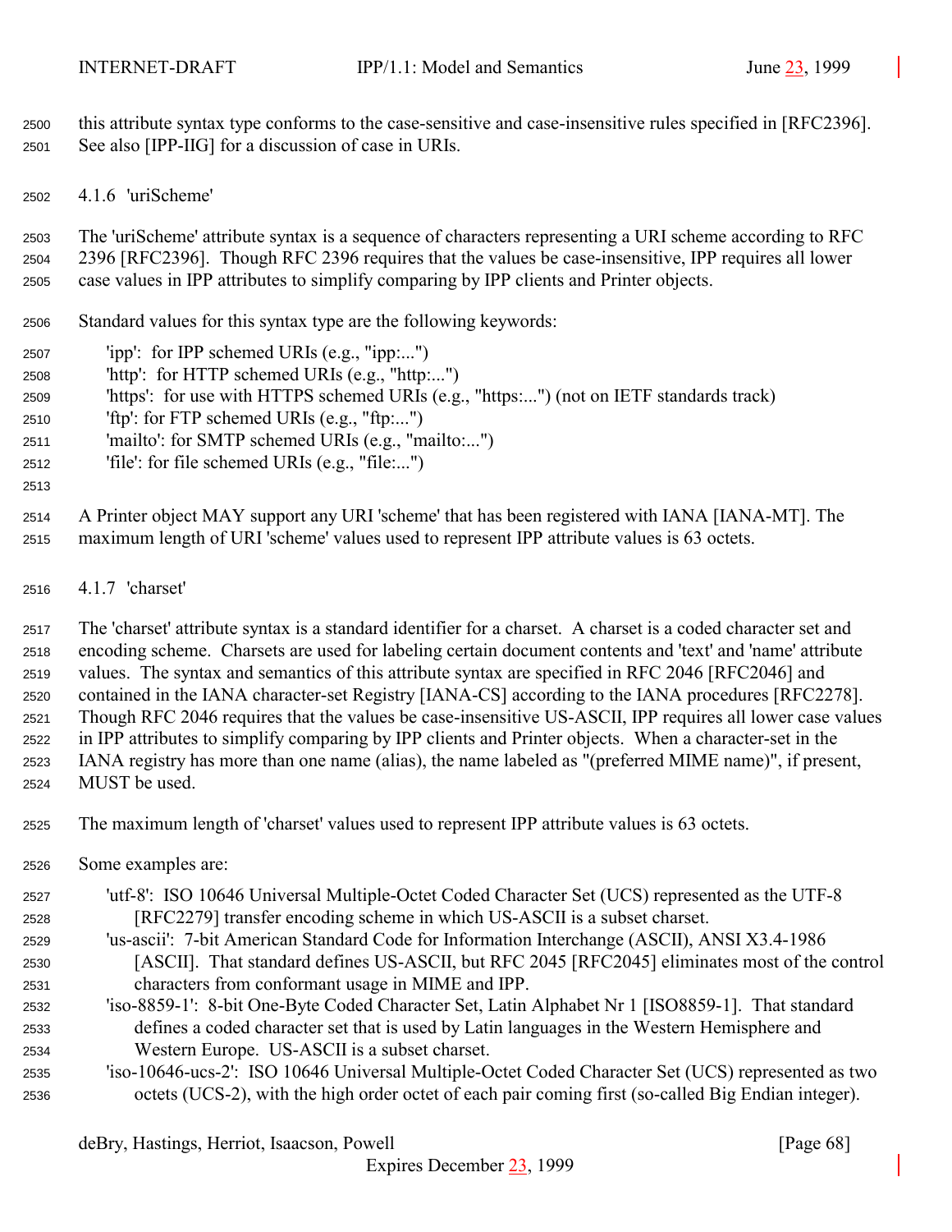this attribute syntax type conforms to the case-sensitive and case-insensitive rules specified in [RFC2396]. See also [IPP-IIG] for a discussion of case in URIs.

### 4.1.6 'uriScheme'

The 'uriScheme' attribute syntax is a sequence of characters representing a URI scheme according to RFC 2396 [RFC2396]. Though RFC 2396 requires that the values be case-insensitive, IPP requires all lower case values in IPP attributes to simplify comparing by IPP clients and Printer objects.

Standard values for this syntax type are the following keywords:

- 'ipp': for IPP schemed URIs (e.g., "ipp:...")
- 'http': for HTTP schemed URIs (e.g., "http:...")
- 'https': for use with HTTPS schemed URIs (e.g., "https:...") (not on IETF standards track)
- 'ftp': for FTP schemed URIs (e.g., "ftp:...")
- 'mailto': for SMTP schemed URIs (e.g., "mailto:...")
- 'file': for file schemed URIs (e.g., "file:...")

A Printer object MAY support any URI 'scheme' that has been registered with IANA [IANA-MT]. The maximum length of URI 'scheme' values used to represent IPP attribute values is 63 octets.

### 4.1.7 'charset'

The 'charset' attribute syntax is a standard identifier for a charset. A charset is a coded character set and encoding scheme. Charsets are used for labeling certain document contents and 'text' and 'name' attribute values. The syntax and semantics of this attribute syntax are specified in RFC 2046 [RFC2046] and contained in the IANA character-set Registry [IANA-CS] according to the IANA procedures [RFC2278]. Though RFC 2046 requires that the values be case-insensitive US-ASCII, IPP requires all lower case values in IPP attributes to simplify comparing by IPP clients and Printer objects. When a character-set in the IANA registry has more than one name (alias), the name labeled as "(preferred MIME name)", if present, MUST be used.

The maximum length of 'charset' values used to represent IPP attribute values is 63 octets.

Some examples are:

- 'utf-8': ISO 10646 Universal Multiple-Octet Coded Character Set (UCS) represented as the UTF-8 [RFC2279] transfer encoding scheme in which US-ASCII is a subset charset.
- 'us-ascii': 7-bit American Standard Code for Information Interchange (ASCII), ANSI X3.4-1986 [ASCII]. That standard defines US-ASCII, but RFC 2045 [RFC2045] eliminates most of the control characters from conformant usage in MIME and IPP.
- 'iso-8859-1': 8-bit One-Byte Coded Character Set, Latin Alphabet Nr 1 [ISO8859-1]. That standard defines a coded character set that is used by Latin languages in the Western Hemisphere and Western Europe. US-ASCII is a subset charset.
- 'iso-10646-ucs-2': ISO 10646 Universal Multiple-Octet Coded Character Set (UCS) represented as two octets (UCS-2), with the high order octet of each pair coming first (so-called Big Endian integer).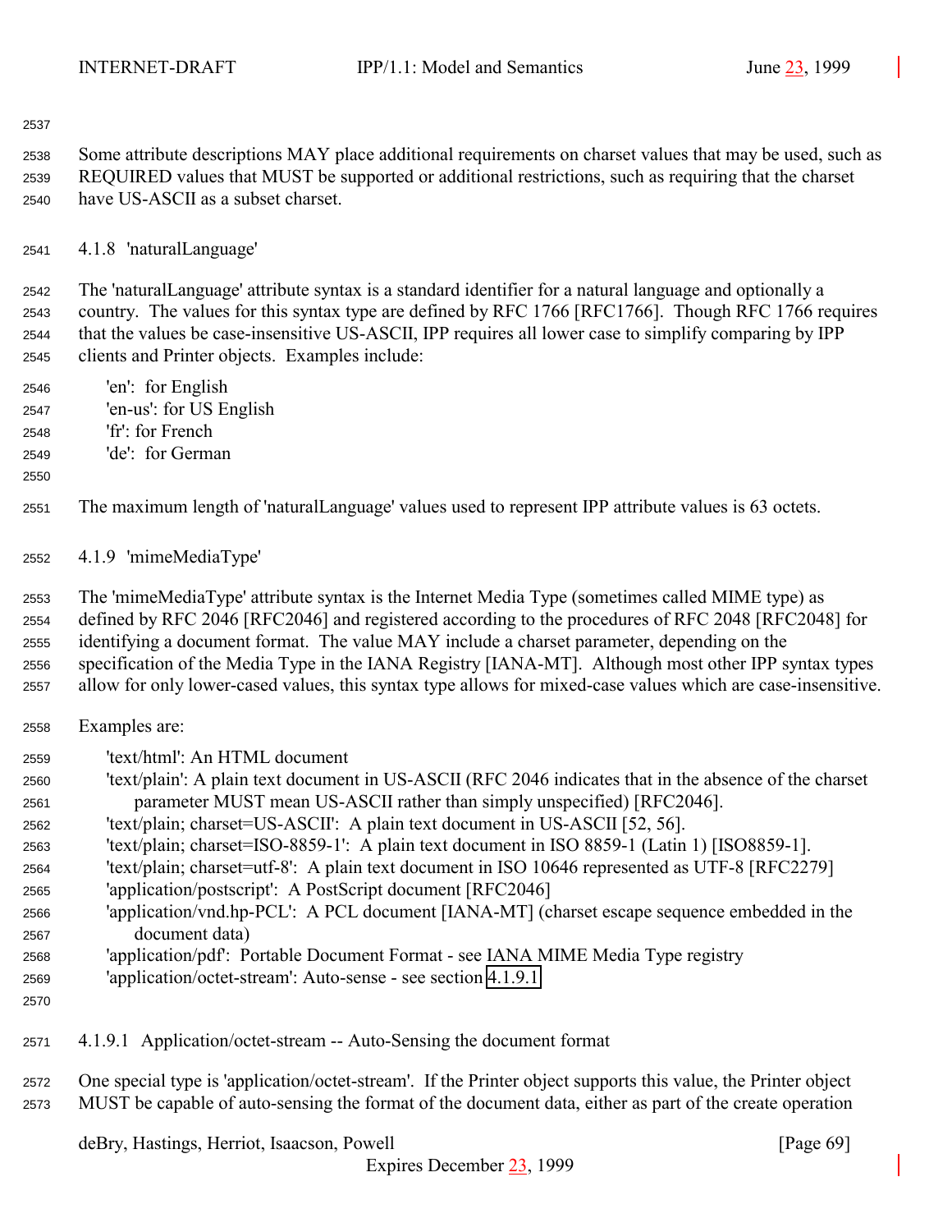Some attribute descriptions MAY place additional requirements on charset values that may be used, such as REQUIRED values that MUST be supported or additional restrictions, such as requiring that the charset have US-ASCII as a subset charset.

#### 4.1.8 'naturalLanguage'

The 'naturalLanguage' attribute syntax is a standard identifier for a natural language and optionally a country. The values for this syntax type are defined by RFC 1766 [RFC1766]. Though RFC 1766 requires that the values be case-insensitive US-ASCII, IPP requires all lower case to simplify comparing by IPP clients and Printer objects. Examples include:

- 'en': for English
- 'en-us': for US English
- 'fr': for French
- 'de': for German

The maximum length of 'naturalLanguage' values used to represent IPP attribute values is 63 octets.

#### 4.1.9 'mimeMediaType'

The 'mimeMediaType' attribute syntax is the Internet Media Type (sometimes called MIME type) as defined by RFC 2046 [RFC2046] and registered according to the procedures of RFC 2048 [RFC2048] for identifying a document format. The value MAY include a charset parameter, depending on the specification of the Media Type in the IANA Registry [IANA-MT]. Although most other IPP syntax types allow for only lower-cased values, this syntax type allows for mixed-case values which are case-insensitive.

Examples are:

- 'text/html': An HTML document
- 'text/plain': A plain text document in US-ASCII (RFC 2046 indicates that in the absence of the charset parameter MUST mean US-ASCII rather than simply unspecified) [RFC2046].
- 'text/plain; charset=US-ASCII': A plain text document in US-ASCII [52, 56].
- 'text/plain; charset=ISO-8859-1': A plain text document in ISO 8859-1 (Latin 1) [ISO8859-1].
- 'text/plain; charset=utf-8': A plain text document in ISO 10646 represented as UTF-8 [RFC2279]
- 'application/postscript': A PostScript document [RFC2046]
- 'application/vnd.hp-PCL': A PCL document [IANA-MT] (charset escape sequence embedded in the document data)
- 'application/pdf': Portable Document Format - see IANA MIME Media Type registry
- 'application/octet-stream': Auto-sense - see section 4.1.9.1

##### 4.1.9.1 Application/octet-stream -- Auto-Sensing the document format

One special type is 'application/octet-stream'. If the Printer object supports this value, the Printer object MUST be capable of auto-sensing the format of the document data, either as part of the create operation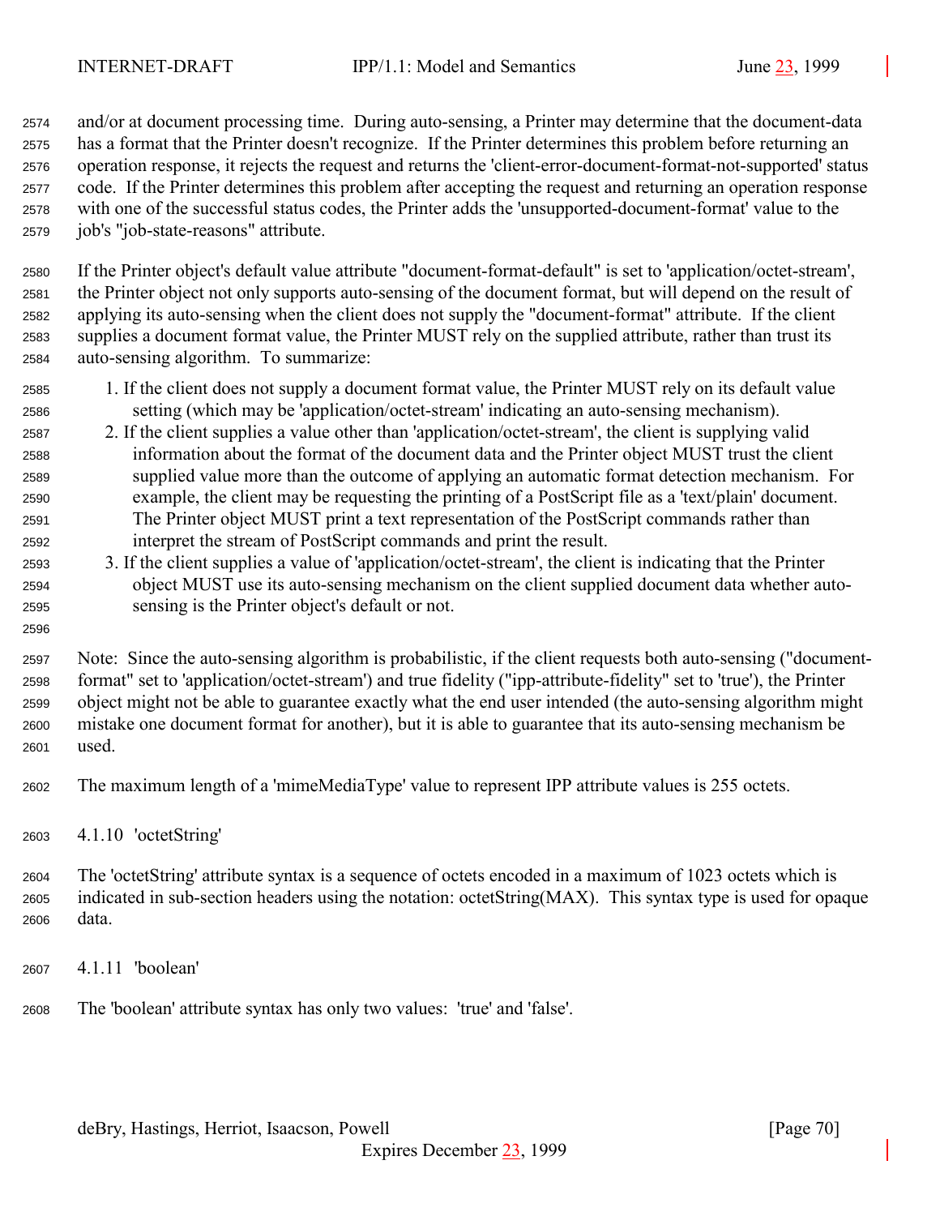and/or at document processing time. During auto-sensing, a Printer may determine that the document-data has a format that the Printer doesn't recognize. If the Printer determines this problem before returning an operation response, it rejects the request and returns the 'client-error-document-format-not-supported' status code. If the Printer determines this problem after accepting the request and returning an operation response with one of the successful status codes, the Printer adds the 'unsupported-document-format' value to the job's "job-state-reasons" attribute.

If the Printer object's default value attribute "document-format-default" is set to 'application/octet-stream', the Printer object not only supports auto-sensing of the document format, but will depend on the result of applying its auto-sensing when the client does not supply the "document-format" attribute. If the client supplies a document format value, the Printer MUST rely on the supplied attribute, rather than trust its auto-sensing algorithm. To summarize:

1. If the client does not supply a document format value, the Printer MUST rely on its default value setting (which may be 'application/octet-stream' indicating an auto-sensing mechanism).
2. If the client supplies a value other than 'application/octet-stream', the client is supplying valid information about the format of the document data and the Printer object MUST trust the client supplied value more than the outcome of applying an automatic format detection mechanism. For example, the client may be requesting the printing of a PostScript file as a 'text/plain' document. The Printer object MUST print a text representation of the PostScript commands rather than interpret the stream of PostScript commands and print the result.
3. If the client supplies a value of 'application/octet-stream', the client is indicating that the Printer object MUST use its auto-sensing mechanism on the client supplied document data whether auto-sensing is the Printer object's default or not.

Note: Since the auto-sensing algorithm is probabilistic, if the client requests both auto-sensing ("document-format" set to 'application/octet-stream') and true fidelity ("ipp-attribute-fidelity" set to 'true'), the Printer object might not be able to guarantee exactly what the end user intended (the auto-sensing algorithm might mistake one document format for another), but it is able to guarantee that its auto-sensing mechanism be used.

The maximum length of a 'mimeMediaType' value to represent IPP attribute values is 255 octets.

### 4.1.10 'octetString'

The 'octetString' attribute syntax is a sequence of octets encoded in a maximum of 1023 octets which is indicated in sub-section headers using the notation: octetString(MAX). This syntax type is used for opaque data.

### 4.1.11 'boolean'

The 'boolean' attribute syntax has only two values: 'true' and 'false'.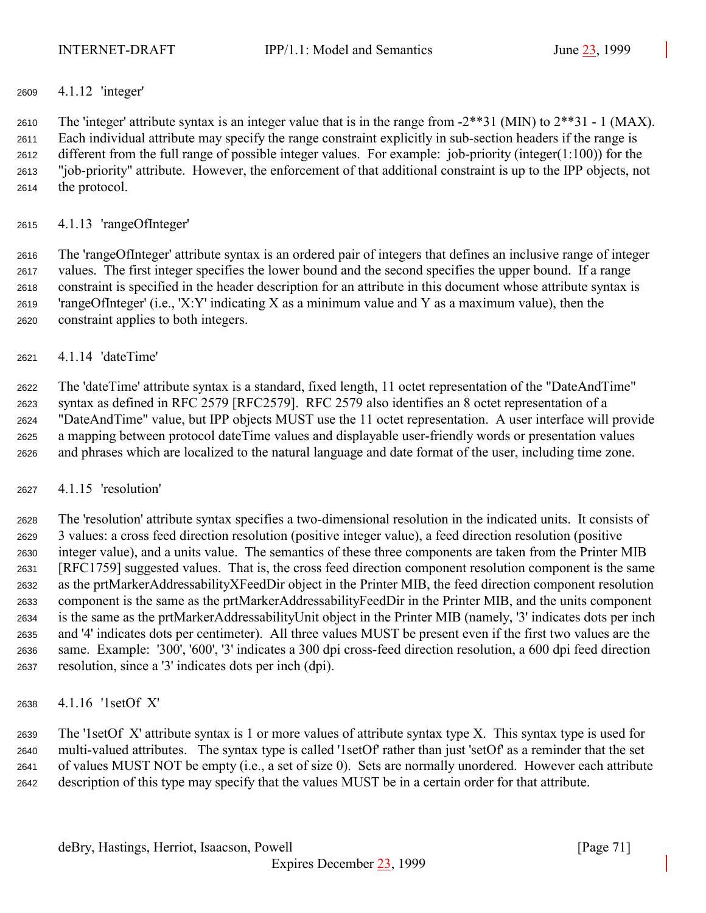### 4.1.12 'integer'

The 'integer' attribute syntax is an integer value that is in the range from -2**31 (MIN) to 2**31 - 1 (MAX). Each individual attribute may specify the range constraint explicitly in sub-section headers if the range is different from the full range of possible integer values. For example: job-priority (integer(1:100)) for the "job-priority" attribute. However, the enforcement of that additional constraint is up to the IPP objects, not the protocol.

### 4.1.13 'rangeOfInteger'

The 'rangeOfInteger' attribute syntax is an ordered pair of integers that defines an inclusive range of integer values. The first integer specifies the lower bound and the second specifies the upper bound. If a range constraint is specified in the header description for an attribute in this document whose attribute syntax is 'rangeOfInteger' (i.e., 'X:Y' indicating X as a minimum value and Y as a maximum value), then the constraint applies to both integers.

### 4.1.14 'dateTime'

The 'dateTime' attribute syntax is a standard, fixed length, 11 octet representation of the "DateAndTime" syntax as defined in RFC 2579 [RFC2579]. RFC 2579 also identifies an 8 octet representation of a "DateAndTime" value, but IPP objects MUST use the 11 octet representation. A user interface will provide a mapping between protocol dateTime values and displayable user-friendly words or presentation values and phrases which are localized to the natural language and date format of the user, including time zone.

### 4.1.15 'resolution'

The 'resolution' attribute syntax specifies a two-dimensional resolution in the indicated units. It consists of 3 values: a cross feed direction resolution (positive integer value), a feed direction resolution (positive integer value), and a units value. The semantics of these three components are taken from the Printer MIB [RFC1759] suggested values. That is, the cross feed direction component resolution component is the same as the prtMarkerAddressabilityXFeedDir object in the Printer MIB, the feed direction component resolution component is the same as the prtMarkerAddressabilityFeedDir in the Printer MIB, and the units component is the same as the prtMarkerAddressabilityUnit object in the Printer MIB (namely, '3' indicates dots per inch and '4' indicates dots per centimeter). All three values MUST be present even if the first two values are the same. Example: '300', '600', '3' indicates a 300 dpi cross-feed direction resolution, a 600 dpi feed direction resolution, since a '3' indicates dots per inch (dpi).

### 4.1.16 '1setOf X'

The '1setOf X' attribute syntax is 1 or more values of attribute syntax type X. This syntax type is used for multi-valued attributes. The syntax type is called '1setOf' rather than just 'setOf' as a reminder that the set of values MUST NOT be empty (i.e., a set of size 0). Sets are normally unordered. However each attribute description of this type may specify that the values MUST be in a certain order for that attribute.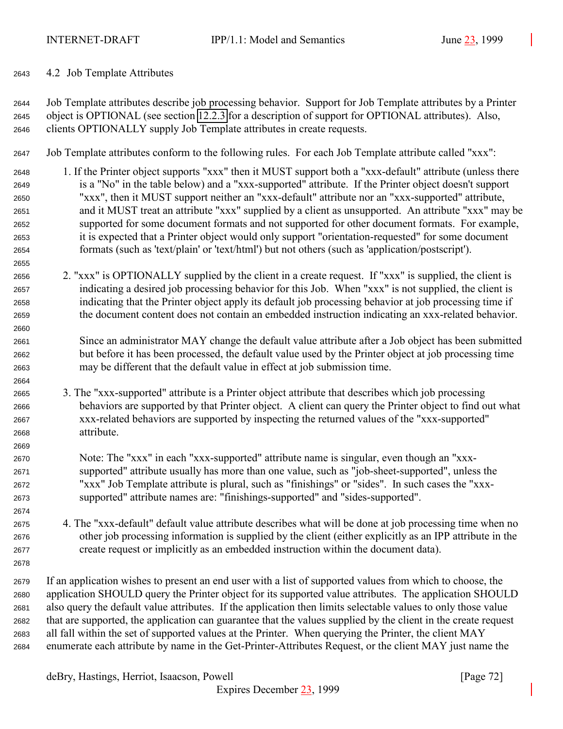### 4.2 Job Template Attributes

Job Template attributes describe job processing behavior. Support for Job Template attributes by a Printer object is OPTIONAL (see section 12.2.3 for a description of support for OPTIONAL attributes). Also, clients OPTIONALLY supply Job Template attributes in create requests.

Job Template attributes conform to the following rules. For each Job Template attribute called "xxx":

1. If the Printer object supports "xxx" then it MUST support both a "xxx-default" attribute (unless there is a "No" in the table below) and a "xxx-supported" attribute. If the Printer object doesn't support "xxx", then it MUST support neither an "xxx-default" attribute nor an "xxx-supported" attribute, and it MUST treat an attribute "xxx" supplied by a client as unsupported. An attribute "xxx" may be supported for some document formats and not supported for other document formats. For example, it is expected that a Printer object would only support "orientation-requested" for some document formats (such as 'text/plain' or 'text/html') but not others (such as 'application/postscript').

2. "xxx" is OPTIONALLY supplied by the client in a create request. If "xxx" is supplied, the client is indicating a desired job processing behavior for this Job. When "xxx" is not supplied, the client is indicating that the Printer object apply its default job processing behavior at job processing time if the document content does not contain an embedded instruction indicating an xxx-related behavior.

   Since an administrator MAY change the default value attribute after a Job object has been submitted but before it has been processed, the default value used by the Printer object at job processing time may be different that the default value in effect at job submission time.

3. The "xxx-supported" attribute is a Printer object attribute that describes which job processing behaviors are supported by that Printer object. A client can query the Printer object to find out what xxx-related behaviors are supported by inspecting the returned values of the "xxx-supported" attribute.

   Note: The "xxx" in each "xxx-supported" attribute name is singular, even though an "xxx-supported" attribute usually has more than one value, such as "job-sheet-supported", unless the "xxx" Job Template attribute is plural, such as "finishings" or "sides". In such cases the "xxx-supported" attribute names are: "finishings-supported" and "sides-supported".

4. The "xxx-default" default value attribute describes what will be done at job processing time when no other job processing information is supplied by the client (either explicitly as an IPP attribute in the create request or implicitly as an embedded instruction within the document data).

If an application wishes to present an end user with a list of supported values from which to choose, the application SHOULD query the Printer object for its supported value attributes. The application SHOULD also query the default value attributes. If the application then limits selectable values to only those value that are supported, the application can guarantee that the values supplied by the client in the create request all fall within the set of supported values at the Printer. When querying the Printer, the client MAY enumerate each attribute by name in the Get-Printer-Attributes Request, or the client MAY just name the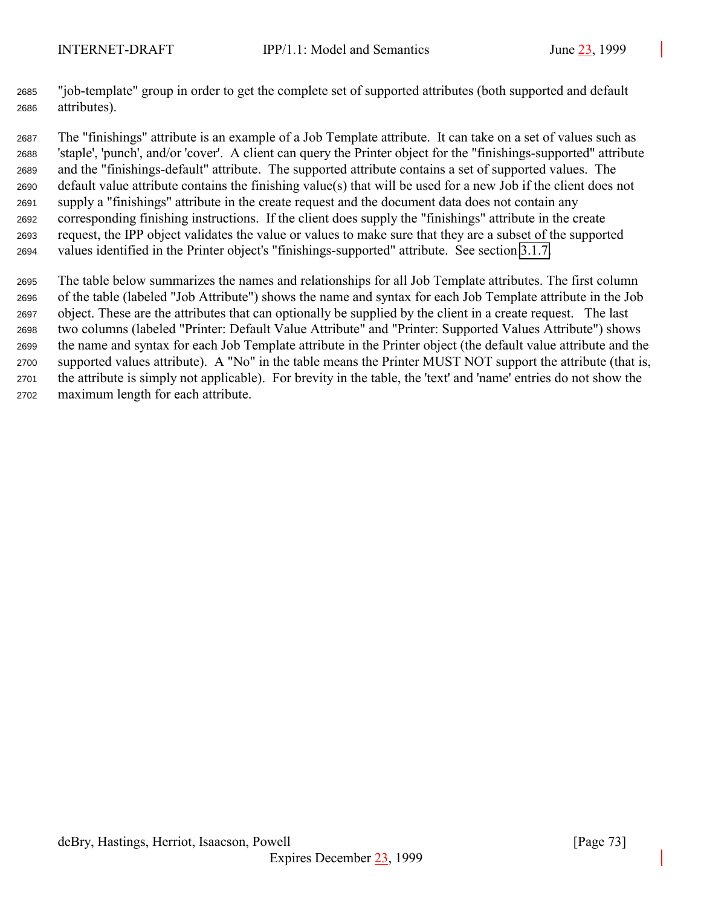"job-template" group in order to get the complete set of supported attributes (both supported and default attributes).

The "finishings" attribute is an example of a Job Template attribute. It can take on a set of values such as 'staple', 'punch', and/or 'cover'. A client can query the Printer object for the "finishings-supported" attribute and the "finishings-default" attribute. The supported attribute contains a set of supported values. The default value attribute contains the finishing value(s) that will be used for a new Job if the client does not supply a "finishings" attribute in the create request and the document data does not contain any corresponding finishing instructions. If the client does supply the "finishings" attribute in the create request, the IPP object validates the value or values to make sure that they are a subset of the supported values identified in the Printer object's "finishings-supported" attribute. See section 3.1.7.

The table below summarizes the names and relationships for all Job Template attributes. The first column of the table (labeled "Job Attribute") shows the name and syntax for each Job Template attribute in the Job object. These are the attributes that can optionally be supplied by the client in a create request. The last two columns (labeled "Printer: Default Value Attribute" and "Printer: Supported Values Attribute") shows the name and syntax for each Job Template attribute in the Printer object (the default value attribute and the supported values attribute). A "No" in the table means the Printer MUST NOT support the attribute (that is, the attribute is simply not applicable). For brevity in the table, the 'text' and 'name' entries do not show the maximum length for each attribute.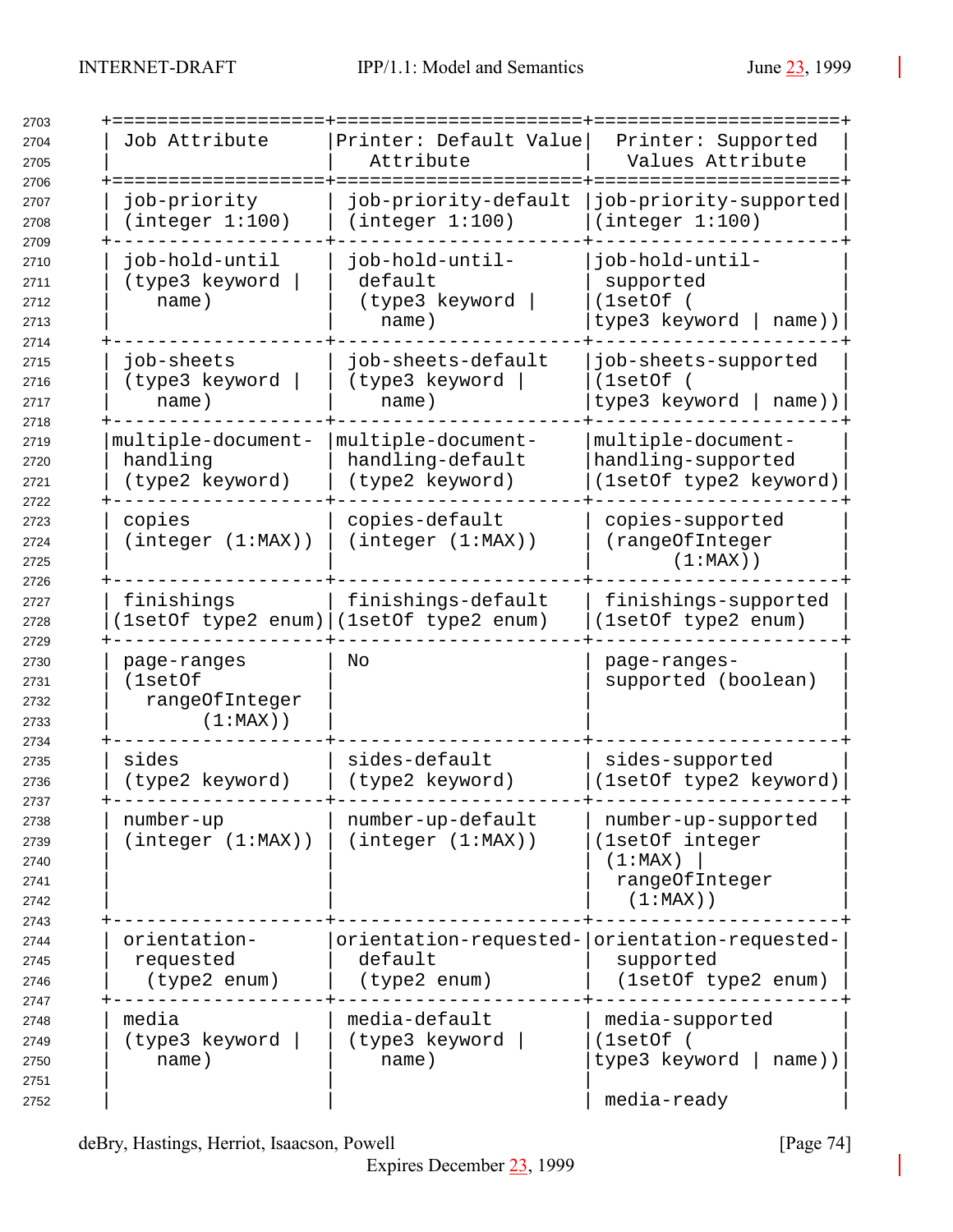| Job Attribute | Printer: Default Value Attribute | Printer: Supported Values Attribute |
|---|---|---|
| job-priority (integer 1:100) | job-priority-default (integer 1:100) | job-priority-supported (integer 1:100) |
| job-hold-until (type3 keyword \| name) | job-hold-until-default (type3 keyword \| name) | job-hold-until-supported (1setOf ( type3 keyword \| name)) |
| job-sheets (type3 keyword \| name) | job-sheets-default (type3 keyword \| name) | job-sheets-supported (1setOf ( type3 keyword \| name)) |
| multiple-document-handling (type2 keyword) | multiple-document-handling-default (type2 keyword) | multiple-document-handling-supported (1setOf type2 keyword) |
| copies (integer (1:MAX)) | copies-default (integer (1:MAX)) | copies-supported (rangeOfInteger (1:MAX)) |
| finishings (1setOf type2 enum) | finishings-default (1setOf type2 enum) | finishings-supported (1setOf type2 enum) |
| page-ranges (1setOf rangeOfInteger (1:MAX)) | No | page-ranges-supported (boolean) |
| sides (type2 keyword) | sides-default (type2 keyword) | sides-supported (1setOf type2 keyword) |
| number-up (integer (1:MAX)) | number-up-default (integer (1:MAX)) | number-up-supported (1setOf integer (1:MAX) \| rangeOfInteger (1:MAX)) |
| orientation-requested (type2 enum) | orientation-requested-default (type2 enum) | orientation-requested-supported (1setOf type2 enum) |
| media (type3 keyword \| name) | media-default (type3 keyword \| name) | media-supported (1setOf ( type3 keyword \| name))<br><br>media-ready |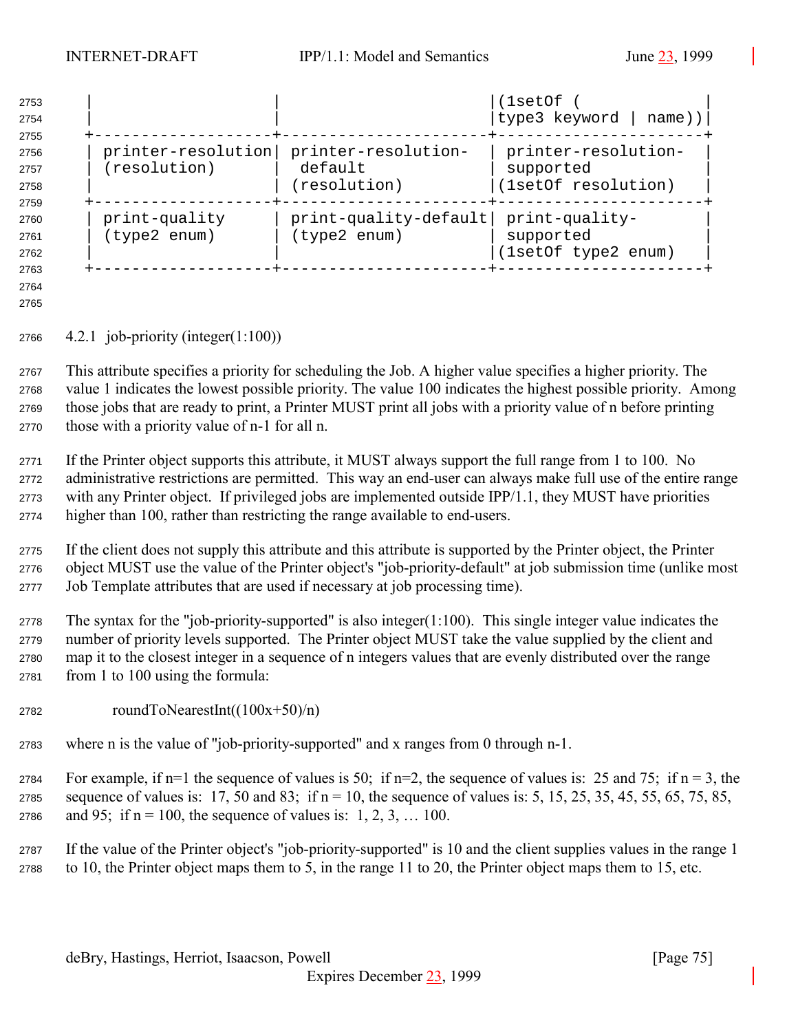| | | (1setOf ( type3 keyword \| name)) |
|---|---|---|
| printer-resolution (resolution) | printer-resolution-default (resolution) | printer-resolution-supported (1setOf resolution) |
| print-quality (type2 enum) | print-quality-default (type2 enum) | print-quality-supported (1setOf type2 enum) |

### 4.2.1 job-priority (integer(1:100))

This attribute specifies a priority for scheduling the Job. A higher value specifies a higher priority. The value 1 indicates the lowest possible priority. The value 100 indicates the highest possible priority. Among those jobs that are ready to print, a Printer MUST print all jobs with a priority value of n before printing those with a priority value of n-1 for all n.

If the Printer object supports this attribute, it MUST always support the full range from 1 to 100. No administrative restrictions are permitted. This way an end-user can always make full use of the entire range with any Printer object. If privileged jobs are implemented outside IPP/1.1, they MUST have priorities higher than 100, rather than restricting the range available to end-users.

If the client does not supply this attribute and this attribute is supported by the Printer object, the Printer object MUST use the value of the Printer object's "job-priority-default" at job submission time (unlike most Job Template attributes that are used if necessary at job processing time).

The syntax for the "job-priority-supported" is also integer(1:100). This single integer value indicates the number of priority levels supported. The Printer object MUST take the value supplied by the client and map it to the closest integer in a sequence of n integers values that are evenly distributed over the range from 1 to 100 using the formula:

roundToNearestInt((100x+50)/n)

where n is the value of "job-priority-supported" and x ranges from 0 through n-1.

For example, if n=1 the sequence of values is 50; if n=2, the sequence of values is: 25 and 75; if n = 3, the sequence of values is: 17, 50 and 83; if n = 10, the sequence of values is: 5, 15, 25, 35, 45, 55, 65, 75, 85, and 95; if n = 100, the sequence of values is: 1, 2, 3, … 100.

If the value of the Printer object's "job-priority-supported" is 10 and the client supplies values in the range 1 to 10, the Printer object maps them to 5, in the range 11 to 20, the Printer object maps them to 15, etc.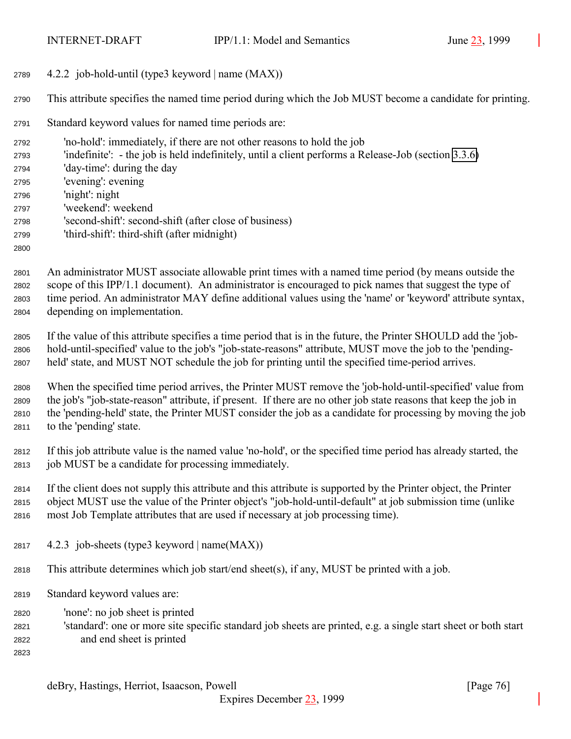### 4.2.2 job-hold-until (type3 keyword | name (MAX))

This attribute specifies the named time period during which the Job MUST become a candidate for printing.

Standard keyword values for named time periods are:

- 'no-hold': immediately, if there are not other reasons to hold the job
- 'indefinite': - the job is held indefinitely, until a client performs a Release-Job (section 3.3.6)
- 'day-time': during the day
- 'evening': evening
- 'night': night
- 'weekend': weekend
- 'second-shift': second-shift (after close of business)
- 'third-shift': third-shift (after midnight)

An administrator MUST associate allowable print times with a named time period (by means outside the scope of this IPP/1.1 document). An administrator is encouraged to pick names that suggest the type of time period. An administrator MAY define additional values using the 'name' or 'keyword' attribute syntax, depending on implementation.

If the value of this attribute specifies a time period that is in the future, the Printer SHOULD add the 'job-hold-until-specified' value to the job's "job-state-reasons" attribute, MUST move the job to the 'pending-held' state, and MUST NOT schedule the job for printing until the specified time-period arrives.

When the specified time period arrives, the Printer MUST remove the 'job-hold-until-specified' value from the job's "job-state-reason" attribute, if present. If there are no other job state reasons that keep the job in the 'pending-held' state, the Printer MUST consider the job as a candidate for processing by moving the job to the 'pending' state.

If this job attribute value is the named value 'no-hold', or the specified time period has already started, the job MUST be a candidate for processing immediately.

If the client does not supply this attribute and this attribute is supported by the Printer object, the Printer object MUST use the value of the Printer object's "job-hold-until-default" at job submission time (unlike most Job Template attributes that are used if necessary at job processing time).

### 4.2.3 job-sheets (type3 keyword | name(MAX))

This attribute determines which job start/end sheet(s), if any, MUST be printed with a job.

Standard keyword values are:

- 'none': no job sheet is printed
- 'standard': one or more site specific standard job sheets are printed, e.g. a single start sheet or both start and end sheet is printed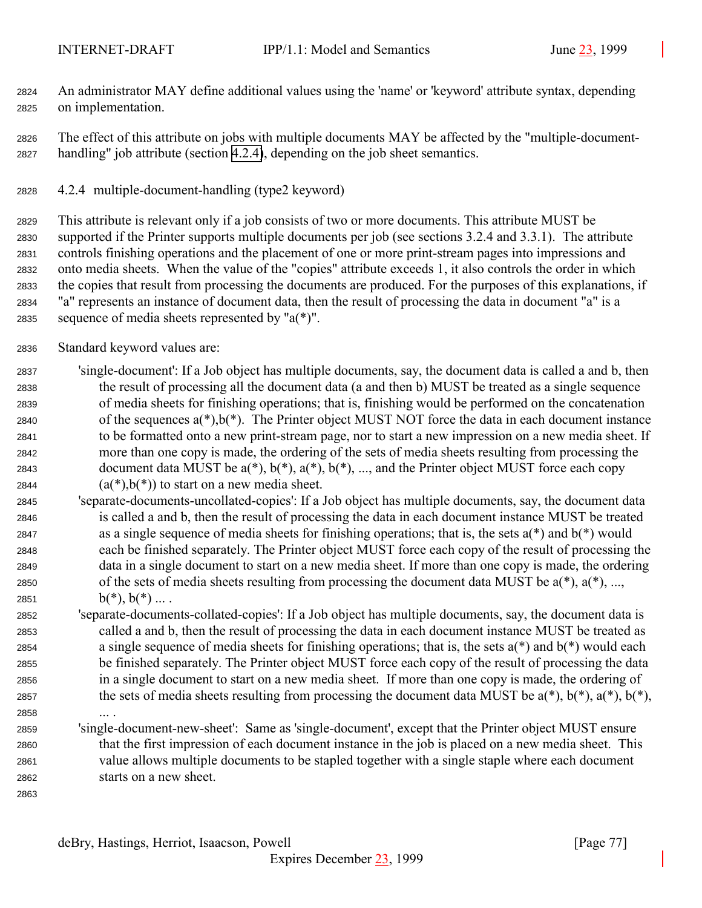An administrator MAY define additional values using the 'name' or 'keyword' attribute syntax, depending on implementation.

The effect of this attribute on jobs with multiple documents MAY be affected by the "multiple-document-handling" job attribute (section 4.2.4), depending on the job sheet semantics.

### 4.2.4 multiple-document-handling (type2 keyword)

This attribute is relevant only if a job consists of two or more documents. This attribute MUST be supported if the Printer supports multiple documents per job (see sections 3.2.4 and 3.3.1). The attribute controls finishing operations and the placement of one or more print-stream pages into impressions and onto media sheets. When the value of the "copies" attribute exceeds 1, it also controls the order in which the copies that result from processing the documents are produced. For the purposes of this explanations, if "a" represents an instance of document data, then the result of processing the data in document "a" is a sequence of media sheets represented by "a(*)".

Standard keyword values are:

- 'single-document': If a Job object has multiple documents, say, the document data is called a and b, then the result of processing all the document data (a and then b) MUST be treated as a single sequence of media sheets for finishing operations; that is, finishing would be performed on the concatenation of the sequences a(*),b(*). The Printer object MUST NOT force the data in each document instance to be formatted onto a new print-stream page, nor to start a new impression on a new media sheet. If more than one copy is made, the ordering of the sets of media sheets resulting from processing the document data MUST be a(*), b(*), a(*), b(*), ..., and the Printer object MUST force each copy (a(*),b(*)) to start on a new media sheet.
- 'separate-documents-uncollated-copies': If a Job object has multiple documents, say, the document data is called a and b, then the result of processing the data in each document instance MUST be treated as a single sequence of media sheets for finishing operations; that is, the sets a(*) and b(*) would each be finished separately. The Printer object MUST force each copy of the result of processing the data in a single document to start on a new media sheet. If more than one copy is made, the ordering of the sets of media sheets resulting from processing the document data MUST be a(*), a(*), ..., b(*), b(*) ... .
- 'separate-documents-collated-copies': If a Job object has multiple documents, say, the document data is called a and b, then the result of processing the data in each document instance MUST be treated as a single sequence of media sheets for finishing operations; that is, the sets a(*) and b(*) would each be finished separately. The Printer object MUST force each copy of the result of processing the data in a single document to start on a new media sheet. If more than one copy is made, the ordering of the sets of media sheets resulting from processing the document data MUST be a(*), b(*), a(*), b(*), ... .
- 'single-document-new-sheet': Same as 'single-document', except that the Printer object MUST ensure that the first impression of each document instance in the job is placed on a new media sheet. This value allows multiple documents to be stapled together with a single staple where each document starts on a new sheet.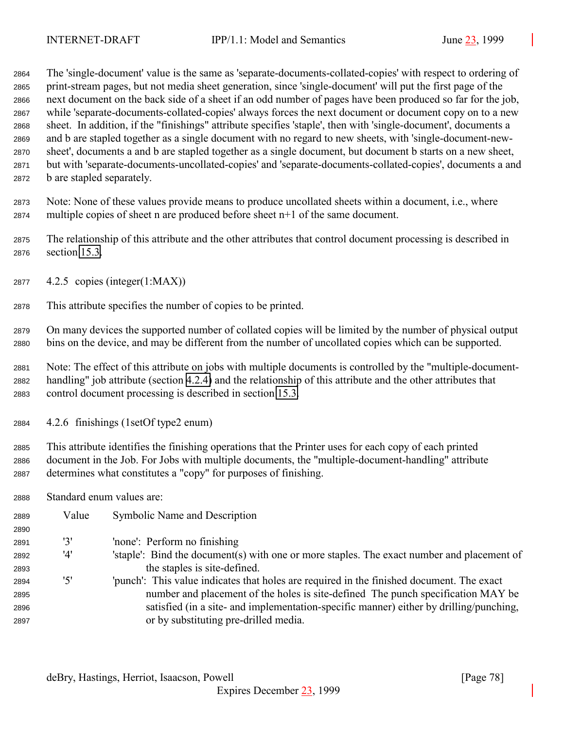The 'single-document' value is the same as 'separate-documents-collated-copies' with respect to ordering of print-stream pages, but not media sheet generation, since 'single-document' will put the first page of the next document on the back side of a sheet if an odd number of pages have been produced so far for the job, while 'separate-documents-collated-copies' always forces the next document or document copy on to a new sheet. In addition, if the "finishings" attribute specifies 'staple', then with 'single-document', documents a and b are stapled together as a single document with no regard to new sheets, with 'single-document-new-sheet', documents a and b are stapled together as a single document, but document b starts on a new sheet, but with 'separate-documents-uncollated-copies' and 'separate-documents-collated-copies', documents a and b are stapled separately.

Note: None of these values provide means to produce uncollated sheets within a document, i.e., where multiple copies of sheet n are produced before sheet n+1 of the same document.

The relationship of this attribute and the other attributes that control document processing is described in section 15.3.

### 4.2.5 copies (integer(1:MAX))

This attribute specifies the number of copies to be printed.

On many devices the supported number of collated copies will be limited by the number of physical output bins on the device, and may be different from the number of uncollated copies which can be supported.

Note: The effect of this attribute on jobs with multiple documents is controlled by the "multiple-document-handling" job attribute (section 4.2.4) and the relationship of this attribute and the other attributes that control document processing is described in section 15.3.

### 4.2.6 finishings (1setOf type2 enum)

This attribute identifies the finishing operations that the Printer uses for each copy of each printed document in the Job. For Jobs with multiple documents, the "multiple-document-handling" attribute determines what constitutes a "copy" for purposes of finishing.

Standard enum values are:

| Value | Symbolic Name and Description |
| --- | --- |
| '3' | 'none': Perform no finishing |
| '4' | 'staple': Bind the document(s) with one or more staples. The exact number and placement of the staples is site-defined. |
| '5' | 'punch': This value indicates that holes are required in the finished document. The exact number and placement of the holes is site-defined The punch specification MAY be satisfied (in a site- and implementation-specific manner) either by drilling/punching, or by substituting pre-drilled media. |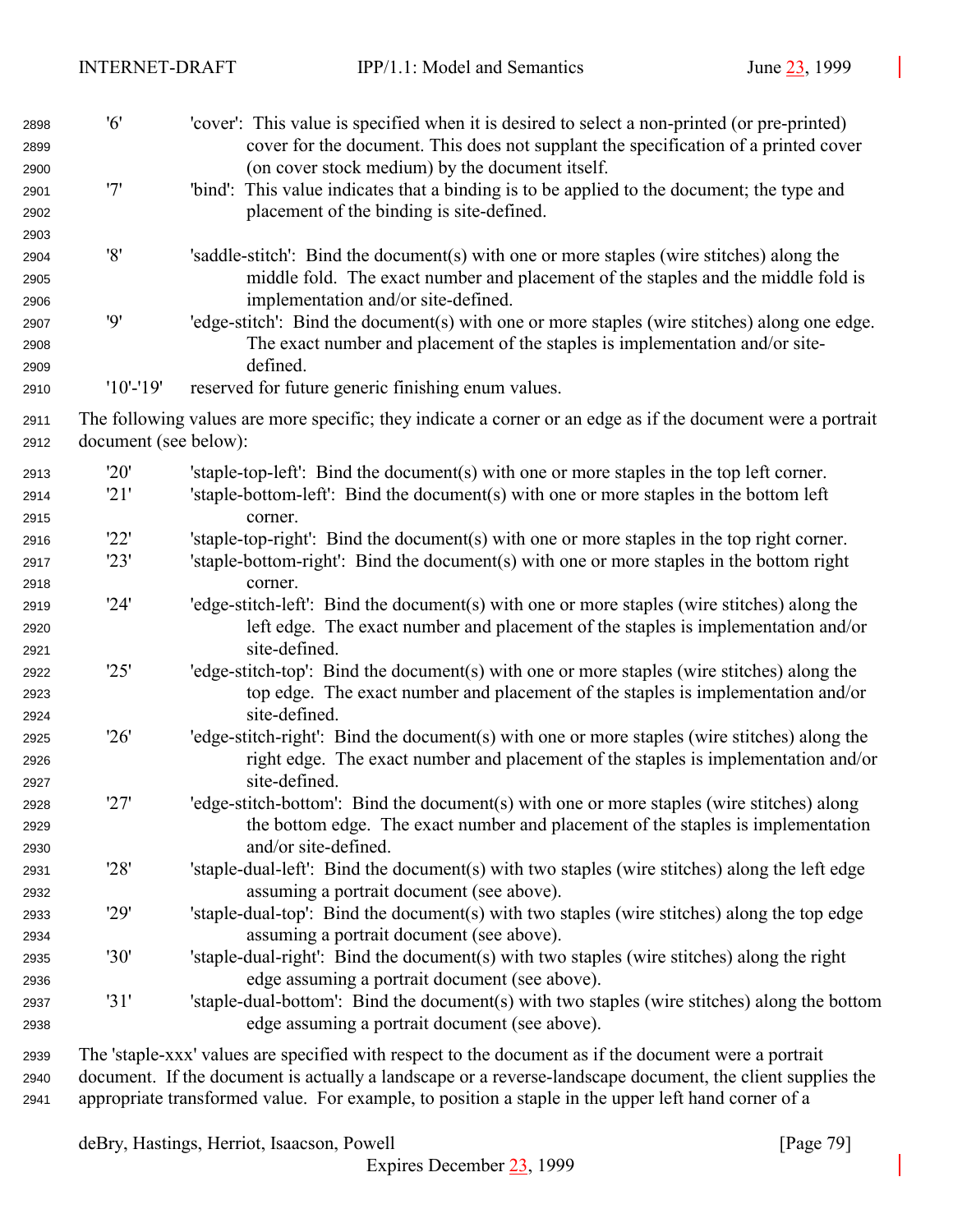| | |
|---|---|
| '6' | 'cover': This value is specified when it is desired to select a non-printed (or pre-printed) cover for the document. This does not supplant the specification of a printed cover (on cover stock medium) by the document itself. |
| '7' | 'bind': This value indicates that a binding is to be applied to the document; the type and placement of the binding is site-defined. |
| '8' | 'saddle-stitch': Bind the document(s) with one or more staples (wire stitches) along the middle fold. The exact number and placement of the staples and the middle fold is implementation and/or site-defined. |
| '9' | 'edge-stitch': Bind the document(s) with one or more staples (wire stitches) along one edge. The exact number and placement of the staples is implementation and/or site-defined. |
| '10'-'19' | reserved for future generic finishing enum values. |

The following values are more specific; they indicate a corner or an edge as if the document were a portrait document (see below):

| | |
|---|---|
| '20' | 'staple-top-left': Bind the document(s) with one or more staples in the top left corner. |
| '21' | 'staple-bottom-left': Bind the document(s) with one or more staples in the bottom left corner. |
| '22' | 'staple-top-right': Bind the document(s) with one or more staples in the top right corner. |
| '23' | 'staple-bottom-right': Bind the document(s) with one or more staples in the bottom right corner. |
| '24' | 'edge-stitch-left': Bind the document(s) with one or more staples (wire stitches) along the left edge. The exact number and placement of the staples is implementation and/or site-defined. |
| '25' | 'edge-stitch-top': Bind the document(s) with one or more staples (wire stitches) along the top edge. The exact number and placement of the staples is implementation and/or site-defined. |
| '26' | 'edge-stitch-right': Bind the document(s) with one or more staples (wire stitches) along the right edge. The exact number and placement of the staples is implementation and/or site-defined. |
| '27' | 'edge-stitch-bottom': Bind the document(s) with one or more staples (wire stitches) along the bottom edge. The exact number and placement of the staples is implementation and/or site-defined. |
| '28' | 'staple-dual-left': Bind the document(s) with two staples (wire stitches) along the left edge assuming a portrait document (see above). |
| '29' | 'staple-dual-top': Bind the document(s) with two staples (wire stitches) along the top edge assuming a portrait document (see above). |
| '30' | 'staple-dual-right': Bind the document(s) with two staples (wire stitches) along the right edge assuming a portrait document (see above). |
| '31' | 'staple-dual-bottom': Bind the document(s) with two staples (wire stitches) along the bottom edge assuming a portrait document (see above). |

The 'staple-xxx' values are specified with respect to the document as if the document were a portrait document. If the document is actually a landscape or a reverse-landscape document, the client supplies the appropriate transformed value. For example, to position a staple in the upper left hand corner of a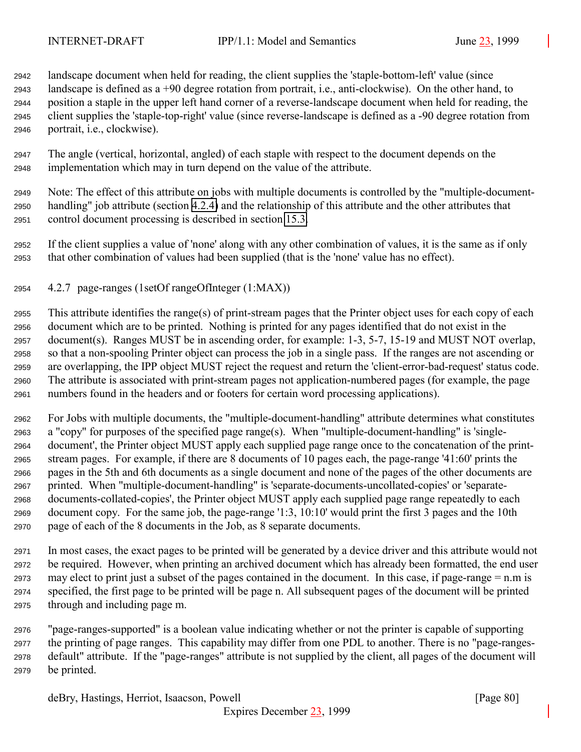landscape document when held for reading, the client supplies the 'staple-bottom-left' value (since landscape is defined as a +90 degree rotation from portrait, i.e., anti-clockwise). On the other hand, to position a staple in the upper left hand corner of a reverse-landscape document when held for reading, the client supplies the 'staple-top-right' value (since reverse-landscape is defined as a -90 degree rotation from portrait, i.e., clockwise).

The angle (vertical, horizontal, angled) of each staple with respect to the document depends on the implementation which may in turn depend on the value of the attribute.

Note: The effect of this attribute on jobs with multiple documents is controlled by the "multiple-document-handling" job attribute (section 4.2.4) and the relationship of this attribute and the other attributes that control document processing is described in section 15.3.

If the client supplies a value of 'none' along with any other combination of values, it is the same as if only that other combination of values had been supplied (that is the 'none' value has no effect).

### 4.2.7 page-ranges (1setOf rangeOfInteger (1:MAX))

This attribute identifies the range(s) of print-stream pages that the Printer object uses for each copy of each document which are to be printed. Nothing is printed for any pages identified that do not exist in the document(s). Ranges MUST be in ascending order, for example: 1-3, 5-7, 15-19 and MUST NOT overlap, so that a non-spooling Printer object can process the job in a single pass. If the ranges are not ascending or are overlapping, the IPP object MUST reject the request and return the 'client-error-bad-request' status code. The attribute is associated with print-stream pages not application-numbered pages (for example, the page numbers found in the headers and or footers for certain word processing applications).

For Jobs with multiple documents, the "multiple-document-handling" attribute determines what constitutes a "copy" for purposes of the specified page range(s). When "multiple-document-handling" is 'single-document', the Printer object MUST apply each supplied page range once to the concatenation of the print-stream pages. For example, if there are 8 documents of 10 pages each, the page-range '41:60' prints the pages in the 5th and 6th documents as a single document and none of the pages of the other documents are printed. When "multiple-document-handling" is 'separate-documents-uncollated-copies' or 'separate-documents-collated-copies', the Printer object MUST apply each supplied page range repeatedly to each document copy. For the same job, the page-range '1:3, 10:10' would print the first 3 pages and the 10th page of each of the 8 documents in the Job, as 8 separate documents.

In most cases, the exact pages to be printed will be generated by a device driver and this attribute would not be required. However, when printing an archived document which has already been formatted, the end user may elect to print just a subset of the pages contained in the document. In this case, if page-range = n.m is specified, the first page to be printed will be page n. All subsequent pages of the document will be printed through and including page m.

"page-ranges-supported" is a boolean value indicating whether or not the printer is capable of supporting the printing of page ranges. This capability may differ from one PDL to another. There is no "page-ranges-default" attribute. If the "page-ranges" attribute is not supplied by the client, all pages of the document will be printed.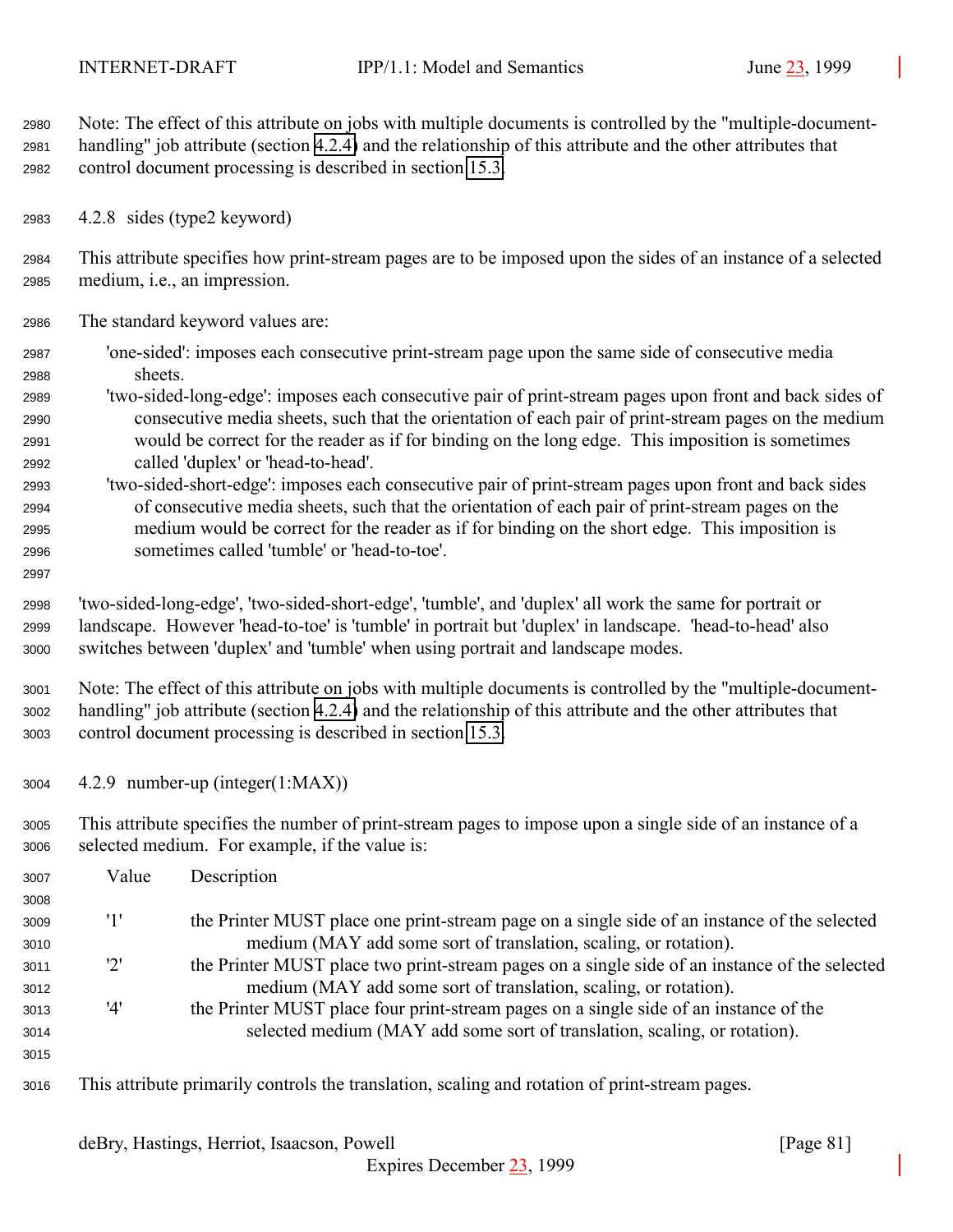Note: The effect of this attribute on jobs with multiple documents is controlled by the "multiple-document-handling" job attribute (section 4.2.4) and the relationship of this attribute and the other attributes that control document processing is described in section 15.3.

### 4.2.8 sides (type2 keyword)

This attribute specifies how print-stream pages are to be imposed upon the sides of an instance of a selected medium, i.e., an impression.

The standard keyword values are:

- 'one-sided': imposes each consecutive print-stream page upon the same side of consecutive media sheets.
- 'two-sided-long-edge': imposes each consecutive pair of print-stream pages upon front and back sides of consecutive media sheets, such that the orientation of each pair of print-stream pages on the medium would be correct for the reader as if for binding on the long edge. This imposition is sometimes called 'duplex' or 'head-to-head'.
- 'two-sided-short-edge': imposes each consecutive pair of print-stream pages upon front and back sides of consecutive media sheets, such that the orientation of each pair of print-stream pages on the medium would be correct for the reader as if for binding on the short edge. This imposition is sometimes called 'tumble' or 'head-to-toe'.

'two-sided-long-edge', 'two-sided-short-edge', 'tumble', and 'duplex' all work the same for portrait or landscape. However 'head-to-toe' is 'tumble' in portrait but 'duplex' in landscape. 'head-to-head' also switches between 'duplex' and 'tumble' when using portrait and landscape modes.

Note: The effect of this attribute on jobs with multiple documents is controlled by the "multiple-document-handling" job attribute (section 4.2.4) and the relationship of this attribute and the other attributes that control document processing is described in section 15.3.

### 4.2.9 number-up (integer(1:MAX))

This attribute specifies the number of print-stream pages to impose upon a single side of an instance of a selected medium. For example, if the value is:

| Value | Description |
|---|---|
| '1' | the Printer MUST place one print-stream page on a single side of an instance of the selected medium (MAY add some sort of translation, scaling, or rotation). |
| '2' | the Printer MUST place two print-stream pages on a single side of an instance of the selected medium (MAY add some sort of translation, scaling, or rotation). |
| '4' | the Printer MUST place four print-stream pages on a single side of an instance of the selected medium (MAY add some sort of translation, scaling, or rotation). |

This attribute primarily controls the translation, scaling and rotation of print-stream pages.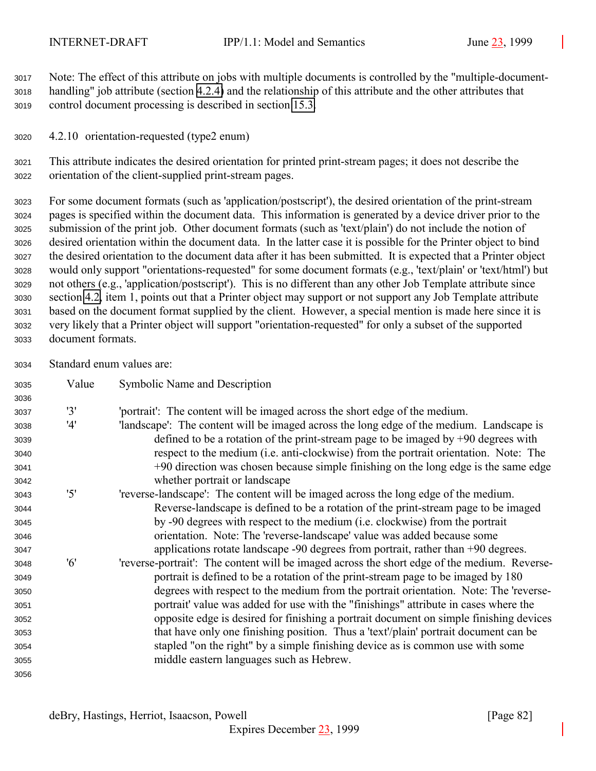Note: The effect of this attribute on jobs with multiple documents is controlled by the "multiple-document-handling" job attribute (section 4.2.4) and the relationship of this attribute and the other attributes that control document processing is described in section 15.3.

### 4.2.10 orientation-requested (type2 enum)

This attribute indicates the desired orientation for printed print-stream pages; it does not describe the orientation of the client-supplied print-stream pages.

For some document formats (such as 'application/postscript'), the desired orientation of the print-stream pages is specified within the document data. This information is generated by a device driver prior to the submission of the print job. Other document formats (such as 'text/plain') do not include the notion of desired orientation within the document data. In the latter case it is possible for the Printer object to bind the desired orientation to the document data after it has been submitted. It is expected that a Printer object would only support "orientations-requested" for some document formats (e.g., 'text/plain' or 'text/html') but not others (e.g., 'application/postscript'). This is no different than any other Job Template attribute since section 4.2, item 1, points out that a Printer object may support or not support any Job Template attribute based on the document format supplied by the client. However, a special mention is made here since it is very likely that a Printer object will support "orientation-requested" for only a subset of the supported document formats.

Standard enum values are:

| Value | Symbolic Name and Description |
|---|---|
| '3' | 'portrait': The content will be imaged across the short edge of the medium. |
| '4' | 'landscape': The content will be imaged across the long edge of the medium. Landscape is defined to be a rotation of the print-stream page to be imaged by +90 degrees with respect to the medium (i.e. anti-clockwise) from the portrait orientation. Note: The +90 direction was chosen because simple finishing on the long edge is the same edge whether portrait or landscape |
| '5' | 'reverse-landscape': The content will be imaged across the long edge of the medium. Reverse-landscape is defined to be a rotation of the print-stream page to be imaged by -90 degrees with respect to the medium (i.e. clockwise) from the portrait orientation. Note: The 'reverse-landscape' value was added because some applications rotate landscape -90 degrees from portrait, rather than +90 degrees. |
| '6' | 'reverse-portrait': The content will be imaged across the short edge of the medium. Reverse-portrait is defined to be a rotation of the print-stream page to be imaged by 180 degrees with respect to the medium from the portrait orientation. Note: The 'reverse-portrait' value was added for use with the "finishings" attribute in cases where the opposite edge is desired for finishing a portrait document on simple finishing devices that have only one finishing position. Thus a 'text'/plain' portrait document can be stapled "on the right" by a simple finishing device as is common use with some middle eastern languages such as Hebrew. |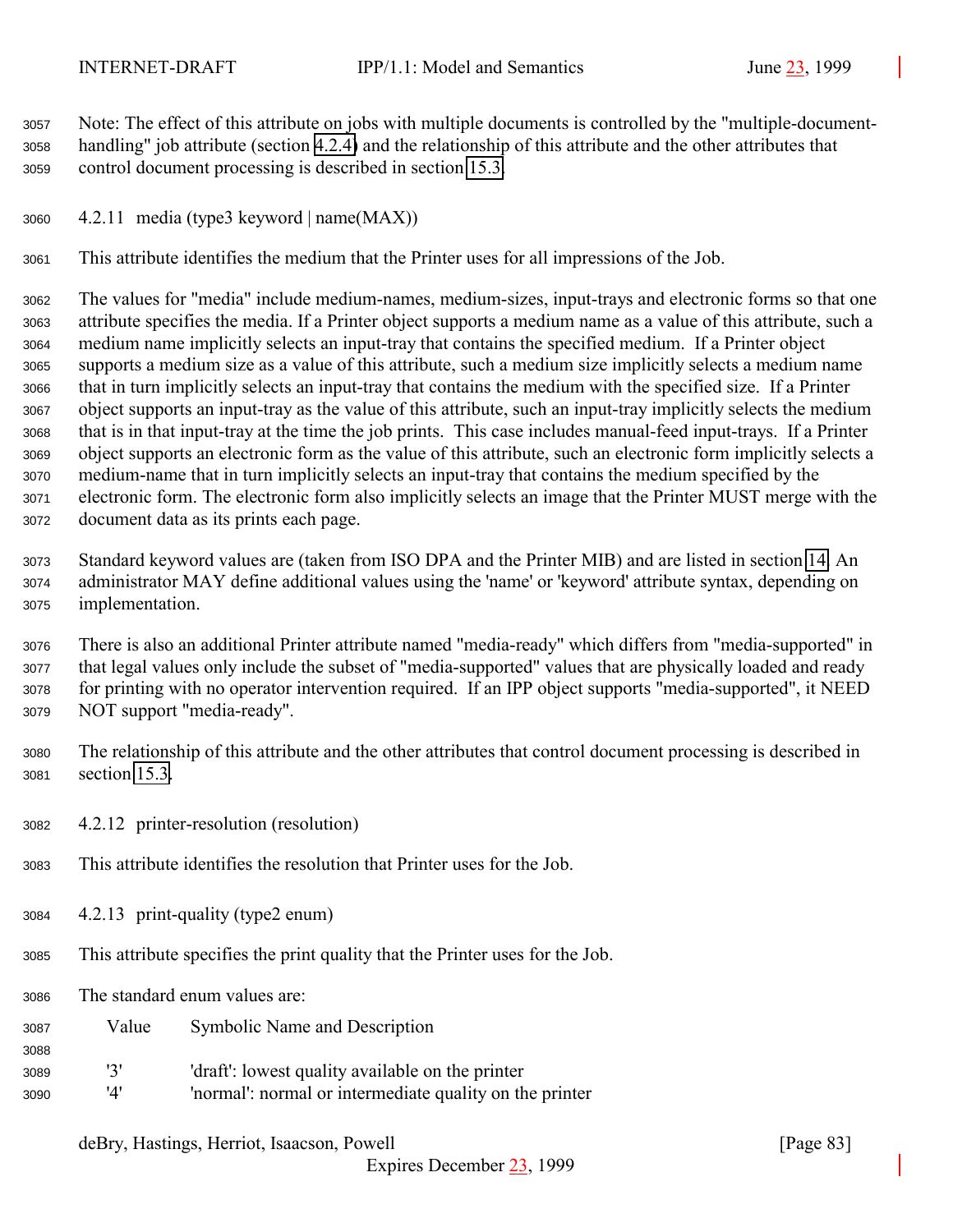Note: The effect of this attribute on jobs with multiple documents is controlled by the "multiple-document-handling" job attribute (section 4.2.4) and the relationship of this attribute and the other attributes that control document processing is described in section 15.3.

### 4.2.11 media (type3 keyword | name(MAX))

This attribute identifies the medium that the Printer uses for all impressions of the Job.

The values for "media" include medium-names, medium-sizes, input-trays and electronic forms so that one attribute specifies the media. If a Printer object supports a medium name as a value of this attribute, such a medium name implicitly selects an input-tray that contains the specified medium. If a Printer object supports a medium size as a value of this attribute, such a medium size implicitly selects a medium name that in turn implicitly selects an input-tray that contains the medium with the specified size. If a Printer object supports an input-tray as the value of this attribute, such an input-tray implicitly selects the medium that is in that input-tray at the time the job prints. This case includes manual-feed input-trays. If a Printer object supports an electronic form as the value of this attribute, such an electronic form implicitly selects a medium-name that in turn implicitly selects an input-tray that contains the medium specified by the electronic form. The electronic form also implicitly selects an image that the Printer MUST merge with the document data as its prints each page.

Standard keyword values are (taken from ISO DPA and the Printer MIB) and are listed in section 14. An administrator MAY define additional values using the 'name' or 'keyword' attribute syntax, depending on implementation.

There is also an additional Printer attribute named "media-ready" which differs from "media-supported" in that legal values only include the subset of "media-supported" values that are physically loaded and ready for printing with no operator intervention required. If an IPP object supports "media-supported", it NEED NOT support "media-ready".

The relationship of this attribute and the other attributes that control document processing is described in section 15.3.

### 4.2.12 printer-resolution (resolution)

This attribute identifies the resolution that Printer uses for the Job.

### 4.2.13 print-quality (type2 enum)

This attribute specifies the print quality that the Printer uses for the Job.

The standard enum values are:

| Value | Symbolic Name and Description |
|---|---|
| '3' | 'draft': lowest quality available on the printer |
| '4' | 'normal': normal or intermediate quality on the printer |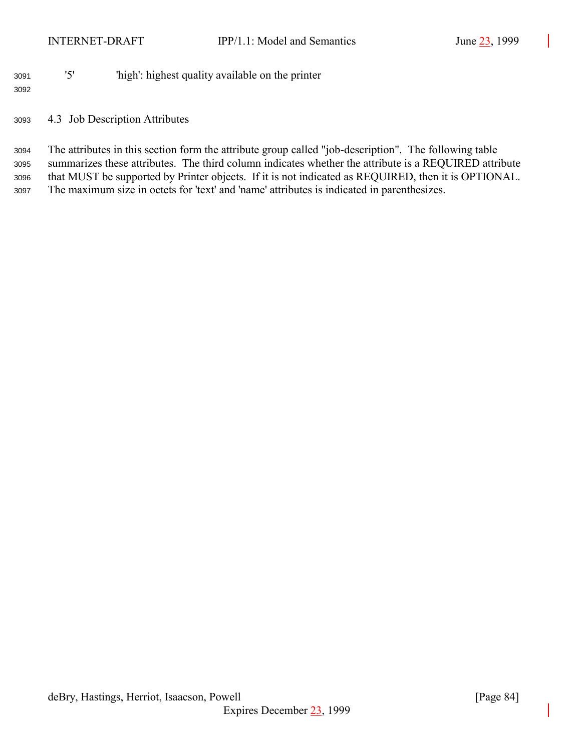'5'	'high': highest quality available on the printer

## 4.3 Job Description Attributes

The attributes in this section form the attribute group called "job-description". The following table summarizes these attributes. The third column indicates whether the attribute is a REQUIRED attribute that MUST be supported by Printer objects. If it is not indicated as REQUIRED, then it is OPTIONAL. The maximum size in octets for 'text' and 'name' attributes is indicated in parenthesizes.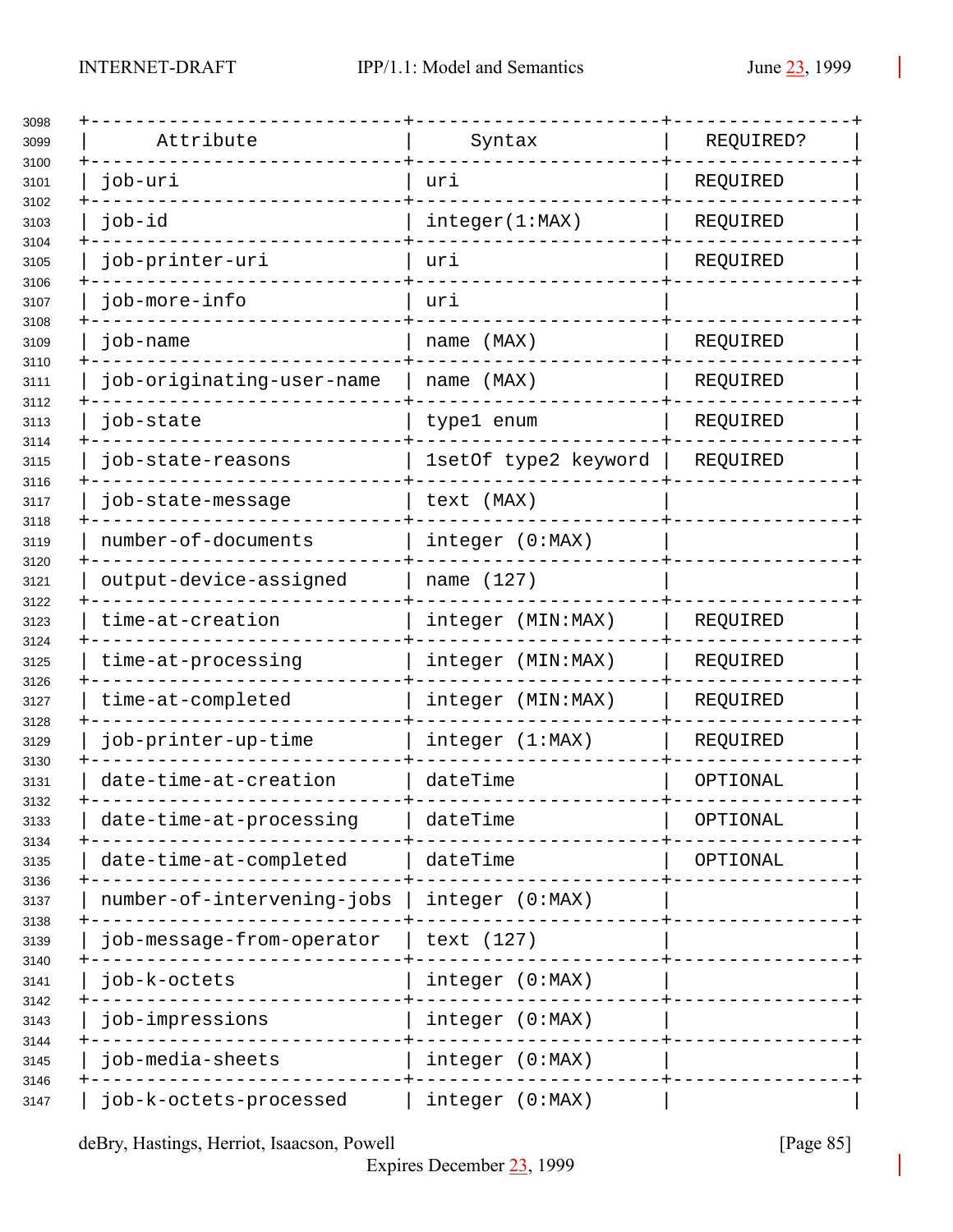| Attribute | Syntax | REQUIRED? |
| --- | --- | --- |
| job-uri | uri | REQUIRED |
| job-id | integer(1:MAX) | REQUIRED |
| job-printer-uri | uri | REQUIRED |
| job-more-info | uri | |
| job-name | name (MAX) | REQUIRED |
| job-originating-user-name | name (MAX) | REQUIRED |
| job-state | type1 enum | REQUIRED |
| job-state-reasons | 1setOf type2 keyword | REQUIRED |
| job-state-message | text (MAX) | |
| number-of-documents | integer (0:MAX) | |
| output-device-assigned | name (127) | |
| time-at-creation | integer (MIN:MAX) | REQUIRED |
| time-at-processing | integer (MIN:MAX) | REQUIRED |
| time-at-completed | integer (MIN:MAX) | REQUIRED |
| job-printer-up-time | integer (1:MAX) | REQUIRED |
| date-time-at-creation | dateTime | OPTIONAL |
| date-time-at-processing | dateTime | OPTIONAL |
| date-time-at-completed | dateTime | OPTIONAL |
| number-of-intervening-jobs | integer (0:MAX) | |
| job-message-from-operator | text (127) | |
| job-k-octets | integer (0:MAX) | |
| job-impressions | integer (0:MAX) | |
| job-media-sheets | integer (0:MAX) | |
| job-k-octets-processed | integer (0:MAX) | |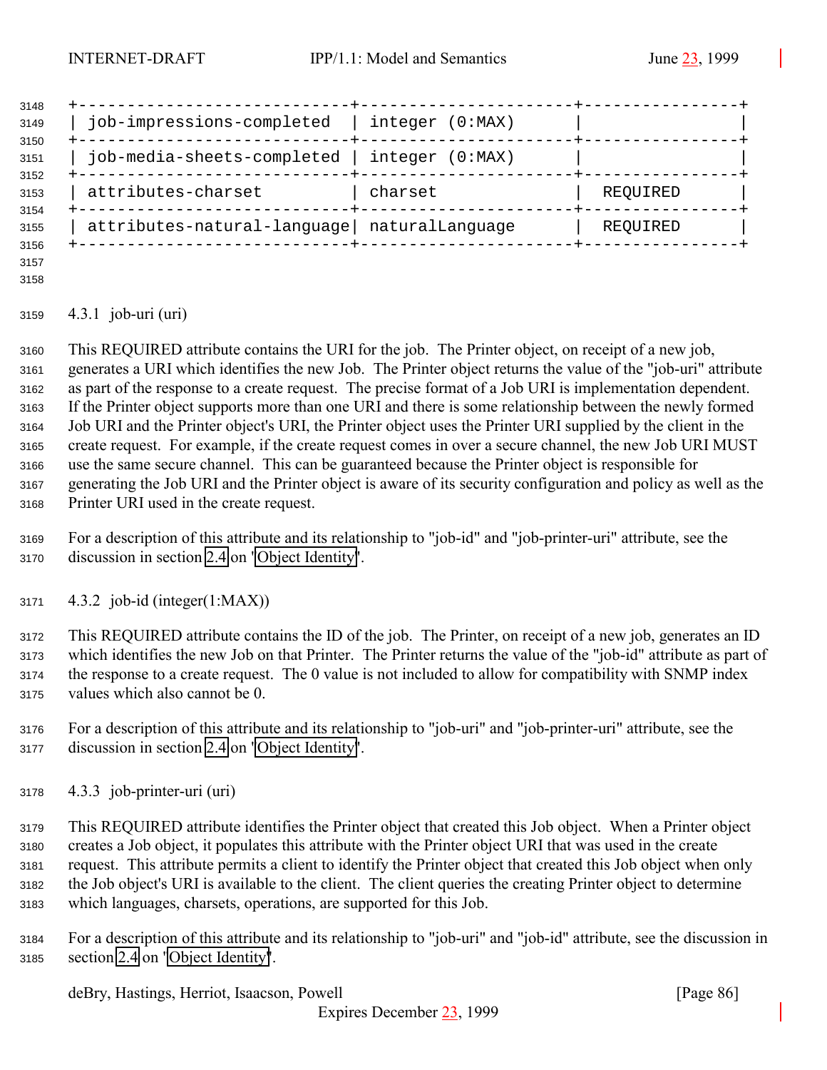| job-impressions-completed | integer (0:MAX) | |
|---|---|---|
| job-media-sheets-completed | integer (0:MAX) | |
| attributes-charset | charset | REQUIRED |
| attributes-natural-language | naturalLanguage | REQUIRED |

### 4.3.1 job-uri (uri)

This REQUIRED attribute contains the URI for the job. The Printer object, on receipt of a new job, generates a URI which identifies the new Job. The Printer object returns the value of the "job-uri" attribute as part of the response to a create request. The precise format of a Job URI is implementation dependent. If the Printer object supports more than one URI and there is some relationship between the newly formed Job URI and the Printer object's URI, the Printer object uses the Printer URI supplied by the client in the create request. For example, if the create request comes in over a secure channel, the new Job URI MUST use the same secure channel. This can be guaranteed because the Printer object is responsible for generating the Job URI and the Printer object is aware of its security configuration and policy as well as the Printer URI used in the create request.

For a description of this attribute and its relationship to "job-id" and "job-printer-uri" attribute, see the discussion in section 2.4 on "Object Identity".

### 4.3.2 job-id (integer(1:MAX))

This REQUIRED attribute contains the ID of the job. The Printer, on receipt of a new job, generates an ID which identifies the new Job on that Printer. The Printer returns the value of the "job-id" attribute as part of the response to a create request. The 0 value is not included to allow for compatibility with SNMP index values which also cannot be 0.

For a description of this attribute and its relationship to "job-uri" and "job-printer-uri" attribute, see the discussion in section 2.4 on "Object Identity".

### 4.3.3 job-printer-uri (uri)

This REQUIRED attribute identifies the Printer object that created this Job object. When a Printer object creates a Job object, it populates this attribute with the Printer object URI that was used in the create request. This attribute permits a client to identify the Printer object that created this Job object when only the Job object's URI is available to the client. The client queries the creating Printer object to determine which languages, charsets, operations, are supported for this Job.

For a description of this attribute and its relationship to "job-uri" and "job-id" attribute, see the discussion in section 2.4 on "Object Identity".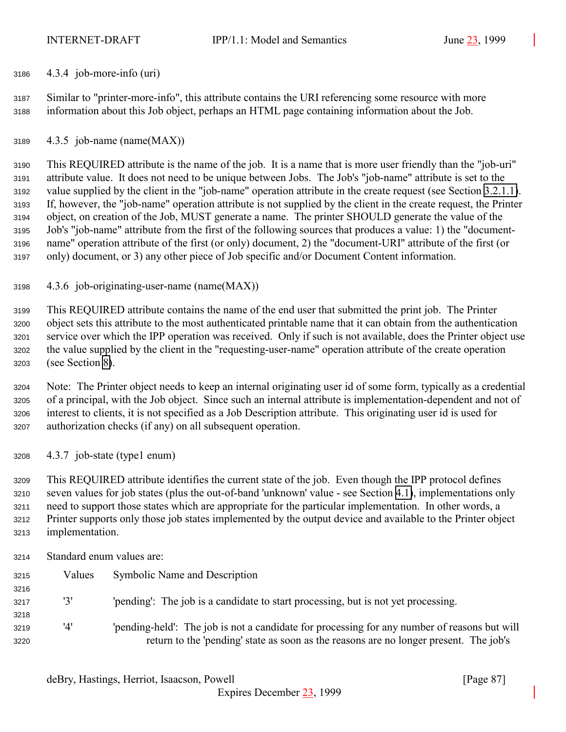### 4.3.4 job-more-info (uri)

Similar to "printer-more-info", this attribute contains the URI referencing some resource with more information about this Job object, perhaps an HTML page containing information about the Job.

### 4.3.5 job-name (name(MAX))

This REQUIRED attribute is the name of the job. It is a name that is more user friendly than the "job-uri" attribute value. It does not need to be unique between Jobs. The Job's "job-name" attribute is set to the value supplied by the client in the "job-name" operation attribute in the create request (see Section 3.2.1.1). If, however, the "job-name" operation attribute is not supplied by the client in the create request, the Printer object, on creation of the Job, MUST generate a name. The printer SHOULD generate the value of the Job's "job-name" attribute from the first of the following sources that produces a value: 1) the "document-name" operation attribute of the first (or only) document, 2) the "document-URI" attribute of the first (or only) document, or 3) any other piece of Job specific and/or Document Content information.

### 4.3.6 job-originating-user-name (name(MAX))

This REQUIRED attribute contains the name of the end user that submitted the print job. The Printer object sets this attribute to the most authenticated printable name that it can obtain from the authentication service over which the IPP operation was received. Only if such is not available, does the Printer object use the value supplied by the client in the "requesting-user-name" operation attribute of the create operation (see Section 8).

Note: The Printer object needs to keep an internal originating user id of some form, typically as a credential of a principal, with the Job object. Since such an internal attribute is implementation-dependent and not of interest to clients, it is not specified as a Job Description attribute. This originating user id is used for authorization checks (if any) on all subsequent operation.

### 4.3.7 job-state (type1 enum)

This REQUIRED attribute identifies the current state of the job. Even though the IPP protocol defines seven values for job states (plus the out-of-band 'unknown' value - see Section 4.1), implementations only need to support those states which are appropriate for the particular implementation. In other words, a Printer supports only those job states implemented by the output device and available to the Printer object implementation.

Standard enum values are:

| Values | Symbolic Name and Description |
|---|---|
| '3' | 'pending': The job is a candidate to start processing, but is not yet processing. |
| '4' | 'pending-held': The job is not a candidate for processing for any number of reasons but will return to the 'pending' state as soon as the reasons are no longer present. The job's |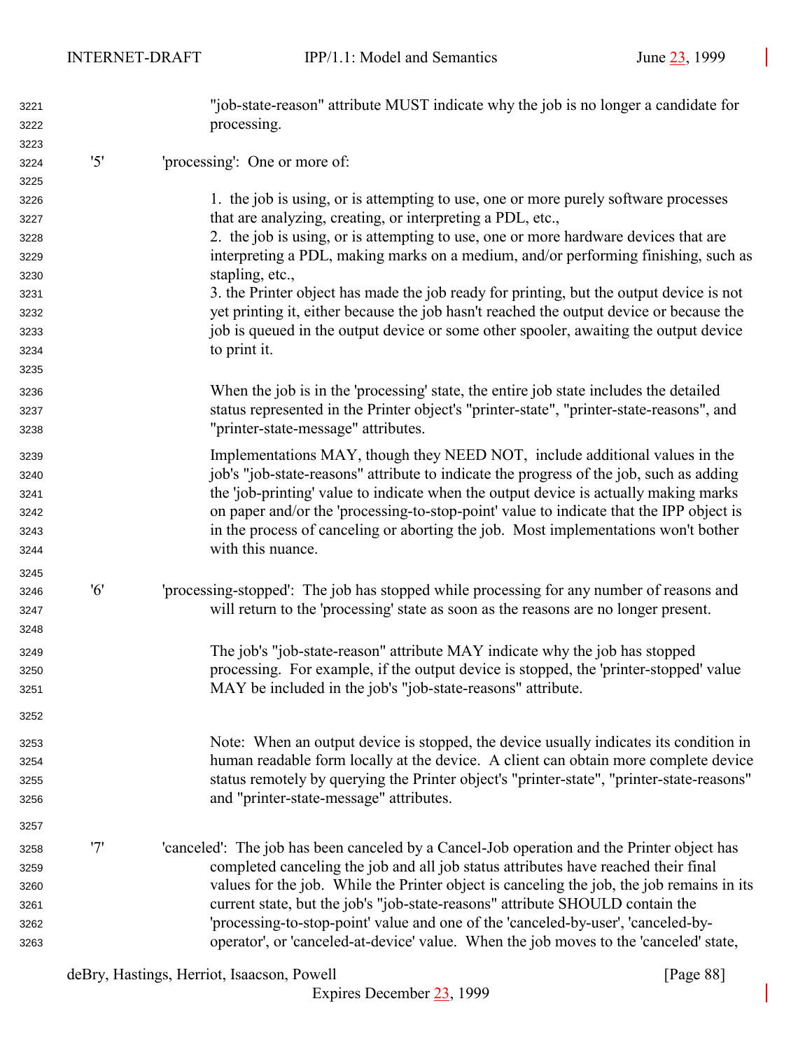"job-state-reason" attribute MUST indicate why the job is no longer a candidate for processing.

'5' 'processing': One or more of:

1. the job is using, or is attempting to use, one or more purely software processes that are analyzing, creating, or interpreting a PDL, etc.,
2. the job is using, or is attempting to use, one or more hardware devices that are interpreting a PDL, making marks on a medium, and/or performing finishing, such as stapling, etc.,
3. the Printer object has made the job ready for printing, but the output device is not yet printing it, either because the job hasn't reached the output device or because the job is queued in the output device or some other spooler, awaiting the output device to print it.

When the job is in the 'processing' state, the entire job state includes the detailed status represented in the Printer object's "printer-state", "printer-state-reasons", and "printer-state-message" attributes.

Implementations MAY, though they NEED NOT, include additional values in the job's "job-state-reasons" attribute to indicate the progress of the job, such as adding the 'job-printing' value to indicate when the output device is actually making marks on paper and/or the 'processing-to-stop-point' value to indicate that the IPP object is in the process of canceling or aborting the job. Most implementations won't bother with this nuance.

'6' 'processing-stopped': The job has stopped while processing for any number of reasons and will return to the 'processing' state as soon as the reasons are no longer present.

The job's "job-state-reason" attribute MAY indicate why the job has stopped processing. For example, if the output device is stopped, the 'printer-stopped' value MAY be included in the job's "job-state-reasons" attribute.

Note: When an output device is stopped, the device usually indicates its condition in human readable form locally at the device. A client can obtain more complete device status remotely by querying the Printer object's "printer-state", "printer-state-reasons" and "printer-state-message" attributes.

'7' 'canceled': The job has been canceled by a Cancel-Job operation and the Printer object has completed canceling the job and all job status attributes have reached their final values for the job. While the Printer object is canceling the job, the job remains in its current state, but the job's "job-state-reasons" attribute SHOULD contain the 'processing-to-stop-point' value and one of the 'canceled-by-user', 'canceled-by-operator', or 'canceled-at-device' value. When the job moves to the 'canceled' state,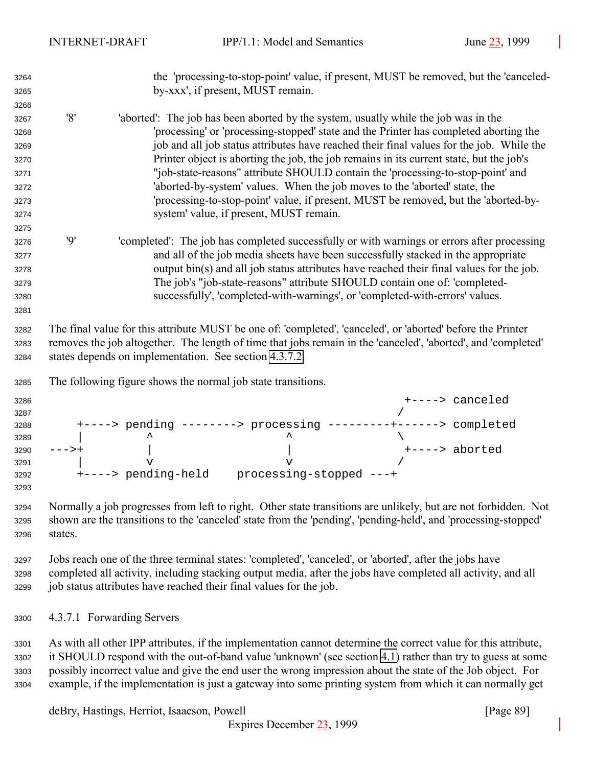the 'processing-to-stop-point' value, if present, MUST be removed, but the 'canceled-by-xxx', if present, MUST remain.

'8' 'aborted': The job has been aborted by the system, usually while the job was in the 'processing' or 'processing-stopped' state and the Printer has completed aborting the job and all job status attributes have reached their final values for the job. While the Printer object is aborting the job, the job remains in its current state, but the job's "job-state-reasons" attribute SHOULD contain the 'processing-to-stop-point' and 'aborted-by-system' values. When the job moves to the 'aborted' state, the 'processing-to-stop-point' value, if present, MUST be removed, but the 'aborted-by-system' value, if present, MUST remain.

'9' 'completed': The job has completed successfully or with warnings or errors after processing and all of the job media sheets have been successfully stacked in the appropriate output bin(s) and all job status attributes have reached their final values for the job. The job's "job-state-reasons" attribute SHOULD contain one of: 'completed-successfully', 'completed-with-warnings', or 'completed-with-errors' values.

The final value for this attribute MUST be one of: 'completed', 'canceled', or 'aborted' before the Printer removes the job altogether. The length of time that jobs remain in the 'canceled', 'aborted', and 'completed' states depends on implementation. See section 4.3.7.2.

The following figure shows the normal job state transitions.

```
                                                     +----> canceled
                                                    /
    +----> pending --------> processing ---------+------> completed
    |         ^                   ^               \
--->+         |                   |                +----> aborted
    |         v                   v               /
    +----> pending-held    processing-stopped ---+
```

Normally a job progresses from left to right. Other state transitions are unlikely, but are not forbidden. Not shown are the transitions to the 'canceled' state from the 'pending', 'pending-held', and 'processing-stopped' states.

Jobs reach one of the three terminal states: 'completed', 'canceled', or 'aborted', after the jobs have completed all activity, including stacking output media, after the jobs have completed all activity, and all job status attributes have reached their final values for the job.

#### 4.3.7.1 Forwarding Servers

As with all other IPP attributes, if the implementation cannot determine the correct value for this attribute, it SHOULD respond with the out-of-band value 'unknown' (see section 4.1) rather than try to guess at some possibly incorrect value and give the end user the wrong impression about the state of the Job object. For example, if the implementation is just a gateway into some printing system from which it can normally get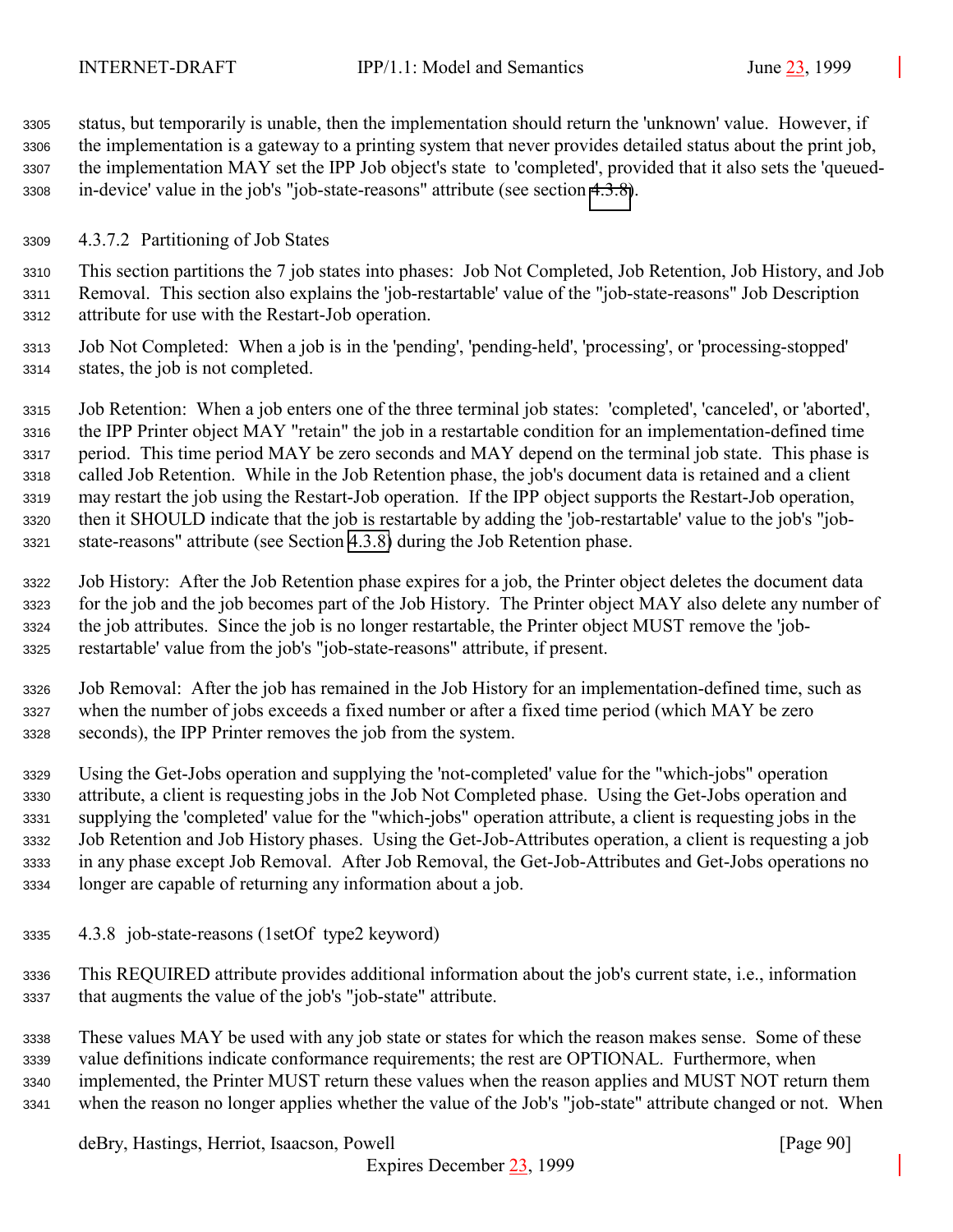status, but temporarily is unable, then the implementation should return the 'unknown' value. However, if the implementation is a gateway to a printing system that never provides detailed status about the print job, the implementation MAY set the IPP Job object's state to 'completed', provided that it also sets the 'queued-in-device' value in the job's "job-state-reasons" attribute (see section 4.3.8).

#### 4.3.7.2 Partitioning of Job States

This section partitions the 7 job states into phases: Job Not Completed, Job Retention, Job History, and Job Removal. This section also explains the 'job-restartable' value of the "job-state-reasons" Job Description attribute for use with the Restart-Job operation.

Job Not Completed: When a job is in the 'pending', 'pending-held', 'processing', or 'processing-stopped' states, the job is not completed.

Job Retention: When a job enters one of the three terminal job states: 'completed', 'canceled', or 'aborted', the IPP Printer object MAY "retain" the job in a restartable condition for an implementation-defined time period. This time period MAY be zero seconds and MAY depend on the terminal job state. This phase is called Job Retention. While in the Job Retention phase, the job's document data is retained and a client may restart the job using the Restart-Job operation. If the IPP object supports the Restart-Job operation, then it SHOULD indicate that the job is restartable by adding the 'job-restartable' value to the job's "job-state-reasons" attribute (see Section 4.3.8) during the Job Retention phase.

Job History: After the Job Retention phase expires for a job, the Printer object deletes the document data for the job and the job becomes part of the Job History. The Printer object MAY also delete any number of the job attributes. Since the job is no longer restartable, the Printer object MUST remove the 'job-restartable' value from the job's "job-state-reasons" attribute, if present.

Job Removal: After the job has remained in the Job History for an implementation-defined time, such as when the number of jobs exceeds a fixed number or after a fixed time period (which MAY be zero seconds), the IPP Printer removes the job from the system.

Using the Get-Jobs operation and supplying the 'not-completed' value for the "which-jobs" operation attribute, a client is requesting jobs in the Job Not Completed phase. Using the Get-Jobs operation and supplying the 'completed' value for the "which-jobs" operation attribute, a client is requesting jobs in the Job Retention and Job History phases. Using the Get-Job-Attributes operation, a client is requesting a job in any phase except Job Removal. After Job Removal, the Get-Job-Attributes and Get-Jobs operations no longer are capable of returning any information about a job.

### 4.3.8 job-state-reasons (1setOf type2 keyword)

This REQUIRED attribute provides additional information about the job's current state, i.e., information that augments the value of the job's "job-state" attribute.

These values MAY be used with any job state or states for which the reason makes sense. Some of these value definitions indicate conformance requirements; the rest are OPTIONAL. Furthermore, when implemented, the Printer MUST return these values when the reason applies and MUST NOT return them when the reason no longer applies whether the value of the Job's "job-state" attribute changed or not. When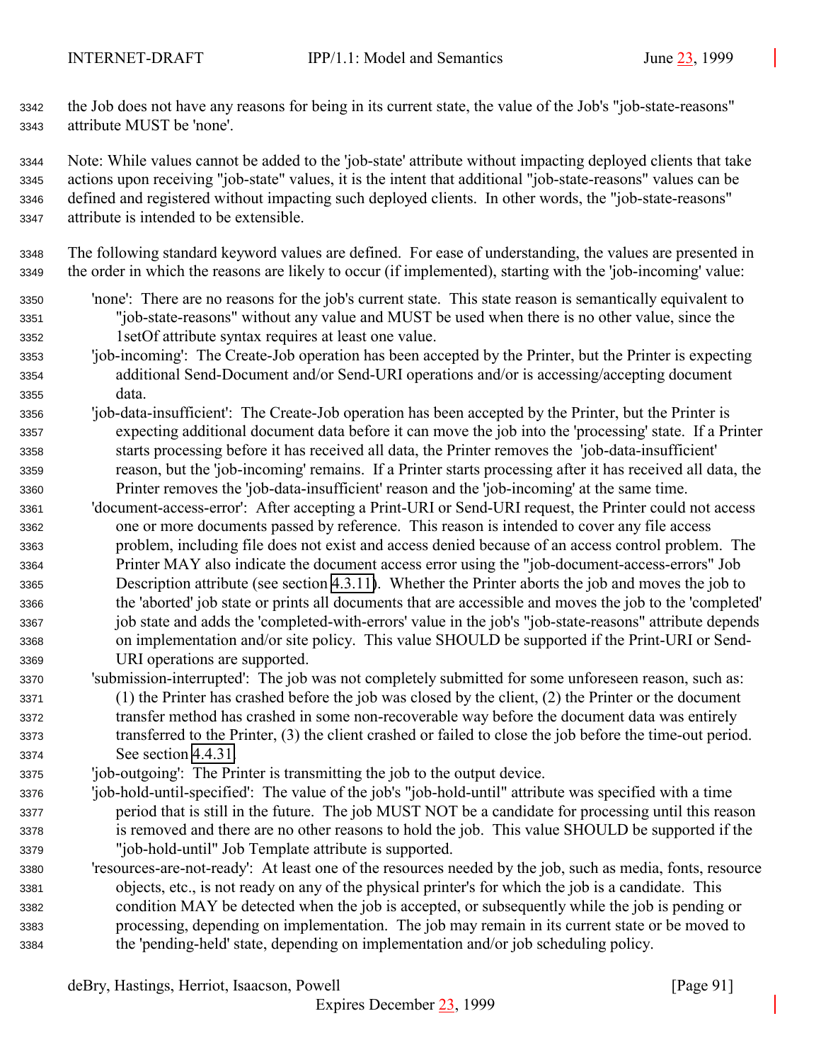the Job does not have any reasons for being in its current state, the value of the Job's "job-state-reasons" attribute MUST be 'none'.

Note: While values cannot be added to the 'job-state' attribute without impacting deployed clients that take actions upon receiving "job-state" values, it is the intent that additional "job-state-reasons" values can be defined and registered without impacting such deployed clients. In other words, the "job-state-reasons" attribute is intended to be extensible.

The following standard keyword values are defined. For ease of understanding, the values are presented in the order in which the reasons are likely to occur (if implemented), starting with the 'job-incoming' value:

'none': There are no reasons for the job's current state. This state reason is semantically equivalent to "job-state-reasons" without any value and MUST be used when there is no other value, since the 1setOf attribute syntax requires at least one value.

'job-incoming': The Create-Job operation has been accepted by the Printer, but the Printer is expecting additional Send-Document and/or Send-URI operations and/or is accessing/accepting document data.

'job-data-insufficient': The Create-Job operation has been accepted by the Printer, but the Printer is expecting additional document data before it can move the job into the 'processing' state. If a Printer starts processing before it has received all data, the Printer removes the 'job-data-insufficient' reason, but the 'job-incoming' remains. If a Printer starts processing after it has received all data, the Printer removes the 'job-data-insufficient' reason and the 'job-incoming' at the same time.

'document-access-error': After accepting a Print-URI or Send-URI request, the Printer could not access one or more documents passed by reference. This reason is intended to cover any file access problem, including file does not exist and access denied because of an access control problem. The Printer MAY also indicate the document access error using the "job-document-access-errors" Job Description attribute (see section 4.3.11). Whether the Printer aborts the job and moves the job to the 'aborted' job state or prints all documents that are accessible and moves the job to the 'completed' job state and adds the 'completed-with-errors' value in the job's "job-state-reasons" attribute depends on implementation and/or site policy. This value SHOULD be supported if the Print-URI or Send-URI operations are supported.

'submission-interrupted': The job was not completely submitted for some unforeseen reason, such as: (1) the Printer has crashed before the job was closed by the client, (2) the Printer or the document transfer method has crashed in some non-recoverable way before the document data was entirely transferred to the Printer, (3) the client crashed or failed to close the job before the time-out period. See section 4.4.31.

'job-outgoing': The Printer is transmitting the job to the output device.

'job-hold-until-specified': The value of the job's "job-hold-until" attribute was specified with a time period that is still in the future. The job MUST NOT be a candidate for processing until this reason is removed and there are no other reasons to hold the job. This value SHOULD be supported if the "job-hold-until" Job Template attribute is supported.

'resources-are-not-ready': At least one of the resources needed by the job, such as media, fonts, resource objects, etc., is not ready on any of the physical printer's for which the job is a candidate. This condition MAY be detected when the job is accepted, or subsequently while the job is pending or processing, depending on implementation. The job may remain in its current state or be moved to the 'pending-held' state, depending on implementation and/or job scheduling policy.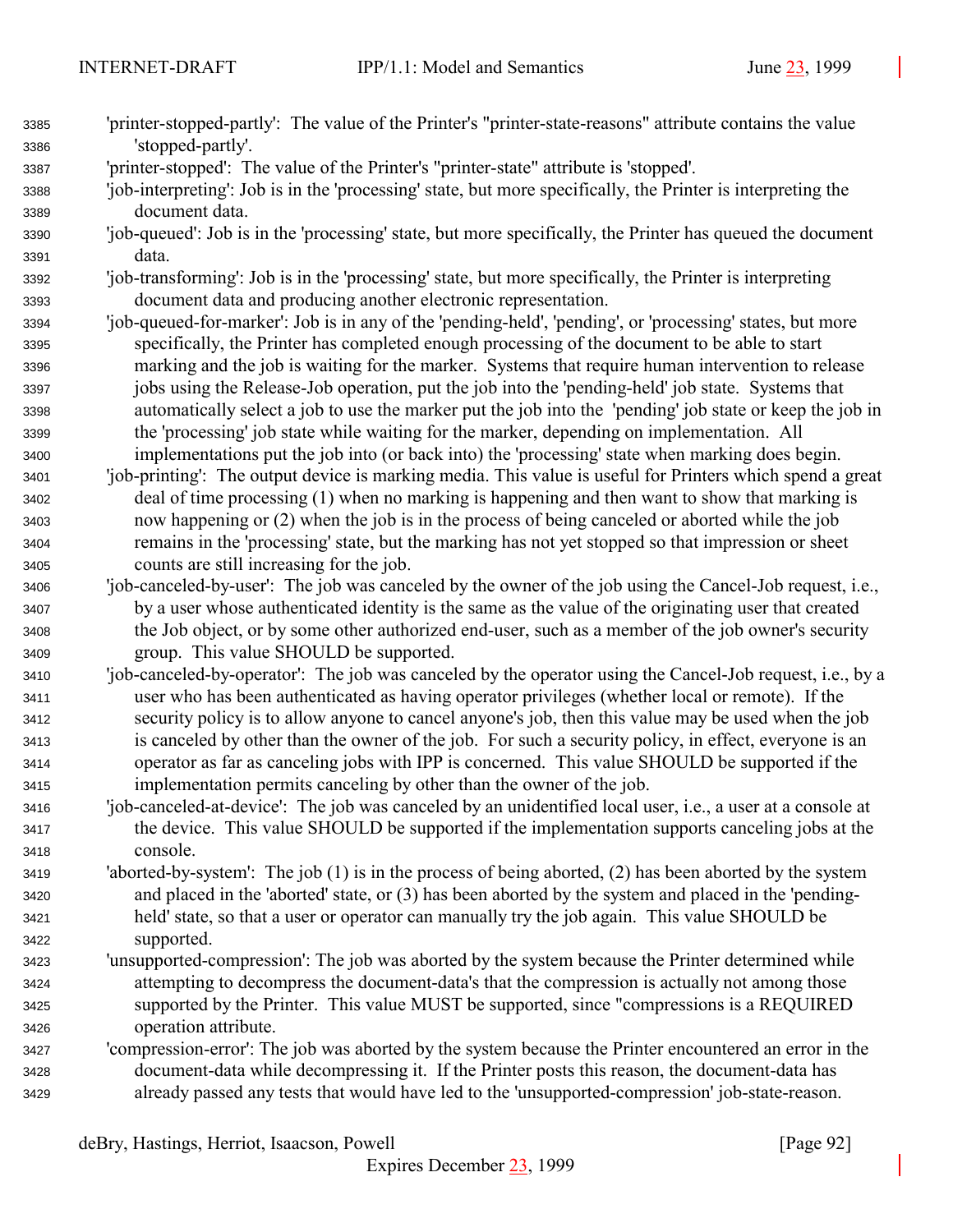'printer-stopped-partly': The value of the Printer's "printer-state-reasons" attribute contains the value 'stopped-partly'.

'printer-stopped': The value of the Printer's "printer-state" attribute is 'stopped'.

'job-interpreting': Job is in the 'processing' state, but more specifically, the Printer is interpreting the document data.

'job-queued': Job is in the 'processing' state, but more specifically, the Printer has queued the document data.

'job-transforming': Job is in the 'processing' state, but more specifically, the Printer is interpreting document data and producing another electronic representation.

'job-queued-for-marker': Job is in any of the 'pending-held', 'pending', or 'processing' states, but more specifically, the Printer has completed enough processing of the document to be able to start marking and the job is waiting for the marker. Systems that require human intervention to release jobs using the Release-Job operation, put the job into the 'pending-held' job state. Systems that automatically select a job to use the marker put the job into the 'pending' job state or keep the job in the 'processing' job state while waiting for the marker, depending on implementation. All implementations put the job into (or back into) the 'processing' state when marking does begin.

'job-printing': The output device is marking media. This value is useful for Printers which spend a great deal of time processing (1) when no marking is happening and then want to show that marking is now happening or (2) when the job is in the process of being canceled or aborted while the job remains in the 'processing' state, but the marking has not yet stopped so that impression or sheet counts are still increasing for the job.

'job-canceled-by-user': The job was canceled by the owner of the job using the Cancel-Job request, i.e., by a user whose authenticated identity is the same as the value of the originating user that created the Job object, or by some other authorized end-user, such as a member of the job owner's security group. This value SHOULD be supported.

'job-canceled-by-operator': The job was canceled by the operator using the Cancel-Job request, i.e., by a user who has been authenticated as having operator privileges (whether local or remote). If the security policy is to allow anyone to cancel anyone's job, then this value may be used when the job is canceled by other than the owner of the job. For such a security policy, in effect, everyone is an operator as far as canceling jobs with IPP is concerned. This value SHOULD be supported if the implementation permits canceling by other than the owner of the job.

'job-canceled-at-device': The job was canceled by an unidentified local user, i.e., a user at a console at the device. This value SHOULD be supported if the implementation supports canceling jobs at the console.

'aborted-by-system': The job (1) is in the process of being aborted, (2) has been aborted by the system and placed in the 'aborted' state, or (3) has been aborted by the system and placed in the 'pending-held' state, so that a user or operator can manually try the job again. This value SHOULD be supported.

'unsupported-compression': The job was aborted by the system because the Printer determined while attempting to decompress the document-data's that the compression is actually not among those supported by the Printer. This value MUST be supported, since "compressions is a REQUIRED operation attribute.

'compression-error': The job was aborted by the system because the Printer encountered an error in the document-data while decompressing it. If the Printer posts this reason, the document-data has already passed any tests that would have led to the 'unsupported-compression' job-state-reason.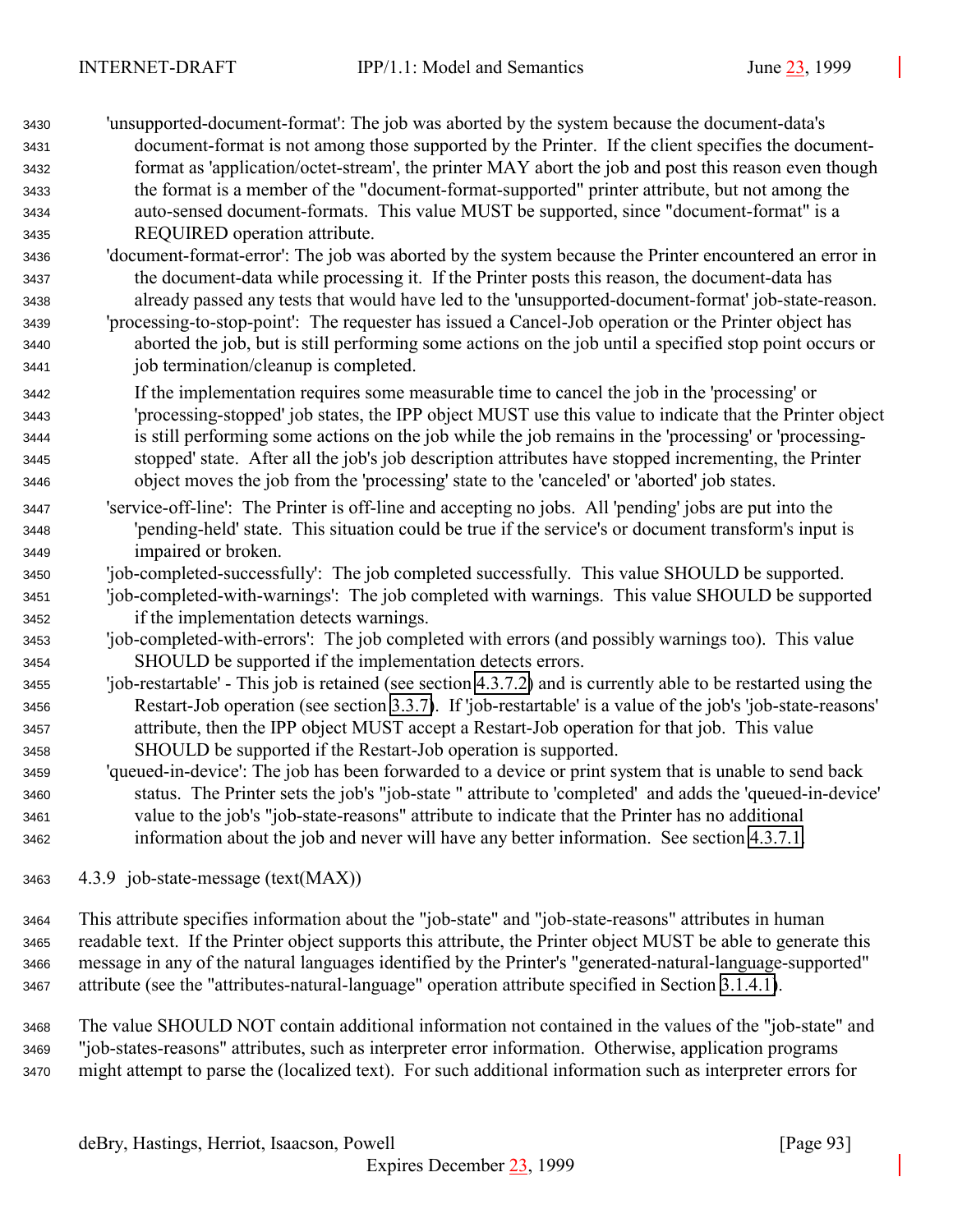'unsupported-document-format': The job was aborted by the system because the document-data's document-format is not among those supported by the Printer. If the client specifies the document-format as 'application/octet-stream', the printer MAY abort the job and post this reason even though the format is a member of the "document-format-supported" printer attribute, but not among the auto-sensed document-formats. This value MUST be supported, since "document-format" is a REQUIRED operation attribute.

'document-format-error': The job was aborted by the system because the Printer encountered an error in the document-data while processing it. If the Printer posts this reason, the document-data has already passed any tests that would have led to the 'unsupported-document-format' job-state-reason.

'processing-to-stop-point': The requester has issued a Cancel-Job operation or the Printer object has aborted the job, but is still performing some actions on the job until a specified stop point occurs or job termination/cleanup is completed.

If the implementation requires some measurable time to cancel the job in the 'processing' or 'processing-stopped' job states, the IPP object MUST use this value to indicate that the Printer object is still performing some actions on the job while the job remains in the 'processing' or 'processing-stopped' state. After all the job's job description attributes have stopped incrementing, the Printer object moves the job from the 'processing' state to the 'canceled' or 'aborted' job states.

'service-off-line': The Printer is off-line and accepting no jobs. All 'pending' jobs are put into the 'pending-held' state. This situation could be true if the service's or document transform's input is impaired or broken.

'job-completed-successfully': The job completed successfully. This value SHOULD be supported.

'job-completed-with-warnings': The job completed with warnings. This value SHOULD be supported if the implementation detects warnings.

'job-completed-with-errors': The job completed with errors (and possibly warnings too). This value SHOULD be supported if the implementation detects errors.

'job-restartable' - This job is retained (see section 4.3.7.2) and is currently able to be restarted using the Restart-Job operation (see section 3.3.7). If 'job-restartable' is a value of the job's 'job-state-reasons' attribute, then the IPP object MUST accept a Restart-Job operation for that job. This value SHOULD be supported if the Restart-Job operation is supported.

'queued-in-device': The job has been forwarded to a device or print system that is unable to send back status. The Printer sets the job's "job-state " attribute to 'completed' and adds the 'queued-in-device' value to the job's "job-state-reasons" attribute to indicate that the Printer has no additional information about the job and never will have any better information. See section 4.3.7.1.

### 4.3.9 job-state-message (text(MAX))

This attribute specifies information about the "job-state" and "job-state-reasons" attributes in human readable text. If the Printer object supports this attribute, the Printer object MUST be able to generate this message in any of the natural languages identified by the Printer's "generated-natural-language-supported" attribute (see the "attributes-natural-language" operation attribute specified in Section 3.1.4.1).

The value SHOULD NOT contain additional information not contained in the values of the "job-state" and "job-states-reasons" attributes, such as interpreter error information. Otherwise, application programs might attempt to parse the (localized text). For such additional information such as interpreter errors for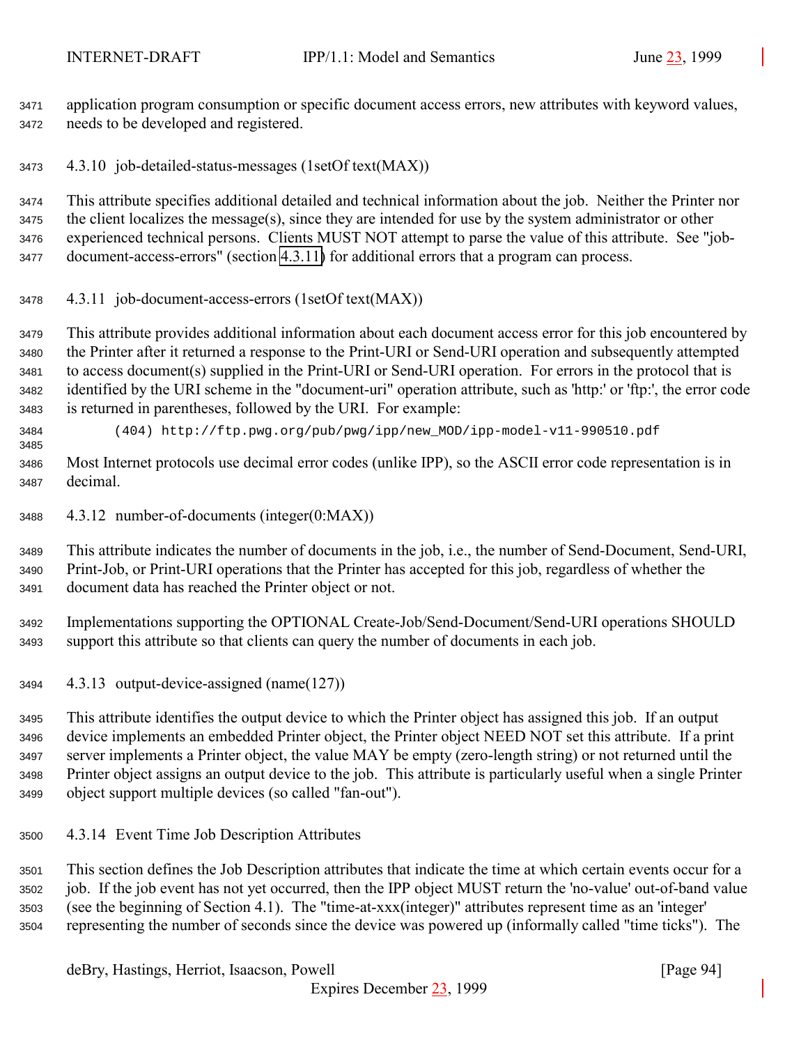application program consumption or specific document access errors, new attributes with keyword values, needs to be developed and registered.

#### 4.3.10 job-detailed-status-messages (1setOf text(MAX))

This attribute specifies additional detailed and technical information about the job. Neither the Printer nor the client localizes the message(s), since they are intended for use by the system administrator or other experienced technical persons. Clients MUST NOT attempt to parse the value of this attribute. See "job-document-access-errors" (section 4.3.11) for additional errors that a program can process.

#### 4.3.11 job-document-access-errors (1setOf text(MAX))

This attribute provides additional information about each document access error for this job encountered by the Printer after it returned a response to the Print-URI or Send-URI operation and subsequently attempted to access document(s) supplied in the Print-URI or Send-URI operation. For errors in the protocol that is identified by the URI scheme in the "document-uri" operation attribute, such as 'http:' or 'ftp:', the error code is returned in parentheses, followed by the URI. For example:

```
(404) http://ftp.pwg.org/pub/pwg/ipp/new_MOD/ipp-model-v11-990510.pdf
```

Most Internet protocols use decimal error codes (unlike IPP), so the ASCII error code representation is in decimal.

#### 4.3.12 number-of-documents (integer(0:MAX))

This attribute indicates the number of documents in the job, i.e., the number of Send-Document, Send-URI, Print-Job, or Print-URI operations that the Printer has accepted for this job, regardless of whether the document data has reached the Printer object or not.

Implementations supporting the OPTIONAL Create-Job/Send-Document/Send-URI operations SHOULD support this attribute so that clients can query the number of documents in each job.

#### 4.3.13 output-device-assigned (name(127))

This attribute identifies the output device to which the Printer object has assigned this job. If an output device implements an embedded Printer object, the Printer object NEED NOT set this attribute. If a print server implements a Printer object, the value MAY be empty (zero-length string) or not returned until the Printer object assigns an output device to the job. This attribute is particularly useful when a single Printer object support multiple devices (so called "fan-out").

#### 4.3.14 Event Time Job Description Attributes

This section defines the Job Description attributes that indicate the time at which certain events occur for a job. If the job event has not yet occurred, then the IPP object MUST return the 'no-value' out-of-band value (see the beginning of Section 4.1). The "time-at-xxx(integer)" attributes represent time as an 'integer' representing the number of seconds since the device was powered up (informally called "time ticks"). The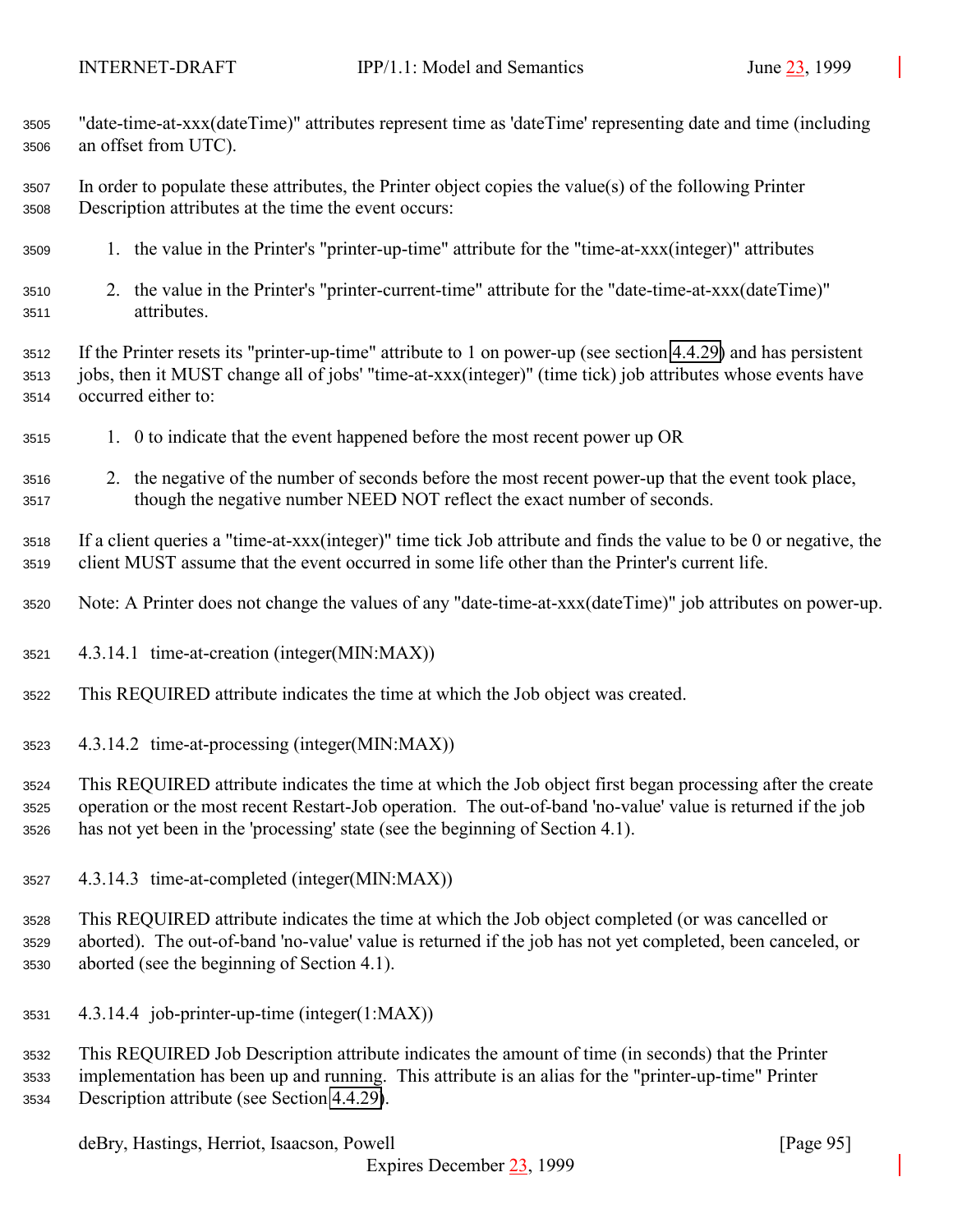"date-time-at-xxx(dateTime)" attributes represent time as 'dateTime' representing date and time (including an offset from UTC).

In order to populate these attributes, the Printer object copies the value(s) of the following Printer Description attributes at the time the event occurs:

1. the value in the Printer's "printer-up-time" attribute for the "time-at-xxx(integer)" attributes

2. the value in the Printer's "printer-current-time" attribute for the "date-time-at-xxx(dateTime)" attributes.

If the Printer resets its "printer-up-time" attribute to 1 on power-up (see section 4.4.29) and has persistent jobs, then it MUST change all of jobs' "time-at-xxx(integer)" (time tick) job attributes whose events have occurred either to:

1. 0 to indicate that the event happened before the most recent power up OR

2. the negative of the number of seconds before the most recent power-up that the event took place, though the negative number NEED NOT reflect the exact number of seconds.

If a client queries a "time-at-xxx(integer)" time tick Job attribute and finds the value to be 0 or negative, the client MUST assume that the event occurred in some life other than the Printer's current life.

Note: A Printer does not change the values of any "date-time-at-xxx(dateTime)" job attributes on power-up.

#### 4.3.14.1 time-at-creation (integer(MIN:MAX))

This REQUIRED attribute indicates the time at which the Job object was created.

#### 4.3.14.2 time-at-processing (integer(MIN:MAX))

This REQUIRED attribute indicates the time at which the Job object first began processing after the create operation or the most recent Restart-Job operation. The out-of-band 'no-value' value is returned if the job has not yet been in the 'processing' state (see the beginning of Section 4.1).

#### 4.3.14.3 time-at-completed (integer(MIN:MAX))

This REQUIRED attribute indicates the time at which the Job object completed (or was cancelled or aborted). The out-of-band 'no-value' value is returned if the job has not yet completed, been canceled, or aborted (see the beginning of Section 4.1).

#### 4.3.14.4 job-printer-up-time (integer(1:MAX))

This REQUIRED Job Description attribute indicates the amount of time (in seconds) that the Printer implementation has been up and running. This attribute is an alias for the "printer-up-time" Printer Description attribute (see Section 4.4.29).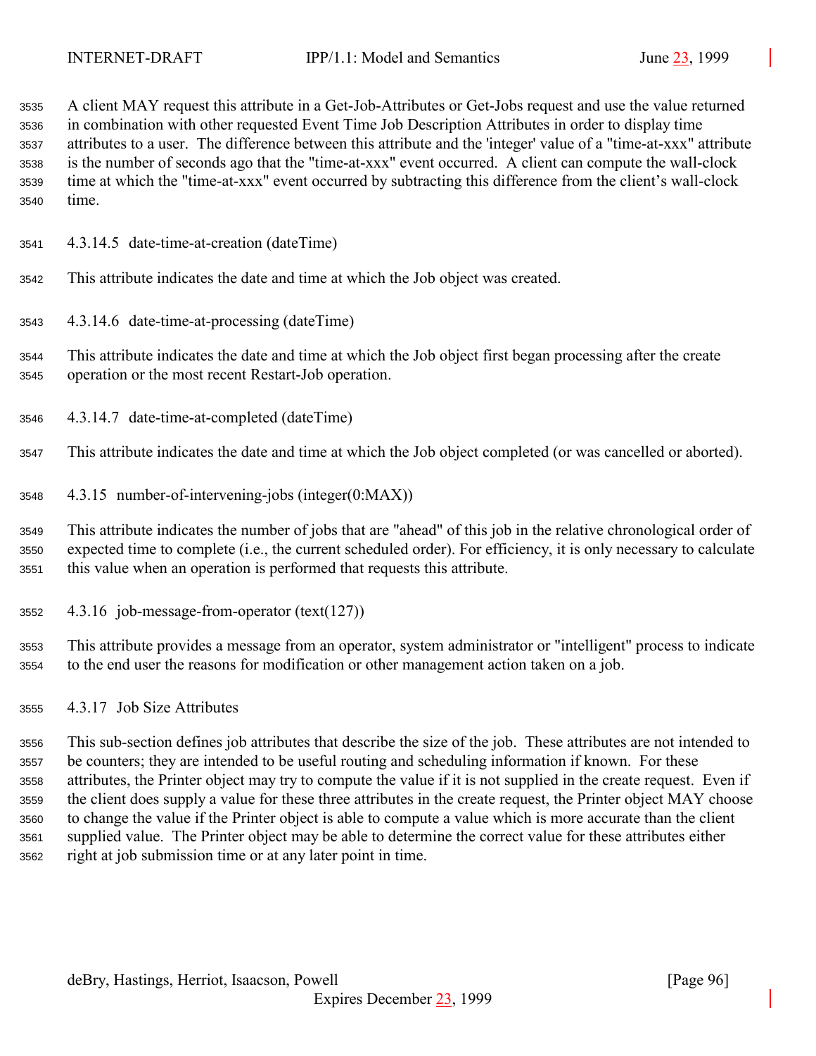A client MAY request this attribute in a Get-Job-Attributes or Get-Jobs request and use the value returned in combination with other requested Event Time Job Description Attributes in order to display time attributes to a user. The difference between this attribute and the 'integer' value of a "time-at-xxx" attribute is the number of seconds ago that the "time-at-xxx" event occurred. A client can compute the wall-clock time at which the "time-at-xxx" event occurred by subtracting this difference from the client's wall-clock time.

#### 4.3.14.5 date-time-at-creation (dateTime)

This attribute indicates the date and time at which the Job object was created.

#### 4.3.14.6 date-time-at-processing (dateTime)

This attribute indicates the date and time at which the Job object first began processing after the create operation or the most recent Restart-Job operation.

#### 4.3.14.7 date-time-at-completed (dateTime)

This attribute indicates the date and time at which the Job object completed (or was cancelled or aborted).

### 4.3.15 number-of-intervening-jobs (integer(0:MAX))

This attribute indicates the number of jobs that are "ahead" of this job in the relative chronological order of expected time to complete (i.e., the current scheduled order). For efficiency, it is only necessary to calculate this value when an operation is performed that requests this attribute.

### 4.3.16 job-message-from-operator (text(127))

This attribute provides a message from an operator, system administrator or "intelligent" process to indicate to the end user the reasons for modification or other management action taken on a job.

### 4.3.17 Job Size Attributes

This sub-section defines job attributes that describe the size of the job. These attributes are not intended to be counters; they are intended to be useful routing and scheduling information if known. For these attributes, the Printer object may try to compute the value if it is not supplied in the create request. Even if the client does supply a value for these three attributes in the create request, the Printer object MAY choose to change the value if the Printer object is able to compute a value which is more accurate than the client supplied value. The Printer object may be able to determine the correct value for these attributes either right at job submission time or at any later point in time.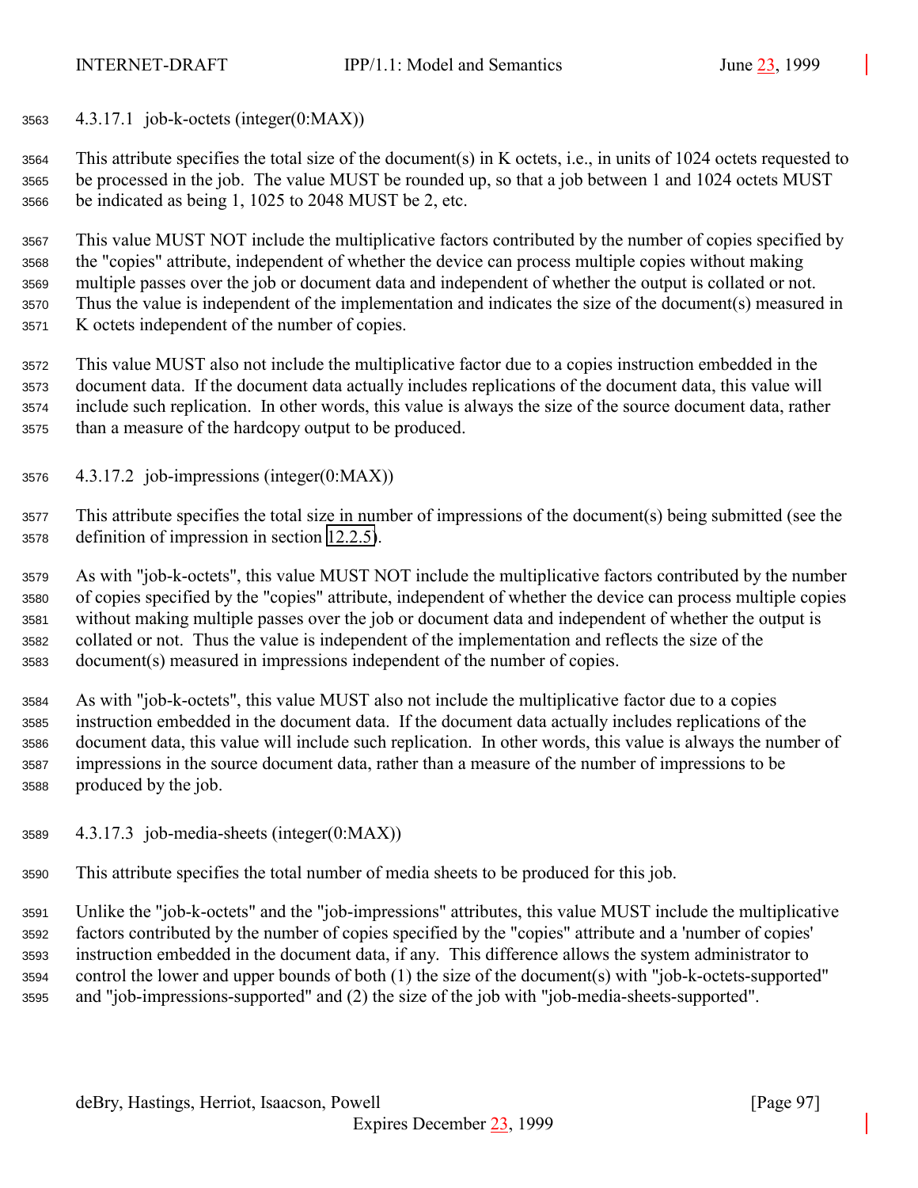#### 4.3.17.1 job-k-octets (integer(0:MAX))

This attribute specifies the total size of the document(s) in K octets, i.e., in units of 1024 octets requested to be processed in the job. The value MUST be rounded up, so that a job between 1 and 1024 octets MUST be indicated as being 1, 1025 to 2048 MUST be 2, etc.

This value MUST NOT include the multiplicative factors contributed by the number of copies specified by the "copies" attribute, independent of whether the device can process multiple copies without making multiple passes over the job or document data and independent of whether the output is collated or not. Thus the value is independent of the implementation and indicates the size of the document(s) measured in K octets independent of the number of copies.

This value MUST also not include the multiplicative factor due to a copies instruction embedded in the document data. If the document data actually includes replications of the document data, this value will include such replication. In other words, this value is always the size of the source document data, rather than a measure of the hardcopy output to be produced.

#### 4.3.17.2 job-impressions (integer(0:MAX))

This attribute specifies the total size in number of impressions of the document(s) being submitted (see the definition of impression in section 12.2.5).

As with "job-k-octets", this value MUST NOT include the multiplicative factors contributed by the number of copies specified by the "copies" attribute, independent of whether the device can process multiple copies without making multiple passes over the job or document data and independent of whether the output is collated or not. Thus the value is independent of the implementation and reflects the size of the document(s) measured in impressions independent of the number of copies.

As with "job-k-octets", this value MUST also not include the multiplicative factor due to a copies instruction embedded in the document data. If the document data actually includes replications of the document data, this value will include such replication. In other words, this value is always the number of impressions in the source document data, rather than a measure of the number of impressions to be produced by the job.

#### 4.3.17.3 job-media-sheets (integer(0:MAX))

This attribute specifies the total number of media sheets to be produced for this job.

Unlike the "job-k-octets" and the "job-impressions" attributes, this value MUST include the multiplicative factors contributed by the number of copies specified by the "copies" attribute and a 'number of copies' instruction embedded in the document data, if any. This difference allows the system administrator to control the lower and upper bounds of both (1) the size of the document(s) with "job-k-octets-supported" and "job-impressions-supported" and (2) the size of the job with "job-media-sheets-supported".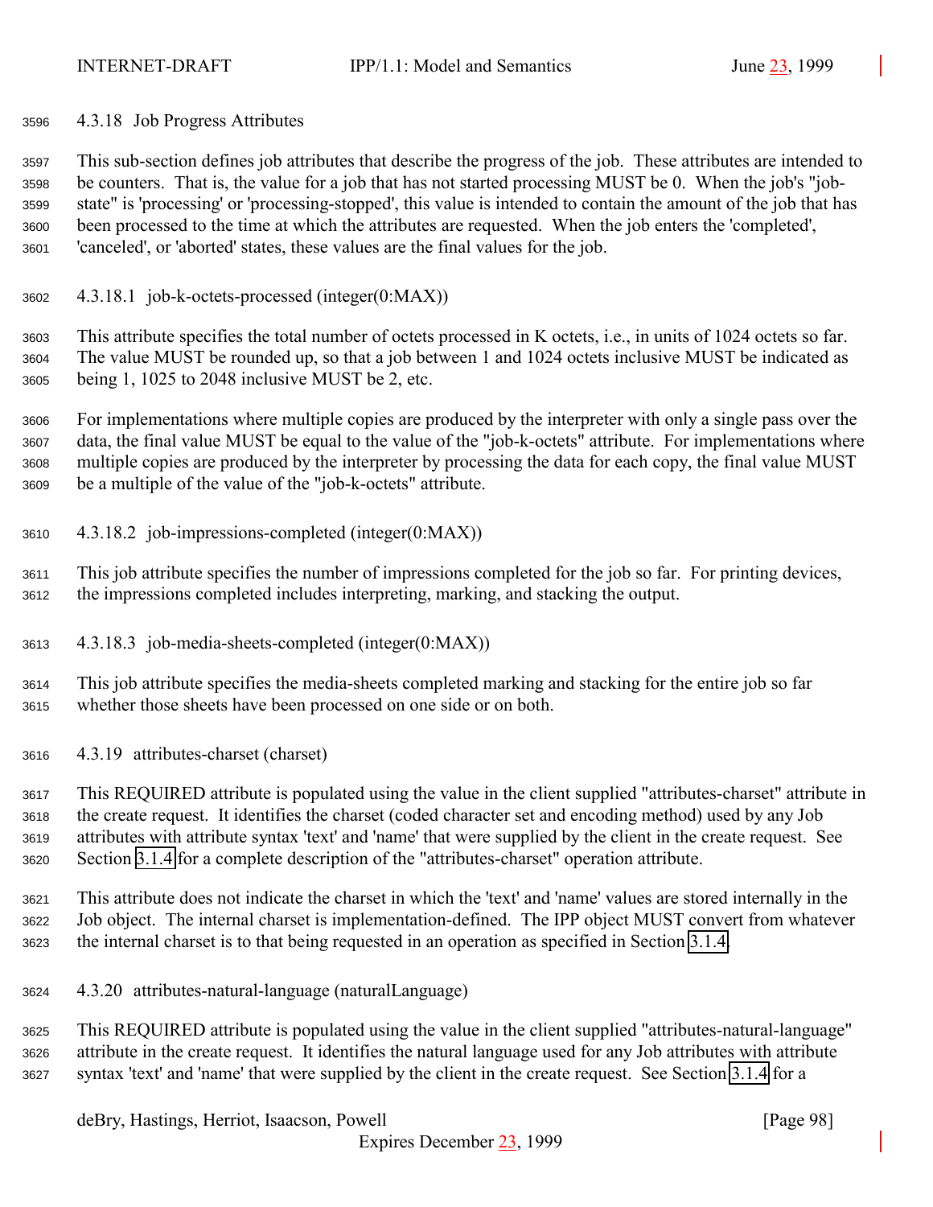#### 4.3.18 Job Progress Attributes

This sub-section defines job attributes that describe the progress of the job. These attributes are intended to be counters. That is, the value for a job that has not started processing MUST be 0. When the job's "job-state" is 'processing' or 'processing-stopped', this value is intended to contain the amount of the job that has been processed to the time at which the attributes are requested. When the job enters the 'completed', 'canceled', or 'aborted' states, these values are the final values for the job.

##### 4.3.18.1 job-k-octets-processed (integer(0:MAX))

This attribute specifies the total number of octets processed in K octets, i.e., in units of 1024 octets so far. The value MUST be rounded up, so that a job between 1 and 1024 octets inclusive MUST be indicated as being 1, 1025 to 2048 inclusive MUST be 2, etc.

For implementations where multiple copies are produced by the interpreter with only a single pass over the data, the final value MUST be equal to the value of the "job-k-octets" attribute. For implementations where multiple copies are produced by the interpreter by processing the data for each copy, the final value MUST be a multiple of the value of the "job-k-octets" attribute.

##### 4.3.18.2 job-impressions-completed (integer(0:MAX))

This job attribute specifies the number of impressions completed for the job so far. For printing devices, the impressions completed includes interpreting, marking, and stacking the output.

##### 4.3.18.3 job-media-sheets-completed (integer(0:MAX))

This job attribute specifies the media-sheets completed marking and stacking for the entire job so far whether those sheets have been processed on one side or on both.

#### 4.3.19 attributes-charset (charset)

This REQUIRED attribute is populated using the value in the client supplied "attributes-charset" attribute in the create request. It identifies the charset (coded character set and encoding method) used by any Job attributes with attribute syntax 'text' and 'name' that were supplied by the client in the create request. See Section 3.1.4 for a complete description of the "attributes-charset" operation attribute.

This attribute does not indicate the charset in which the 'text' and 'name' values are stored internally in the Job object. The internal charset is implementation-defined. The IPP object MUST convert from whatever the internal charset is to that being requested in an operation as specified in Section 3.1.4.

#### 4.3.20 attributes-natural-language (naturalLanguage)

This REQUIRED attribute is populated using the value in the client supplied "attributes-natural-language" attribute in the create request. It identifies the natural language used for any Job attributes with attribute syntax 'text' and 'name' that were supplied by the client in the create request. See Section 3.1.4 for a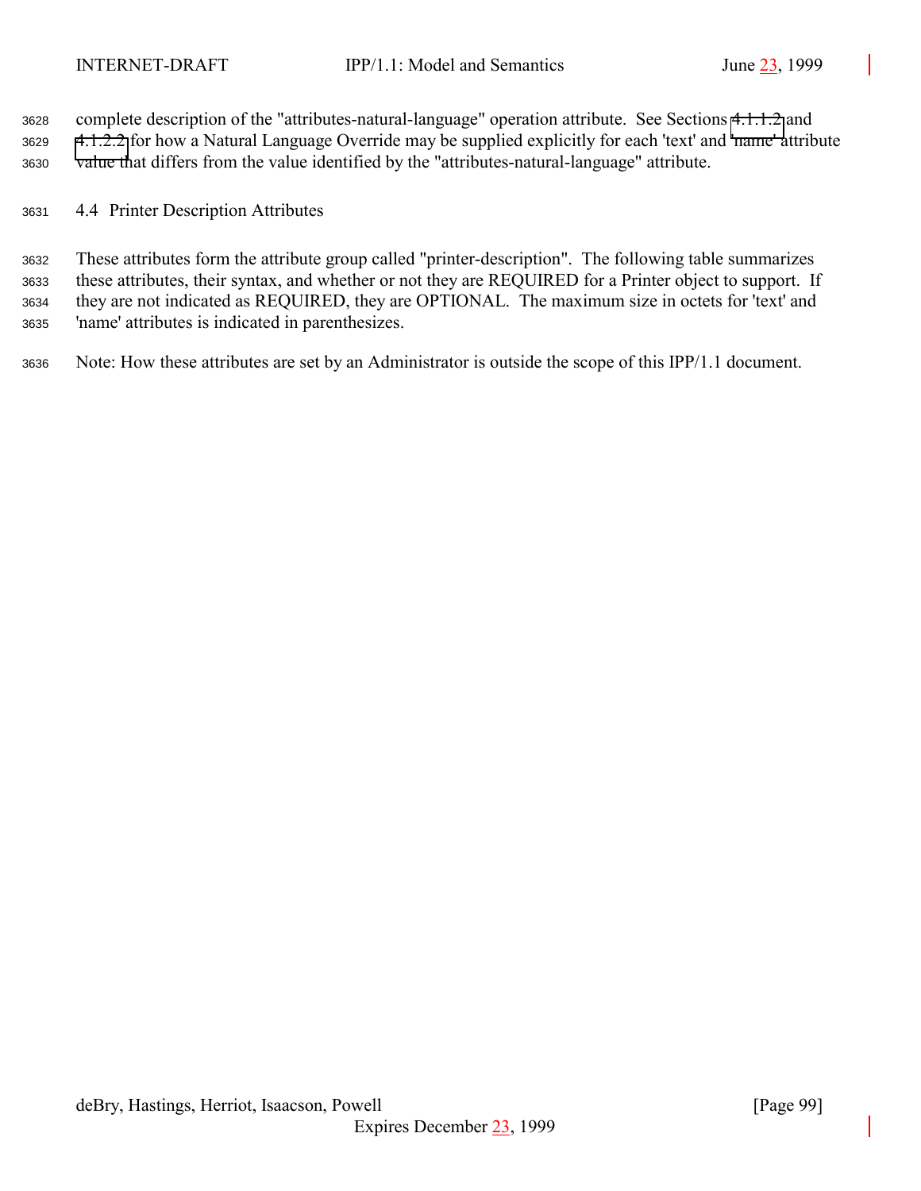complete description of the "attributes-natural-language" operation attribute. See Sections 4.1.1.2 and 4.1.2.2 for how a Natural Language Override may be supplied explicitly for each 'text' and 'name' attribute value that differs from the value identified by the "attributes-natural-language" attribute.

## 4.4 Printer Description Attributes

These attributes form the attribute group called "printer-description". The following table summarizes these attributes, their syntax, and whether or not they are REQUIRED for a Printer object to support. If they are not indicated as REQUIRED, they are OPTIONAL. The maximum size in octets for 'text' and 'name' attributes is indicated in parenthesizes.

Note: How these attributes are set by an Administrator is outside the scope of this IPP/1.1 document.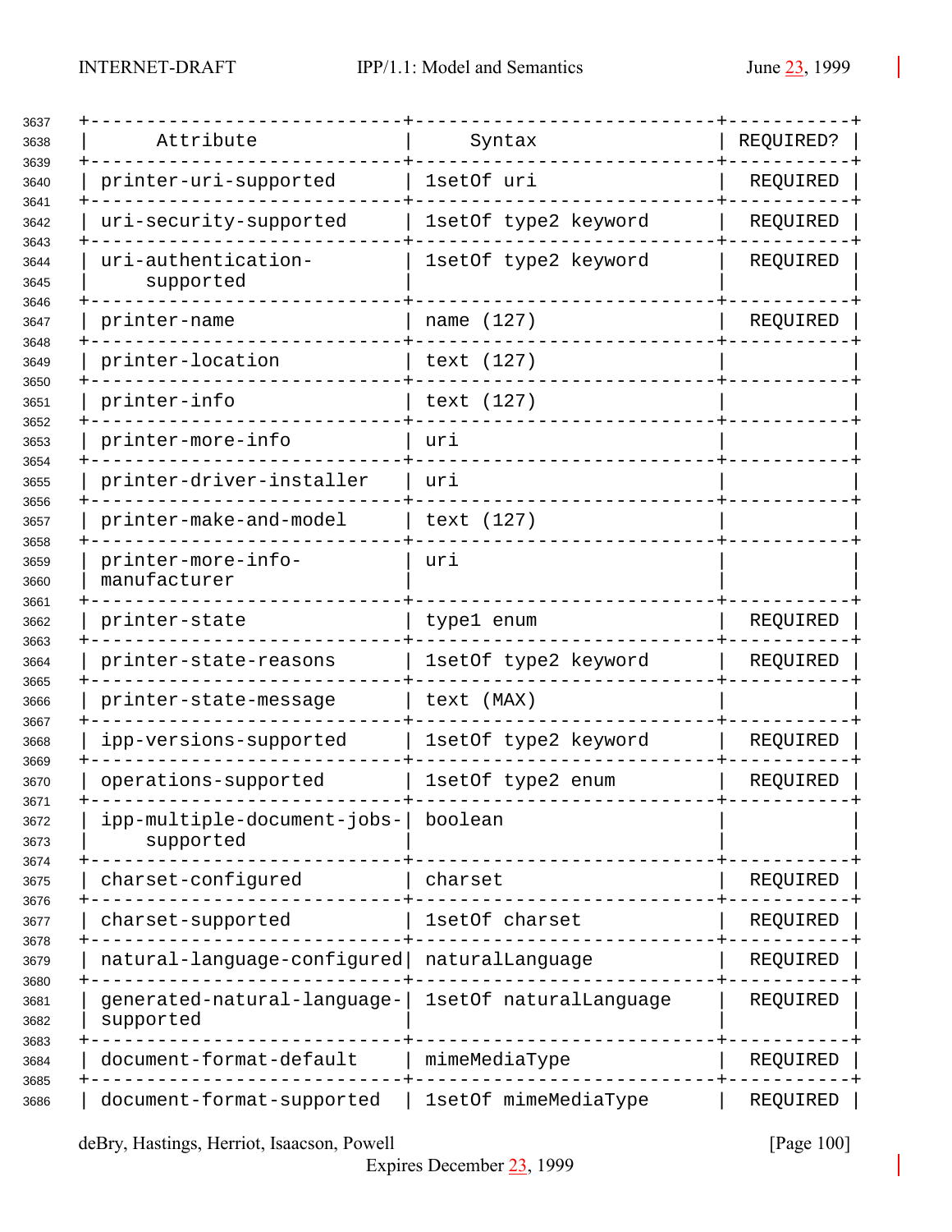| Attribute | Syntax | REQUIRED? |
|---|---|---|
| printer-uri-supported | 1setOf uri | REQUIRED |
| uri-security-supported | 1setOf type2 keyword | REQUIRED |
| uri-authentication-supported | 1setOf type2 keyword | REQUIRED |
| printer-name | name (127) | REQUIRED |
| printer-location | text (127) | |
| printer-info | text (127) | |
| printer-more-info | uri | |
| printer-driver-installer | uri | |
| printer-make-and-model | text (127) | |
| printer-more-info-manufacturer | uri | |
| printer-state | type1 enum | REQUIRED |
| printer-state-reasons | 1setOf type2 keyword | REQUIRED |
| printer-state-message | text (MAX) | |
| ipp-versions-supported | 1setOf type2 keyword | REQUIRED |
| operations-supported | 1setOf type2 enum | REQUIRED |
| ipp-multiple-document-jobs-supported | boolean | |
| charset-configured | charset | REQUIRED |
| charset-supported | 1setOf charset | REQUIRED |
| natural-language-configured | naturalLanguage | REQUIRED |
| generated-natural-language-supported | 1setOf naturalLanguage | REQUIRED |
| document-format-default | mimeMediaType | REQUIRED |
| document-format-supported | 1setOf mimeMediaType | REQUIRED |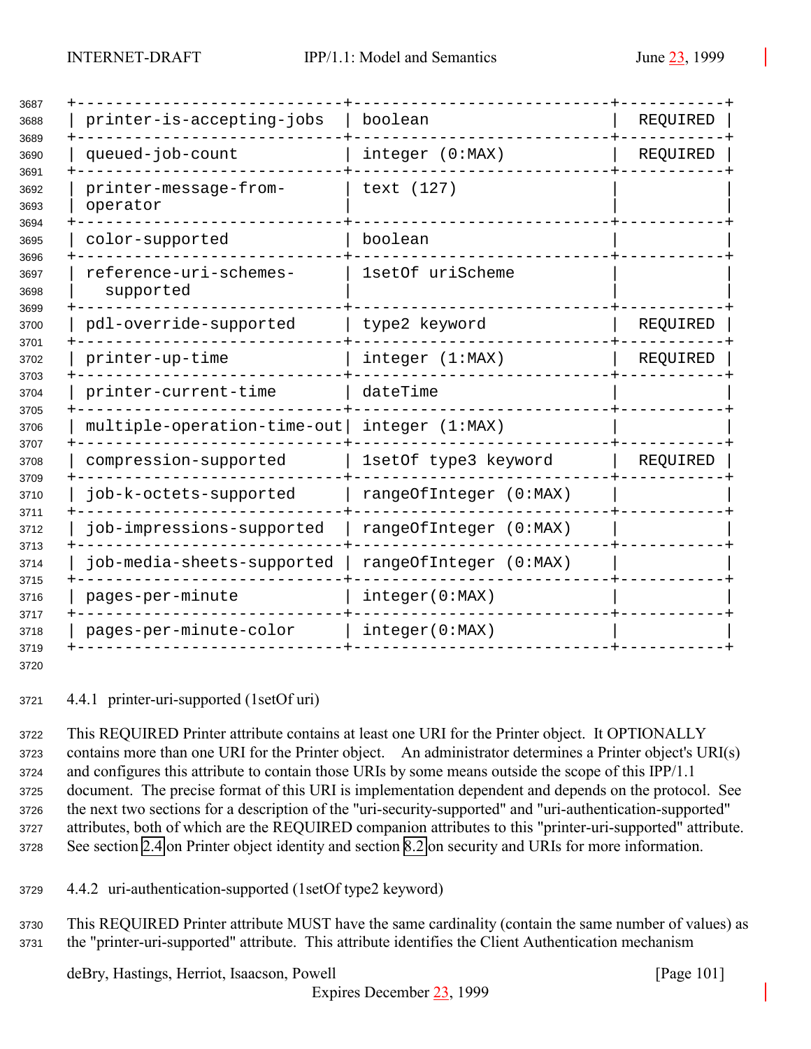| | | |
|---|---|---|
| printer-is-accepting-jobs | boolean | REQUIRED |
| queued-job-count | integer (0:MAX) | REQUIRED |
| printer-message-from-operator | text (127) | |
| color-supported | boolean | |
| reference-uri-schemes-supported | 1setOf uriScheme | |
| pdl-override-supported | type2 keyword | REQUIRED |
| printer-up-time | integer (1:MAX) | REQUIRED |
| printer-current-time | dateTime | |
| multiple-operation-time-out | integer (1:MAX) | |
| compression-supported | 1setOf type3 keyword | REQUIRED |
| job-k-octets-supported | rangeOfInteger (0:MAX) | |
| job-impressions-supported | rangeOfInteger (0:MAX) | |
| job-media-sheets-supported | rangeOfInteger (0:MAX) | |
| pages-per-minute | integer(0:MAX) | |
| pages-per-minute-color | integer(0:MAX) | |

### 4.4.1 printer-uri-supported (1setOf uri)

This REQUIRED Printer attribute contains at least one URI for the Printer object. It OPTIONALLY contains more than one URI for the Printer object. An administrator determines a Printer object's URI(s) and configures this attribute to contain those URIs by some means outside the scope of this IPP/1.1 document. The precise format of this URI is implementation dependent and depends on the protocol. See the next two sections for a description of the "uri-security-supported" and "uri-authentication-supported" attributes, both of which are the REQUIRED companion attributes to this "printer-uri-supported" attribute. See section 2.4 on Printer object identity and section 8.2 on security and URIs for more information.

### 4.4.2 uri-authentication-supported (1setOf type2 keyword)

This REQUIRED Printer attribute MUST have the same cardinality (contain the same number of values) as the "printer-uri-supported" attribute. This attribute identifies the Client Authentication mechanism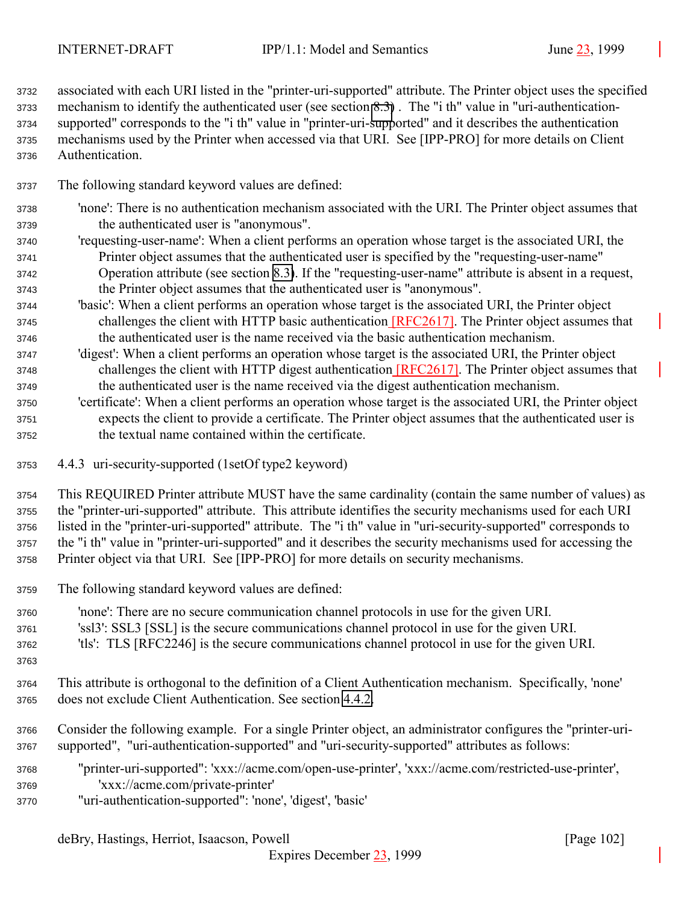associated with each URI listed in the "printer-uri-supported" attribute. The Printer object uses the specified mechanism to identify the authenticated user (see section 8.3) . The "i th" value in "uri-authentication-supported" corresponds to the "i th" value in "printer-uri-supported" and it describes the authentication mechanisms used by the Printer when accessed via that URI. See [IPP-PRO] for more details on Client Authentication.

The following standard keyword values are defined:

'none': There is no authentication mechanism associated with the URI. The Printer object assumes that the authenticated user is "anonymous".

'requesting-user-name': When a client performs an operation whose target is the associated URI, the Printer object assumes that the authenticated user is specified by the "requesting-user-name" Operation attribute (see section 8.3). If the "requesting-user-name" attribute is absent in a request, the Printer object assumes that the authenticated user is "anonymous".

'basic': When a client performs an operation whose target is the associated URI, the Printer object challenges the client with HTTP basic authentication [RFC2617]. The Printer object assumes that the authenticated user is the name received via the basic authentication mechanism.

'digest': When a client performs an operation whose target is the associated URI, the Printer object challenges the client with HTTP digest authentication [RFC2617]. The Printer object assumes that the authenticated user is the name received via the digest authentication mechanism.

'certificate': When a client performs an operation whose target is the associated URI, the Printer object expects the client to provide a certificate. The Printer object assumes that the authenticated user is the textual name contained within the certificate.

#### 4.4.3 uri-security-supported (1setOf type2 keyword)

This REQUIRED Printer attribute MUST have the same cardinality (contain the same number of values) as the "printer-uri-supported" attribute. This attribute identifies the security mechanisms used for each URI listed in the "printer-uri-supported" attribute. The "i th" value in "uri-security-supported" corresponds to the "i th" value in "printer-uri-supported" and it describes the security mechanisms used for accessing the Printer object via that URI. See [IPP-PRO] for more details on security mechanisms.

The following standard keyword values are defined:

'none': There are no secure communication channel protocols in use for the given URI.
'ssl3': SSL3 [SSL] is the secure communications channel protocol in use for the given URI.
'tls': TLS [RFC2246] is the secure communications channel protocol in use for the given URI.

This attribute is orthogonal to the definition of a Client Authentication mechanism. Specifically, 'none' does not exclude Client Authentication. See section 4.4.2.

Consider the following example. For a single Printer object, an administrator configures the "printer-uri-supported", "uri-authentication-supported" and "uri-security-supported" attributes as follows:

"printer-uri-supported": 'xxx://acme.com/open-use-printer', 'xxx://acme.com/restricted-use-printer', 'xxx://acme.com/private-printer'
"uri-authentication-supported": 'none', 'digest', 'basic'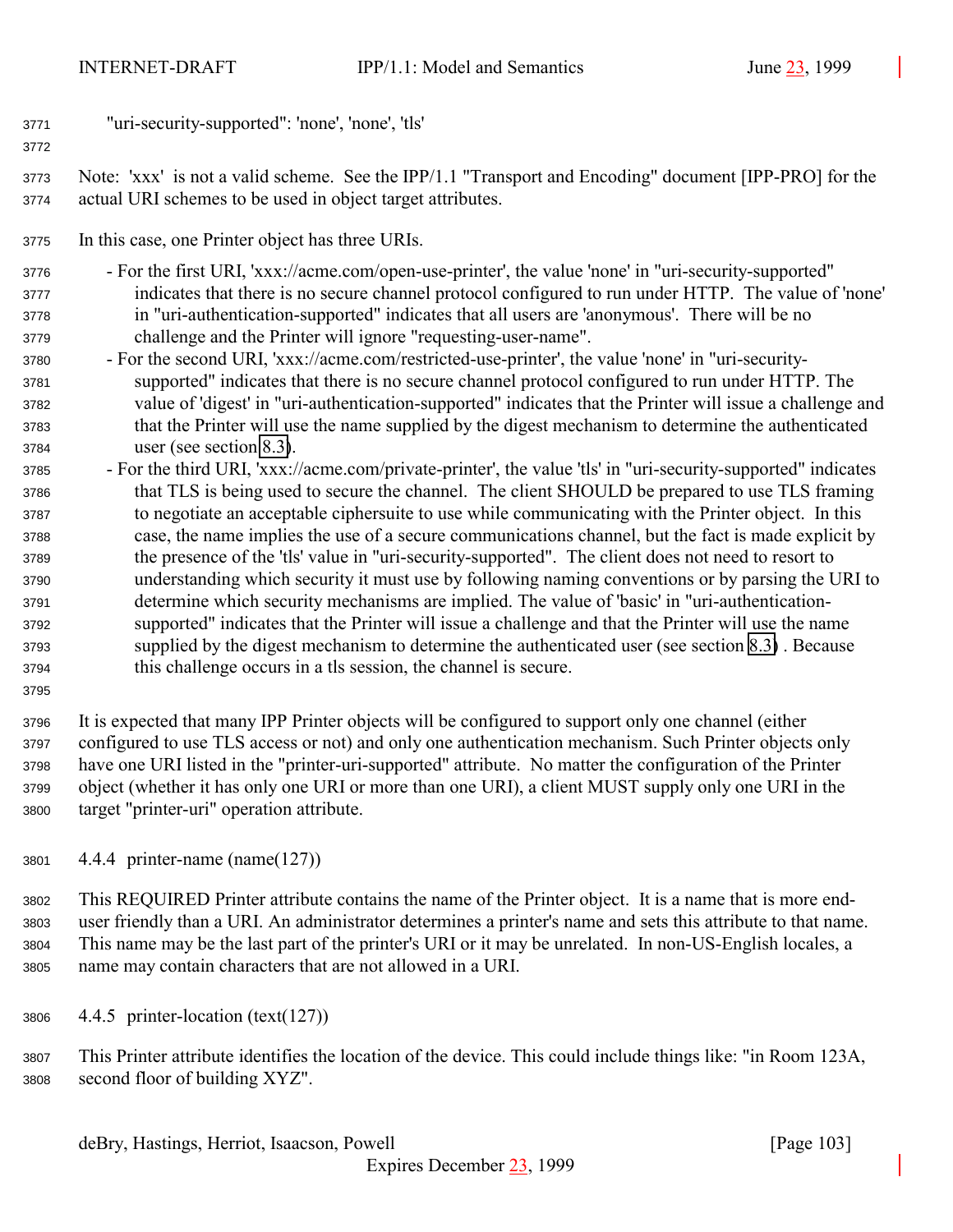"uri-security-supported": 'none', 'none', 'tls'

Note: 'xxx' is not a valid scheme. See the IPP/1.1 "Transport and Encoding" document [IPP-PRO] for the actual URI schemes to be used in object target attributes.

In this case, one Printer object has three URIs.

- For the first URI, 'xxx://acme.com/open-use-printer', the value 'none' in "uri-security-supported" indicates that there is no secure channel protocol configured to run under HTTP. The value of 'none' in "uri-authentication-supported" indicates that all users are 'anonymous'. There will be no challenge and the Printer will ignore "requesting-user-name".
- For the second URI, 'xxx://acme.com/restricted-use-printer', the value 'none' in "uri-security-supported" indicates that there is no secure channel protocol configured to run under HTTP. The value of 'digest' in "uri-authentication-supported" indicates that the Printer will issue a challenge and that the Printer will use the name supplied by the digest mechanism to determine the authenticated user (see section 8.3).
- For the third URI, 'xxx://acme.com/private-printer', the value 'tls' in "uri-security-supported" indicates that TLS is being used to secure the channel. The client SHOULD be prepared to use TLS framing to negotiate an acceptable ciphersuite to use while communicating with the Printer object. In this case, the name implies the use of a secure communications channel, but the fact is made explicit by the presence of the 'tls' value in "uri-security-supported". The client does not need to resort to understanding which security it must use by following naming conventions or by parsing the URI to determine which security mechanisms are implied. The value of 'basic' in "uri-authentication-supported" indicates that the Printer will issue a challenge and that the Printer will use the name supplied by the digest mechanism to determine the authenticated user (see section 8.3) . Because this challenge occurs in a tls session, the channel is secure.

It is expected that many IPP Printer objects will be configured to support only one channel (either configured to use TLS access or not) and only one authentication mechanism. Such Printer objects only have one URI listed in the "printer-uri-supported" attribute. No matter the configuration of the Printer object (whether it has only one URI or more than one URI), a client MUST supply only one URI in the target "printer-uri" operation attribute.

### 4.4.4 printer-name (name(127))

This REQUIRED Printer attribute contains the name of the Printer object. It is a name that is more end-user friendly than a URI. An administrator determines a printer's name and sets this attribute to that name. This name may be the last part of the printer's URI or it may be unrelated. In non-US-English locales, a name may contain characters that are not allowed in a URI.

### 4.4.5 printer-location (text(127))

This Printer attribute identifies the location of the device. This could include things like: "in Room 123A, second floor of building XYZ".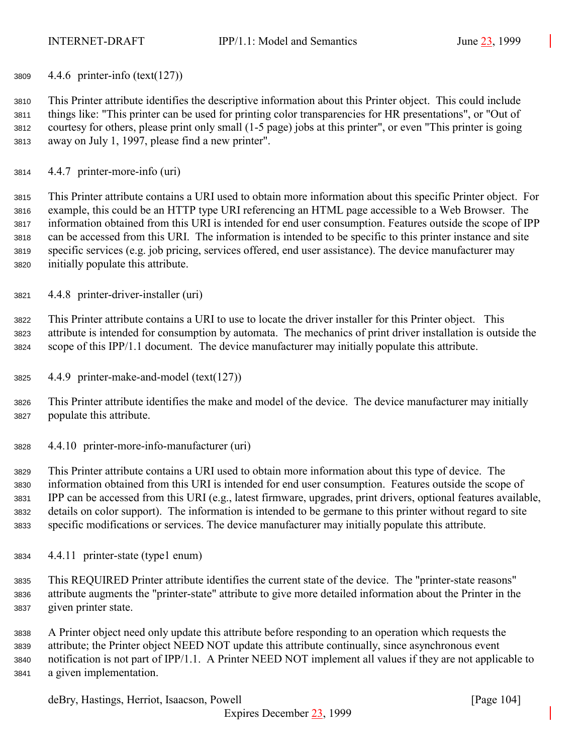#### 4.4.6 printer-info (text(127))

This Printer attribute identifies the descriptive information about this Printer object. This could include things like: "This printer can be used for printing color transparencies for HR presentations", or "Out of courtesy for others, please print only small (1-5 page) jobs at this printer", or even "This printer is going away on July 1, 1997, please find a new printer".

#### 4.4.7 printer-more-info (uri)

This Printer attribute contains a URI used to obtain more information about this specific Printer object. For example, this could be an HTTP type URI referencing an HTML page accessible to a Web Browser. The information obtained from this URI is intended for end user consumption. Features outside the scope of IPP can be accessed from this URI. The information is intended to be specific to this printer instance and site specific services (e.g. job pricing, services offered, end user assistance). The device manufacturer may initially populate this attribute.

#### 4.4.8 printer-driver-installer (uri)

This Printer attribute contains a URI to use to locate the driver installer for this Printer object. This attribute is intended for consumption by automata. The mechanics of print driver installation is outside the scope of this IPP/1.1 document. The device manufacturer may initially populate this attribute.

#### 4.4.9 printer-make-and-model (text(127))

This Printer attribute identifies the make and model of the device. The device manufacturer may initially populate this attribute.

#### 4.4.10 printer-more-info-manufacturer (uri)

This Printer attribute contains a URI used to obtain more information about this type of device. The information obtained from this URI is intended for end user consumption. Features outside the scope of IPP can be accessed from this URI (e.g., latest firmware, upgrades, print drivers, optional features available, details on color support). The information is intended to be germane to this printer without regard to site specific modifications or services. The device manufacturer may initially populate this attribute.

#### 4.4.11 printer-state (type1 enum)

This REQUIRED Printer attribute identifies the current state of the device. The "printer-state reasons" attribute augments the "printer-state" attribute to give more detailed information about the Printer in the given printer state.

A Printer object need only update this attribute before responding to an operation which requests the attribute; the Printer object NEED NOT update this attribute continually, since asynchronous event notification is not part of IPP/1.1. A Printer NEED NOT implement all values if they are not applicable to a given implementation.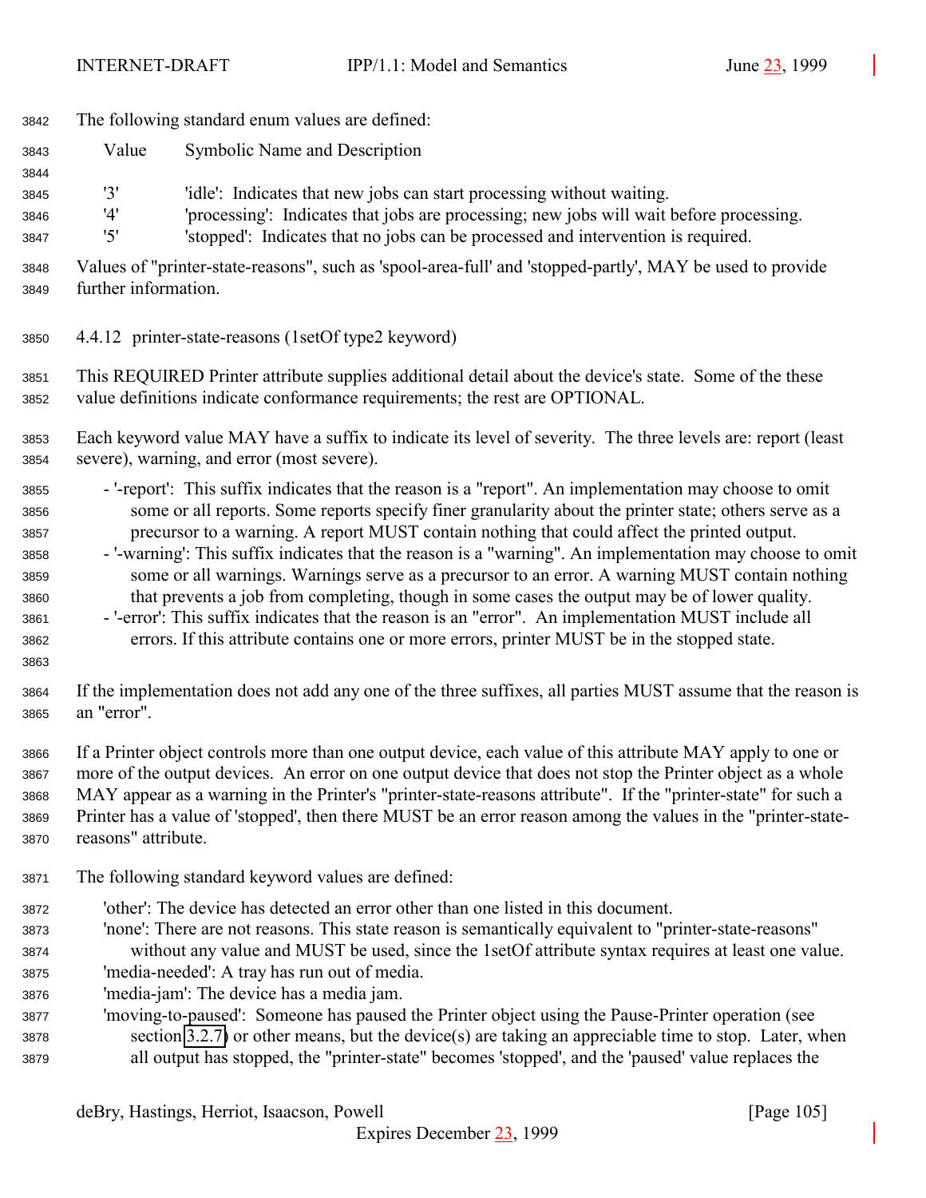The following standard enum values are defined:

| Value | Symbolic Name and Description |
|---|---|
| '3' | 'idle': Indicates that new jobs can start processing without waiting. |
| '4' | 'processing': Indicates that jobs are processing; new jobs will wait before processing. |
| '5' | 'stopped': Indicates that no jobs can be processed and intervention is required. |

Values of "printer-state-reasons", such as 'spool-area-full' and 'stopped-partly', MAY be used to provide further information.

#### 4.4.12 printer-state-reasons (1setOf type2 keyword)

This REQUIRED Printer attribute supplies additional detail about the device's state. Some of the these value definitions indicate conformance requirements; the rest are OPTIONAL.

Each keyword value MAY have a suffix to indicate its level of severity. The three levels are: report (least severe), warning, and error (most severe).

- '-report': This suffix indicates that the reason is a "report". An implementation may choose to omit some or all reports. Some reports specify finer granularity about the printer state; others serve as a precursor to a warning. A report MUST contain nothing that could affect the printed output.
- '-warning': This suffix indicates that the reason is a "warning". An implementation may choose to omit some or all warnings. Warnings serve as a precursor to an error. A warning MUST contain nothing that prevents a job from completing, though in some cases the output may be of lower quality.
- '-error': This suffix indicates that the reason is an "error". An implementation MUST include all errors. If this attribute contains one or more errors, printer MUST be in the stopped state.

If the implementation does not add any one of the three suffixes, all parties MUST assume that the reason is an "error".

If a Printer object controls more than one output device, each value of this attribute MAY apply to one or more of the output devices. An error on one output device that does not stop the Printer object as a whole MAY appear as a warning in the Printer's "printer-state-reasons attribute". If the "printer-state" for such a Printer has a value of 'stopped', then there MUST be an error reason among the values in the "printer-state-reasons" attribute.

The following standard keyword values are defined:

'other': The device has detected an error other than one listed in this document.
'none': There are not reasons. This state reason is semantically equivalent to "printer-state-reasons" without any value and MUST be used, since the 1setOf attribute syntax requires at least one value.
'media-needed': A tray has run out of media.
'media-jam': The device has a media jam.
'moving-to-paused': Someone has paused the Printer object using the Pause-Printer operation (see section 3.2.7) or other means, but the device(s) are taking an appreciable time to stop. Later, when all output has stopped, the "printer-state" becomes 'stopped', and the 'paused' value replaces the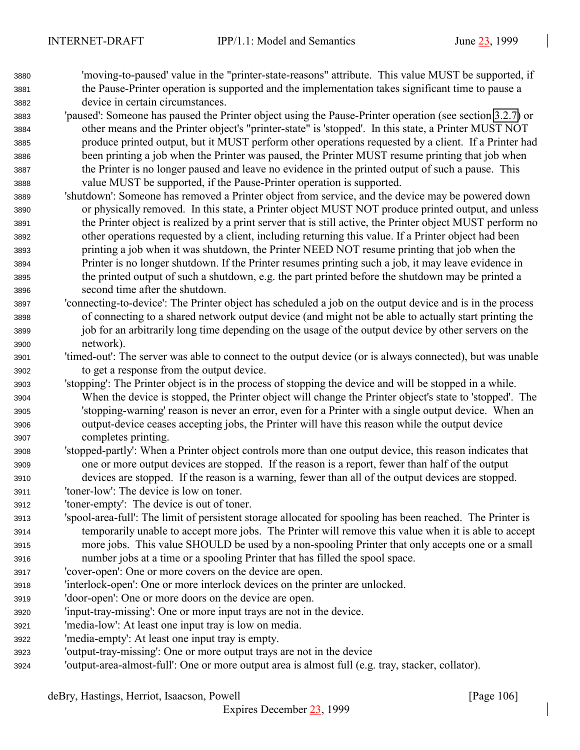'moving-to-paused' value in the "printer-state-reasons" attribute. This value MUST be supported, if the Pause-Printer operation is supported and the implementation takes significant time to pause a device in certain circumstances.

'paused': Someone has paused the Printer object using the Pause-Printer operation (see section 3.2.7) or other means and the Printer object's "printer-state" is 'stopped'. In this state, a Printer MUST NOT produce printed output, but it MUST perform other operations requested by a client. If a Printer had been printing a job when the Printer was paused, the Printer MUST resume printing that job when the Printer is no longer paused and leave no evidence in the printed output of such a pause. This value MUST be supported, if the Pause-Printer operation is supported.

'shutdown': Someone has removed a Printer object from service, and the device may be powered down or physically removed. In this state, a Printer object MUST NOT produce printed output, and unless the Printer object is realized by a print server that is still active, the Printer object MUST perform no other operations requested by a client, including returning this value. If a Printer object had been printing a job when it was shutdown, the Printer NEED NOT resume printing that job when the Printer is no longer shutdown. If the Printer resumes printing such a job, it may leave evidence in the printed output of such a shutdown, e.g. the part printed before the shutdown may be printed a second time after the shutdown.

'connecting-to-device': The Printer object has scheduled a job on the output device and is in the process of connecting to a shared network output device (and might not be able to actually start printing the job for an arbitrarily long time depending on the usage of the output device by other servers on the network).

'timed-out': The server was able to connect to the output device (or is always connected), but was unable to get a response from the output device.

'stopping': The Printer object is in the process of stopping the device and will be stopped in a while. When the device is stopped, the Printer object will change the Printer object's state to 'stopped'. The 'stopping-warning' reason is never an error, even for a Printer with a single output device. When an output-device ceases accepting jobs, the Printer will have this reason while the output device completes printing.

'stopped-partly': When a Printer object controls more than one output device, this reason indicates that one or more output devices are stopped. If the reason is a report, fewer than half of the output devices are stopped. If the reason is a warning, fewer than all of the output devices are stopped.

'toner-low': The device is low on toner.

'toner-empty': The device is out of toner.

'spool-area-full': The limit of persistent storage allocated for spooling has been reached. The Printer is temporarily unable to accept more jobs. The Printer will remove this value when it is able to accept more jobs. This value SHOULD be used by a non-spooling Printer that only accepts one or a small number jobs at a time or a spooling Printer that has filled the spool space.

'cover-open': One or more covers on the device are open.

'interlock-open': One or more interlock devices on the printer are unlocked.

'door-open': One or more doors on the device are open.

'input-tray-missing': One or more input trays are not in the device.

'media-low': At least one input tray is low on media.

'media-empty': At least one input tray is empty.

'output-tray-missing': One or more output trays are not in the device

'output-area-almost-full': One or more output area is almost full (e.g. tray, stacker, collator).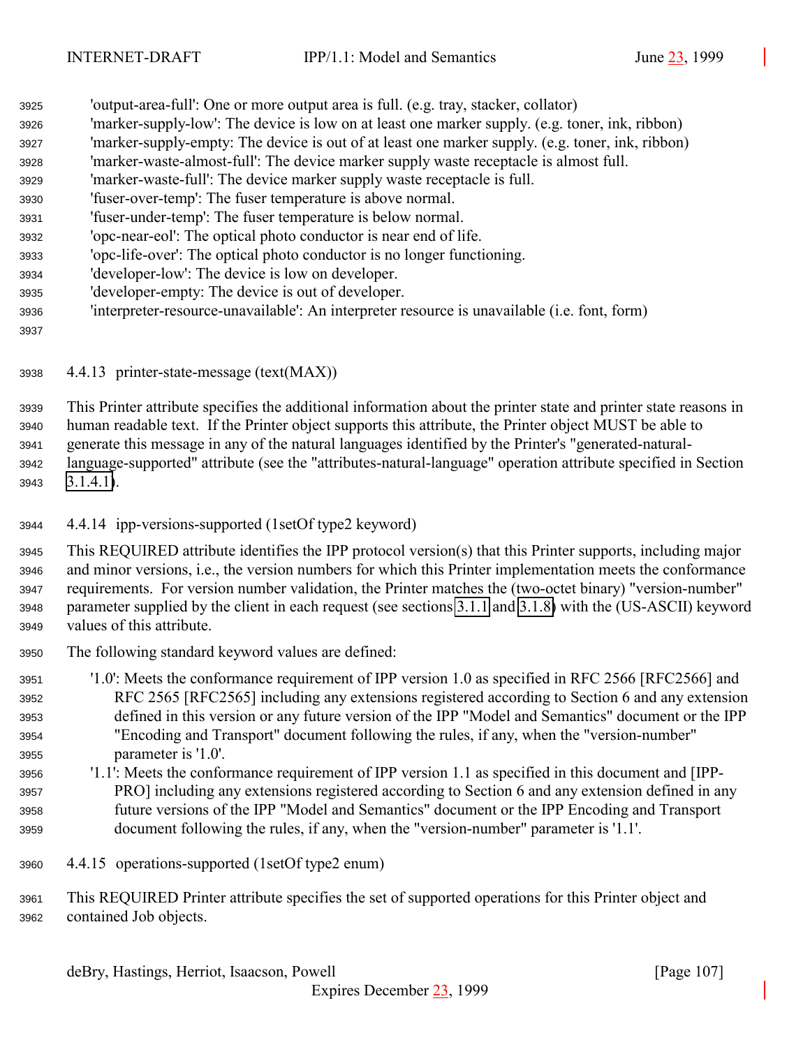'output-area-full': One or more output area is full. (e.g. tray, stacker, collator)
'marker-supply-low': The device is low on at least one marker supply. (e.g. toner, ink, ribbon)
'marker-supply-empty: The device is out of at least one marker supply. (e.g. toner, ink, ribbon)
'marker-waste-almost-full': The device marker supply waste receptacle is almost full.
'marker-waste-full': The device marker supply waste receptacle is full.
'fuser-over-temp': The fuser temperature is above normal.
'fuser-under-temp': The fuser temperature is below normal.
'opc-near-eol': The optical photo conductor is near end of life.
'opc-life-over': The optical photo conductor is no longer functioning.
'developer-low': The device is low on developer.
'developer-empty: The device is out of developer.
'interpreter-resource-unavailable': An interpreter resource is unavailable (i.e. font, form)

### 4.4.13 printer-state-message (text(MAX))

This Printer attribute specifies the additional information about the printer state and printer state reasons in human readable text. If the Printer object supports this attribute, the Printer object MUST be able to generate this message in any of the natural languages identified by the Printer's "generated-natural-language-supported" attribute (see the "attributes-natural-language" operation attribute specified in Section 3.1.4.1).

### 4.4.14 ipp-versions-supported (1setOf type2 keyword)

This REQUIRED attribute identifies the IPP protocol version(s) that this Printer supports, including major and minor versions, i.e., the version numbers for which this Printer implementation meets the conformance requirements. For version number validation, the Printer matches the (two-octet binary) "version-number" parameter supplied by the client in each request (see sections 3.1.1 and 3.1.8) with the (US-ASCII) keyword values of this attribute.

The following standard keyword values are defined:

'1.0': Meets the conformance requirement of IPP version 1.0 as specified in RFC 2566 [RFC2566] and RFC 2565 [RFC2565] including any extensions registered according to Section 6 and any extension defined in this version or any future version of the IPP "Model and Semantics" document or the IPP "Encoding and Transport" document following the rules, if any, when the "version-number" parameter is '1.0'.

'1.1': Meets the conformance requirement of IPP version 1.1 as specified in this document and [IPP-PRO] including any extensions registered according to Section 6 and any extension defined in any future versions of the IPP "Model and Semantics" document or the IPP Encoding and Transport document following the rules, if any, when the "version-number" parameter is '1.1'.

### 4.4.15 operations-supported (1setOf type2 enum)

This REQUIRED Printer attribute specifies the set of supported operations for this Printer object and contained Job objects.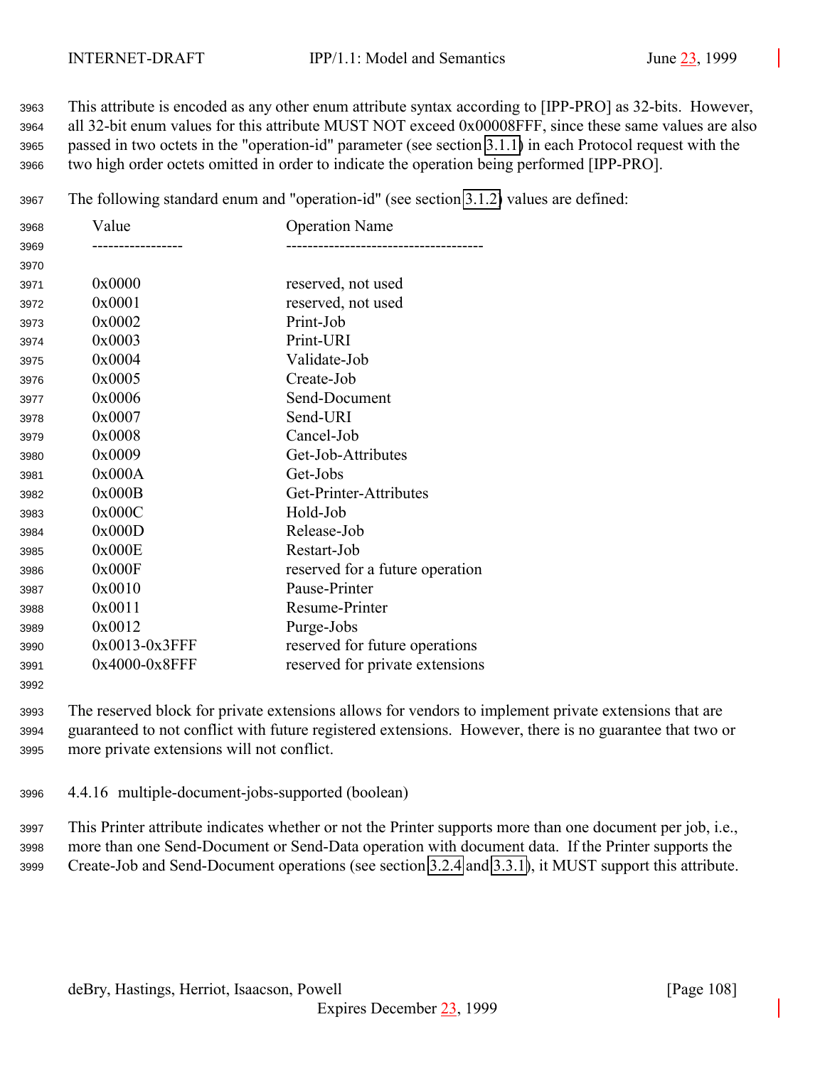This attribute is encoded as any other enum attribute syntax according to [IPP-PRO] as 32-bits. However, all 32-bit enum values for this attribute MUST NOT exceed 0x00008FFF, since these same values are also passed in two octets in the "operation-id" parameter (see section 3.1.1) in each Protocol request with the two high order octets omitted in order to indicate the operation being performed [IPP-PRO].

The following standard enum and "operation-id" (see section 3.1.2) values are defined:

| Value | Operation Name |
|---|---|
| 0x0000 | reserved, not used |
| 0x0001 | reserved, not used |
| 0x0002 | Print-Job |
| 0x0003 | Print-URI |
| 0x0004 | Validate-Job |
| 0x0005 | Create-Job |
| 0x0006 | Send-Document |
| 0x0007 | Send-URI |
| 0x0008 | Cancel-Job |
| 0x0009 | Get-Job-Attributes |
| 0x000A | Get-Jobs |
| 0x000B | Get-Printer-Attributes |
| 0x000C | Hold-Job |
| 0x000D | Release-Job |
| 0x000E | Restart-Job |
| 0x000F | reserved for a future operation |
| 0x0010 | Pause-Printer |
| 0x0011 | Resume-Printer |
| 0x0012 | Purge-Jobs |
| 0x0013-0x3FFF | reserved for future operations |
| 0x4000-0x8FFF | reserved for private extensions |

The reserved block for private extensions allows for vendors to implement private extensions that are guaranteed to not conflict with future registered extensions. However, there is no guarantee that two or more private extensions will not conflict.

#### 4.4.16 multiple-document-jobs-supported (boolean)

This Printer attribute indicates whether or not the Printer supports more than one document per job, i.e., more than one Send-Document or Send-Data operation with document data. If the Printer supports the Create-Job and Send-Document operations (see section 3.2.4 and 3.3.1), it MUST support this attribute.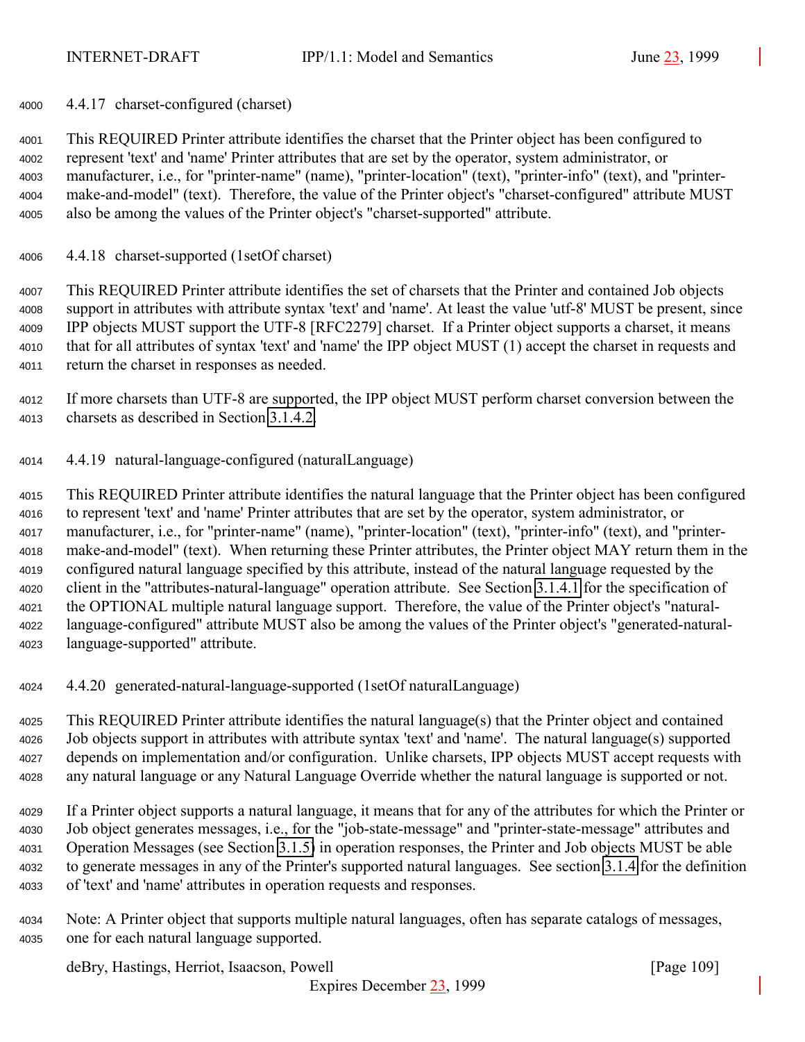#### 4.4.17 charset-configured (charset)

This REQUIRED Printer attribute identifies the charset that the Printer object has been configured to represent 'text' and 'name' Printer attributes that are set by the operator, system administrator, or manufacturer, i.e., for "printer-name" (name), "printer-location" (text), "printer-info" (text), and "printer-make-and-model" (text). Therefore, the value of the Printer object's "charset-configured" attribute MUST also be among the values of the Printer object's "charset-supported" attribute.

#### 4.4.18 charset-supported (1setOf charset)

This REQUIRED Printer attribute identifies the set of charsets that the Printer and contained Job objects support in attributes with attribute syntax 'text' and 'name'. At least the value 'utf-8' MUST be present, since IPP objects MUST support the UTF-8 [RFC2279] charset. If a Printer object supports a charset, it means that for all attributes of syntax 'text' and 'name' the IPP object MUST (1) accept the charset in requests and return the charset in responses as needed.

If more charsets than UTF-8 are supported, the IPP object MUST perform charset conversion between the charsets as described in Section 3.1.4.2.

#### 4.4.19 natural-language-configured (naturalLanguage)

This REQUIRED Printer attribute identifies the natural language that the Printer object has been configured to represent 'text' and 'name' Printer attributes that are set by the operator, system administrator, or manufacturer, i.e., for "printer-name" (name), "printer-location" (text), "printer-info" (text), and "printer-make-and-model" (text). When returning these Printer attributes, the Printer object MAY return them in the configured natural language specified by this attribute, instead of the natural language requested by the client in the "attributes-natural-language" operation attribute. See Section 3.1.4.1 for the specification of the OPTIONAL multiple natural language support. Therefore, the value of the Printer object's "natural-language-configured" attribute MUST also be among the values of the Printer object's "generated-natural-language-supported" attribute.

#### 4.4.20 generated-natural-language-supported (1setOf naturalLanguage)

This REQUIRED Printer attribute identifies the natural language(s) that the Printer object and contained Job objects support in attributes with attribute syntax 'text' and 'name'. The natural language(s) supported depends on implementation and/or configuration. Unlike charsets, IPP objects MUST accept requests with any natural language or any Natural Language Override whether the natural language is supported or not.

If a Printer object supports a natural language, it means that for any of the attributes for which the Printer or Job object generates messages, i.e., for the "job-state-message" and "printer-state-message" attributes and Operation Messages (see Section 3.1.5) in operation responses, the Printer and Job objects MUST be able to generate messages in any of the Printer's supported natural languages. See section 3.1.4 for the definition of 'text' and 'name' attributes in operation requests and responses.

Note: A Printer object that supports multiple natural languages, often has separate catalogs of messages, one for each natural language supported.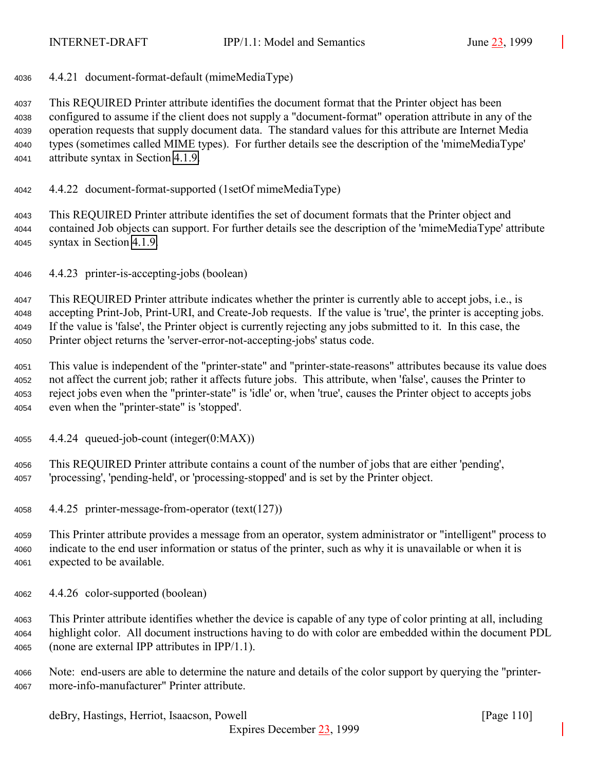#### 4.4.21 document-format-default (mimeMediaType)

This REQUIRED Printer attribute identifies the document format that the Printer object has been configured to assume if the client does not supply a "document-format" operation attribute in any of the operation requests that supply document data. The standard values for this attribute are Internet Media types (sometimes called MIME types). For further details see the description of the 'mimeMediaType' attribute syntax in Section 4.1.9.

#### 4.4.22 document-format-supported (1setOf mimeMediaType)

This REQUIRED Printer attribute identifies the set of document formats that the Printer object and contained Job objects can support. For further details see the description of the 'mimeMediaType' attribute syntax in Section 4.1.9.

#### 4.4.23 printer-is-accepting-jobs (boolean)

This REQUIRED Printer attribute indicates whether the printer is currently able to accept jobs, i.e., is accepting Print-Job, Print-URI, and Create-Job requests. If the value is 'true', the printer is accepting jobs. If the value is 'false', the Printer object is currently rejecting any jobs submitted to it. In this case, the Printer object returns the 'server-error-not-accepting-jobs' status code.

This value is independent of the "printer-state" and "printer-state-reasons" attributes because its value does not affect the current job; rather it affects future jobs. This attribute, when 'false', causes the Printer to reject jobs even when the "printer-state" is 'idle' or, when 'true', causes the Printer object to accepts jobs even when the "printer-state" is 'stopped'.

#### 4.4.24 queued-job-count (integer(0:MAX))

This REQUIRED Printer attribute contains a count of the number of jobs that are either 'pending', 'processing', 'pending-held', or 'processing-stopped' and is set by the Printer object.

#### 4.4.25 printer-message-from-operator (text(127))

This Printer attribute provides a message from an operator, system administrator or "intelligent" process to indicate to the end user information or status of the printer, such as why it is unavailable or when it is expected to be available.

#### 4.4.26 color-supported (boolean)

This Printer attribute identifies whether the device is capable of any type of color printing at all, including highlight color. All document instructions having to do with color are embedded within the document PDL (none are external IPP attributes in IPP/1.1).

Note: end-users are able to determine the nature and details of the color support by querying the "printer-more-info-manufacturer" Printer attribute.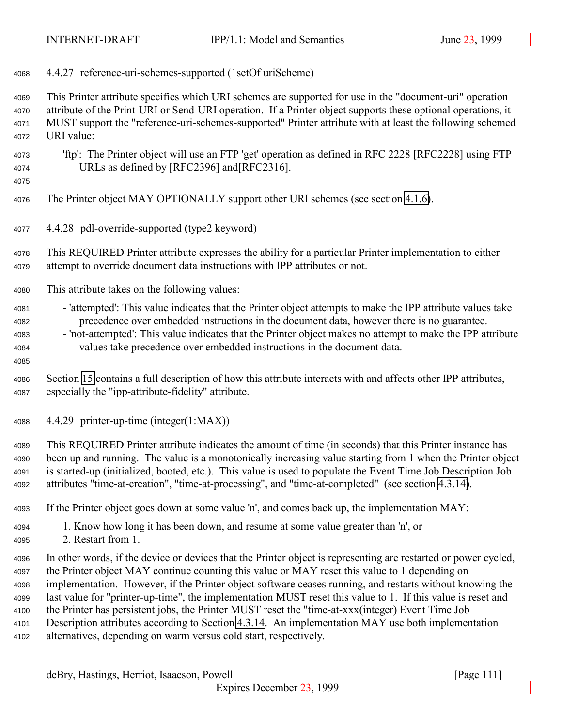#### 4.4.27 reference-uri-schemes-supported (1setOf uriScheme)

This Printer attribute specifies which URI schemes are supported for use in the "document-uri" operation attribute of the Print-URI or Send-URI operation. If a Printer object supports these optional operations, it MUST support the "reference-uri-schemes-supported" Printer attribute with at least the following schemed URI value:

'ftp': The Printer object will use an FTP 'get' operation as defined in RFC 2228 [RFC2228] using FTP URLs as defined by [RFC2396] and[RFC2316].

The Printer object MAY OPTIONALLY support other URI schemes (see section 4.1.6).

#### 4.4.28 pdl-override-supported (type2 keyword)

This REQUIRED Printer attribute expresses the ability for a particular Printer implementation to either attempt to override document data instructions with IPP attributes or not.

This attribute takes on the following values:

- 'attempted': This value indicates that the Printer object attempts to make the IPP attribute values take precedence over embedded instructions in the document data, however there is no guarantee.
- 'not-attempted': This value indicates that the Printer object makes no attempt to make the IPP attribute values take precedence over embedded instructions in the document data.

Section 15 contains a full description of how this attribute interacts with and affects other IPP attributes, especially the "ipp-attribute-fidelity" attribute.

#### 4.4.29 printer-up-time (integer(1:MAX))

This REQUIRED Printer attribute indicates the amount of time (in seconds) that this Printer instance has been up and running. The value is a monotonically increasing value starting from 1 when the Printer object is started-up (initialized, booted, etc.). This value is used to populate the Event Time Job Description Job attributes "time-at-creation", "time-at-processing", and "time-at-completed" (see section 4.3.14).

If the Printer object goes down at some value 'n', and comes back up, the implementation MAY:

1. Know how long it has been down, and resume at some value greater than 'n', or
2. Restart from 1.

In other words, if the device or devices that the Printer object is representing are restarted or power cycled, the Printer object MAY continue counting this value or MAY reset this value to 1 depending on implementation. However, if the Printer object software ceases running, and restarts without knowing the last value for "printer-up-time", the implementation MUST reset this value to 1. If this value is reset and the Printer has persistent jobs, the Printer MUST reset the "time-at-xxx(integer) Event Time Job Description attributes according to Section 4.3.14. An implementation MAY use both implementation alternatives, depending on warm versus cold start, respectively.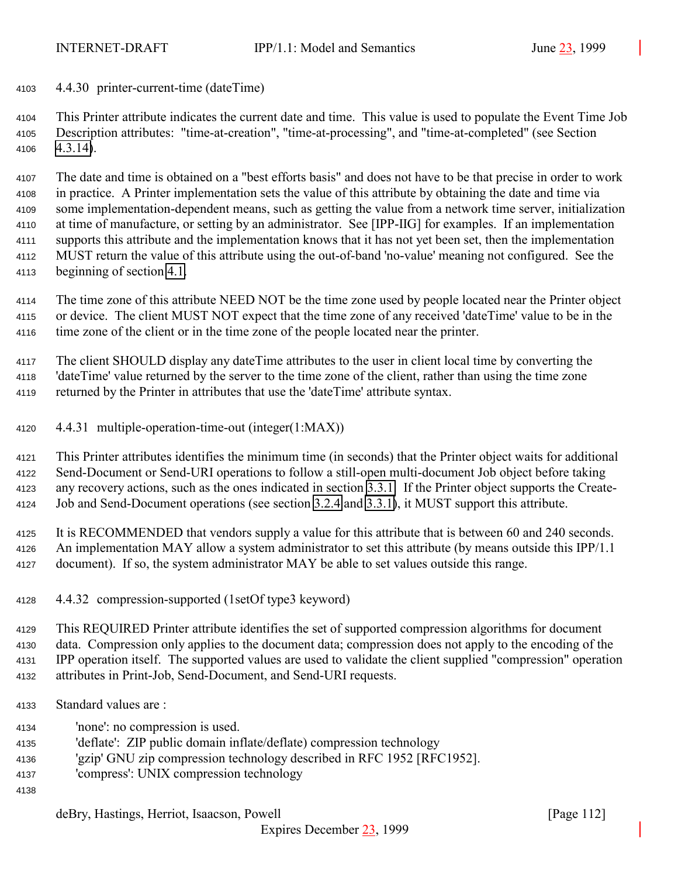#### 4.4.30 printer-current-time (dateTime)

This Printer attribute indicates the current date and time. This value is used to populate the Event Time Job Description attributes: "time-at-creation", "time-at-processing", and "time-at-completed" (see Section 4.3.14).

The date and time is obtained on a "best efforts basis" and does not have to be that precise in order to work in practice. A Printer implementation sets the value of this attribute by obtaining the date and time via some implementation-dependent means, such as getting the value from a network time server, initialization at time of manufacture, or setting by an administrator. See [IPP-IIG] for examples. If an implementation supports this attribute and the implementation knows that it has not yet been set, then the implementation MUST return the value of this attribute using the out-of-band 'no-value' meaning not configured. See the beginning of section 4.1.

The time zone of this attribute NEED NOT be the time zone used by people located near the Printer object or device. The client MUST NOT expect that the time zone of any received 'dateTime' value to be in the time zone of the client or in the time zone of the people located near the printer.

The client SHOULD display any dateTime attributes to the user in client local time by converting the 'dateTime' value returned by the server to the time zone of the client, rather than using the time zone returned by the Printer in attributes that use the 'dateTime' attribute syntax.

#### 4.4.31 multiple-operation-time-out (integer(1:MAX))

This Printer attributes identifies the minimum time (in seconds) that the Printer object waits for additional Send-Document or Send-URI operations to follow a still-open multi-document Job object before taking any recovery actions, such as the ones indicated in section 3.3.1. If the Printer object supports the Create-Job and Send-Document operations (see section 3.2.4 and 3.3.1), it MUST support this attribute.

It is RECOMMENDED that vendors supply a value for this attribute that is between 60 and 240 seconds. An implementation MAY allow a system administrator to set this attribute (by means outside this IPP/1.1 document). If so, the system administrator MAY be able to set values outside this range.

#### 4.4.32 compression-supported (1setOf type3 keyword)

This REQUIRED Printer attribute identifies the set of supported compression algorithms for document data. Compression only applies to the document data; compression does not apply to the encoding of the IPP operation itself. The supported values are used to validate the client supplied "compression" operation attributes in Print-Job, Send-Document, and Send-URI requests.

Standard values are :

'none': no compression is used.
'deflate': ZIP public domain inflate/deflate) compression technology
'gzip' GNU zip compression technology described in RFC 1952 [RFC1952].
'compress': UNIX compression technology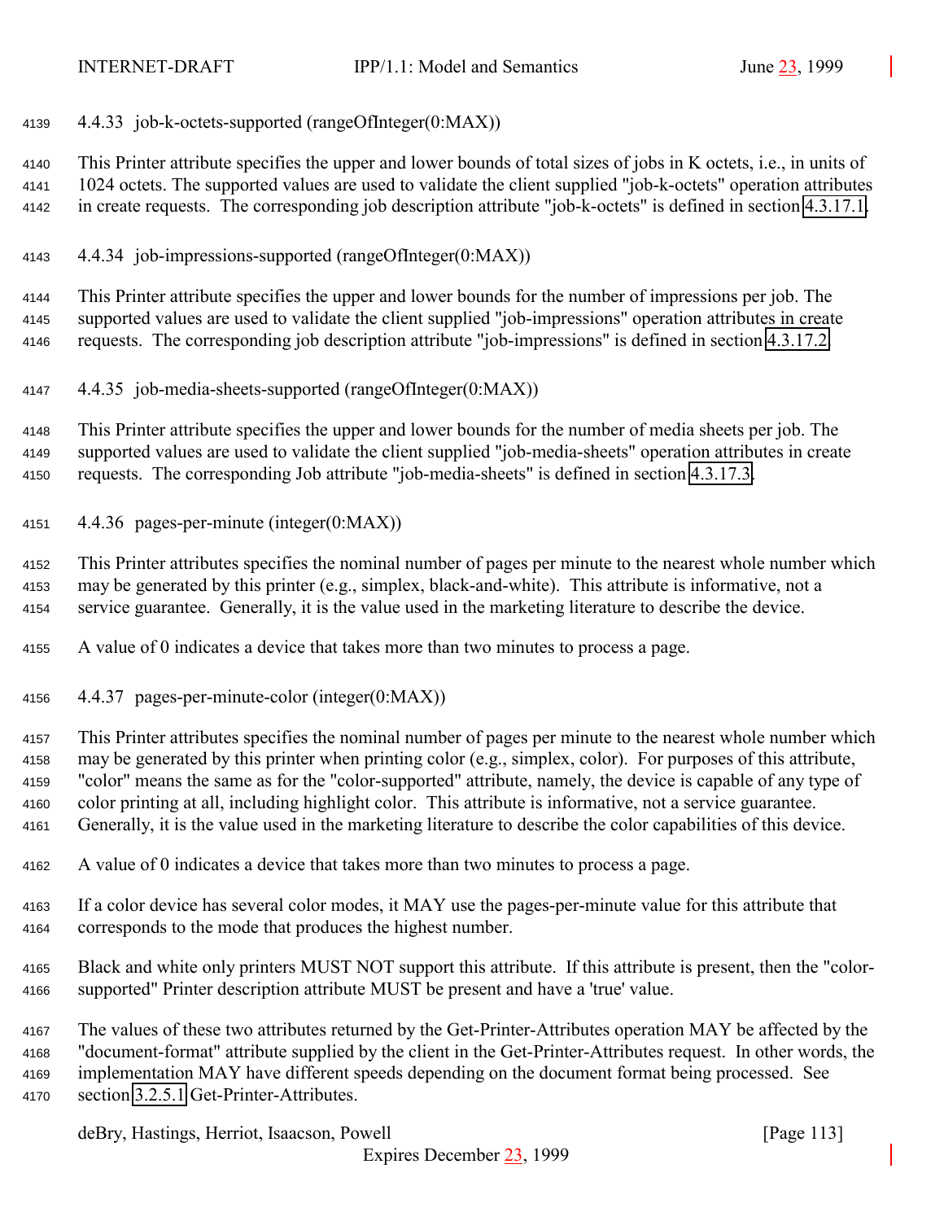#### 4.4.33 job-k-octets-supported (rangeOfInteger(0:MAX))

This Printer attribute specifies the upper and lower bounds of total sizes of jobs in K octets, i.e., in units of 1024 octets. The supported values are used to validate the client supplied "job-k-octets" operation attributes in create requests. The corresponding job description attribute "job-k-octets" is defined in section 4.3.17.1.

#### 4.4.34 job-impressions-supported (rangeOfInteger(0:MAX))

This Printer attribute specifies the upper and lower bounds for the number of impressions per job. The supported values are used to validate the client supplied "job-impressions" operation attributes in create requests. The corresponding job description attribute "job-impressions" is defined in section 4.3.17.2.

#### 4.4.35 job-media-sheets-supported (rangeOfInteger(0:MAX))

This Printer attribute specifies the upper and lower bounds for the number of media sheets per job. The supported values are used to validate the client supplied "job-media-sheets" operation attributes in create requests. The corresponding Job attribute "job-media-sheets" is defined in section 4.3.17.3.

#### 4.4.36 pages-per-minute (integer(0:MAX))

This Printer attributes specifies the nominal number of pages per minute to the nearest whole number which may be generated by this printer (e.g., simplex, black-and-white). This attribute is informative, not a service guarantee. Generally, it is the value used in the marketing literature to describe the device.

A value of 0 indicates a device that takes more than two minutes to process a page.

#### 4.4.37 pages-per-minute-color (integer(0:MAX))

This Printer attributes specifies the nominal number of pages per minute to the nearest whole number which may be generated by this printer when printing color (e.g., simplex, color). For purposes of this attribute, "color" means the same as for the "color-supported" attribute, namely, the device is capable of any type of color printing at all, including highlight color. This attribute is informative, not a service guarantee. Generally, it is the value used in the marketing literature to describe the color capabilities of this device.

A value of 0 indicates a device that takes more than two minutes to process a page.

If a color device has several color modes, it MAY use the pages-per-minute value for this attribute that corresponds to the mode that produces the highest number.

Black and white only printers MUST NOT support this attribute. If this attribute is present, then the "color-supported" Printer description attribute MUST be present and have a 'true' value.

The values of these two attributes returned by the Get-Printer-Attributes operation MAY be affected by the "document-format" attribute supplied by the client in the Get-Printer-Attributes request. In other words, the implementation MAY have different speeds depending on the document format being processed. See section 3.2.5.1 Get-Printer-Attributes.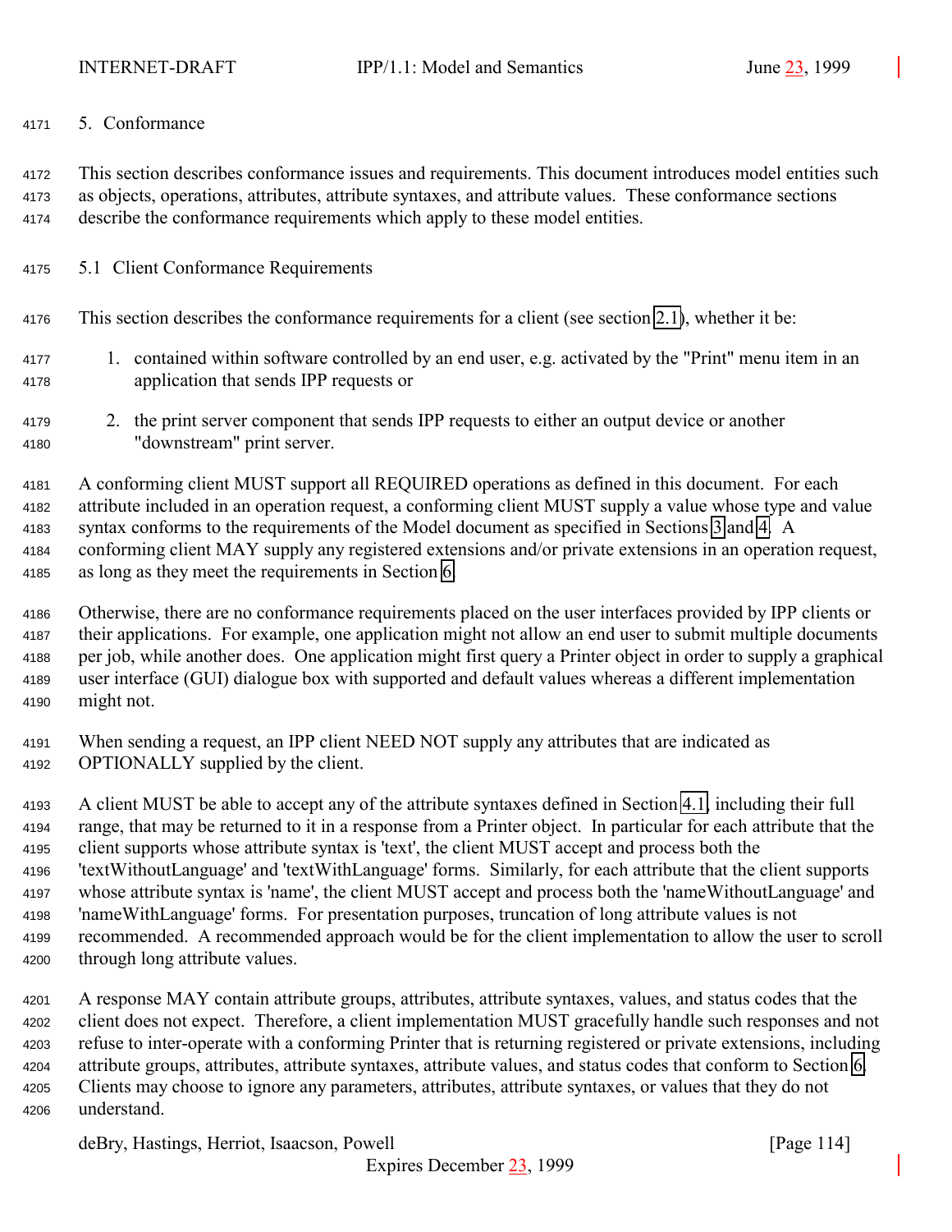# 5. Conformance

This section describes conformance issues and requirements. This document introduces model entities such as objects, operations, attributes, attribute syntaxes, and attribute values. These conformance sections describe the conformance requirements which apply to these model entities.

## 5.1 Client Conformance Requirements

This section describes the conformance requirements for a client (see section 2.1), whether it be:

1. contained within software controlled by an end user, e.g. activated by the "Print" menu item in an application that sends IPP requests or

2. the print server component that sends IPP requests to either an output device or another "downstream" print server.

A conforming client MUST support all REQUIRED operations as defined in this document. For each attribute included in an operation request, a conforming client MUST supply a value whose type and value syntax conforms to the requirements of the Model document as specified in Sections 3 and 4. A conforming client MAY supply any registered extensions and/or private extensions in an operation request, as long as they meet the requirements in Section 6.

Otherwise, there are no conformance requirements placed on the user interfaces provided by IPP clients or their applications. For example, one application might not allow an end user to submit multiple documents per job, while another does. One application might first query a Printer object in order to supply a graphical user interface (GUI) dialogue box with supported and default values whereas a different implementation might not.

When sending a request, an IPP client NEED NOT supply any attributes that are indicated as OPTIONALLY supplied by the client.

A client MUST be able to accept any of the attribute syntaxes defined in Section 4.1, including their full range, that may be returned to it in a response from a Printer object. In particular for each attribute that the client supports whose attribute syntax is 'text', the client MUST accept and process both the 'textWithoutLanguage' and 'textWithLanguage' forms. Similarly, for each attribute that the client supports whose attribute syntax is 'name', the client MUST accept and process both the 'nameWithoutLanguage' and 'nameWithLanguage' forms. For presentation purposes, truncation of long attribute values is not recommended. A recommended approach would be for the client implementation to allow the user to scroll through long attribute values.

A response MAY contain attribute groups, attributes, attribute syntaxes, values, and status codes that the client does not expect. Therefore, a client implementation MUST gracefully handle such responses and not refuse to inter-operate with a conforming Printer that is returning registered or private extensions, including attribute groups, attributes, attribute syntaxes, attribute values, and status codes that conform to Section 6. Clients may choose to ignore any parameters, attributes, attribute syntaxes, or values that they do not understand.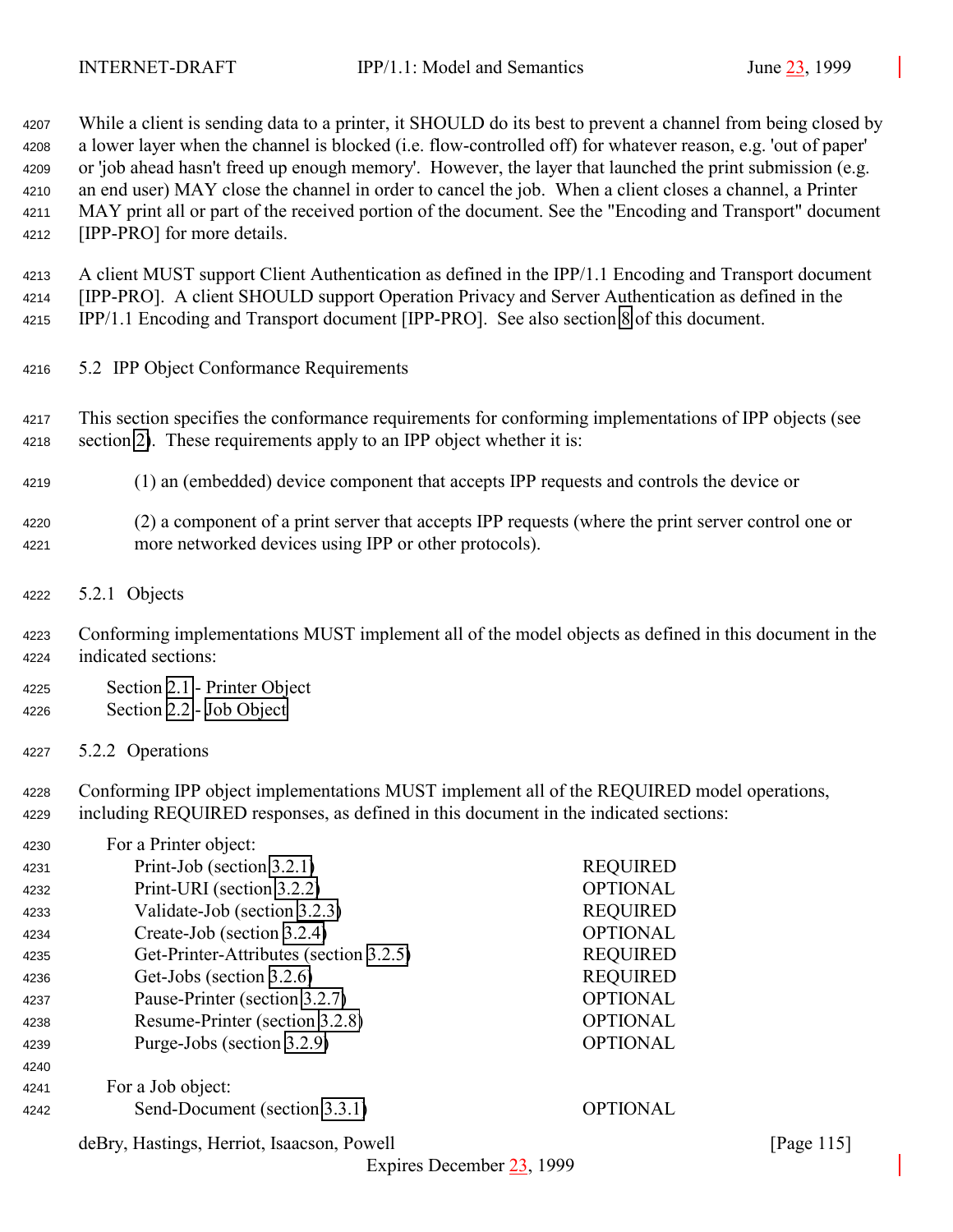While a client is sending data to a printer, it SHOULD do its best to prevent a channel from being closed by a lower layer when the channel is blocked (i.e. flow-controlled off) for whatever reason, e.g. 'out of paper' or 'job ahead hasn't freed up enough memory'. However, the layer that launched the print submission (e.g. an end user) MAY close the channel in order to cancel the job. When a client closes a channel, a Printer MAY print all or part of the received portion of the document. See the "Encoding and Transport" document [IPP-PRO] for more details.

A client MUST support Client Authentication as defined in the IPP/1.1 Encoding and Transport document [IPP-PRO]. A client SHOULD support Operation Privacy and Server Authentication as defined in the IPP/1.1 Encoding and Transport document [IPP-PRO]. See also section 8 of this document.

## 5.2 IPP Object Conformance Requirements

This section specifies the conformance requirements for conforming implementations of IPP objects (see section 2). These requirements apply to an IPP object whether it is:

(1) an (embedded) device component that accepts IPP requests and controls the device or

(2) a component of a print server that accepts IPP requests (where the print server control one or more networked devices using IPP or other protocols).

### 5.2.1 Objects

Conforming implementations MUST implement all of the model objects as defined in this document in the indicated sections:

Section 2.1 - Printer Object
Section 2.2 - Job Object

### 5.2.2 Operations

Conforming IPP object implementations MUST implement all of the REQUIRED model operations, including REQUIRED responses, as defined in this document in the indicated sections:

For a Printer object:

| Operation | Conformance |
| --- | --- |
| Print-Job (section 3.2.1) | REQUIRED |
| Print-URI (section 3.2.2) | OPTIONAL |
| Validate-Job (section 3.2.3) | REQUIRED |
| Create-Job (section 3.2.4) | OPTIONAL |
| Get-Printer-Attributes (section 3.2.5) | REQUIRED |
| Get-Jobs (section 3.2.6) | REQUIRED |
| Pause-Printer (section 3.2.7) | OPTIONAL |
| Resume-Printer (section 3.2.8) | OPTIONAL |
| Purge-Jobs (section 3.2.9) | OPTIONAL |

For a Job object:

| Operation | Conformance |
| --- | --- |
| Send-Document (section 3.3.1) | OPTIONAL |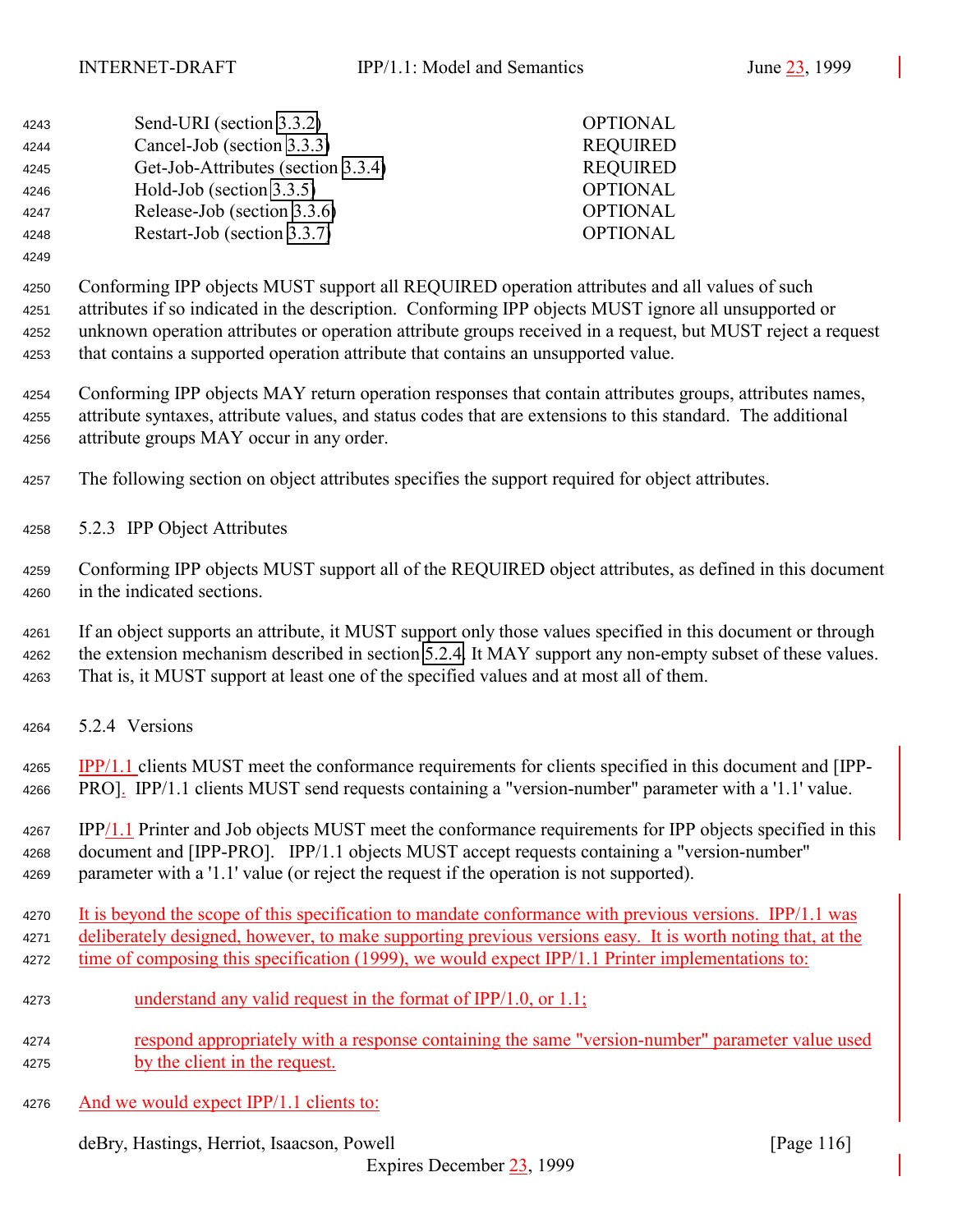| | |
|---|---|
| Send-URI (section 3.3.2) | OPTIONAL |
| Cancel-Job (section 3.3.3) | REQUIRED |
| Get-Job-Attributes (section 3.3.4) | REQUIRED |
| Hold-Job (section 3.3.5) | OPTIONAL |
| Release-Job (section 3.3.6) | OPTIONAL |
| Restart-Job (section 3.3.7) | OPTIONAL |

Conforming IPP objects MUST support all REQUIRED operation attributes and all values of such attributes if so indicated in the description. Conforming IPP objects MUST ignore all unsupported or unknown operation attributes or operation attribute groups received in a request, but MUST reject a request that contains a supported operation attribute that contains an unsupported value.

Conforming IPP objects MAY return operation responses that contain attributes groups, attributes names, attribute syntaxes, attribute values, and status codes that are extensions to this standard. The additional attribute groups MAY occur in any order.

The following section on object attributes specifies the support required for object attributes.

### 5.2.3 IPP Object Attributes

Conforming IPP objects MUST support all of the REQUIRED object attributes, as defined in this document in the indicated sections.

If an object supports an attribute, it MUST support only those values specified in this document or through the extension mechanism described in section 5.2.4. It MAY support any non-empty subset of these values. That is, it MUST support at least one of the specified values and at most all of them.

### 5.2.4 Versions

IPP/1.1 clients MUST meet the conformance requirements for clients specified in this document and [IPP-PRO]. IPP/1.1 clients MUST send requests containing a "version-number" parameter with a '1.1' value.

IPP/1.1 Printer and Job objects MUST meet the conformance requirements for IPP objects specified in this document and [IPP-PRO]. IPP/1.1 objects MUST accept requests containing a "version-number" parameter with a '1.1' value (or reject the request if the operation is not supported).

It is beyond the scope of this specification to mandate conformance with previous versions. IPP/1.1 was deliberately designed, however, to make supporting previous versions easy. It is worth noting that, at the time of composing this specification (1999), we would expect IPP/1.1 Printer implementations to:

understand any valid request in the format of IPP/1.0, or 1.1;

respond appropriately with a response containing the same "version-number" parameter value used by the client in the request.

And we would expect IPP/1.1 clients to: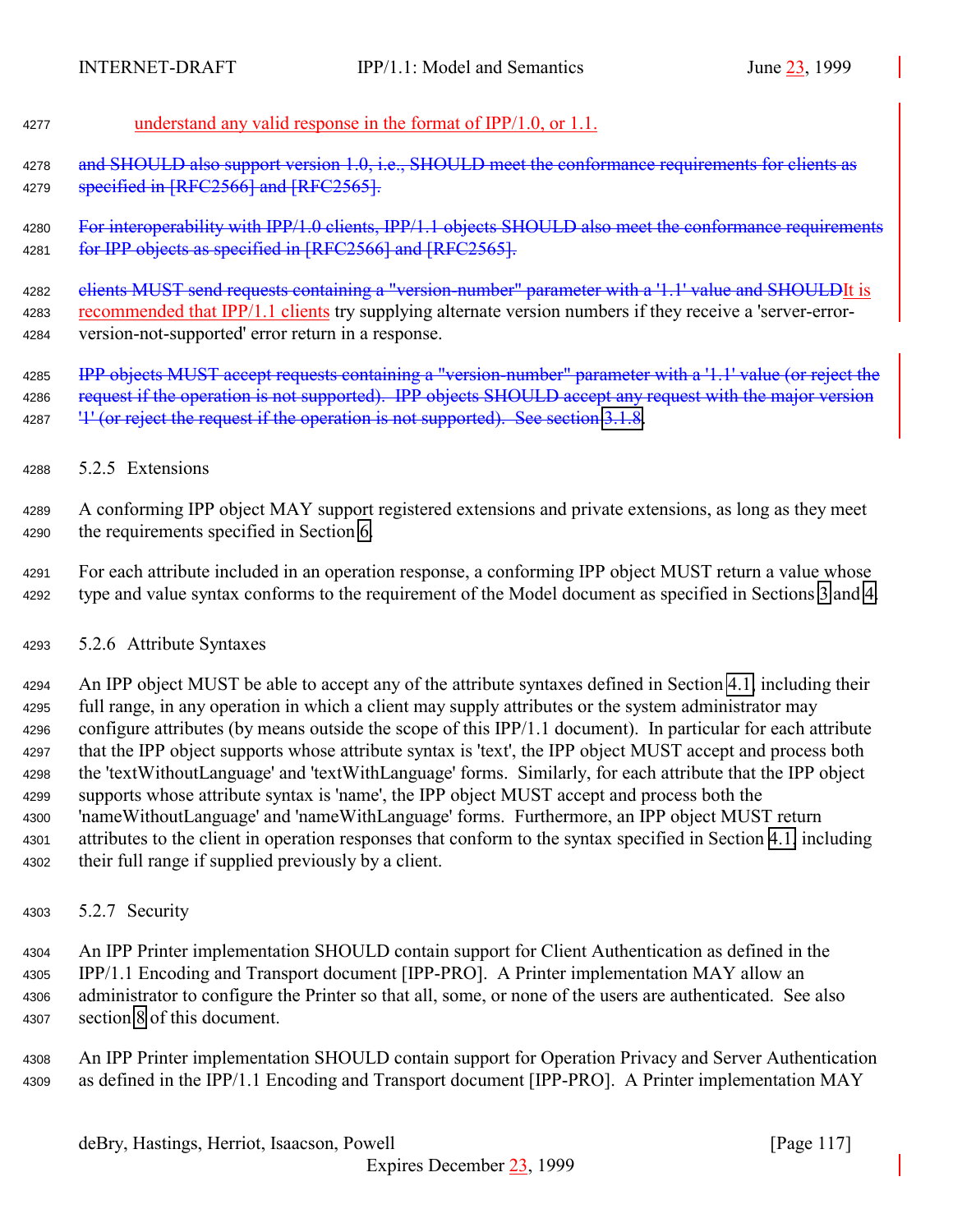understand any valid response in the format of IPP/1.0, or 1.1.

~~and SHOULD also support version 1.0, i.e., SHOULD meet the conformance requirements for clients as specified in [RFC2566] and [RFC2565].~~

~~For interoperability with IPP/1.0 clients, IPP/1.1 objects SHOULD also meet the conformance requirements for IPP objects as specified in [RFC2566] and [RFC2565].~~

~~clients MUST send requests containing a "version-number" parameter with a '1.1' value and SHOULD~~It is recommended that IPP/1.1 clients try supplying alternate version numbers if they receive a 'server-error-version-not-supported' error return in a response.

~~IPP objects MUST accept requests containing a "version-number" parameter with a '1.1' value (or reject the request if the operation is not supported). IPP objects SHOULD accept any request with the major version '1' (or reject the request if the operation is not supported). See section 3.1.8.~~

### 5.2.5 Extensions

A conforming IPP object MAY support registered extensions and private extensions, as long as they meet the requirements specified in Section 6.

For each attribute included in an operation response, a conforming IPP object MUST return a value whose type and value syntax conforms to the requirement of the Model document as specified in Sections 3 and 4.

### 5.2.6 Attribute Syntaxes

An IPP object MUST be able to accept any of the attribute syntaxes defined in Section 4.1, including their full range, in any operation in which a client may supply attributes or the system administrator may configure attributes (by means outside the scope of this IPP/1.1 document). In particular for each attribute that the IPP object supports whose attribute syntax is 'text', the IPP object MUST accept and process both the 'textWithoutLanguage' and 'textWithLanguage' forms. Similarly, for each attribute that the IPP object supports whose attribute syntax is 'name', the IPP object MUST accept and process both the 'nameWithoutLanguage' and 'nameWithLanguage' forms. Furthermore, an IPP object MUST return attributes to the client in operation responses that conform to the syntax specified in Section 4.1, including their full range if supplied previously by a client.

### 5.2.7 Security

An IPP Printer implementation SHOULD contain support for Client Authentication as defined in the IPP/1.1 Encoding and Transport document [IPP-PRO]. A Printer implementation MAY allow an administrator to configure the Printer so that all, some, or none of the users are authenticated. See also section 8 of this document.

An IPP Printer implementation SHOULD contain support for Operation Privacy and Server Authentication as defined in the IPP/1.1 Encoding and Transport document [IPP-PRO]. A Printer implementation MAY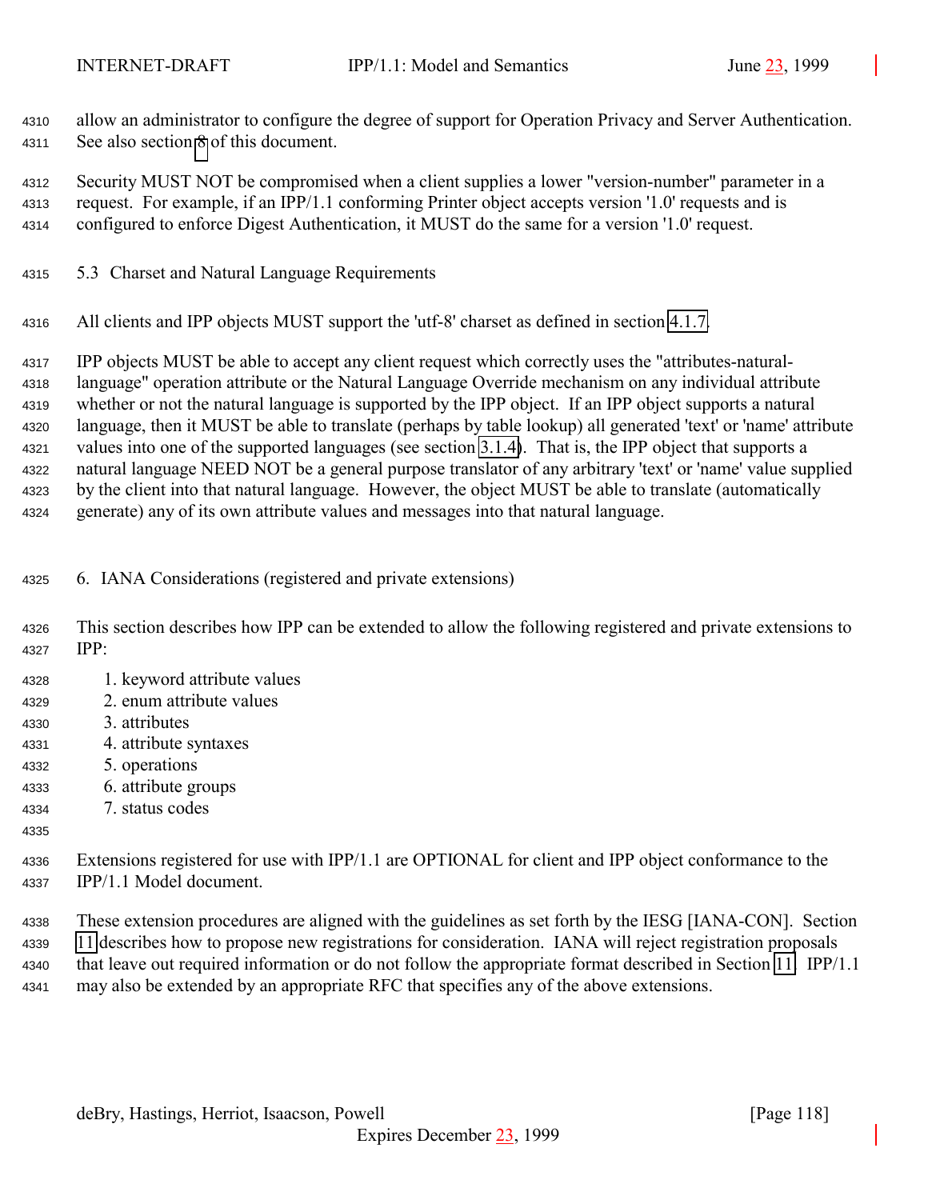allow an administrator to configure the degree of support for Operation Privacy and Server Authentication. See also section 8 of this document.

Security MUST NOT be compromised when a client supplies a lower "version-number" parameter in a request. For example, if an IPP/1.1 conforming Printer object accepts version '1.0' requests and is configured to enforce Digest Authentication, it MUST do the same for a version '1.0' request.

## 5.3 Charset and Natural Language Requirements

All clients and IPP objects MUST support the 'utf-8' charset as defined in section 4.1.7.

IPP objects MUST be able to accept any client request which correctly uses the "attributes-natural-language" operation attribute or the Natural Language Override mechanism on any individual attribute whether or not the natural language is supported by the IPP object. If an IPP object supports a natural language, then it MUST be able to translate (perhaps by table lookup) all generated 'text' or 'name' attribute values into one of the supported languages (see section 3.1.4). That is, the IPP object that supports a natural language NEED NOT be a general purpose translator of any arbitrary 'text' or 'name' value supplied by the client into that natural language. However, the object MUST be able to translate (automatically generate) any of its own attribute values and messages into that natural language.

# 6. IANA Considerations (registered and private extensions)

This section describes how IPP can be extended to allow the following registered and private extensions to IPP:

1. keyword attribute values
2. enum attribute values
3. attributes
4. attribute syntaxes
5. operations
6. attribute groups
7. status codes

Extensions registered for use with IPP/1.1 are OPTIONAL for client and IPP object conformance to the IPP/1.1 Model document.

These extension procedures are aligned with the guidelines as set forth by the IESG [IANA-CON]. Section 11 describes how to propose new registrations for consideration. IANA will reject registration proposals that leave out required information or do not follow the appropriate format described in Section 11. IPP/1.1 may also be extended by an appropriate RFC that specifies any of the above extensions.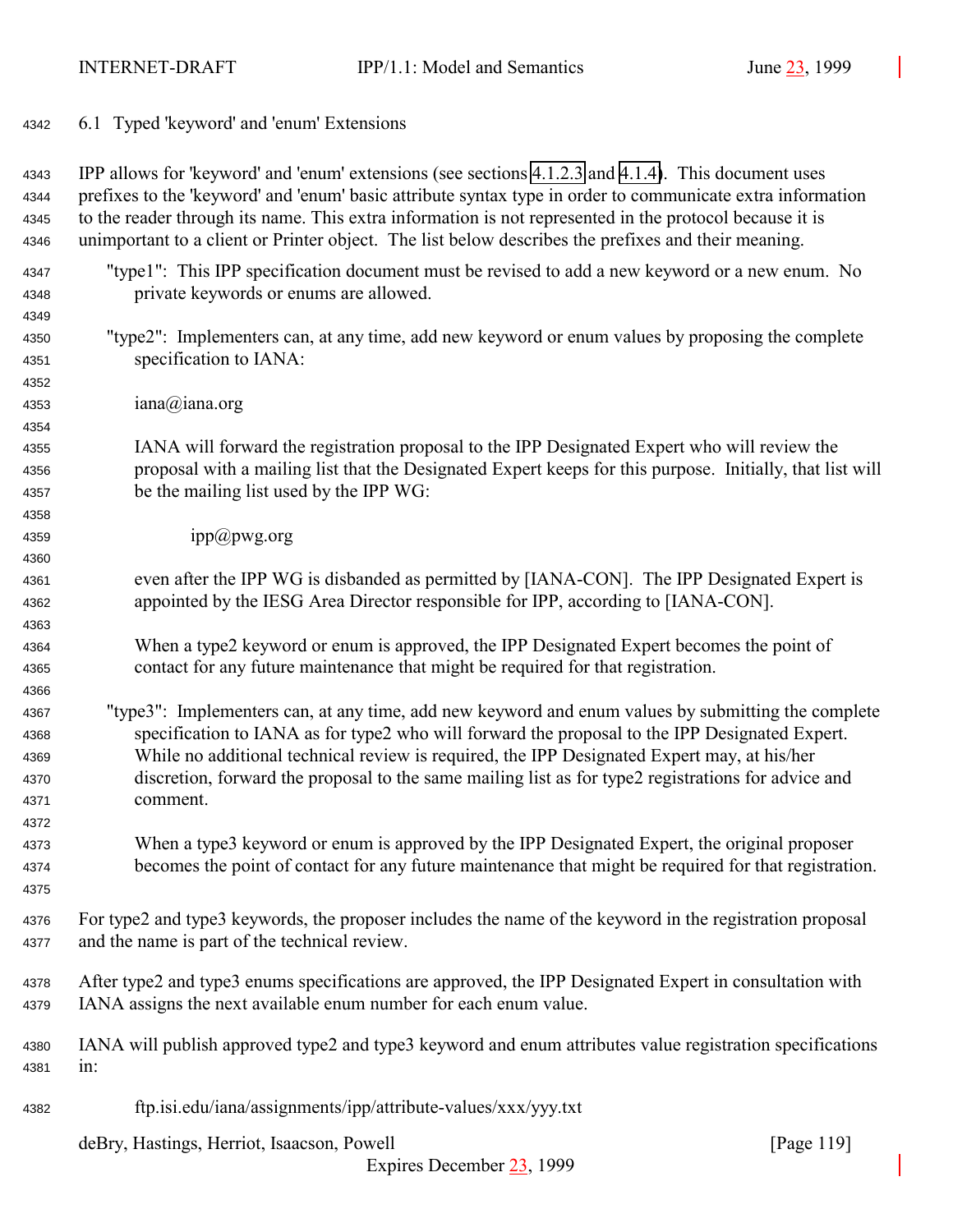## 6.1 Typed 'keyword' and 'enum' Extensions

IPP allows for 'keyword' and 'enum' extensions (see sections 4.1.2.3 and 4.1.4). This document uses prefixes to the 'keyword' and 'enum' basic attribute syntax type in order to communicate extra information to the reader through its name. This extra information is not represented in the protocol because it is unimportant to a client or Printer object. The list below describes the prefixes and their meaning.

"type1": This IPP specification document must be revised to add a new keyword or a new enum. No private keywords or enums are allowed.

"type2": Implementers can, at any time, add new keyword or enum values by proposing the complete specification to IANA:

iana@iana.org

IANA will forward the registration proposal to the IPP Designated Expert who will review the proposal with a mailing list that the Designated Expert keeps for this purpose. Initially, that list will be the mailing list used by the IPP WG:

ipp@pwg.org

even after the IPP WG is disbanded as permitted by [IANA-CON]. The IPP Designated Expert is appointed by the IESG Area Director responsible for IPP, according to [IANA-CON].

When a type2 keyword or enum is approved, the IPP Designated Expert becomes the point of contact for any future maintenance that might be required for that registration.

"type3": Implementers can, at any time, add new keyword and enum values by submitting the complete specification to IANA as for type2 who will forward the proposal to the IPP Designated Expert. While no additional technical review is required, the IPP Designated Expert may, at his/her discretion, forward the proposal to the same mailing list as for type2 registrations for advice and comment.

When a type3 keyword or enum is approved by the IPP Designated Expert, the original proposer becomes the point of contact for any future maintenance that might be required for that registration.

For type2 and type3 keywords, the proposer includes the name of the keyword in the registration proposal and the name is part of the technical review.

After type2 and type3 enums specifications are approved, the IPP Designated Expert in consultation with IANA assigns the next available enum number for each enum value.

IANA will publish approved type2 and type3 keyword and enum attributes value registration specifications in:

ftp.isi.edu/iana/assignments/ipp/attribute-values/xxx/yyy.txt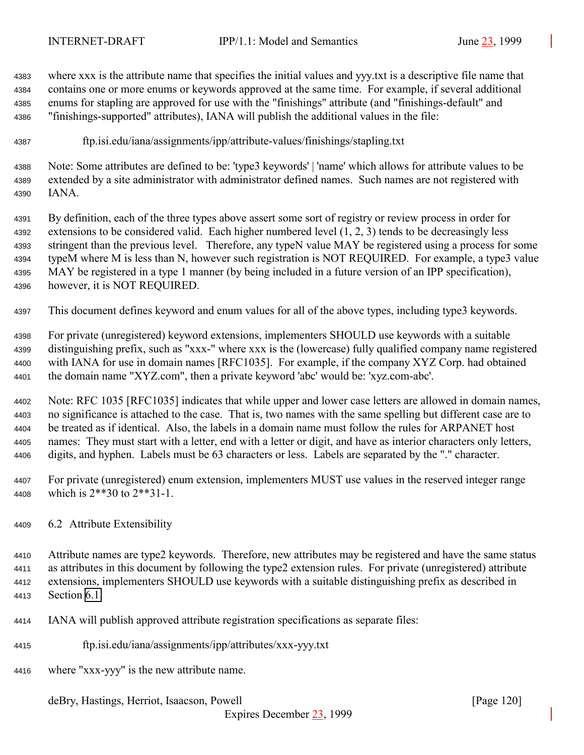where xxx is the attribute name that specifies the initial values and yyy.txt is a descriptive file name that contains one or more enums or keywords approved at the same time. For example, if several additional enums for stapling are approved for use with the "finishings" attribute (and "finishings-default" and "finishings-supported" attributes), IANA will publish the additional values in the file:

ftp.isi.edu/iana/assignments/ipp/attribute-values/finishings/stapling.txt

Note: Some attributes are defined to be: 'type3 keywords' | 'name' which allows for attribute values to be extended by a site administrator with administrator defined names. Such names are not registered with IANA.

By definition, each of the three types above assert some sort of registry or review process in order for extensions to be considered valid. Each higher numbered level (1, 2, 3) tends to be decreasingly less stringent than the previous level. Therefore, any typeN value MAY be registered using a process for some typeM where M is less than N, however such registration is NOT REQUIRED. For example, a type3 value MAY be registered in a type 1 manner (by being included in a future version of an IPP specification), however, it is NOT REQUIRED.

This document defines keyword and enum values for all of the above types, including type3 keywords.

For private (unregistered) keyword extensions, implementers SHOULD use keywords with a suitable distinguishing prefix, such as "xxx-" where xxx is the (lowercase) fully qualified company name registered with IANA for use in domain names [RFC1035]. For example, if the company XYZ Corp. had obtained the domain name "XYZ.com", then a private keyword 'abc' would be: 'xyz.com-abc'.

Note: RFC 1035 [RFC1035] indicates that while upper and lower case letters are allowed in domain names, no significance is attached to the case. That is, two names with the same spelling but different case are to be treated as if identical. Also, the labels in a domain name must follow the rules for ARPANET host names: They must start with a letter, end with a letter or digit, and have as interior characters only letters, digits, and hyphen. Labels must be 63 characters or less. Labels are separated by the "." character.

For private (unregistered) enum extension, implementers MUST use values in the reserved integer range which is 2**30 to 2**31-1.

## 6.2 Attribute Extensibility

Attribute names are type2 keywords. Therefore, new attributes may be registered and have the same status as attributes in this document by following the type2 extension rules. For private (unregistered) attribute extensions, implementers SHOULD use keywords with a suitable distinguishing prefix as described in Section 6.1.

IANA will publish approved attribute registration specifications as separate files:

ftp.isi.edu/iana/assignments/ipp/attributes/xxx-yyy.txt

where "xxx-yyy" is the new attribute name.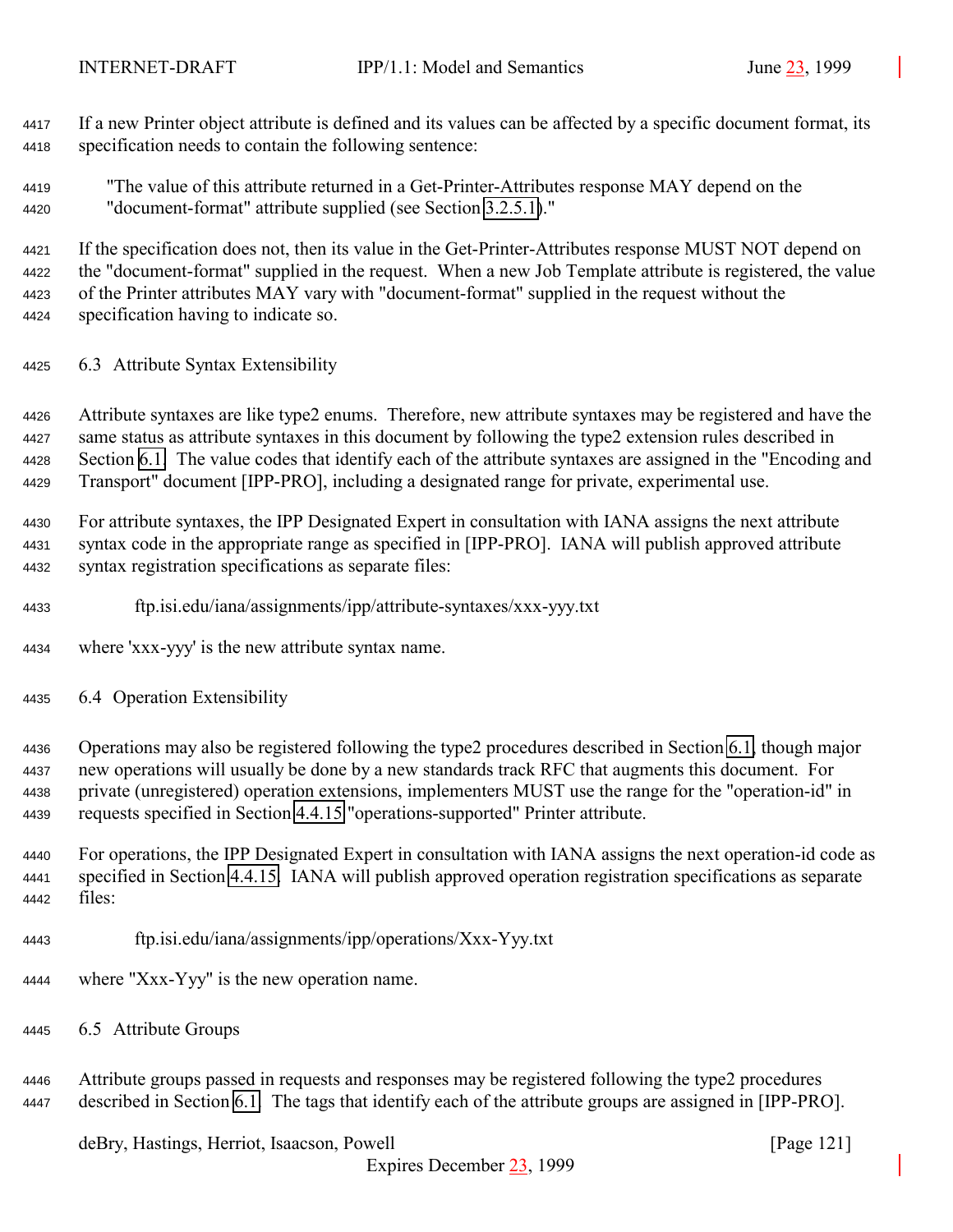If a new Printer object attribute is defined and its values can be affected by a specific document format, its specification needs to contain the following sentence:

> "The value of this attribute returned in a Get-Printer-Attributes response MAY depend on the "document-format" attribute supplied (see Section 3.2.5.1)."

If the specification does not, then its value in the Get-Printer-Attributes response MUST NOT depend on the "document-format" supplied in the request. When a new Job Template attribute is registered, the value of the Printer attributes MAY vary with "document-format" supplied in the request without the specification having to indicate so.

## 6.3 Attribute Syntax Extensibility

Attribute syntaxes are like type2 enums. Therefore, new attribute syntaxes may be registered and have the same status as attribute syntaxes in this document by following the type2 extension rules described in Section 6.1. The value codes that identify each of the attribute syntaxes are assigned in the "Encoding and Transport" document [IPP-PRO], including a designated range for private, experimental use.

For attribute syntaxes, the IPP Designated Expert in consultation with IANA assigns the next attribute syntax code in the appropriate range as specified in [IPP-PRO]. IANA will publish approved attribute syntax registration specifications as separate files:

    ftp.isi.edu/iana/assignments/ipp/attribute-syntaxes/xxx-yyy.txt

where 'xxx-yyy' is the new attribute syntax name.

## 6.4 Operation Extensibility

Operations may also be registered following the type2 procedures described in Section 6.1, though major new operations will usually be done by a new standards track RFC that augments this document. For private (unregistered) operation extensions, implementers MUST use the range for the "operation-id" in requests specified in Section 4.4.15 "operations-supported" Printer attribute.

For operations, the IPP Designated Expert in consultation with IANA assigns the next operation-id code as specified in Section 4.4.15. IANA will publish approved operation registration specifications as separate files:

    ftp.isi.edu/iana/assignments/ipp/operations/Xxx-Yyy.txt

where "Xxx-Yyy" is the new operation name.

## 6.5 Attribute Groups

Attribute groups passed in requests and responses may be registered following the type2 procedures described in Section 6.1. The tags that identify each of the attribute groups are assigned in [IPP-PRO].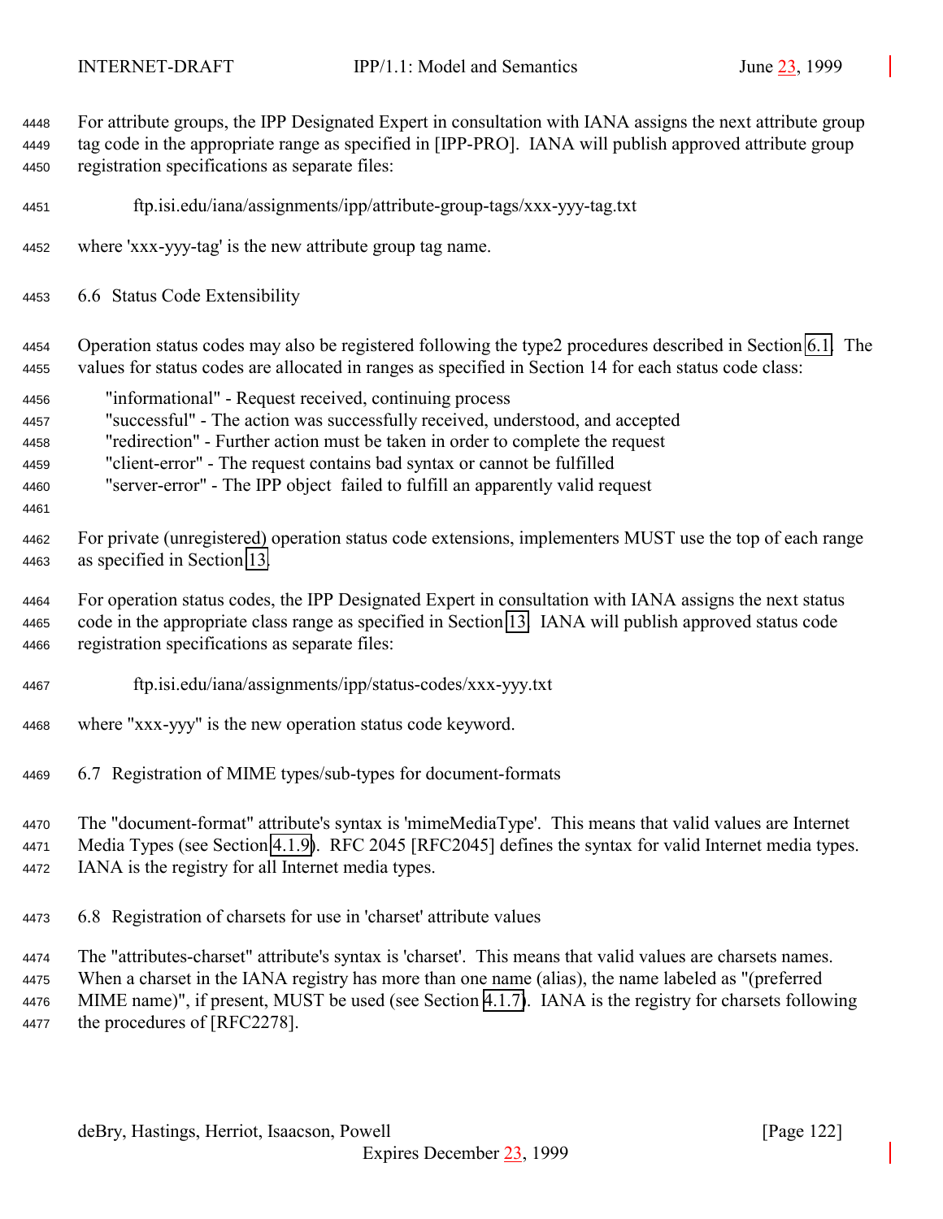For attribute groups, the IPP Designated Expert in consultation with IANA assigns the next attribute group tag code in the appropriate range as specified in [IPP-PRO]. IANA will publish approved attribute group registration specifications as separate files:

ftp.isi.edu/iana/assignments/ipp/attribute-group-tags/xxx-yyy-tag.txt

where 'xxx-yyy-tag' is the new attribute group tag name.

## 6.6 Status Code Extensibility

Operation status codes may also be registered following the type2 procedures described in Section 6.1. The values for status codes are allocated in ranges as specified in Section 14 for each status code class:

"informational" - Request received, continuing process
"successful" - The action was successfully received, understood, and accepted
"redirection" - Further action must be taken in order to complete the request
"client-error" - The request contains bad syntax or cannot be fulfilled
"server-error" - The IPP object failed to fulfill an apparently valid request

For private (unregistered) operation status code extensions, implementers MUST use the top of each range as specified in Section 13.

For operation status codes, the IPP Designated Expert in consultation with IANA assigns the next status code in the appropriate class range as specified in Section 13. IANA will publish approved status code registration specifications as separate files:

ftp.isi.edu/iana/assignments/ipp/status-codes/xxx-yyy.txt

where "xxx-yyy" is the new operation status code keyword.

## 6.7 Registration of MIME types/sub-types for document-formats

The "document-format" attribute's syntax is 'mimeMediaType'. This means that valid values are Internet Media Types (see Section 4.1.9). RFC 2045 [RFC2045] defines the syntax for valid Internet media types. IANA is the registry for all Internet media types.

## 6.8 Registration of charsets for use in 'charset' attribute values

The "attributes-charset" attribute's syntax is 'charset'. This means that valid values are charsets names. When a charset in the IANA registry has more than one name (alias), the name labeled as "(preferred MIME name)", if present, MUST be used (see Section 4.1.7). IANA is the registry for charsets following the procedures of [RFC2278].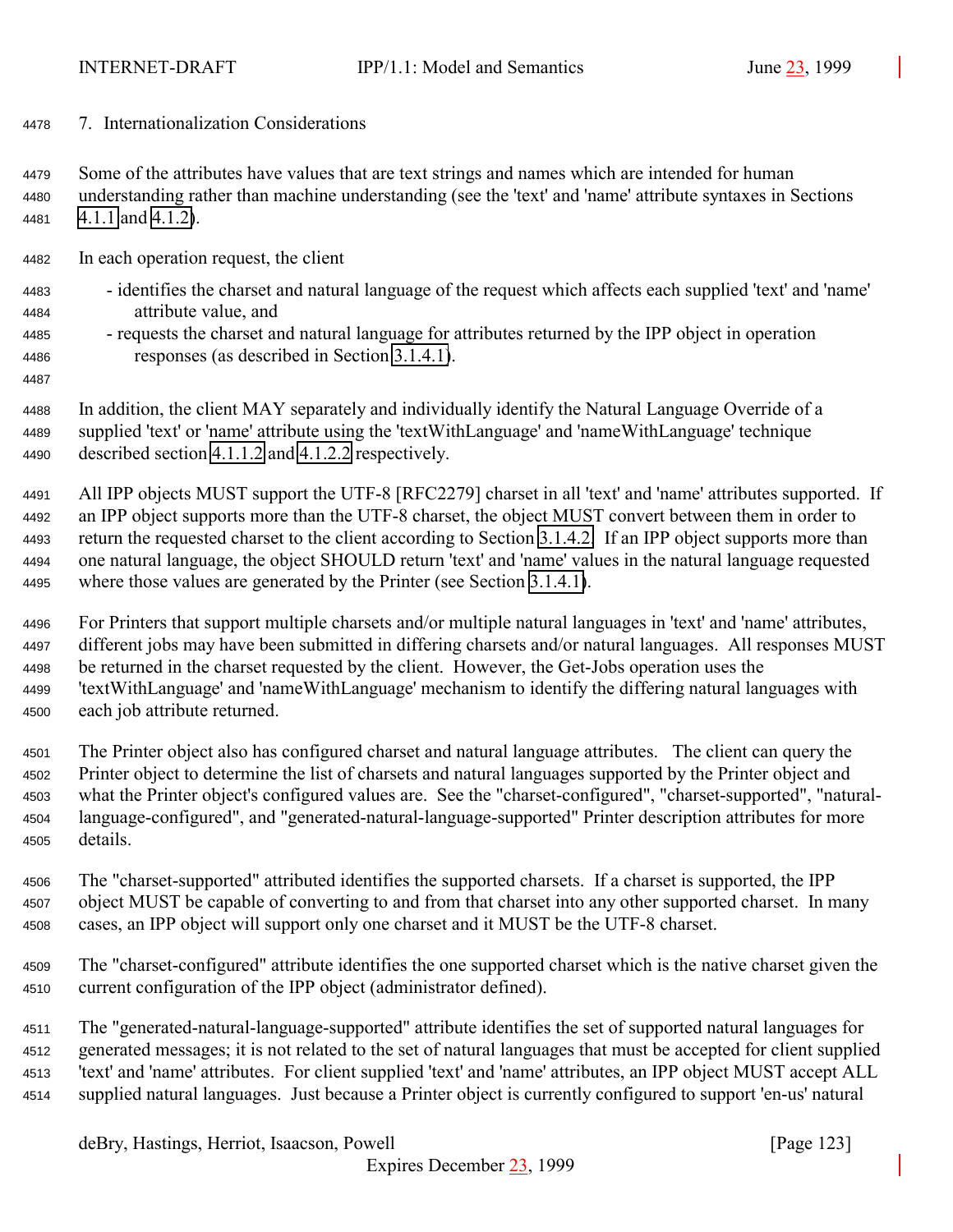# 7. Internationalization Considerations

Some of the attributes have values that are text strings and names which are intended for human understanding rather than machine understanding (see the 'text' and 'name' attribute syntaxes in Sections 4.1.1 and 4.1.2).

In each operation request, the client

- identifies the charset and natural language of the request which affects each supplied 'text' and 'name' attribute value, and
- requests the charset and natural language for attributes returned by the IPP object in operation responses (as described in Section 3.1.4.1).

In addition, the client MAY separately and individually identify the Natural Language Override of a supplied 'text' or 'name' attribute using the 'textWithLanguage' and 'nameWithLanguage' technique described section 4.1.1.2 and 4.1.2.2 respectively.

All IPP objects MUST support the UTF-8 [RFC2279] charset in all 'text' and 'name' attributes supported. If an IPP object supports more than the UTF-8 charset, the object MUST convert between them in order to return the requested charset to the client according to Section 3.1.4.2. If an IPP object supports more than one natural language, the object SHOULD return 'text' and 'name' values in the natural language requested where those values are generated by the Printer (see Section 3.1.4.1).

For Printers that support multiple charsets and/or multiple natural languages in 'text' and 'name' attributes, different jobs may have been submitted in differing charsets and/or natural languages. All responses MUST be returned in the charset requested by the client. However, the Get-Jobs operation uses the 'textWithLanguage' and 'nameWithLanguage' mechanism to identify the differing natural languages with each job attribute returned.

The Printer object also has configured charset and natural language attributes. The client can query the Printer object to determine the list of charsets and natural languages supported by the Printer object and what the Printer object's configured values are. See the "charset-configured", "charset-supported", "natural-language-configured", and "generated-natural-language-supported" Printer description attributes for more details.

The "charset-supported" attributed identifies the supported charsets. If a charset is supported, the IPP object MUST be capable of converting to and from that charset into any other supported charset. In many cases, an IPP object will support only one charset and it MUST be the UTF-8 charset.

The "charset-configured" attribute identifies the one supported charset which is the native charset given the current configuration of the IPP object (administrator defined).

The "generated-natural-language-supported" attribute identifies the set of supported natural languages for generated messages; it is not related to the set of natural languages that must be accepted for client supplied 'text' and 'name' attributes. For client supplied 'text' and 'name' attributes, an IPP object MUST accept ALL supplied natural languages. Just because a Printer object is currently configured to support 'en-us' natural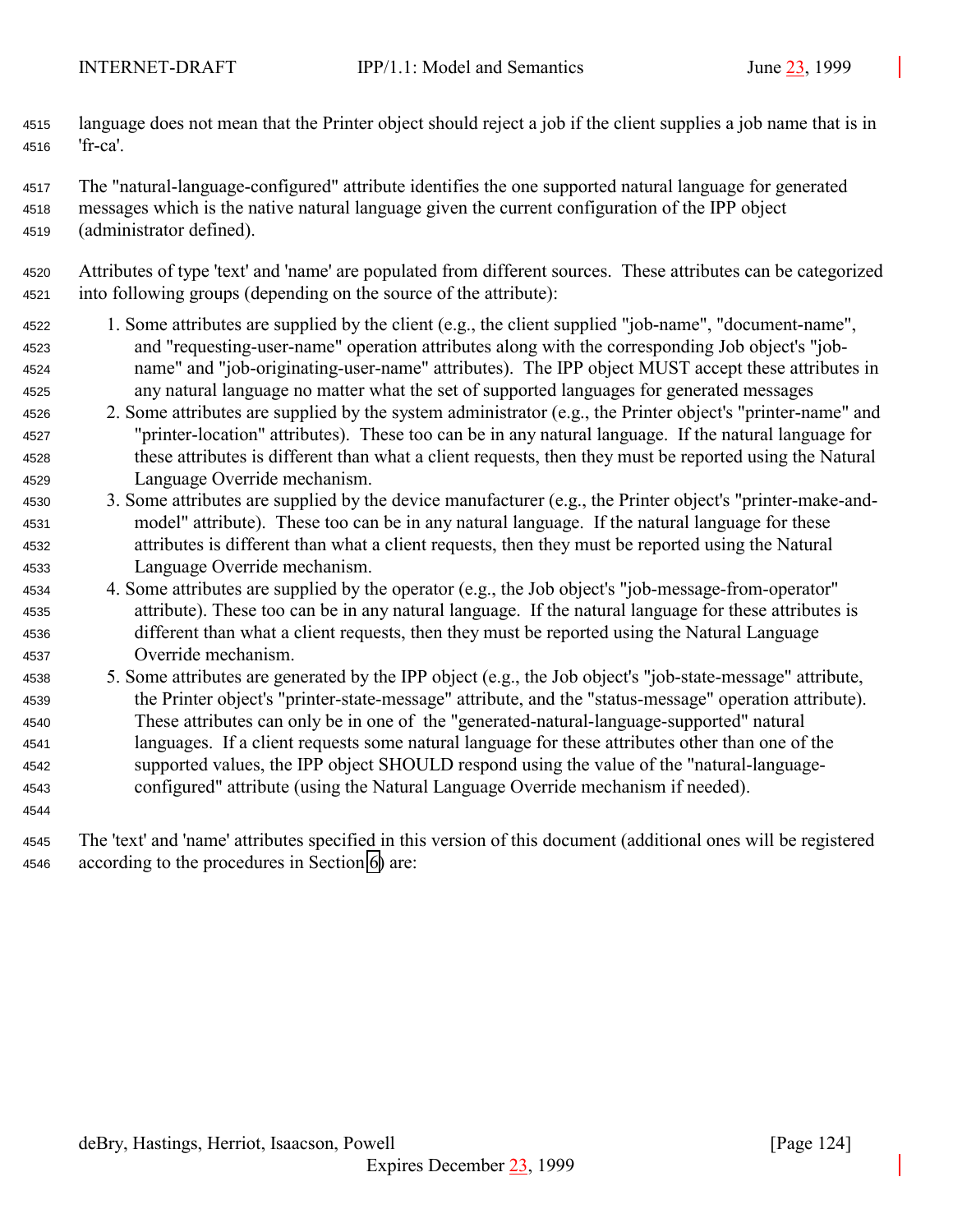language does not mean that the Printer object should reject a job if the client supplies a job name that is in 'fr-ca'.

The "natural-language-configured" attribute identifies the one supported natural language for generated messages which is the native natural language given the current configuration of the IPP object (administrator defined).

Attributes of type 'text' and 'name' are populated from different sources. These attributes can be categorized into following groups (depending on the source of the attribute):

1. Some attributes are supplied by the client (e.g., the client supplied "job-name", "document-name", and "requesting-user-name" operation attributes along with the corresponding Job object's "job-name" and "job-originating-user-name" attributes). The IPP object MUST accept these attributes in any natural language no matter what the set of supported languages for generated messages
2. Some attributes are supplied by the system administrator (e.g., the Printer object's "printer-name" and "printer-location" attributes). These too can be in any natural language. If the natural language for these attributes is different than what a client requests, then they must be reported using the Natural Language Override mechanism.
3. Some attributes are supplied by the device manufacturer (e.g., the Printer object's "printer-make-and-model" attribute). These too can be in any natural language. If the natural language for these attributes is different than what a client requests, then they must be reported using the Natural Language Override mechanism.
4. Some attributes are supplied by the operator (e.g., the Job object's "job-message-from-operator" attribute). These too can be in any natural language. If the natural language for these attributes is different than what a client requests, then they must be reported using the Natural Language Override mechanism.
5. Some attributes are generated by the IPP object (e.g., the Job object's "job-state-message" attribute, the Printer object's "printer-state-message" attribute, and the "status-message" operation attribute). These attributes can only be in one of the "generated-natural-language-supported" natural languages. If a client requests some natural language for these attributes other than one of the supported values, the IPP object SHOULD respond using the value of the "natural-language-configured" attribute (using the Natural Language Override mechanism if needed).

The 'text' and 'name' attributes specified in this version of this document (additional ones will be registered according to the procedures in Section 6) are: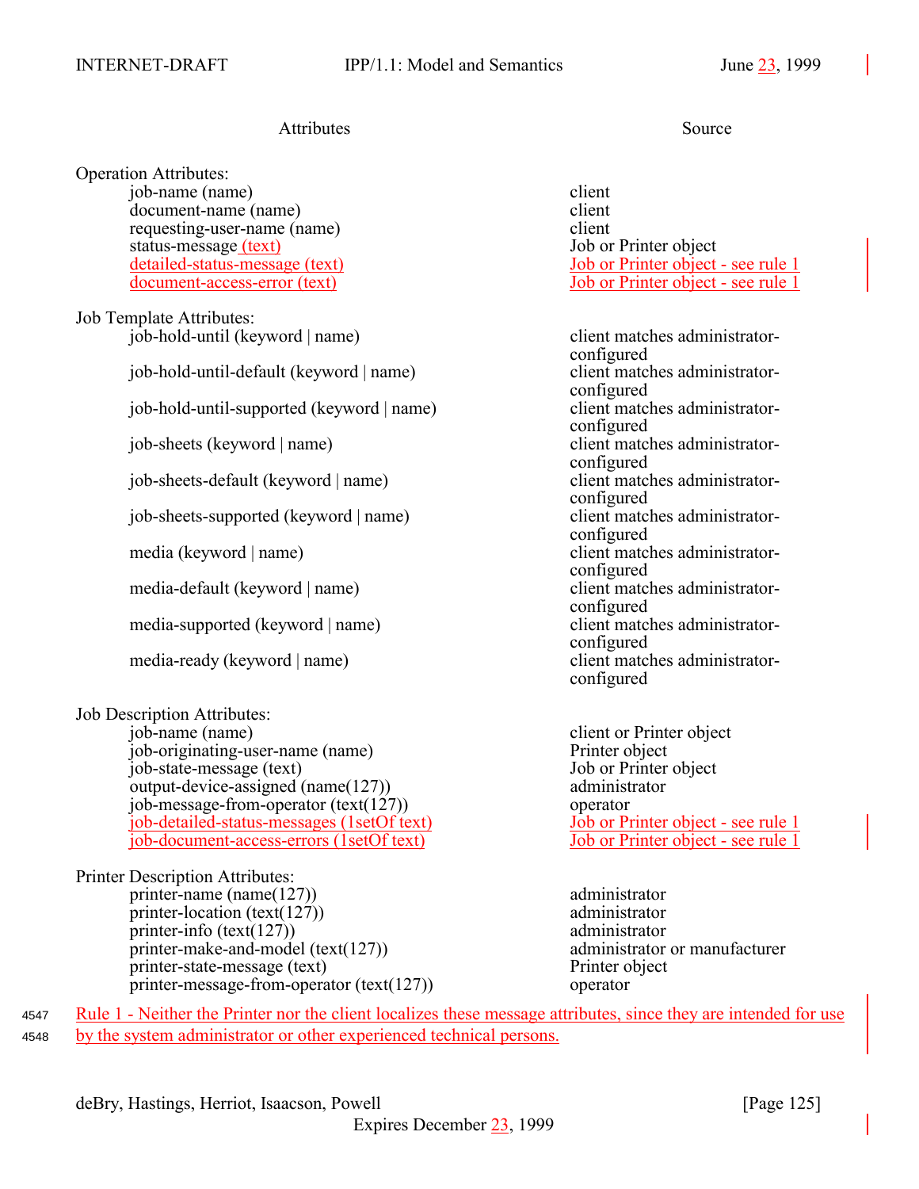| Attributes | Source |
|---|---|
| Operation Attributes: | |
| job-name (name) | client |
| document-name (name) | client |
| requesting-user-name (name) | client |
| status-message (text) | Job or Printer object |
| detailed-status-message (text) | Job or Printer object - see rule 1 |
| document-access-error (text) | Job or Printer object - see rule 1 |
| Job Template Attributes: | |
| job-hold-until (keyword \| name) | client matches administrator-configured |
| job-hold-until-default (keyword \| name) | client matches administrator-configured |
| job-hold-until-supported (keyword \| name) | client matches administrator-configured |
| job-sheets (keyword \| name) | client matches administrator-configured |
| job-sheets-default (keyword \| name) | client matches administrator-configured |
| job-sheets-supported (keyword \| name) | client matches administrator-configured |
| media (keyword \| name) | client matches administrator-configured |
| media-default (keyword \| name) | client matches administrator-configured |
| media-supported (keyword \| name) | client matches administrator-configured |
| media-ready (keyword \| name) | client matches administrator-configured |
| Job Description Attributes: | |
| job-name (name) | client or Printer object |
| job-originating-user-name (name) | Printer object |
| job-state-message (text) | Job or Printer object |
| output-device-assigned (name(127)) | administrator |
| job-message-from-operator (text(127)) | operator |
| job-detailed-status-messages (1setOf text) | Job or Printer object - see rule 1 |
| job-document-access-errors (1setOf text) | Job or Printer object - see rule 1 |
| Printer Description Attributes: | |
| printer-name (name(127)) | administrator |
| printer-location (text(127)) | administrator |
| printer-info (text(127)) | administrator |
| printer-make-and-model (text(127)) | administrator or manufacturer |
| printer-state-message (text) | Printer object |
| printer-message-from-operator (text(127)) | operator |

Rule 1 - Neither the Printer nor the client localizes these message attributes, since they are intended for use by the system administrator or other experienced technical persons.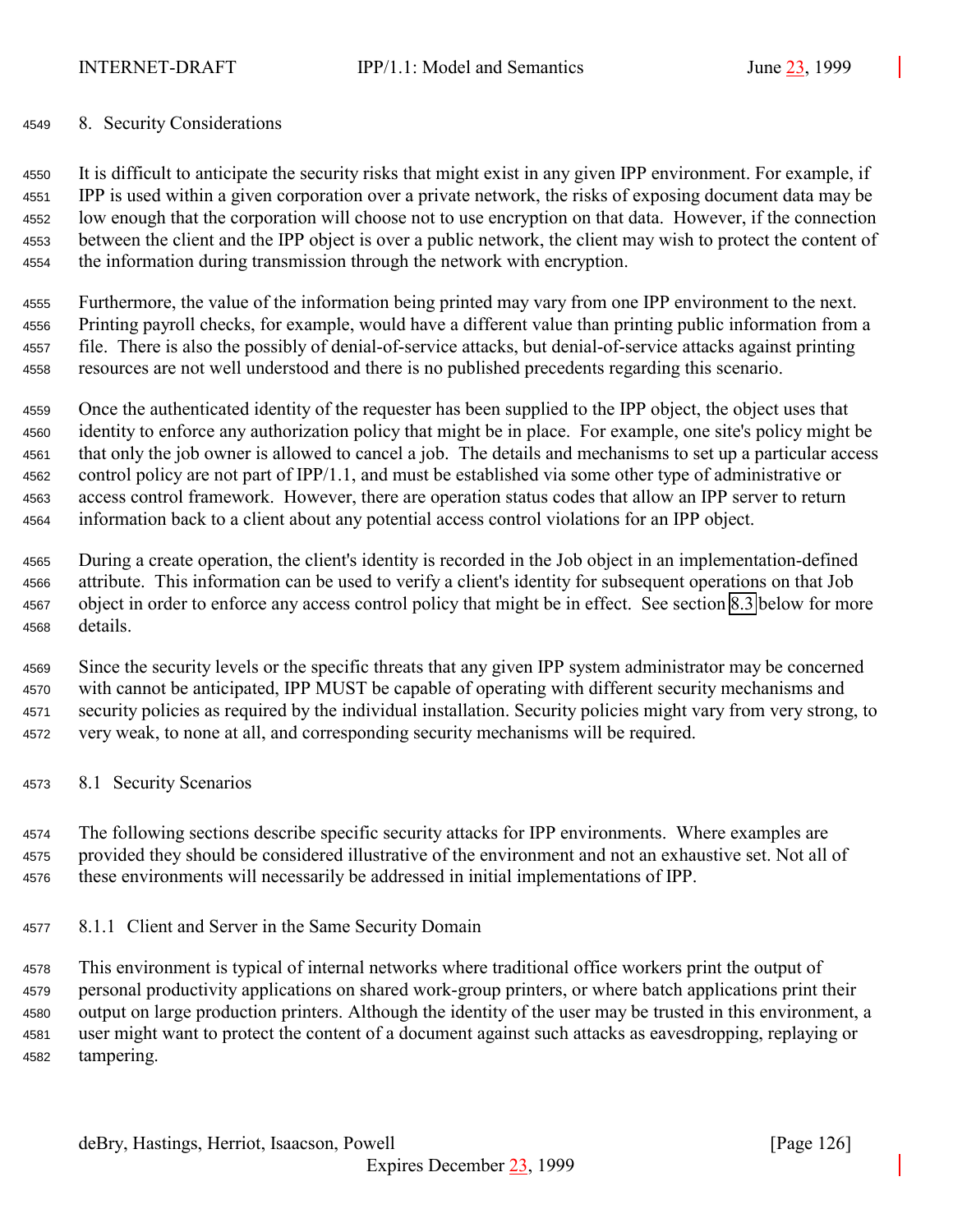# 8. Security Considerations

It is difficult to anticipate the security risks that might exist in any given IPP environment. For example, if IPP is used within a given corporation over a private network, the risks of exposing document data may be low enough that the corporation will choose not to use encryption on that data. However, if the connection between the client and the IPP object is over a public network, the client may wish to protect the content of the information during transmission through the network with encryption.

Furthermore, the value of the information being printed may vary from one IPP environment to the next. Printing payroll checks, for example, would have a different value than printing public information from a file. There is also the possibly of denial-of-service attacks, but denial-of-service attacks against printing resources are not well understood and there is no published precedents regarding this scenario.

Once the authenticated identity of the requester has been supplied to the IPP object, the object uses that identity to enforce any authorization policy that might be in place. For example, one site's policy might be that only the job owner is allowed to cancel a job. The details and mechanisms to set up a particular access control policy are not part of IPP/1.1, and must be established via some other type of administrative or access control framework. However, there are operation status codes that allow an IPP server to return information back to a client about any potential access control violations for an IPP object.

During a create operation, the client's identity is recorded in the Job object in an implementation-defined attribute. This information can be used to verify a client's identity for subsequent operations on that Job object in order to enforce any access control policy that might be in effect. See section 8.3 below for more details.

Since the security levels or the specific threats that any given IPP system administrator may be concerned with cannot be anticipated, IPP MUST be capable of operating with different security mechanisms and security policies as required by the individual installation. Security policies might vary from very strong, to very weak, to none at all, and corresponding security mechanisms will be required.

## 8.1 Security Scenarios

The following sections describe specific security attacks for IPP environments. Where examples are provided they should be considered illustrative of the environment and not an exhaustive set. Not all of these environments will necessarily be addressed in initial implementations of IPP.

### 8.1.1 Client and Server in the Same Security Domain

This environment is typical of internal networks where traditional office workers print the output of personal productivity applications on shared work-group printers, or where batch applications print their output on large production printers. Although the identity of the user may be trusted in this environment, a user might want to protect the content of a document against such attacks as eavesdropping, replaying or tampering.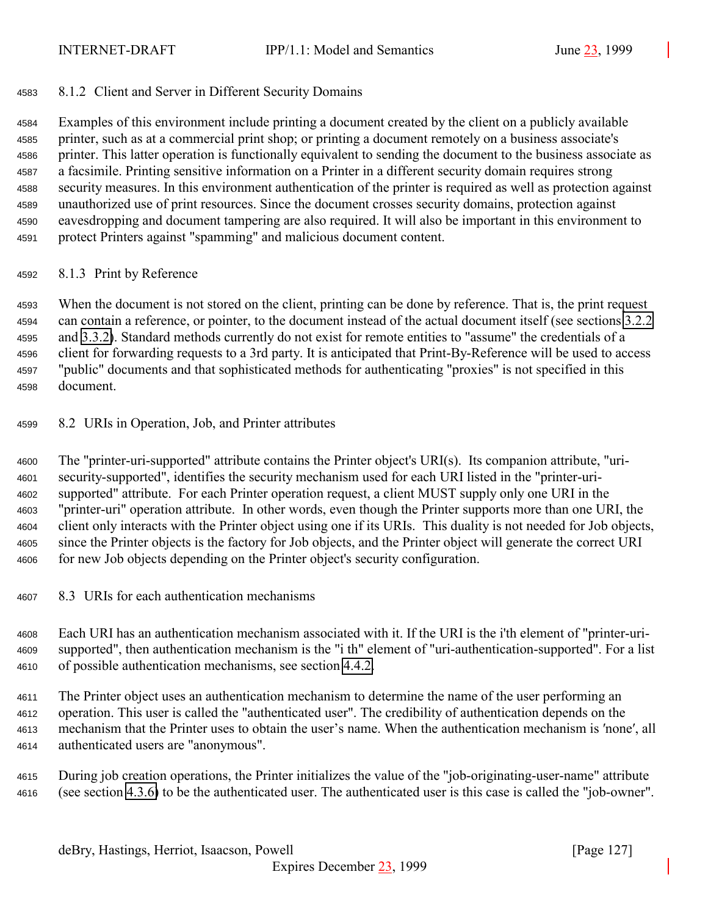### 8.1.2 Client and Server in Different Security Domains

Examples of this environment include printing a document created by the client on a publicly available printer, such as at a commercial print shop; or printing a document remotely on a business associate's printer. This latter operation is functionally equivalent to sending the document to the business associate as a facsimile. Printing sensitive information on a Printer in a different security domain requires strong security measures. In this environment authentication of the printer is required as well as protection against unauthorized use of print resources. Since the document crosses security domains, protection against eavesdropping and document tampering are also required. It will also be important in this environment to protect Printers against "spamming" and malicious document content.

### 8.1.3 Print by Reference

When the document is not stored on the client, printing can be done by reference. That is, the print request can contain a reference, or pointer, to the document instead of the actual document itself (see sections 3.2.2 and 3.3.2). Standard methods currently do not exist for remote entities to "assume" the credentials of a client for forwarding requests to a 3rd party. It is anticipated that Print-By-Reference will be used to access "public" documents and that sophisticated methods for authenticating "proxies" is not specified in this document.

## 8.2 URIs in Operation, Job, and Printer attributes

The "printer-uri-supported" attribute contains the Printer object's URI(s). Its companion attribute, "uri-security-supported", identifies the security mechanism used for each URI listed in the "printer-uri-supported" attribute. For each Printer operation request, a client MUST supply only one URI in the "printer-uri" operation attribute. In other words, even though the Printer supports more than one URI, the client only interacts with the Printer object using one if its URIs. This duality is not needed for Job objects, since the Printer objects is the factory for Job objects, and the Printer object will generate the correct URI for new Job objects depending on the Printer object's security configuration.

## 8.3 URIs for each authentication mechanisms

Each URI has an authentication mechanism associated with it. If the URI is the i'th element of "printer-uri-supported", then authentication mechanism is the "i th" element of "uri-authentication-supported". For a list of possible authentication mechanisms, see section 4.4.2.

The Printer object uses an authentication mechanism to determine the name of the user performing an operation. This user is called the "authenticated user". The credibility of authentication depends on the mechanism that the Printer uses to obtain the user's name. When the authentication mechanism is 'none', all authenticated users are "anonymous".

During job creation operations, the Printer initializes the value of the "job-originating-user-name" attribute (see section 4.3.6) to be the authenticated user. The authenticated user is this case is called the "job-owner".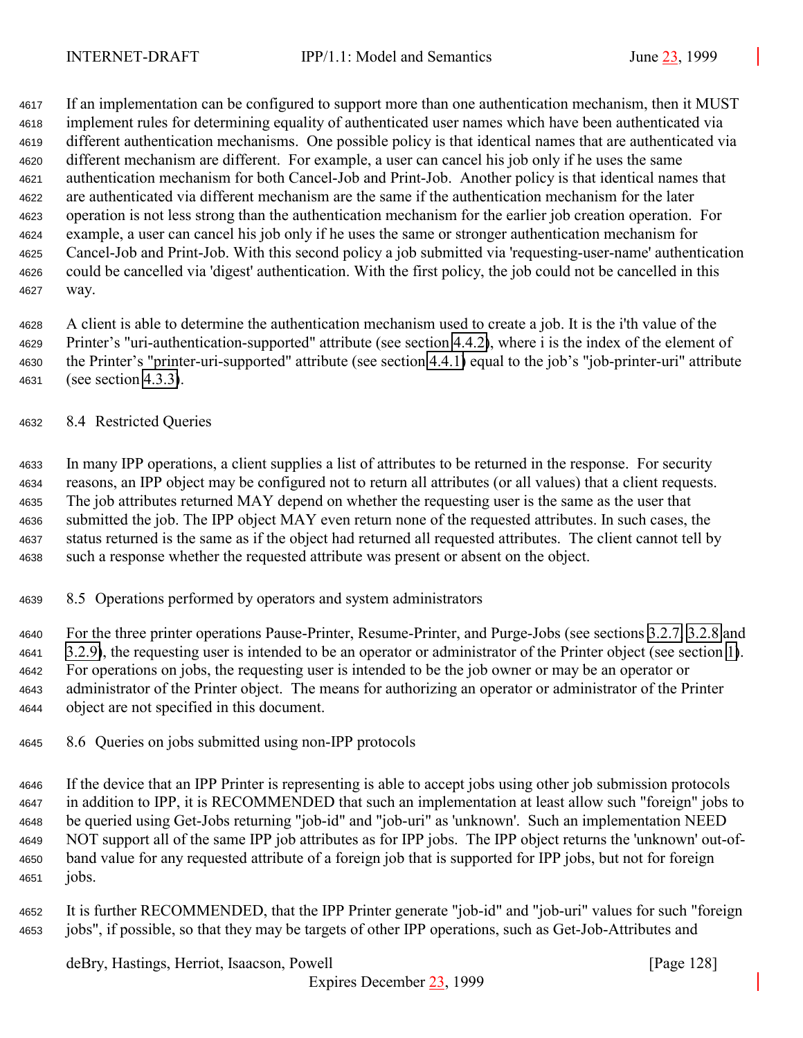If an implementation can be configured to support more than one authentication mechanism, then it MUST implement rules for determining equality of authenticated user names which have been authenticated via different authentication mechanisms. One possible policy is that identical names that are authenticated via different mechanism are different. For example, a user can cancel his job only if he uses the same authentication mechanism for both Cancel-Job and Print-Job. Another policy is that identical names that are authenticated via different mechanism are the same if the authentication mechanism for the later operation is not less strong than the authentication mechanism for the earlier job creation operation. For example, a user can cancel his job only if he uses the same or stronger authentication mechanism for Cancel-Job and Print-Job. With this second policy a job submitted via 'requesting-user-name' authentication could be cancelled via 'digest' authentication. With the first policy, the job could not be cancelled in this way.

A client is able to determine the authentication mechanism used to create a job. It is the i'th value of the Printer's "uri-authentication-supported" attribute (see section 4.4.2), where i is the index of the element of the Printer's "printer-uri-supported" attribute (see section 4.4.1) equal to the job's "job-printer-uri" attribute (see section 4.3.3).

## 8.4 Restricted Queries

In many IPP operations, a client supplies a list of attributes to be returned in the response. For security reasons, an IPP object may be configured not to return all attributes (or all values) that a client requests. The job attributes returned MAY depend on whether the requesting user is the same as the user that submitted the job. The IPP object MAY even return none of the requested attributes. In such cases, the status returned is the same as if the object had returned all requested attributes. The client cannot tell by such a response whether the requested attribute was present or absent on the object.

## 8.5 Operations performed by operators and system administrators

For the three printer operations Pause-Printer, Resume-Printer, and Purge-Jobs (see sections 3.2.7, 3.2.8 and 3.2.9), the requesting user is intended to be an operator or administrator of the Printer object (see section 1). For operations on jobs, the requesting user is intended to be the job owner or may be an operator or administrator of the Printer object. The means for authorizing an operator or administrator of the Printer object are not specified in this document.

## 8.6 Queries on jobs submitted using non-IPP protocols

If the device that an IPP Printer is representing is able to accept jobs using other job submission protocols in addition to IPP, it is RECOMMENDED that such an implementation at least allow such "foreign" jobs to be queried using Get-Jobs returning "job-id" and "job-uri" as 'unknown'. Such an implementation NEED NOT support all of the same IPP job attributes as for IPP jobs. The IPP object returns the 'unknown' out-of-band value for any requested attribute of a foreign job that is supported for IPP jobs, but not for foreign jobs.

It is further RECOMMENDED, that the IPP Printer generate "job-id" and "job-uri" values for such "foreign jobs", if possible, so that they may be targets of other IPP operations, such as Get-Job-Attributes and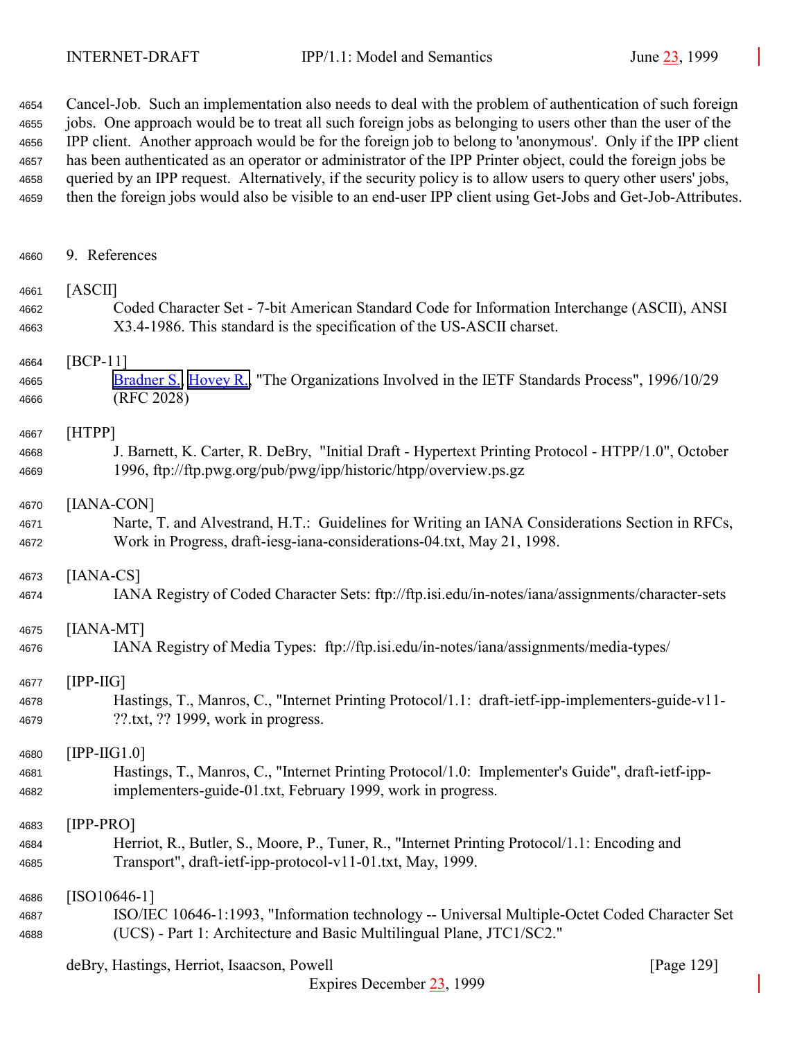Cancel-Job. Such an implementation also needs to deal with the problem of authentication of such foreign jobs. One approach would be to treat all such foreign jobs as belonging to users other than the user of the IPP client. Another approach would be for the foreign job to belong to 'anonymous'. Only if the IPP client has been authenticated as an operator or administrator of the IPP Printer object, could the foreign jobs be queried by an IPP request. Alternatively, if the security policy is to allow users to query other users' jobs, then the foreign jobs would also be visible to an end-user IPP client using Get-Jobs and Get-Job-Attributes.

# 9. References

[ASCII]
Coded Character Set - 7-bit American Standard Code for Information Interchange (ASCII), ANSI X3.4-1986. This standard is the specification of the US-ASCII charset.

[BCP-11]
Bradner S., Hovey R., "The Organizations Involved in the IETF Standards Process", 1996/10/29 (RFC 2028)

[HTPP]
J. Barnett, K. Carter, R. DeBry, "Initial Draft - Hypertext Printing Protocol - HTPP/1.0", October 1996, ftp://ftp.pwg.org/pub/pwg/ipp/historic/htpp/overview.ps.gz

[IANA-CON]
Narte, T. and Alvestrand, H.T.: Guidelines for Writing an IANA Considerations Section in RFCs, Work in Progress, draft-iesg-iana-considerations-04.txt, May 21, 1998.

[IANA-CS]
IANA Registry of Coded Character Sets: ftp://ftp.isi.edu/in-notes/iana/assignments/character-sets

[IANA-MT]
IANA Registry of Media Types: ftp://ftp.isi.edu/in-notes/iana/assignments/media-types/

[IPP-IIG]
Hastings, T., Manros, C., "Internet Printing Protocol/1.1: draft-ietf-ipp-implementers-guide-v11-??.txt, ?? 1999, work in progress.

[IPP-IIG1.0]
Hastings, T., Manros, C., "Internet Printing Protocol/1.0: Implementer's Guide", draft-ietf-ipp-implementers-guide-01.txt, February 1999, work in progress.

[IPP-PRO]
Herriot, R., Butler, S., Moore, P., Tuner, R., "Internet Printing Protocol/1.1: Encoding and Transport", draft-ietf-ipp-protocol-v11-01.txt, May, 1999.

[ISO10646-1]
ISO/IEC 10646-1:1993, "Information technology -- Universal Multiple-Octet Coded Character Set (UCS) - Part 1: Architecture and Basic Multilingual Plane, JTC1/SC2."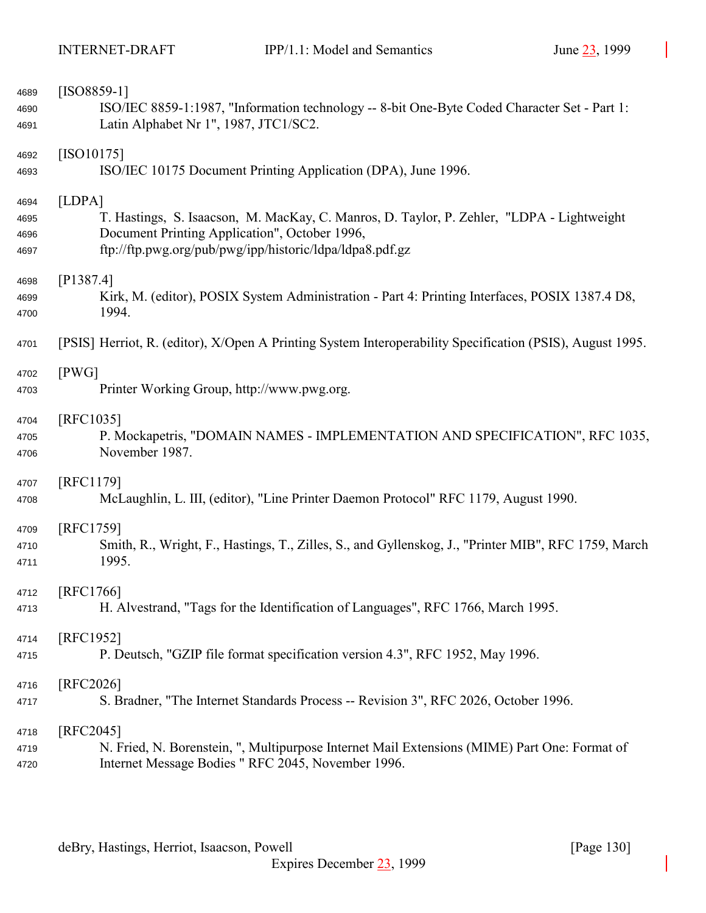[ISO8859-1]
ISO/IEC 8859-1:1987, "Information technology -- 8-bit One-Byte Coded Character Set - Part 1: Latin Alphabet Nr 1", 1987, JTC1/SC2.

[ISO10175]
ISO/IEC 10175 Document Printing Application (DPA), June 1996.

[LDPA]
T. Hastings, S. Isaacson, M. MacKay, C. Manros, D. Taylor, P. Zehler, "LDPA - Lightweight Document Printing Application", October 1996, ftp://ftp.pwg.org/pub/pwg/ipp/historic/ldpa/ldpa8.pdf.gz

[P1387.4]
Kirk, M. (editor), POSIX System Administration - Part 4: Printing Interfaces, POSIX 1387.4 D8, 1994.

[PSIS] Herriot, R. (editor), X/Open A Printing System Interoperability Specification (PSIS), August 1995.

[PWG]
Printer Working Group, http://www.pwg.org.

[RFC1035]
P. Mockapetris, "DOMAIN NAMES - IMPLEMENTATION AND SPECIFICATION", RFC 1035, November 1987.

[RFC1179]
McLaughlin, L. III, (editor), "Line Printer Daemon Protocol" RFC 1179, August 1990.

[RFC1759]
Smith, R., Wright, F., Hastings, T., Zilles, S., and Gyllenskog, J., "Printer MIB", RFC 1759, March 1995.

[RFC1766]
H. Alvestrand, "Tags for the Identification of Languages", RFC 1766, March 1995.

[RFC1952]
P. Deutsch, "GZIP file format specification version 4.3", RFC 1952, May 1996.

[RFC2026]
S. Bradner, "The Internet Standards Process -- Revision 3", RFC 2026, October 1996.

[RFC2045]
N. Fried, N. Borenstein, ", Multipurpose Internet Mail Extensions (MIME) Part One: Format of Internet Message Bodies " RFC 2045, November 1996.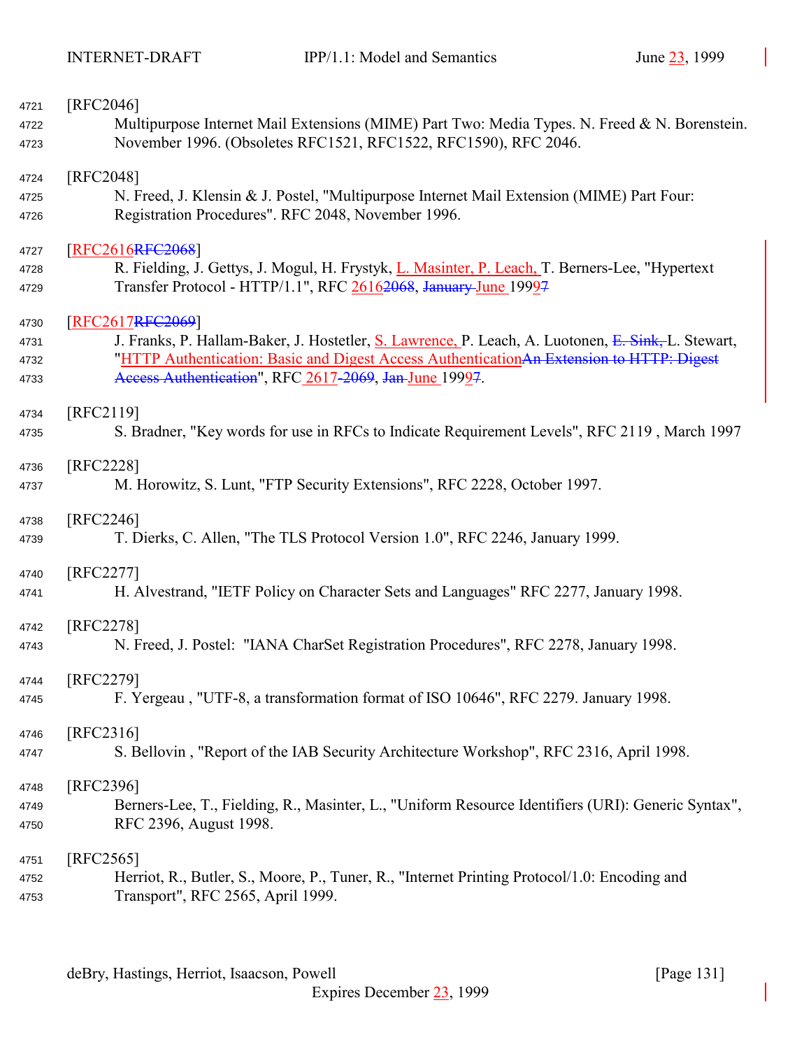[RFC2046]
Multipurpose Internet Mail Extensions (MIME) Part Two: Media Types. N. Freed & N. Borenstein. November 1996. (Obsoletes RFC1521, RFC1522, RFC1590), RFC 2046.

[RFC2048]
N. Freed, J. Klensin & J. Postel, "Multipurpose Internet Mail Extension (MIME) Part Four: Registration Procedures". RFC 2048, November 1996.

[RFC2616~~RFC2068~~]
R. Fielding, J. Gettys, J. Mogul, H. Frystyk, L. Masinter, P. Leach, T. Berners-Lee, "Hypertext Transfer Protocol - HTTP/1.1", RFC 2616~~2068~~, ~~January~~ June 1999~~7~~

[RFC2617~~RFC2069~~]
J. Franks, P. Hallam-Baker, J. Hostetler, S. Lawrence, P. Leach, A. Luotonen, ~~E. Sink,~~ L. Stewart, "HTTP Authentication: Basic and Digest Access Authentication~~An Extension to HTTP: Digest Access Authentication~~", RFC 2617~~ 2069~~, ~~Jan~~ June 1999~~7~~.

[RFC2119]
S. Bradner, "Key words for use in RFCs to Indicate Requirement Levels", RFC 2119 , March 1997

[RFC2228]
M. Horowitz, S. Lunt, "FTP Security Extensions", RFC 2228, October 1997.

[RFC2246]
T. Dierks, C. Allen, "The TLS Protocol Version 1.0", RFC 2246, January 1999.

[RFC2277]
H. Alvestrand, "IETF Policy on Character Sets and Languages" RFC 2277, January 1998.

[RFC2278]
N. Freed, J. Postel: "IANA CharSet Registration Procedures", RFC 2278, January 1998.

[RFC2279]
F. Yergeau , "UTF-8, a transformation format of ISO 10646", RFC 2279. January 1998.

[RFC2316]
S. Bellovin , "Report of the IAB Security Architecture Workshop", RFC 2316, April 1998.

[RFC2396]
Berners-Lee, T., Fielding, R., Masinter, L., "Uniform Resource Identifiers (URI): Generic Syntax", RFC 2396, August 1998.

[RFC2565]
Herriot, R., Butler, S., Moore, P., Tuner, R., "Internet Printing Protocol/1.0: Encoding and Transport", RFC 2565, April 1999.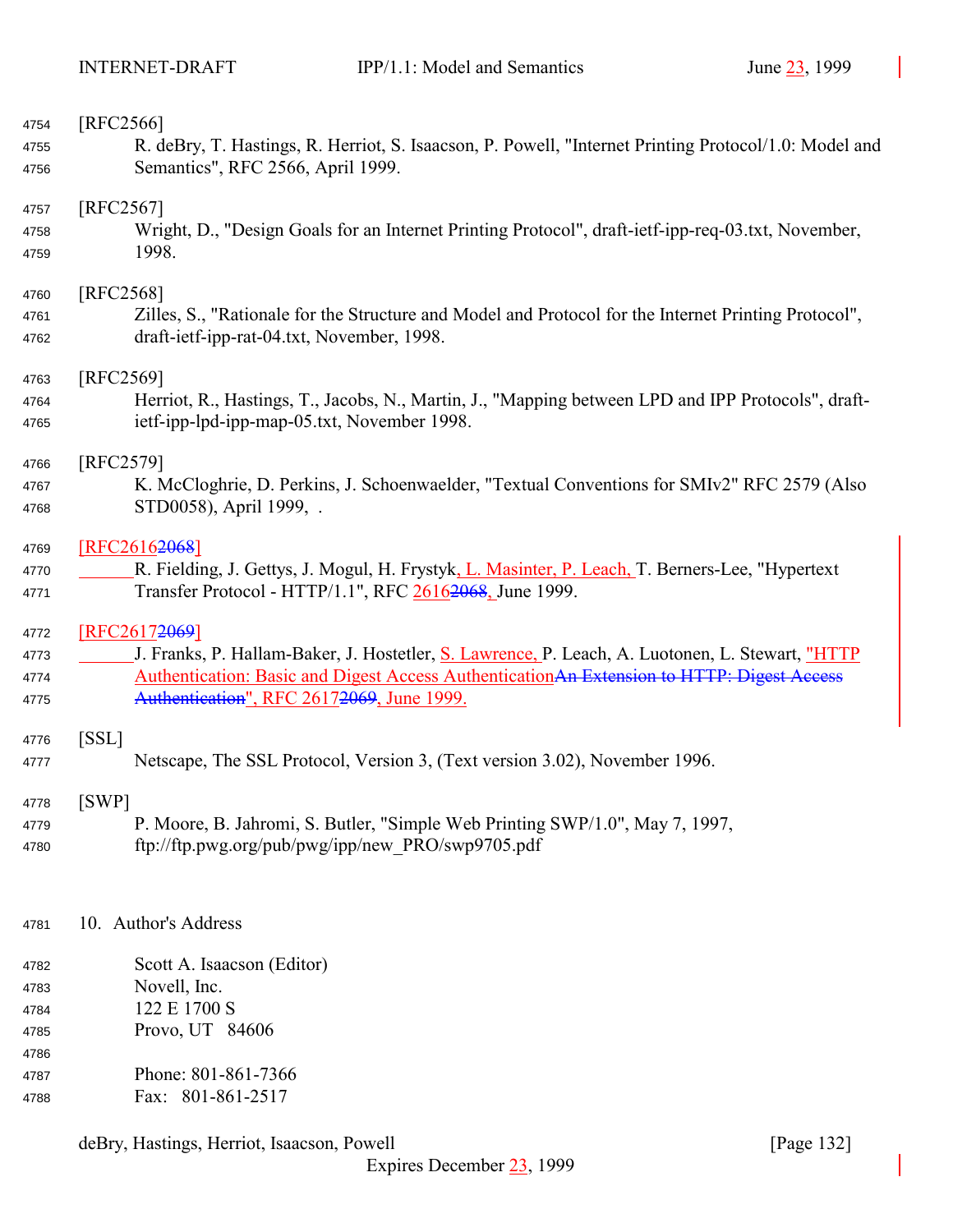[RFC2566]
R. deBry, T. Hastings, R. Herriot, S. Isaacson, P. Powell, "Internet Printing Protocol/1.0: Model and Semantics", RFC 2566, April 1999.

[RFC2567]
Wright, D., "Design Goals for an Internet Printing Protocol", draft-ietf-ipp-req-03.txt, November, 1998.

[RFC2568]
Zilles, S., "Rationale for the Structure and Model and Protocol for the Internet Printing Protocol", draft-ietf-ipp-rat-04.txt, November, 1998.

[RFC2569]
Herriot, R., Hastings, T., Jacobs, N., Martin, J., "Mapping between LPD and IPP Protocols", draft-ietf-ipp-lpd-ipp-map-05.txt, November 1998.

[RFC2579]
K. McCloghrie, D. Perkins, J. Schoenwaelder, "Textual Conventions for SMIv2" RFC 2579 (Also STD0058), April 1999, .

[RFC26162068]
R. Fielding, J. Gettys, J. Mogul, H. Frystyk, L. Masinter, P. Leach, T. Berners-Lee, "Hypertext Transfer Protocol - HTTP/1.1", RFC 26162068, June 1999.

[RFC26172069]
J. Franks, P. Hallam-Baker, J. Hostetler, S. Lawrence, P. Leach, A. Luotonen, L. Stewart, "HTTP Authentication: Basic and Digest Access AuthenticationAn Extension to HTTP: Digest Access Authentication", RFC 26172069, June 1999.

[SSL]
Netscape, The SSL Protocol, Version 3, (Text version 3.02), November 1996.

[SWP]
P. Moore, B. Jahromi, S. Butler, "Simple Web Printing SWP/1.0", May 7, 1997, ftp://ftp.pwg.org/pub/pwg/ipp/new_PRO/swp9705.pdf

## 10. Author's Address

Scott A. Isaacson (Editor)
Novell, Inc.
122 E 1700 S
Provo, UT 84606

Phone: 801-861-7366
Fax: 801-861-2517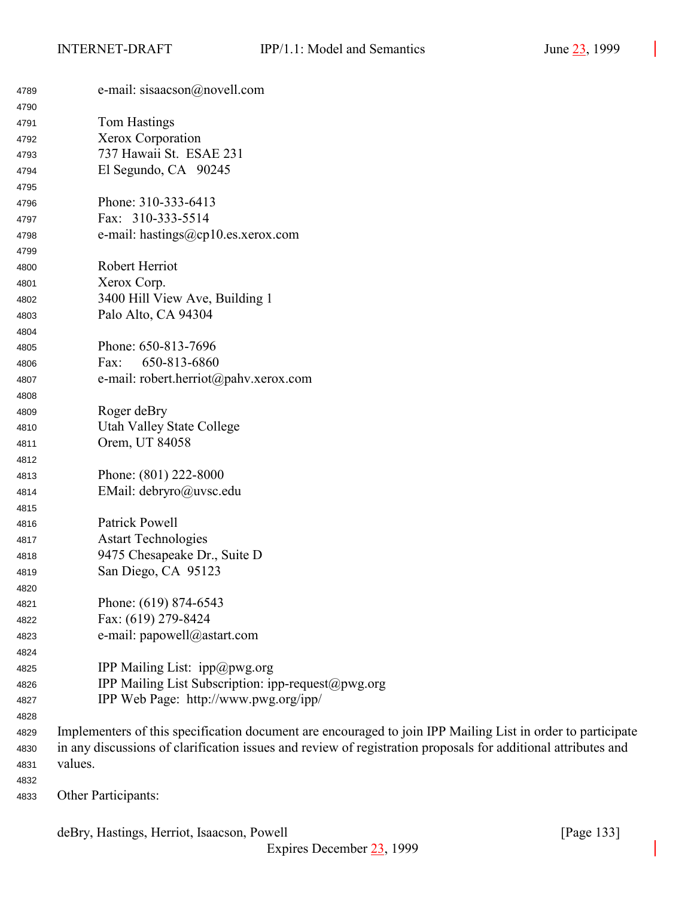e-mail: sisaacson@novell.com

Tom Hastings
Xerox Corporation
737 Hawaii St.  ESAE 231
El Segundo, CA   90245

Phone: 310-333-6413
Fax:   310-333-5514
e-mail: hastings@cp10.es.xerox.com

Robert Herriot
Xerox Corp.
3400 Hill View Ave, Building 1
Palo Alto, CA 94304

Phone: 650-813-7696
Fax:      650-813-6860
e-mail: robert.herriot@pahv.xerox.com

Roger deBry
Utah Valley State College
Orem, UT 84058

Phone: (801) 222-8000
EMail: debryro@uvsc.edu

Patrick Powell
Astart Technologies
9475 Chesapeake Dr., Suite D
San Diego, CA  95123

Phone: (619) 874-6543
Fax: (619) 279-8424
e-mail: papowell@astart.com

IPP Mailing List:  ipp@pwg.org
IPP Mailing List Subscription: ipp-request@pwg.org
IPP Web Page:  http://www.pwg.org/ipp/

Implementers of this specification document are encouraged to join IPP Mailing List in order to participate in any discussions of clarification issues and review of registration proposals for additional attributes and values.

Other Participants: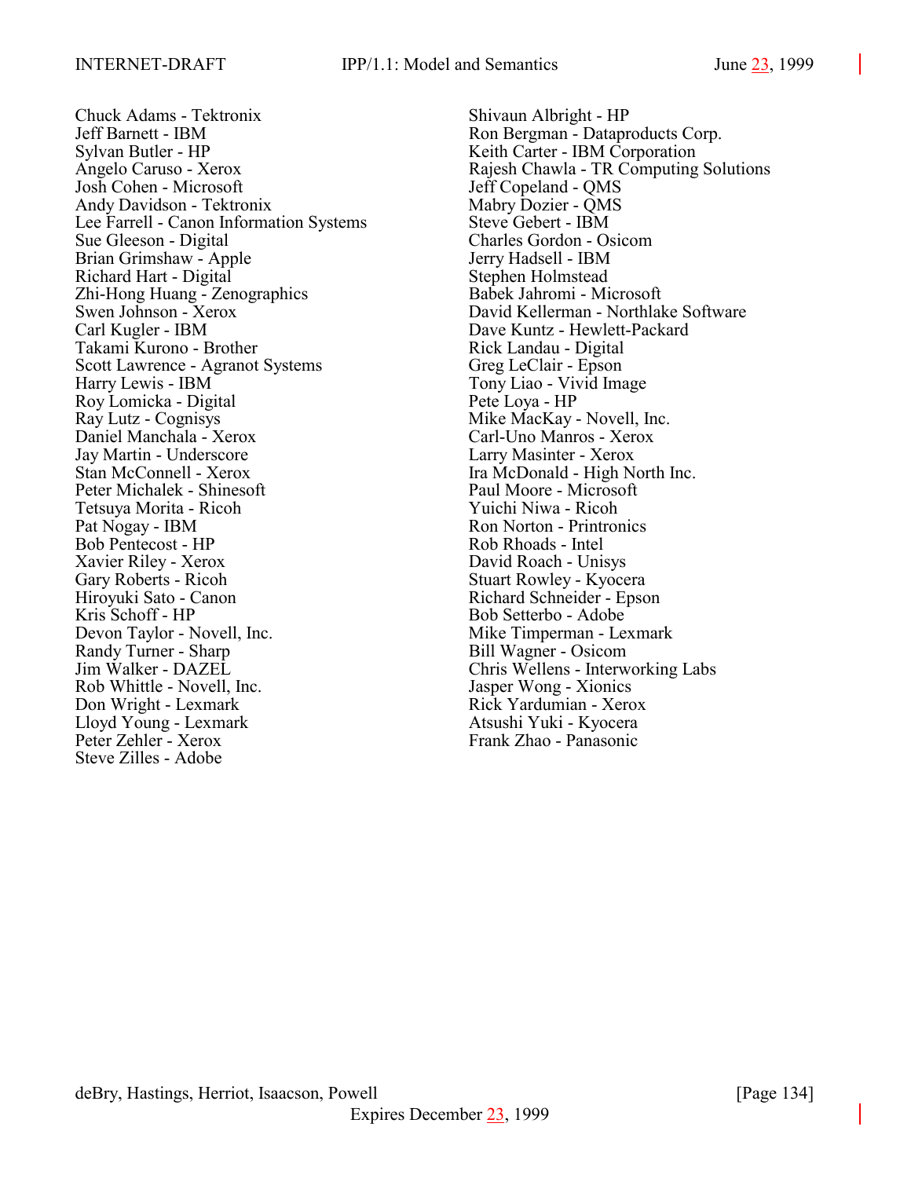Chuck Adams - Tektronix
Jeff Barnett - IBM
Sylvan Butler - HP
Angelo Caruso - Xerox
Josh Cohen - Microsoft
Andy Davidson - Tektronix
Lee Farrell - Canon Information Systems
Sue Gleeson - Digital
Brian Grimshaw - Apple
Richard Hart - Digital
Zhi-Hong Huang - Zenographics
Swen Johnson - Xerox
Carl Kugler - IBM
Takami Kurono - Brother
Scott Lawrence - Agranot Systems
Harry Lewis - IBM
Roy Lomicka - Digital
Ray Lutz - Cognisys
Daniel Manchala - Xerox
Jay Martin - Underscore
Stan McConnell - Xerox
Peter Michalek - Shinesoft
Tetsuya Morita - Ricoh
Pat Nogay - IBM
Bob Pentecost - HP
Xavier Riley - Xerox
Gary Roberts - Ricoh
Hiroyuki Sato - Canon
Kris Schoff - HP
Devon Taylor - Novell, Inc.
Randy Turner - Sharp
Jim Walker - DAZEL
Rob Whittle - Novell, Inc.
Don Wright - Lexmark
Lloyd Young - Lexmark
Peter Zehler - Xerox
Steve Zilles - Adobe
Shivaun Albright - HP
Ron Bergman - Dataproducts Corp.
Keith Carter - IBM Corporation
Rajesh Chawla - TR Computing Solutions
Jeff Copeland - QMS
Mabry Dozier - QMS
Steve Gebert - IBM
Charles Gordon - Osicom
Jerry Hadsell - IBM
Stephen Holmstead
Babek Jahromi - Microsoft
David Kellerman - Northlake Software
Dave Kuntz - Hewlett-Packard
Rick Landau - Digital
Greg LeClair - Epson
Tony Liao - Vivid Image
Pete Loya - HP
Mike MacKay - Novell, Inc.
Carl-Uno Manros - Xerox
Larry Masinter - Xerox
Ira McDonald - High North Inc.
Paul Moore - Microsoft
Yuichi Niwa - Ricoh
Ron Norton - Printronics
Rob Rhoads - Intel
David Roach - Unisys
Stuart Rowley - Kyocera
Richard Schneider - Epson
Bob Setterbo - Adobe
Mike Timperman - Lexmark
Bill Wagner - Osicom
Chris Wellens - Interworking Labs
Jasper Wong - Xionics
Rick Yardumian - Xerox
Atsushi Yuki - Kyocera
Frank Zhao - Panasonic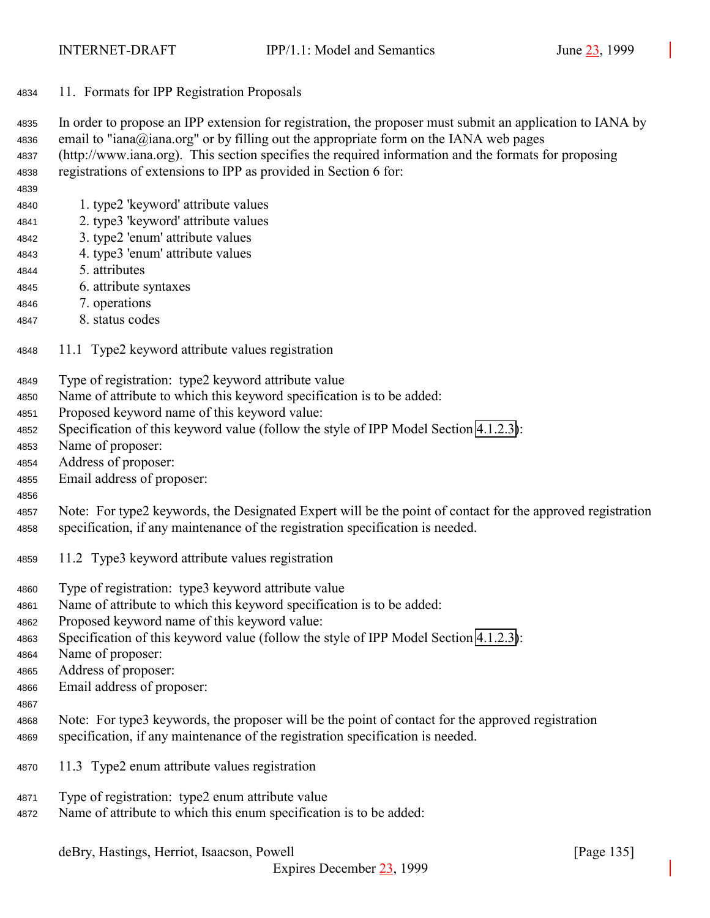## 11. Formats for IPP Registration Proposals

In order to propose an IPP extension for registration, the proposer must submit an application to IANA by email to "iana@iana.org" or by filling out the appropriate form on the IANA web pages (http://www.iana.org). This section specifies the required information and the formats for proposing registrations of extensions to IPP as provided in Section 6 for:

1. type2 'keyword' attribute values
2. type3 'keyword' attribute values
3. type2 'enum' attribute values
4. type3 'enum' attribute values
5. attributes
6. attribute syntaxes
7. operations
8. status codes

### 11.1 Type2 keyword attribute values registration

Type of registration: type2 keyword attribute value
Name of attribute to which this keyword specification is to be added:
Proposed keyword name of this keyword value:
Specification of this keyword value (follow the style of IPP Model Section 4.1.2.3):
Name of proposer:
Address of proposer:
Email address of proposer:

Note: For type2 keywords, the Designated Expert will be the point of contact for the approved registration specification, if any maintenance of the registration specification is needed.

### 11.2 Type3 keyword attribute values registration

Type of registration: type3 keyword attribute value
Name of attribute to which this keyword specification is to be added:
Proposed keyword name of this keyword value:
Specification of this keyword value (follow the style of IPP Model Section 4.1.2.3):
Name of proposer:
Address of proposer:
Email address of proposer:

Note: For type3 keywords, the proposer will be the point of contact for the approved registration specification, if any maintenance of the registration specification is needed.

### 11.3 Type2 enum attribute values registration

Type of registration: type2 enum attribute value
Name of attribute to which this enum specification is to be added: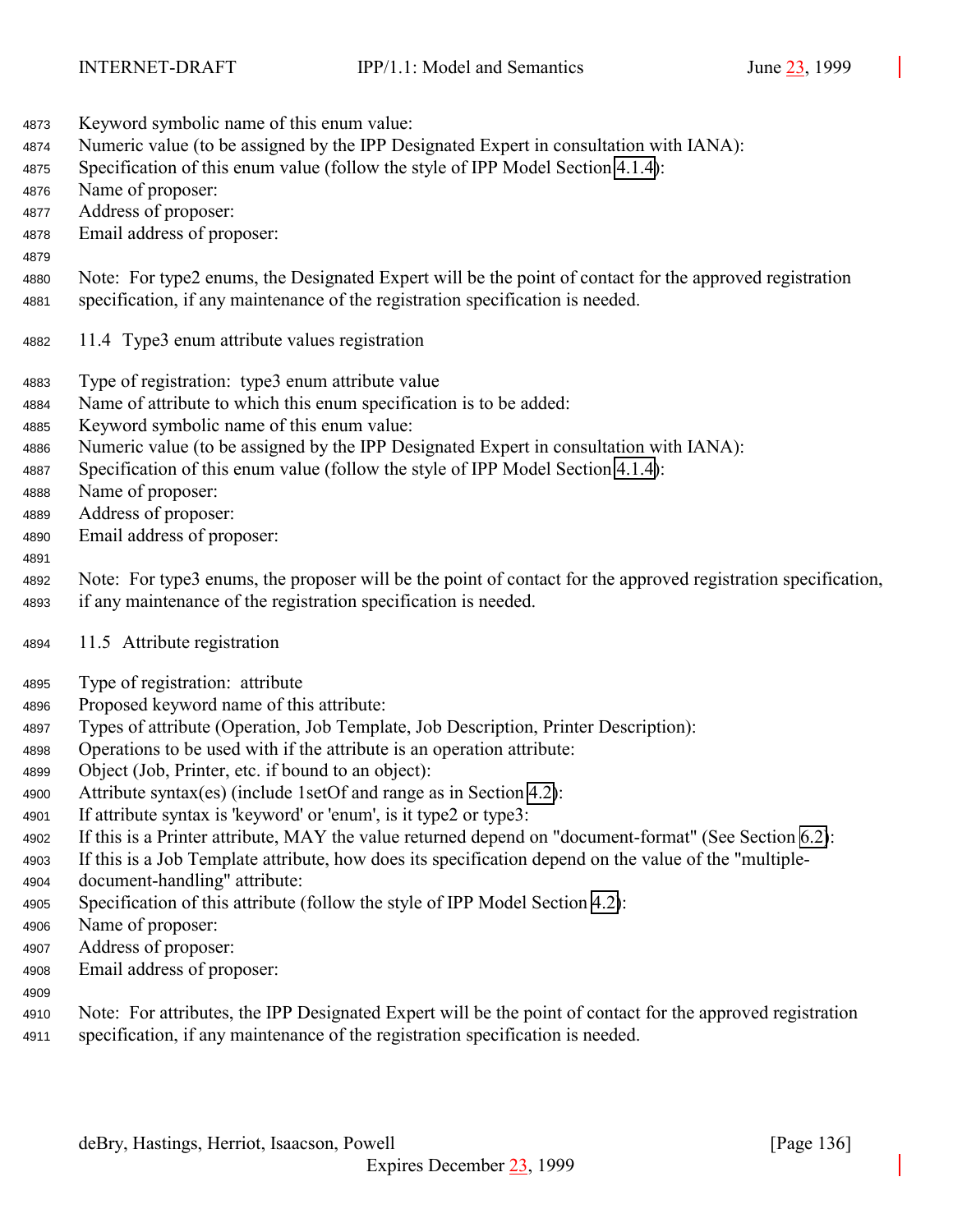Keyword symbolic name of this enum value:
Numeric value (to be assigned by the IPP Designated Expert in consultation with IANA):
Specification of this enum value (follow the style of IPP Model Section 4.1.4):
Name of proposer:
Address of proposer:
Email address of proposer:

Note: For type2 enums, the Designated Expert will be the point of contact for the approved registration specification, if any maintenance of the registration specification is needed.

## 11.4 Type3 enum attribute values registration

Type of registration: type3 enum attribute value
Name of attribute to which this enum specification is to be added:
Keyword symbolic name of this enum value:
Numeric value (to be assigned by the IPP Designated Expert in consultation with IANA):
Specification of this enum value (follow the style of IPP Model Section 4.1.4):
Name of proposer:
Address of proposer:
Email address of proposer:

Note: For type3 enums, the proposer will be the point of contact for the approved registration specification, if any maintenance of the registration specification is needed.

## 11.5 Attribute registration

Type of registration: attribute
Proposed keyword name of this attribute:
Types of attribute (Operation, Job Template, Job Description, Printer Description):
Operations to be used with if the attribute is an operation attribute:
Object (Job, Printer, etc. if bound to an object):
Attribute syntax(es) (include 1setOf and range as in Section 4.2):
If attribute syntax is 'keyword' or 'enum', is it type2 or type3:
If this is a Printer attribute, MAY the value returned depend on "document-format" (See Section 6.2):
If this is a Job Template attribute, how does its specification depend on the value of the "multiple-document-handling" attribute:
Specification of this attribute (follow the style of IPP Model Section 4.2):
Name of proposer:
Address of proposer:
Email address of proposer:

Note: For attributes, the IPP Designated Expert will be the point of contact for the approved registration specification, if any maintenance of the registration specification is needed.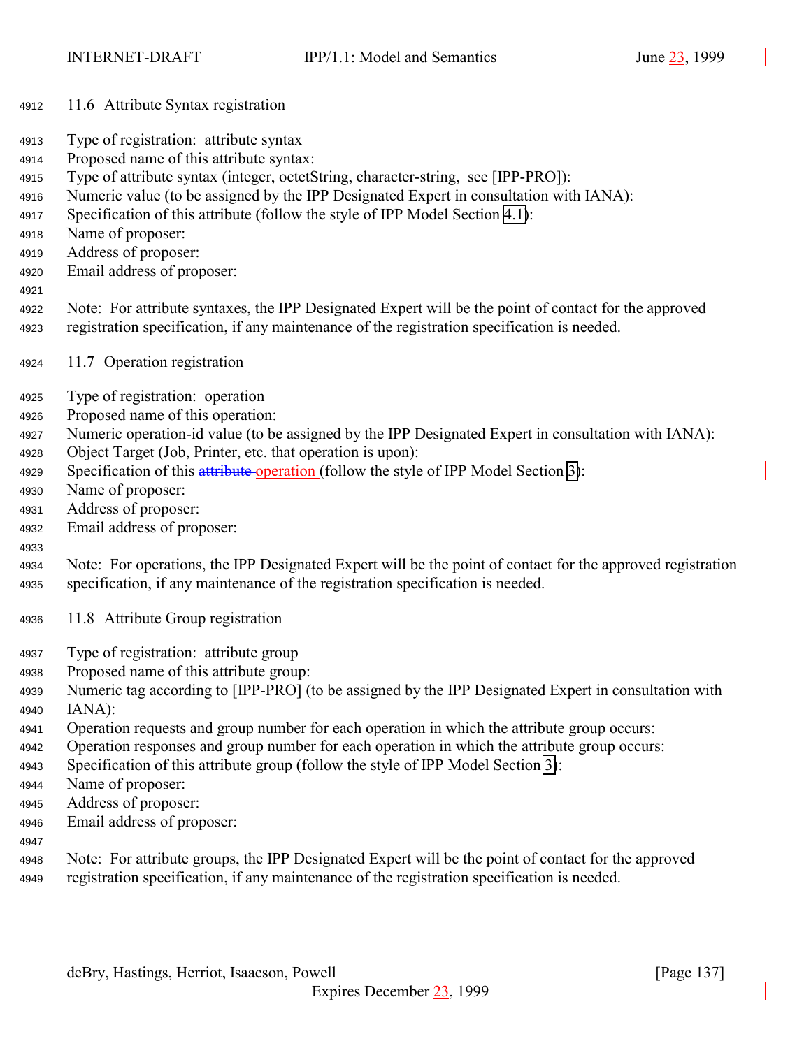## 11.6 Attribute Syntax registration

Type of registration: attribute syntax
Proposed name of this attribute syntax:
Type of attribute syntax (integer, octetString, character-string, see [IPP-PRO]):
Numeric value (to be assigned by the IPP Designated Expert in consultation with IANA):
Specification of this attribute (follow the style of IPP Model Section 4.1):
Name of proposer:
Address of proposer:
Email address of proposer:

Note: For attribute syntaxes, the IPP Designated Expert will be the point of contact for the approved registration specification, if any maintenance of the registration specification is needed.

## 11.7 Operation registration

Type of registration: operation
Proposed name of this operation:
Numeric operation-id value (to be assigned by the IPP Designated Expert in consultation with IANA):
Object Target (Job, Printer, etc. that operation is upon):
Specification of this ~~attribute~~ operation (follow the style of IPP Model Section 3):
Name of proposer:
Address of proposer:
Email address of proposer:

Note: For operations, the IPP Designated Expert will be the point of contact for the approved registration specification, if any maintenance of the registration specification is needed.

## 11.8 Attribute Group registration

Type of registration: attribute group
Proposed name of this attribute group:
Numeric tag according to [IPP-PRO] (to be assigned by the IPP Designated Expert in consultation with IANA):
Operation requests and group number for each operation in which the attribute group occurs:
Operation responses and group number for each operation in which the attribute group occurs:
Specification of this attribute group (follow the style of IPP Model Section 3):
Name of proposer:
Address of proposer:
Email address of proposer:

Note: For attribute groups, the IPP Designated Expert will be the point of contact for the approved registration specification, if any maintenance of the registration specification is needed.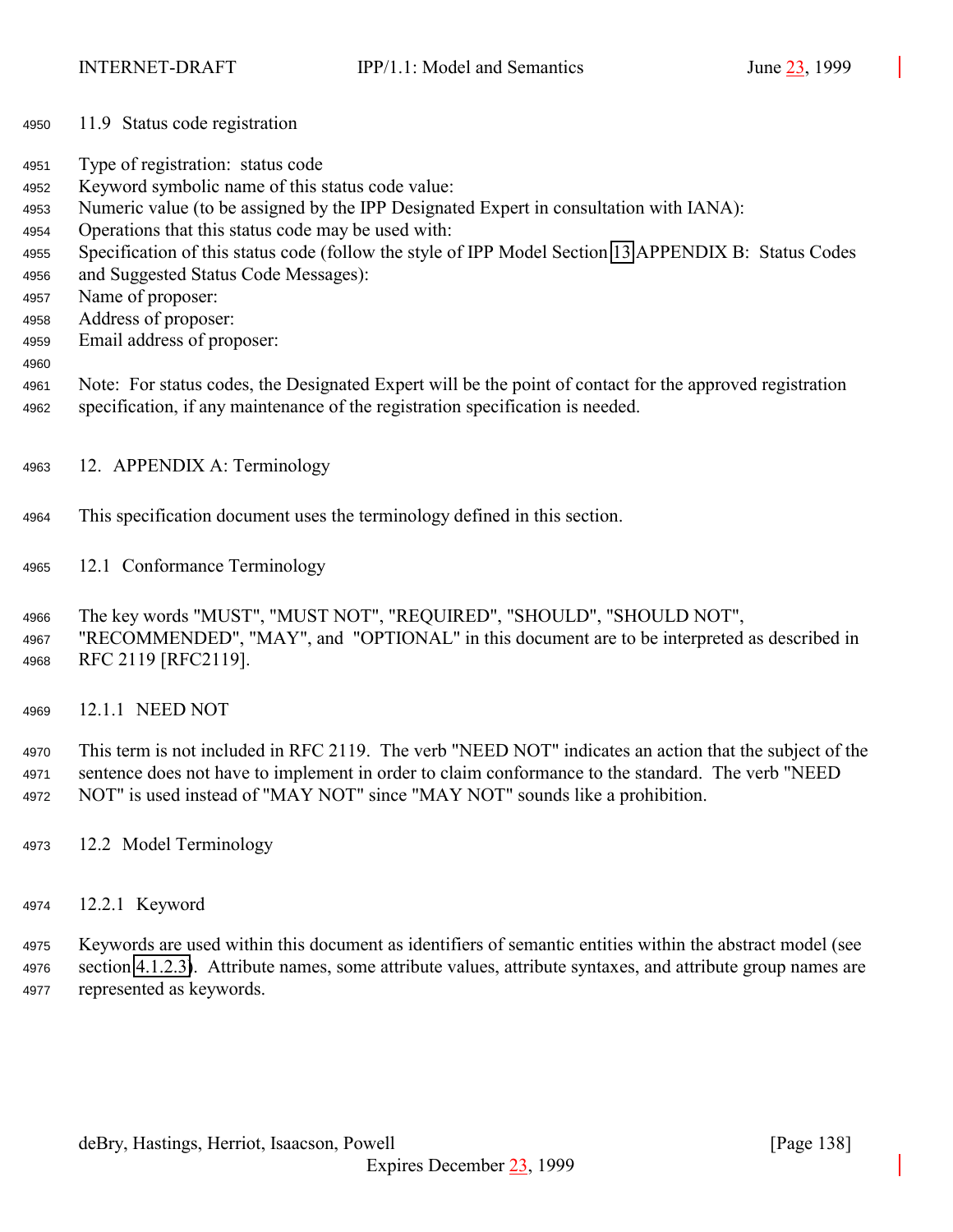## 11.9 Status code registration

Type of registration: status code
Keyword symbolic name of this status code value:
Numeric value (to be assigned by the IPP Designated Expert in consultation with IANA):
Operations that this status code may be used with:
Specification of this status code (follow the style of IPP Model Section 13 APPENDIX B: Status Codes and Suggested Status Code Messages):
Name of proposer:
Address of proposer:
Email address of proposer:

Note: For status codes, the Designated Expert will be the point of contact for the approved registration specification, if any maintenance of the registration specification is needed.

# 12. APPENDIX A: Terminology

This specification document uses the terminology defined in this section.

## 12.1 Conformance Terminology

The key words "MUST", "MUST NOT", "REQUIRED", "SHOULD", "SHOULD NOT", "RECOMMENDED", "MAY", and "OPTIONAL" in this document are to be interpreted as described in RFC 2119 [RFC2119].

### 12.1.1 NEED NOT

This term is not included in RFC 2119. The verb "NEED NOT" indicates an action that the subject of the sentence does not have to implement in order to claim conformance to the standard. The verb "NEED NOT" is used instead of "MAY NOT" since "MAY NOT" sounds like a prohibition.

## 12.2 Model Terminology

### 12.2.1 Keyword

Keywords are used within this document as identifiers of semantic entities within the abstract model (see section 4.1.2.3). Attribute names, some attribute values, attribute syntaxes, and attribute group names are represented as keywords.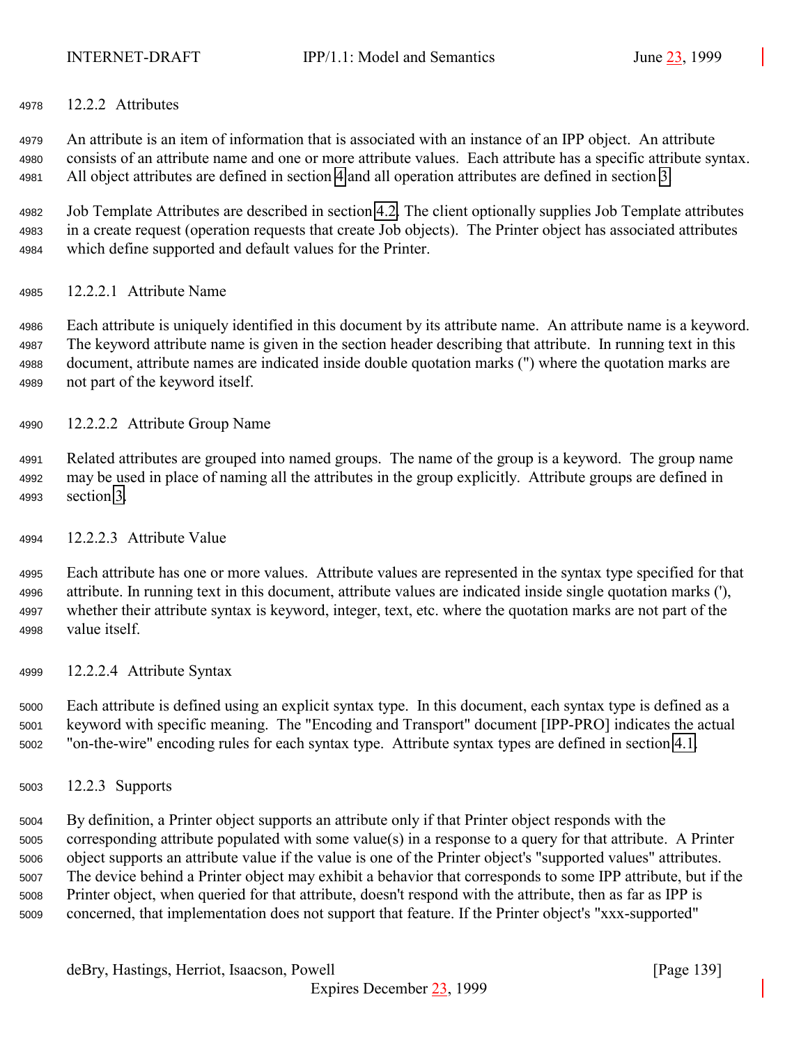### 12.2.2 Attributes

An attribute is an item of information that is associated with an instance of an IPP object. An attribute consists of an attribute name and one or more attribute values. Each attribute has a specific attribute syntax. All object attributes are defined in section 4 and all operation attributes are defined in section 3.

Job Template Attributes are described in section 4.2. The client optionally supplies Job Template attributes in a create request (operation requests that create Job objects). The Printer object has associated attributes which define supported and default values for the Printer.

#### 12.2.2.1 Attribute Name

Each attribute is uniquely identified in this document by its attribute name. An attribute name is a keyword. The keyword attribute name is given in the section header describing that attribute. In running text in this document, attribute names are indicated inside double quotation marks (") where the quotation marks are not part of the keyword itself.

#### 12.2.2.2 Attribute Group Name

Related attributes are grouped into named groups. The name of the group is a keyword. The group name may be used in place of naming all the attributes in the group explicitly. Attribute groups are defined in section 3.

#### 12.2.2.3 Attribute Value

Each attribute has one or more values. Attribute values are represented in the syntax type specified for that attribute. In running text in this document, attribute values are indicated inside single quotation marks ('), whether their attribute syntax is keyword, integer, text, etc. where the quotation marks are not part of the value itself.

#### 12.2.2.4 Attribute Syntax

Each attribute is defined using an explicit syntax type. In this document, each syntax type is defined as a keyword with specific meaning. The "Encoding and Transport" document [IPP-PRO] indicates the actual "on-the-wire" encoding rules for each syntax type. Attribute syntax types are defined in section 4.1.

### 12.2.3 Supports

By definition, a Printer object supports an attribute only if that Printer object responds with the corresponding attribute populated with some value(s) in a response to a query for that attribute. A Printer object supports an attribute value if the value is one of the Printer object's "supported values" attributes. The device behind a Printer object may exhibit a behavior that corresponds to some IPP attribute, but if the Printer object, when queried for that attribute, doesn't respond with the attribute, then as far as IPP is concerned, that implementation does not support that feature. If the Printer object's "xxx-supported"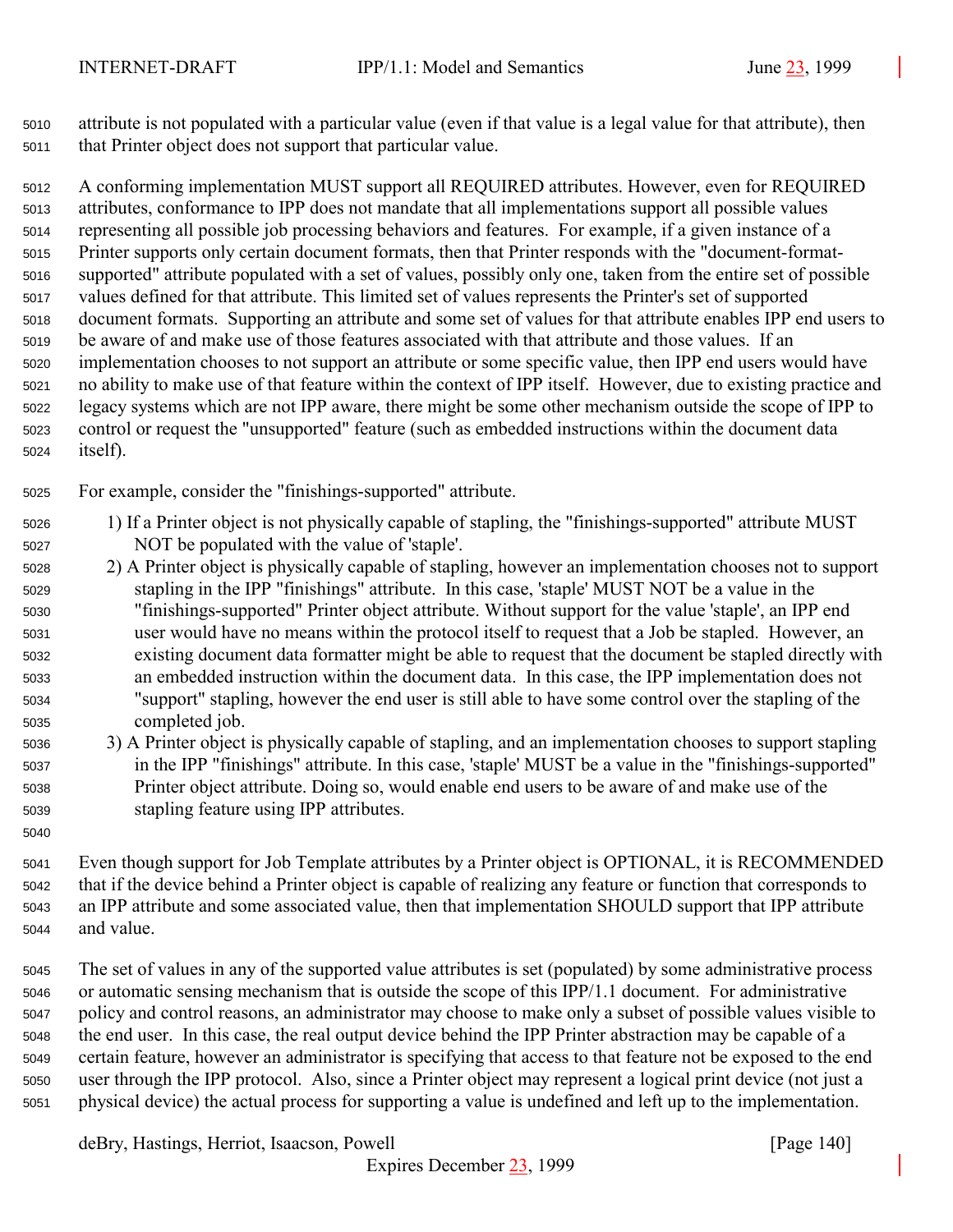attribute is not populated with a particular value (even if that value is a legal value for that attribute), then that Printer object does not support that particular value.

A conforming implementation MUST support all REQUIRED attributes. However, even for REQUIRED attributes, conformance to IPP does not mandate that all implementations support all possible values representing all possible job processing behaviors and features. For example, if a given instance of a Printer supports only certain document formats, then that Printer responds with the "document-format-supported" attribute populated with a set of values, possibly only one, taken from the entire set of possible values defined for that attribute. This limited set of values represents the Printer's set of supported document formats. Supporting an attribute and some set of values for that attribute enables IPP end users to be aware of and make use of those features associated with that attribute and those values. If an implementation chooses to not support an attribute or some specific value, then IPP end users would have no ability to make use of that feature within the context of IPP itself. However, due to existing practice and legacy systems which are not IPP aware, there might be some other mechanism outside the scope of IPP to control or request the "unsupported" feature (such as embedded instructions within the document data itself).

For example, consider the "finishings-supported" attribute.

1) If a Printer object is not physically capable of stapling, the "finishings-supported" attribute MUST NOT be populated with the value of 'staple'.
2) A Printer object is physically capable of stapling, however an implementation chooses not to support stapling in the IPP "finishings" attribute. In this case, 'staple' MUST NOT be a value in the "finishings-supported" Printer object attribute. Without support for the value 'staple', an IPP end user would have no means within the protocol itself to request that a Job be stapled. However, an existing document data formatter might be able to request that the document be stapled directly with an embedded instruction within the document data. In this case, the IPP implementation does not "support" stapling, however the end user is still able to have some control over the stapling of the completed job.
3) A Printer object is physically capable of stapling, and an implementation chooses to support stapling in the IPP "finishings" attribute. In this case, 'staple' MUST be a value in the "finishings-supported" Printer object attribute. Doing so, would enable end users to be aware of and make use of the stapling feature using IPP attributes.

Even though support for Job Template attributes by a Printer object is OPTIONAL, it is RECOMMENDED that if the device behind a Printer object is capable of realizing any feature or function that corresponds to an IPP attribute and some associated value, then that implementation SHOULD support that IPP attribute and value.

The set of values in any of the supported value attributes is set (populated) by some administrative process or automatic sensing mechanism that is outside the scope of this IPP/1.1 document. For administrative policy and control reasons, an administrator may choose to make only a subset of possible values visible to the end user. In this case, the real output device behind the IPP Printer abstraction may be capable of a certain feature, however an administrator is specifying that access to that feature not be exposed to the end user through the IPP protocol. Also, since a Printer object may represent a logical print device (not just a physical device) the actual process for supporting a value is undefined and left up to the implementation.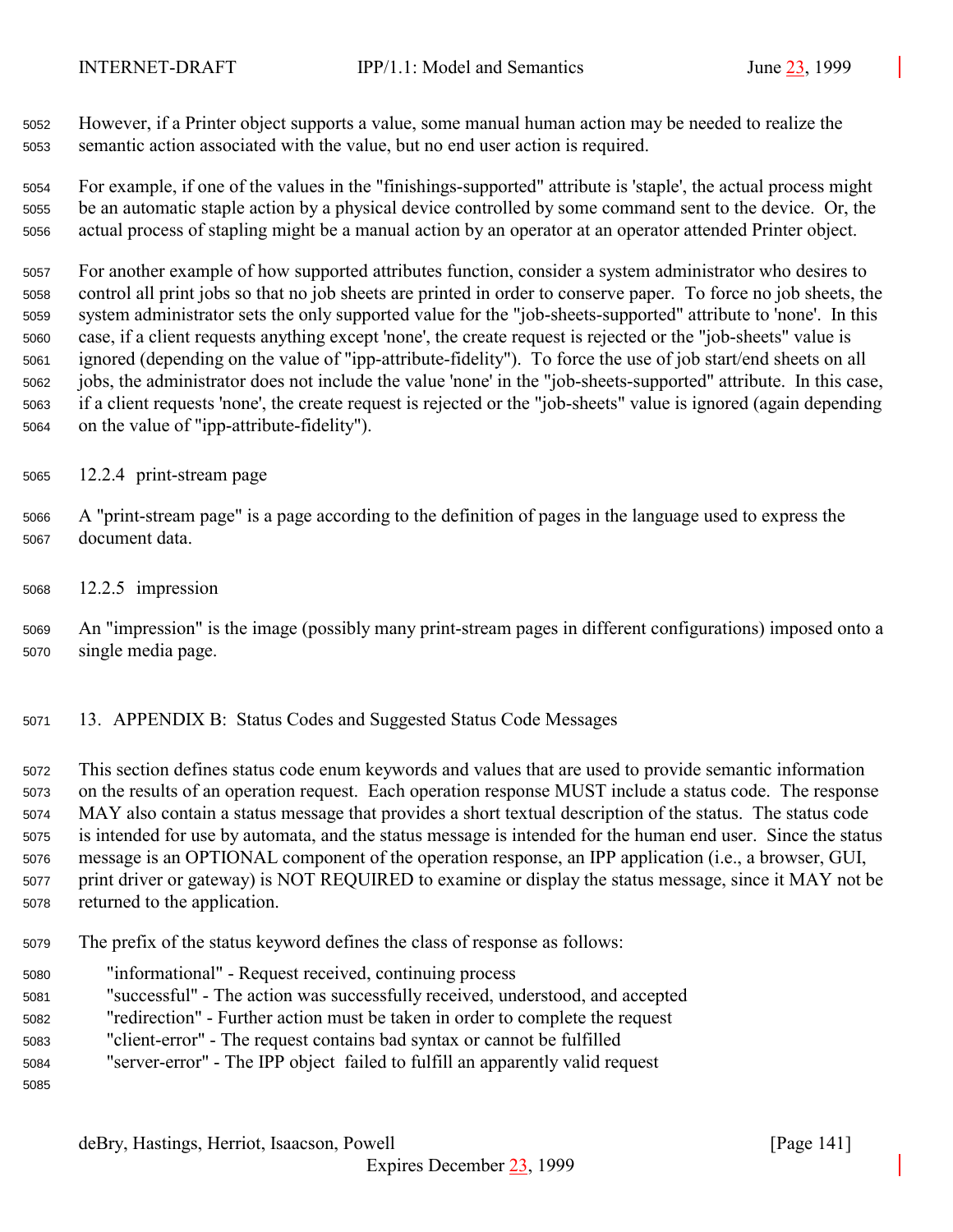However, if a Printer object supports a value, some manual human action may be needed to realize the semantic action associated with the value, but no end user action is required.

For example, if one of the values in the "finishings-supported" attribute is 'staple', the actual process might be an automatic staple action by a physical device controlled by some command sent to the device. Or, the actual process of stapling might be a manual action by an operator at an operator attended Printer object.

For another example of how supported attributes function, consider a system administrator who desires to control all print jobs so that no job sheets are printed in order to conserve paper. To force no job sheets, the system administrator sets the only supported value for the "job-sheets-supported" attribute to 'none'. In this case, if a client requests anything except 'none', the create request is rejected or the "job-sheets" value is ignored (depending on the value of "ipp-attribute-fidelity"). To force the use of job start/end sheets on all jobs, the administrator does not include the value 'none' in the "job-sheets-supported" attribute. In this case, if a client requests 'none', the create request is rejected or the "job-sheets" value is ignored (again depending on the value of "ipp-attribute-fidelity").

### 12.2.4 print-stream page

A "print-stream page" is a page according to the definition of pages in the language used to express the document data.

### 12.2.5 impression

An "impression" is the image (possibly many print-stream pages in different configurations) imposed onto a single media page.

## 13. APPENDIX B: Status Codes and Suggested Status Code Messages

This section defines status code enum keywords and values that are used to provide semantic information on the results of an operation request. Each operation response MUST include a status code. The response MAY also contain a status message that provides a short textual description of the status. The status code is intended for use by automata, and the status message is intended for the human end user. Since the status message is an OPTIONAL component of the operation response, an IPP application (i.e., a browser, GUI, print driver or gateway) is NOT REQUIRED to examine or display the status message, since it MAY not be returned to the application.

The prefix of the status keyword defines the class of response as follows:

- "informational" - Request received, continuing process
- "successful" - The action was successfully received, understood, and accepted
- "redirection" - Further action must be taken in order to complete the request
- "client-error" - The request contains bad syntax or cannot be fulfilled
- "server-error" - The IPP object failed to fulfill an apparently valid request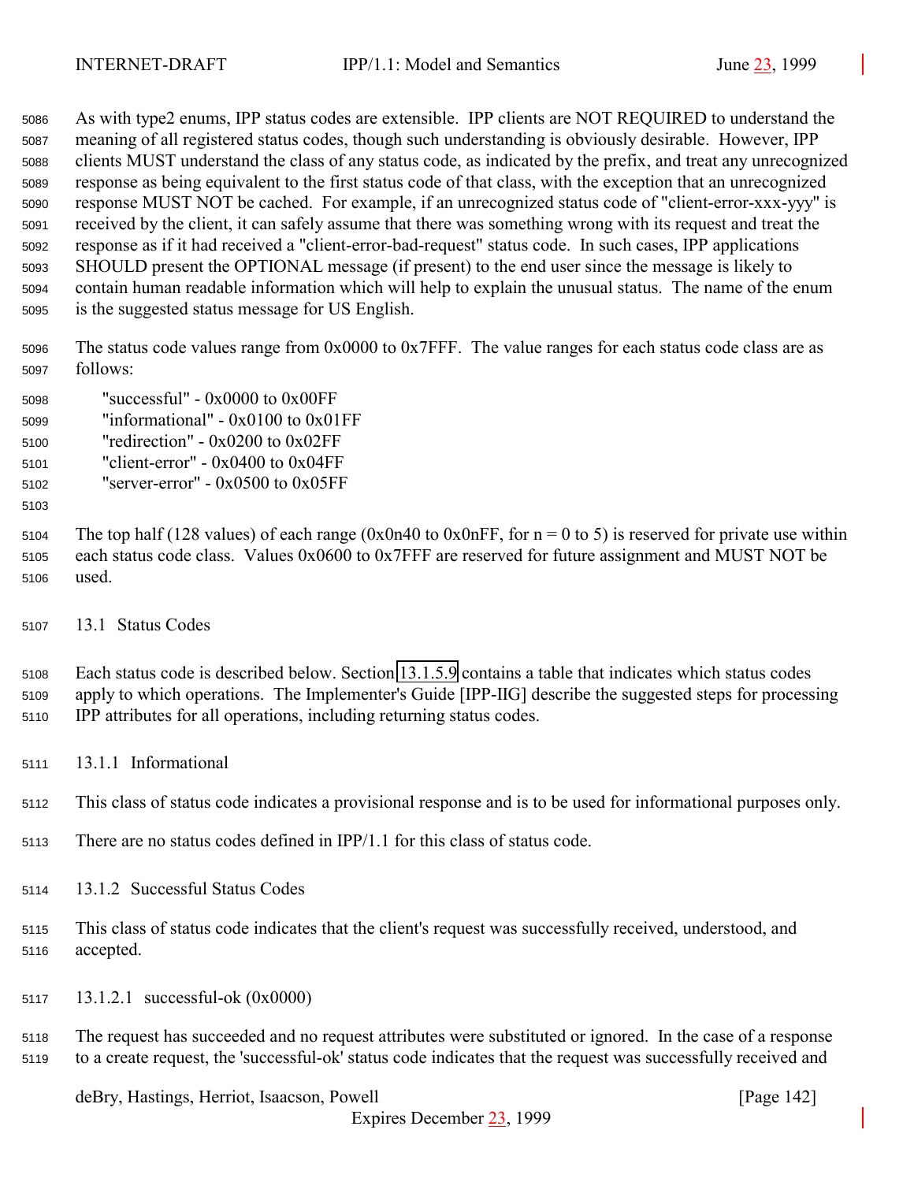As with type2 enums, IPP status codes are extensible. IPP clients are NOT REQUIRED to understand the meaning of all registered status codes, though such understanding is obviously desirable. However, IPP clients MUST understand the class of any status code, as indicated by the prefix, and treat any unrecognized response as being equivalent to the first status code of that class, with the exception that an unrecognized response MUST NOT be cached. For example, if an unrecognized status code of "client-error-xxx-yyy" is received by the client, it can safely assume that there was something wrong with its request and treat the response as if it had received a "client-error-bad-request" status code. In such cases, IPP applications SHOULD present the OPTIONAL message (if present) to the end user since the message is likely to contain human readable information which will help to explain the unusual status. The name of the enum is the suggested status message for US English.

The status code values range from 0x0000 to 0x7FFF. The value ranges for each status code class are as follows:

"successful" - 0x0000 to 0x00FF
"informational" - 0x0100 to 0x01FF
"redirection" - 0x0200 to 0x02FF
"client-error" - 0x0400 to 0x04FF
"server-error" - 0x0500 to 0x05FF

The top half (128 values) of each range (0x0n40 to 0x0nFF, for n = 0 to 5) is reserved for private use within each status code class. Values 0x0600 to 0x7FFF are reserved for future assignment and MUST NOT be used.

## 13.1 Status Codes

Each status code is described below. Section 13.1.5.9 contains a table that indicates which status codes apply to which operations. The Implementer's Guide [IPP-IIG] describe the suggested steps for processing IPP attributes for all operations, including returning status codes.

### 13.1.1 Informational

This class of status code indicates a provisional response and is to be used for informational purposes only.

There are no status codes defined in IPP/1.1 for this class of status code.

### 13.1.2 Successful Status Codes

This class of status code indicates that the client's request was successfully received, understood, and accepted.

#### 13.1.2.1 successful-ok (0x0000)

The request has succeeded and no request attributes were substituted or ignored. In the case of a response to a create request, the 'successful-ok' status code indicates that the request was successfully received and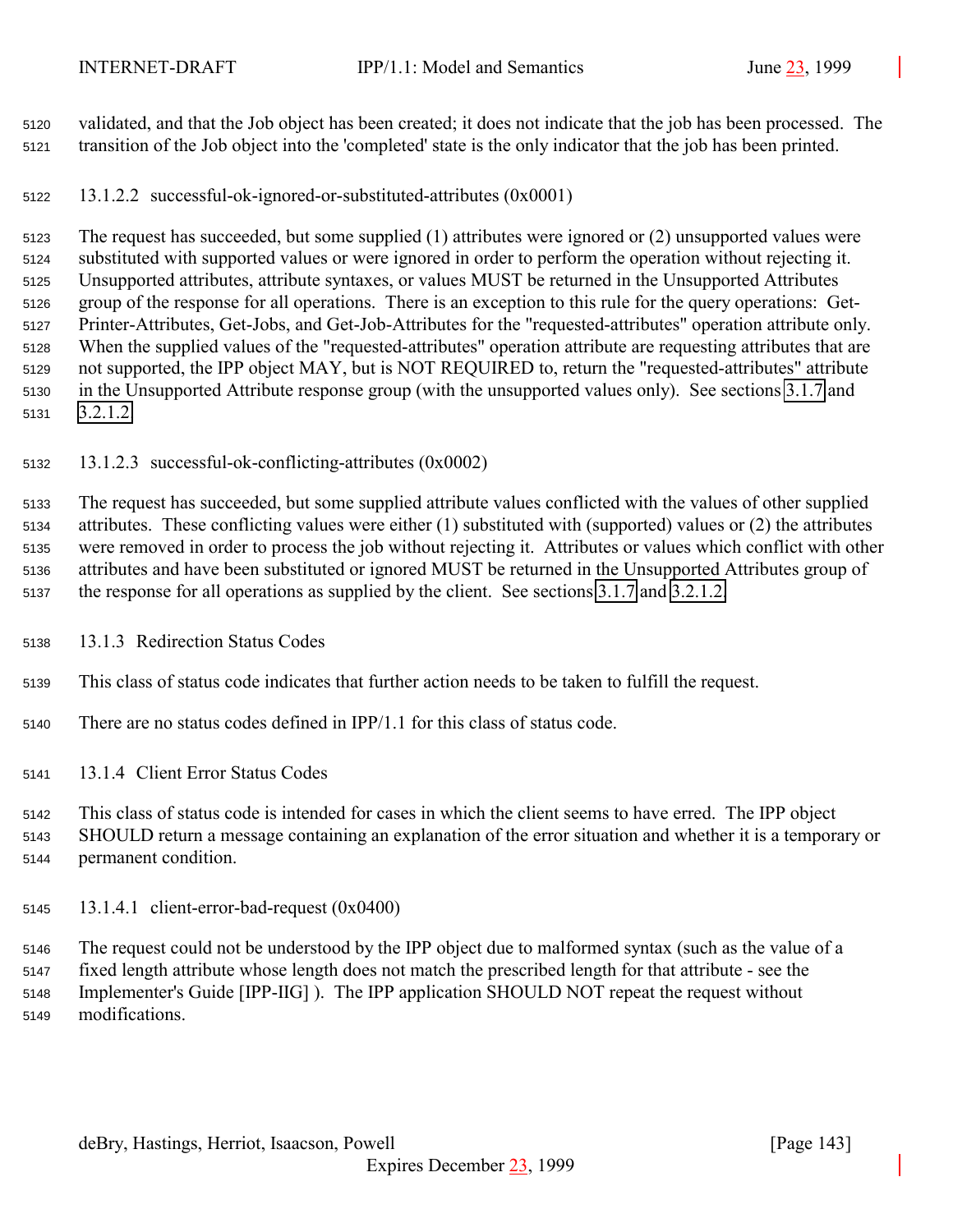validated, and that the Job object has been created; it does not indicate that the job has been processed. The transition of the Job object into the 'completed' state is the only indicator that the job has been printed.

#### 13.1.2.2 successful-ok-ignored-or-substituted-attributes (0x0001)

The request has succeeded, but some supplied (1) attributes were ignored or (2) unsupported values were substituted with supported values or were ignored in order to perform the operation without rejecting it. Unsupported attributes, attribute syntaxes, or values MUST be returned in the Unsupported Attributes group of the response for all operations. There is an exception to this rule for the query operations: Get-Printer-Attributes, Get-Jobs, and Get-Job-Attributes for the "requested-attributes" operation attribute only. When the supplied values of the "requested-attributes" operation attribute are requesting attributes that are not supported, the IPP object MAY, but is NOT REQUIRED to, return the "requested-attributes" attribute in the Unsupported Attribute response group (with the unsupported values only). See sections 3.1.7 and 3.2.1.2.

#### 13.1.2.3 successful-ok-conflicting-attributes (0x0002)

The request has succeeded, but some supplied attribute values conflicted with the values of other supplied attributes. These conflicting values were either (1) substituted with (supported) values or (2) the attributes were removed in order to process the job without rejecting it. Attributes or values which conflict with other attributes and have been substituted or ignored MUST be returned in the Unsupported Attributes group of the response for all operations as supplied by the client. See sections 3.1.7 and 3.2.1.2.

### 13.1.3 Redirection Status Codes

This class of status code indicates that further action needs to be taken to fulfill the request.

There are no status codes defined in IPP/1.1 for this class of status code.

### 13.1.4 Client Error Status Codes

This class of status code is intended for cases in which the client seems to have erred. The IPP object SHOULD return a message containing an explanation of the error situation and whether it is a temporary or permanent condition.

#### 13.1.4.1 client-error-bad-request (0x0400)

The request could not be understood by the IPP object due to malformed syntax (such as the value of a fixed length attribute whose length does not match the prescribed length for that attribute - see the Implementer's Guide [IPP-IIG] ). The IPP application SHOULD NOT repeat the request without modifications.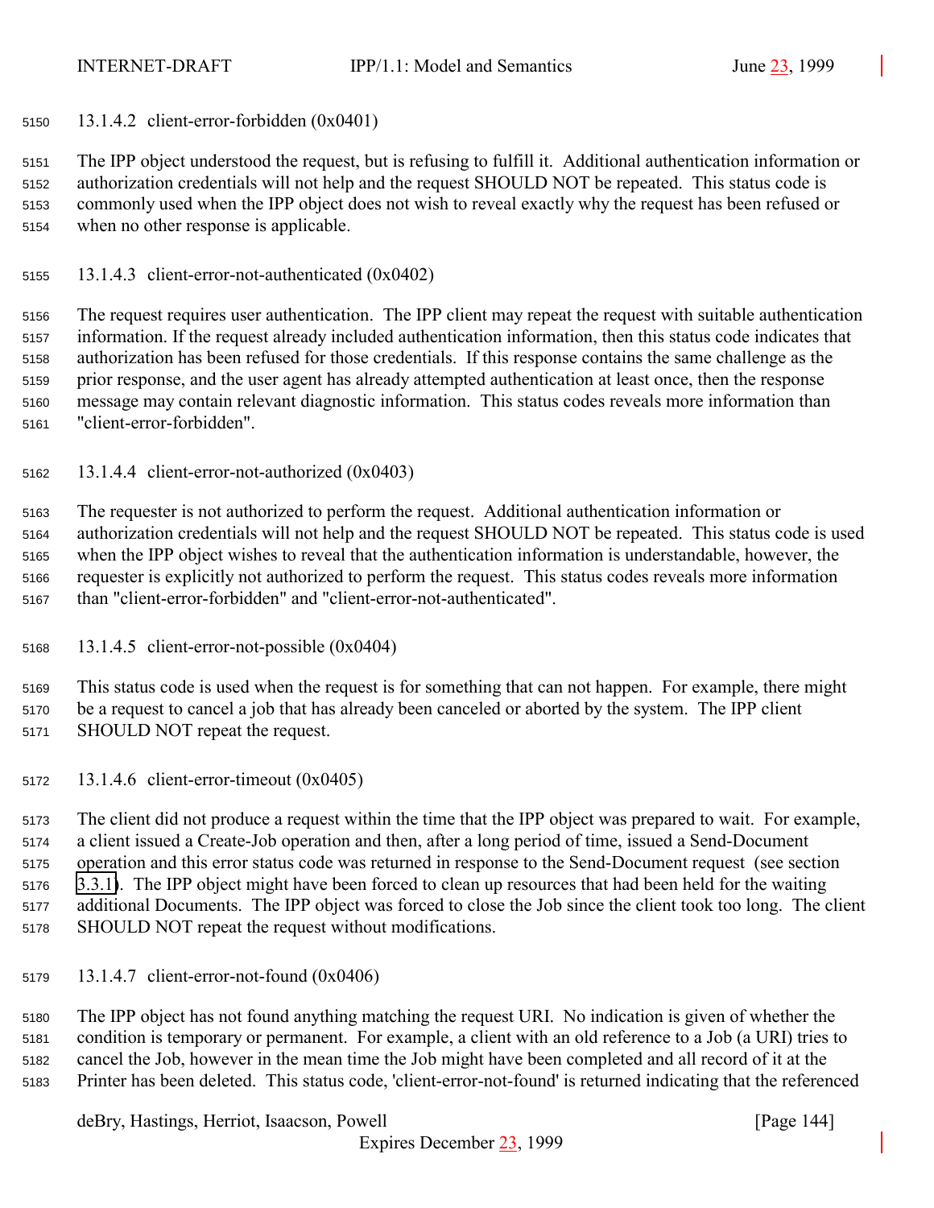#### 13.1.4.2 client-error-forbidden (0x0401)

The IPP object understood the request, but is refusing to fulfill it. Additional authentication information or authorization credentials will not help and the request SHOULD NOT be repeated. This status code is commonly used when the IPP object does not wish to reveal exactly why the request has been refused or when no other response is applicable.

#### 13.1.4.3 client-error-not-authenticated (0x0402)

The request requires user authentication. The IPP client may repeat the request with suitable authentication information. If the request already included authentication information, then this status code indicates that authorization has been refused for those credentials. If this response contains the same challenge as the prior response, and the user agent has already attempted authentication at least once, then the response message may contain relevant diagnostic information. This status codes reveals more information than "client-error-forbidden".

#### 13.1.4.4 client-error-not-authorized (0x0403)

The requester is not authorized to perform the request. Additional authentication information or authorization credentials will not help and the request SHOULD NOT be repeated. This status code is used when the IPP object wishes to reveal that the authentication information is understandable, however, the requester is explicitly not authorized to perform the request. This status codes reveals more information than "client-error-forbidden" and "client-error-not-authenticated".

#### 13.1.4.5 client-error-not-possible (0x0404)

This status code is used when the request is for something that can not happen. For example, there might be a request to cancel a job that has already been canceled or aborted by the system. The IPP client SHOULD NOT repeat the request.

#### 13.1.4.6 client-error-timeout (0x0405)

The client did not produce a request within the time that the IPP object was prepared to wait. For example, a client issued a Create-Job operation and then, after a long period of time, issued a Send-Document operation and this error status code was returned in response to the Send-Document request (see section 3.3.1). The IPP object might have been forced to clean up resources that had been held for the waiting additional Documents. The IPP object was forced to close the Job since the client took too long. The client SHOULD NOT repeat the request without modifications.

#### 13.1.4.7 client-error-not-found (0x0406)

The IPP object has not found anything matching the request URI. No indication is given of whether the condition is temporary or permanent. For example, a client with an old reference to a Job (a URI) tries to cancel the Job, however in the mean time the Job might have been completed and all record of it at the Printer has been deleted. This status code, 'client-error-not-found' is returned indicating that the referenced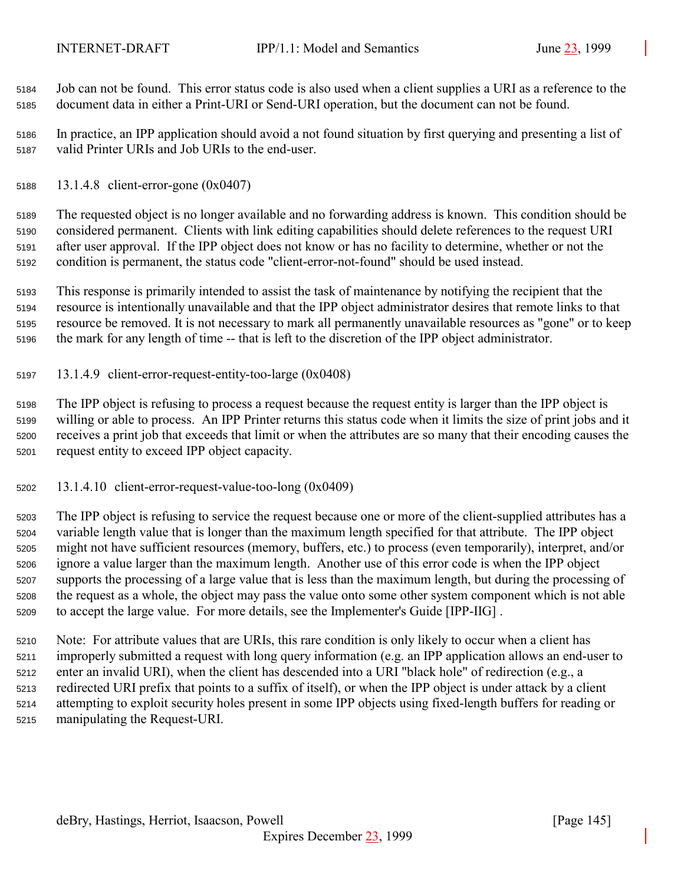Job can not be found. This error status code is also used when a client supplies a URI as a reference to the document data in either a Print-URI or Send-URI operation, but the document can not be found.

In practice, an IPP application should avoid a not found situation by first querying and presenting a list of valid Printer URIs and Job URIs to the end-user.

#### 13.1.4.8 client-error-gone (0x0407)

The requested object is no longer available and no forwarding address is known. This condition should be considered permanent. Clients with link editing capabilities should delete references to the request URI after user approval. If the IPP object does not know or has no facility to determine, whether or not the condition is permanent, the status code "client-error-not-found" should be used instead.

This response is primarily intended to assist the task of maintenance by notifying the recipient that the resource is intentionally unavailable and that the IPP object administrator desires that remote links to that resource be removed. It is not necessary to mark all permanently unavailable resources as "gone" or to keep the mark for any length of time -- that is left to the discretion of the IPP object administrator.

#### 13.1.4.9 client-error-request-entity-too-large (0x0408)

The IPP object is refusing to process a request because the request entity is larger than the IPP object is willing or able to process. An IPP Printer returns this status code when it limits the size of print jobs and it receives a print job that exceeds that limit or when the attributes are so many that their encoding causes the request entity to exceed IPP object capacity.

#### 13.1.4.10 client-error-request-value-too-long (0x0409)

The IPP object is refusing to service the request because one or more of the client-supplied attributes has a variable length value that is longer than the maximum length specified for that attribute. The IPP object might not have sufficient resources (memory, buffers, etc.) to process (even temporarily), interpret, and/or ignore a value larger than the maximum length. Another use of this error code is when the IPP object supports the processing of a large value that is less than the maximum length, but during the processing of the request as a whole, the object may pass the value onto some other system component which is not able to accept the large value. For more details, see the Implementer's Guide [IPP-IIG] .

Note: For attribute values that are URIs, this rare condition is only likely to occur when a client has improperly submitted a request with long query information (e.g. an IPP application allows an end-user to enter an invalid URI), when the client has descended into a URI "black hole" of redirection (e.g., a redirected URI prefix that points to a suffix of itself), or when the IPP object is under attack by a client attempting to exploit security holes present in some IPP objects using fixed-length buffers for reading or manipulating the Request-URI.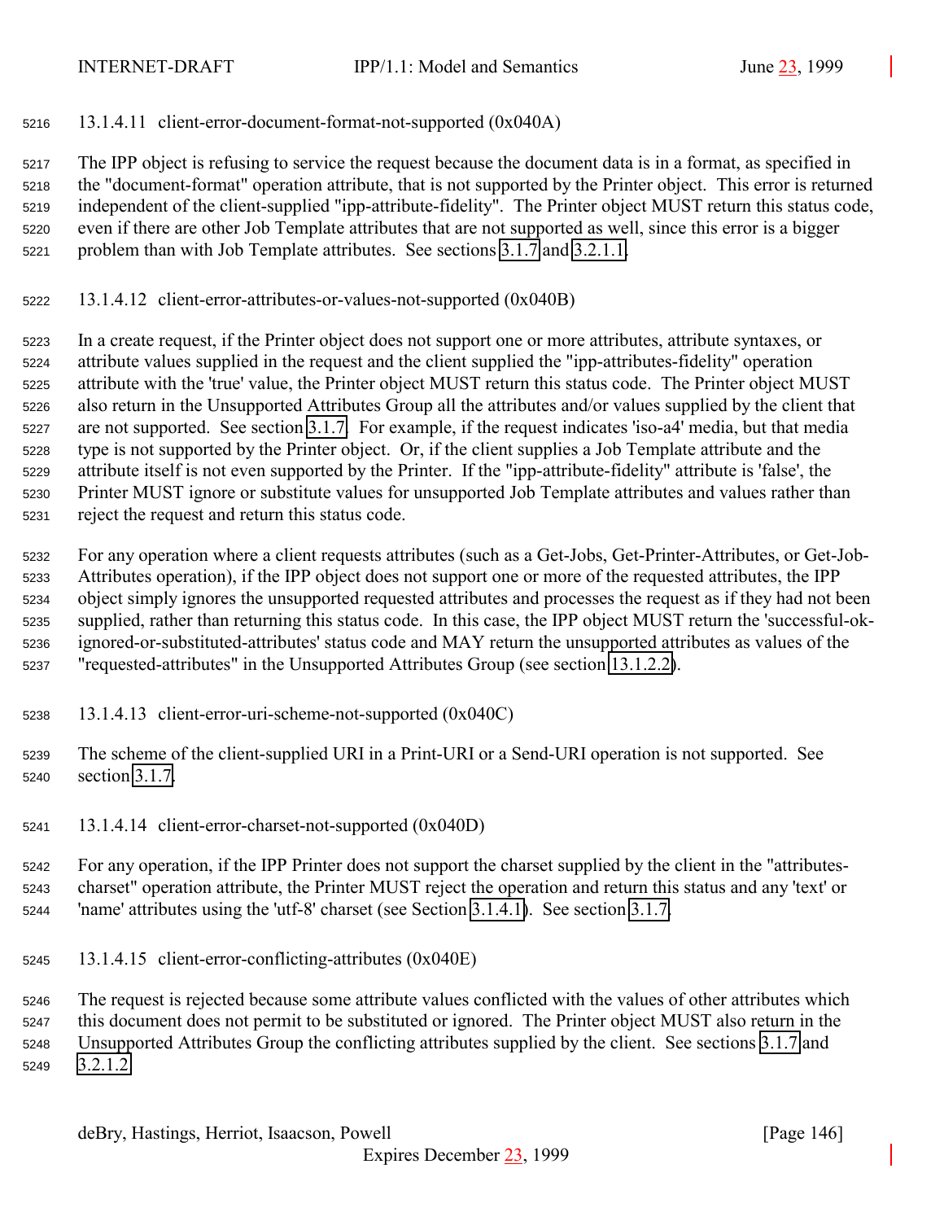#### 13.1.4.11 client-error-document-format-not-supported (0x040A)

The IPP object is refusing to service the request because the document data is in a format, as specified in the "document-format" operation attribute, that is not supported by the Printer object. This error is returned independent of the client-supplied "ipp-attribute-fidelity". The Printer object MUST return this status code, even if there are other Job Template attributes that are not supported as well, since this error is a bigger problem than with Job Template attributes. See sections 3.1.7 and 3.2.1.1.

#### 13.1.4.12 client-error-attributes-or-values-not-supported (0x040B)

In a create request, if the Printer object does not support one or more attributes, attribute syntaxes, or attribute values supplied in the request and the client supplied the "ipp-attributes-fidelity" operation attribute with the 'true' value, the Printer object MUST return this status code. The Printer object MUST also return in the Unsupported Attributes Group all the attributes and/or values supplied by the client that are not supported. See section 3.1.7. For example, if the request indicates 'iso-a4' media, but that media type is not supported by the Printer object. Or, if the client supplies a Job Template attribute and the attribute itself is not even supported by the Printer. If the "ipp-attribute-fidelity" attribute is 'false', the Printer MUST ignore or substitute values for unsupported Job Template attributes and values rather than reject the request and return this status code.

For any operation where a client requests attributes (such as a Get-Jobs, Get-Printer-Attributes, or Get-Job-Attributes operation), if the IPP object does not support one or more of the requested attributes, the IPP object simply ignores the unsupported requested attributes and processes the request as if they had not been supplied, rather than returning this status code. In this case, the IPP object MUST return the 'successful-ok-ignored-or-substituted-attributes' status code and MAY return the unsupported attributes as values of the "requested-attributes" in the Unsupported Attributes Group (see section 13.1.2.2).

#### 13.1.4.13 client-error-uri-scheme-not-supported (0x040C)

The scheme of the client-supplied URI in a Print-URI or a Send-URI operation is not supported. See section 3.1.7.

#### 13.1.4.14 client-error-charset-not-supported (0x040D)

For any operation, if the IPP Printer does not support the charset supplied by the client in the "attributes-charset" operation attribute, the Printer MUST reject the operation and return this status and any 'text' or 'name' attributes using the 'utf-8' charset (see Section 3.1.4.1). See section 3.1.7.

#### 13.1.4.15 client-error-conflicting-attributes (0x040E)

The request is rejected because some attribute values conflicted with the values of other attributes which this document does not permit to be substituted or ignored. The Printer object MUST also return in the Unsupported Attributes Group the conflicting attributes supplied by the client. See sections 3.1.7 and 3.2.1.2.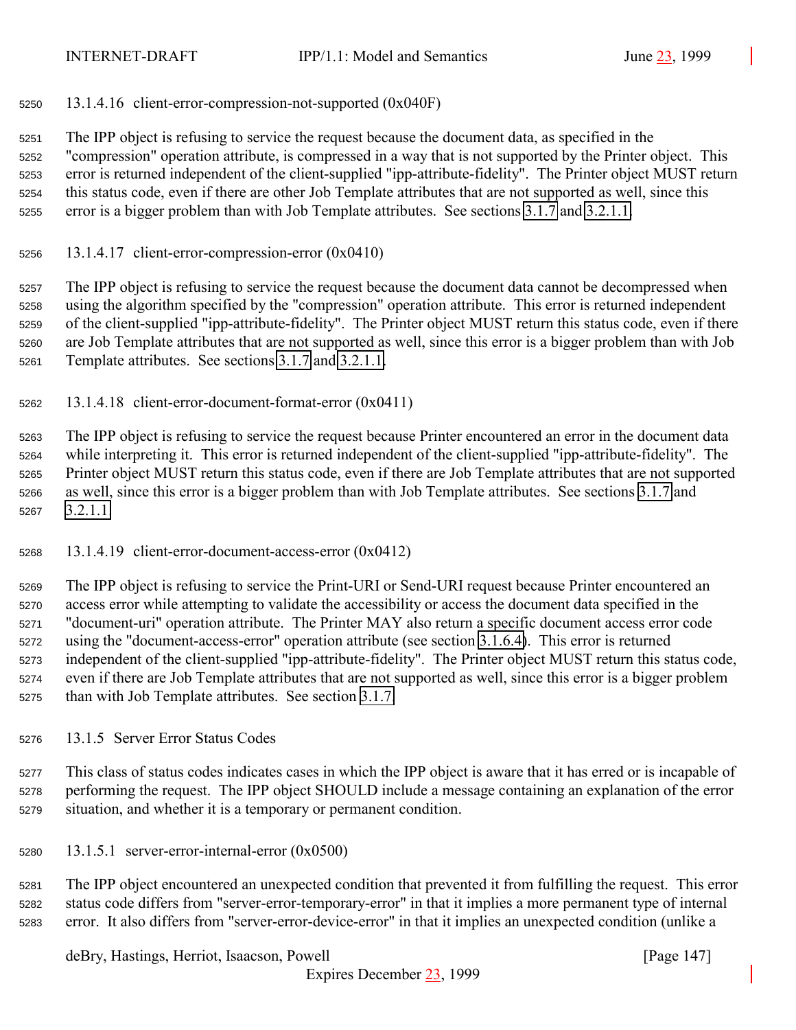#### 13.1.4.16 client-error-compression-not-supported (0x040F)

The IPP object is refusing to service the request because the document data, as specified in the "compression" operation attribute, is compressed in a way that is not supported by the Printer object. This error is returned independent of the client-supplied "ipp-attribute-fidelity". The Printer object MUST return this status code, even if there are other Job Template attributes that are not supported as well, since this error is a bigger problem than with Job Template attributes. See sections 3.1.7 and 3.2.1.1.

#### 13.1.4.17 client-error-compression-error (0x0410)

The IPP object is refusing to service the request because the document data cannot be decompressed when using the algorithm specified by the "compression" operation attribute. This error is returned independent of the client-supplied "ipp-attribute-fidelity". The Printer object MUST return this status code, even if there are Job Template attributes that are not supported as well, since this error is a bigger problem than with Job Template attributes. See sections 3.1.7 and 3.2.1.1.

#### 13.1.4.18 client-error-document-format-error (0x0411)

The IPP object is refusing to service the request because Printer encountered an error in the document data while interpreting it. This error is returned independent of the client-supplied "ipp-attribute-fidelity". The Printer object MUST return this status code, even if there are Job Template attributes that are not supported as well, since this error is a bigger problem than with Job Template attributes. See sections 3.1.7 and 3.2.1.1.

#### 13.1.4.19 client-error-document-access-error (0x0412)

The IPP object is refusing to service the Print-URI or Send-URI request because Printer encountered an access error while attempting to validate the accessibility or access the document data specified in the "document-uri" operation attribute. The Printer MAY also return a specific document access error code using the "document-access-error" operation attribute (see section 3.1.6.4). This error is returned independent of the client-supplied "ipp-attribute-fidelity". The Printer object MUST return this status code, even if there are Job Template attributes that are not supported as well, since this error is a bigger problem than with Job Template attributes. See section 3.1.7.

### 13.1.5 Server Error Status Codes

This class of status codes indicates cases in which the IPP object is aware that it has erred or is incapable of performing the request. The IPP object SHOULD include a message containing an explanation of the error situation, and whether it is a temporary or permanent condition.

#### 13.1.5.1 server-error-internal-error (0x0500)

The IPP object encountered an unexpected condition that prevented it from fulfilling the request. This error status code differs from "server-error-temporary-error" in that it implies a more permanent type of internal error. It also differs from "server-error-device-error" in that it implies an unexpected condition (unlike a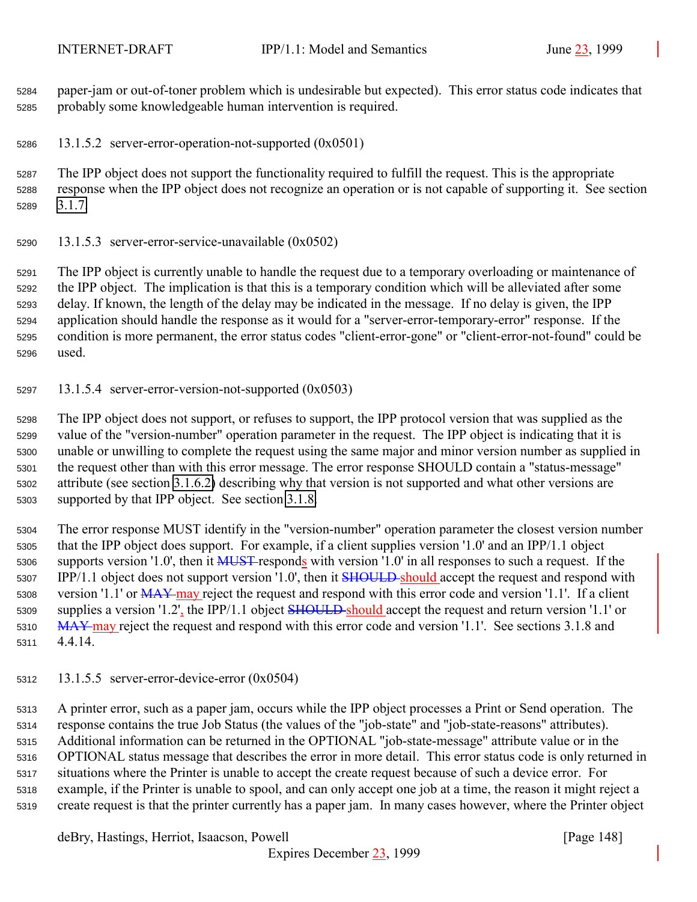paper-jam or out-of-toner problem which is undesirable but expected). This error status code indicates that probably some knowledgeable human intervention is required.

#### 13.1.5.2 server-error-operation-not-supported (0x0501)

The IPP object does not support the functionality required to fulfill the request. This is the appropriate response when the IPP object does not recognize an operation or is not capable of supporting it. See section 3.1.7.

#### 13.1.5.3 server-error-service-unavailable (0x0502)

The IPP object is currently unable to handle the request due to a temporary overloading or maintenance of the IPP object. The implication is that this is a temporary condition which will be alleviated after some delay. If known, the length of the delay may be indicated in the message. If no delay is given, the IPP application should handle the response as it would for a "server-error-temporary-error" response. If the condition is more permanent, the error status codes "client-error-gone" or "client-error-not-found" could be used.

#### 13.1.5.4 server-error-version-not-supported (0x0503)

The IPP object does not support, or refuses to support, the IPP protocol version that was supplied as the value of the "version-number" operation parameter in the request. The IPP object is indicating that it is unable or unwilling to complete the request using the same major and minor version number as supplied in the request other than with this error message. The error response SHOULD contain a "status-message" attribute (see section 3.1.6.2) describing why that version is not supported and what other versions are supported by that IPP object. See section 3.1.8.

The error response MUST identify in the "version-number" operation parameter the closest version number that the IPP object does support. For example, if a client supplies version '1.0' and an IPP/1.1 object supports version '1.0', then it ~~MUST~~ responds with version '1.0' in all responses to such a request. If the IPP/1.1 object does not support version '1.0', then it ~~SHOULD~~ should accept the request and respond with version '1.1' or ~~MAY~~ may reject the request and respond with this error code and version '1.1'. If a client supplies a version '1.2', the IPP/1.1 object ~~SHOULD~~ should accept the request and return version '1.1' or ~~MAY~~ may reject the request and respond with this error code and version '1.1'. See sections 3.1.8 and 4.4.14.

#### 13.1.5.5 server-error-device-error (0x0504)

A printer error, such as a paper jam, occurs while the IPP object processes a Print or Send operation. The response contains the true Job Status (the values of the "job-state" and "job-state-reasons" attributes). Additional information can be returned in the OPTIONAL "job-state-message" attribute value or in the OPTIONAL status message that describes the error in more detail. This error status code is only returned in situations where the Printer is unable to accept the create request because of such a device error. For example, if the Printer is unable to spool, and can only accept one job at a time, the reason it might reject a create request is that the printer currently has a paper jam. In many cases however, where the Printer object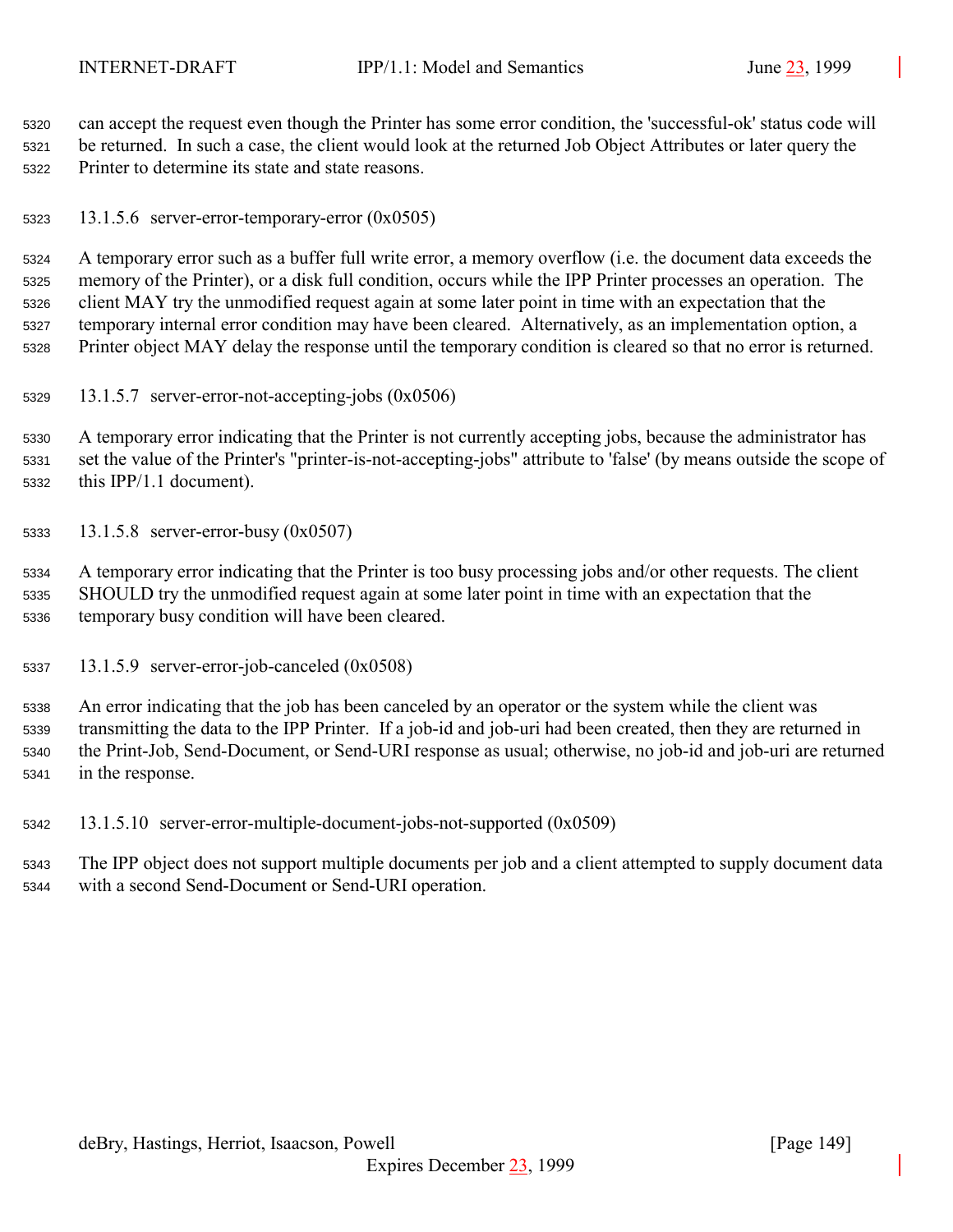can accept the request even though the Printer has some error condition, the 'successful-ok' status code will be returned. In such a case, the client would look at the returned Job Object Attributes or later query the Printer to determine its state and state reasons.

#### 13.1.5.6 server-error-temporary-error (0x0505)

A temporary error such as a buffer full write error, a memory overflow (i.e. the document data exceeds the memory of the Printer), or a disk full condition, occurs while the IPP Printer processes an operation. The client MAY try the unmodified request again at some later point in time with an expectation that the temporary internal error condition may have been cleared. Alternatively, as an implementation option, a Printer object MAY delay the response until the temporary condition is cleared so that no error is returned.

#### 13.1.5.7 server-error-not-accepting-jobs (0x0506)

A temporary error indicating that the Printer is not currently accepting jobs, because the administrator has set the value of the Printer's "printer-is-not-accepting-jobs" attribute to 'false' (by means outside the scope of this IPP/1.1 document).

#### 13.1.5.8 server-error-busy (0x0507)

A temporary error indicating that the Printer is too busy processing jobs and/or other requests. The client SHOULD try the unmodified request again at some later point in time with an expectation that the temporary busy condition will have been cleared.

#### 13.1.5.9 server-error-job-canceled (0x0508)

An error indicating that the job has been canceled by an operator or the system while the client was transmitting the data to the IPP Printer. If a job-id and job-uri had been created, then they are returned in the Print-Job, Send-Document, or Send-URI response as usual; otherwise, no job-id and job-uri are returned in the response.

#### 13.1.5.10 server-error-multiple-document-jobs-not-supported (0x0509)

The IPP object does not support multiple documents per job and a client attempted to supply document data with a second Send-Document or Send-URI operation.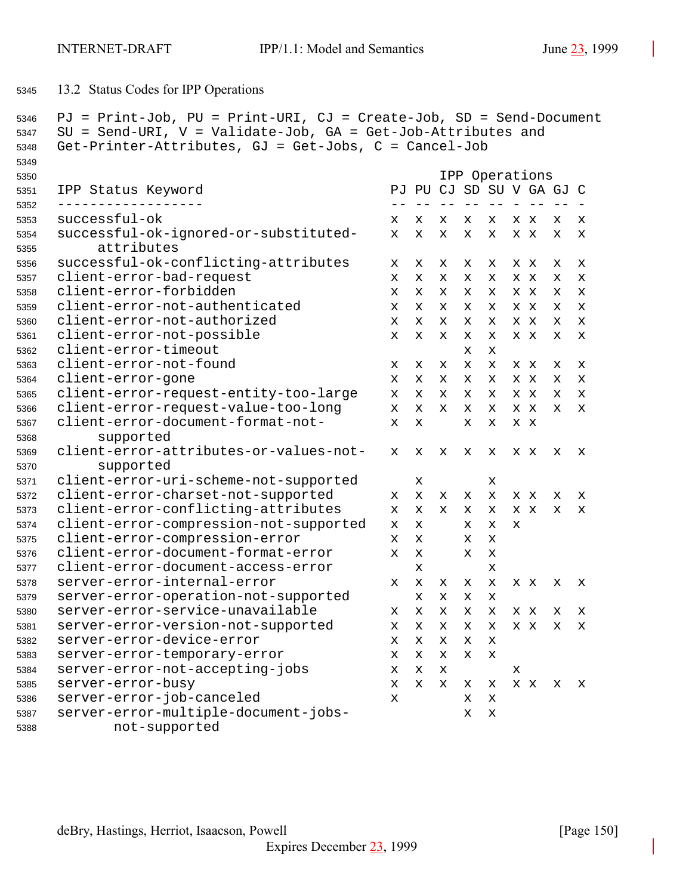## 13.2 Status Codes for IPP Operations

PJ = Print-Job, PU = Print-URI, CJ = Create-Job, SD = Send-Document
SU = Send-URI, V = Validate-Job, GA = Get-Job-Attributes and
Get-Printer-Attributes, GJ = Get-Jobs, C = Cancel-Job

| IPP Status Keyword | PJ | PU | CJ | SD | SU | V | GA | GJ | C |
|---|---|---|---|---|---|---|---|---|---|
| successful-ok | x | x | x | x | x | x | x | x | x |
| successful-ok-ignored-or-substituted-attributes | x | x | x | x | x | x | x | x | x |
| successful-ok-conflicting-attributes | x | x | x | x | x | x | x | x | x |
| client-error-bad-request | x | x | x | x | x | x | x | x | x |
| client-error-forbidden | x | x | x | x | x | x | x | x | x |
| client-error-not-authenticated | x | x | x | x | x | x | x | x | x |
| client-error-not-authorized | x | x | x | x | x | x | x | x | x |
| client-error-not-possible | x | x | x | x | x | x | x | x | x |
| client-error-timeout | | | | x | x | | | | |
| client-error-not-found | x | x | x | x | x | x | x | x | x |
| client-error-gone | x | x | x | x | x | x | x | x | x |
| client-error-request-entity-too-large | x | x | x | x | x | x | x | x | x |
| client-error-request-value-too-long | x | x | x | x | x | x | x | x | x |
| client-error-document-format-not-supported | x | x | | x | x | x | x | | |
| client-error-attributes-or-values-not-supported | x | x | x | x | x | x | x | x | x |
| client-error-uri-scheme-not-supported | | x | | | x | | | | |
| client-error-charset-not-supported | x | x | x | x | x | x | x | x | x |
| client-error-conflicting-attributes | x | x | x | x | x | x | x | x | x |
| client-error-compression-not-supported | x | x | | x | x | x | | | |
| client-error-compression-error | x | x | | x | x | | | | |
| client-error-document-format-error | x | x | | x | x | | | | |
| client-error-document-access-error | | x | | | x | | | | |
| server-error-internal-error | x | x | x | x | x | x | x | x | x |
| server-error-operation-not-supported | | x | x | x | x | | | | |
| server-error-service-unavailable | x | x | x | x | x | x | x | x | x |
| server-error-version-not-supported | x | x | x | x | x | x | x | x | x |
| server-error-device-error | x | x | x | x | x | | | | |
| server-error-temporary-error | x | x | x | x | x | | | | |
| server-error-not-accepting-jobs | x | x | x | | | x | | | |
| server-error-busy | x | x | x | x | x | x | x | x | x |
| server-error-job-canceled | x | | | x | x | | | | |
| server-error-multiple-document-jobs-not-supported | | | | x | x | | | | |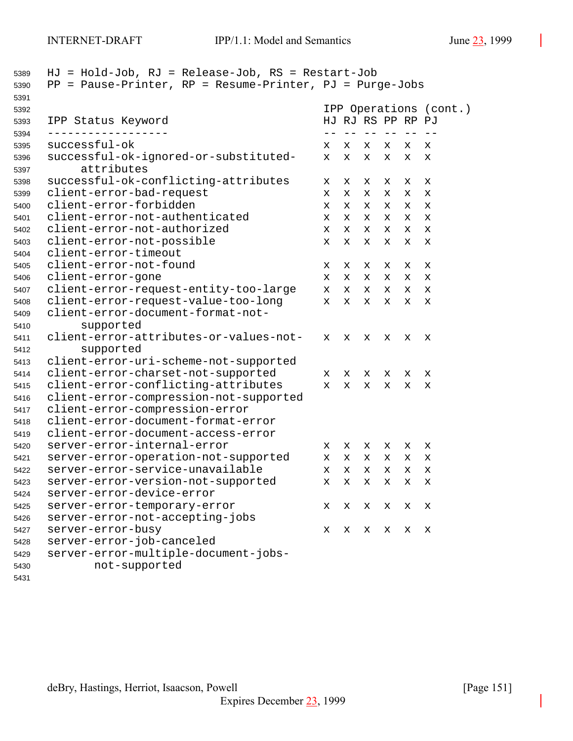HJ = Hold-Job, RJ = Release-Job, RS = Restart-Job
PP = Pause-Printer, RP = Resume-Printer, PJ = Purge-Jobs

| IPP Status Keyword | IPP Operations (cont.) | | | | | |
|---|---|---|---|---|---|---|
| | HJ | RJ | RS | PP | RP | PJ |
| successful-ok | x | x | x | x | x | x |
| successful-ok-ignored-or-substituted-attributes | x | x | x | x | x | x |
| successful-ok-conflicting-attributes | x | x | x | x | x | x |
| client-error-bad-request | x | x | x | x | x | x |
| client-error-forbidden | x | x | x | x | x | x |
| client-error-not-authenticated | x | x | x | x | x | x |
| client-error-not-authorized | x | x | x | x | x | x |
| client-error-not-possible | x | x | x | x | x | x |
| client-error-timeout | | | | | | |
| client-error-not-found | x | x | x | x | x | x |
| client-error-gone | x | x | x | x | x | x |
| client-error-request-entity-too-large | x | x | x | x | x | x |
| client-error-request-value-too-long | x | x | x | x | x | x |
| client-error-document-format-not-supported | | | | | | |
| client-error-attributes-or-values-not-supported | x | x | x | x | x | x |
| client-error-uri-scheme-not-supported | | | | | | |
| client-error-charset-not-supported | x | x | x | x | x | x |
| client-error-conflicting-attributes | x | x | x | x | x | x |
| client-error-compression-not-supported | | | | | | |
| client-error-compression-error | | | | | | |
| client-error-document-format-error | | | | | | |
| client-error-document-access-error | | | | | | |
| server-error-internal-error | x | x | x | x | x | x |
| server-error-operation-not-supported | x | x | x | x | x | x |
| server-error-service-unavailable | x | x | x | x | x | x |
| server-error-version-not-supported | x | x | x | x | x | x |
| server-error-device-error | | | | | | |
| server-error-temporary-error | x | x | x | x | x | x |
| server-error-not-accepting-jobs | | | | | | |
| server-error-busy | x | x | x | x | x | x |
| server-error-job-canceled | | | | | | |
| server-error-multiple-document-jobs-not-supported | | | | | | |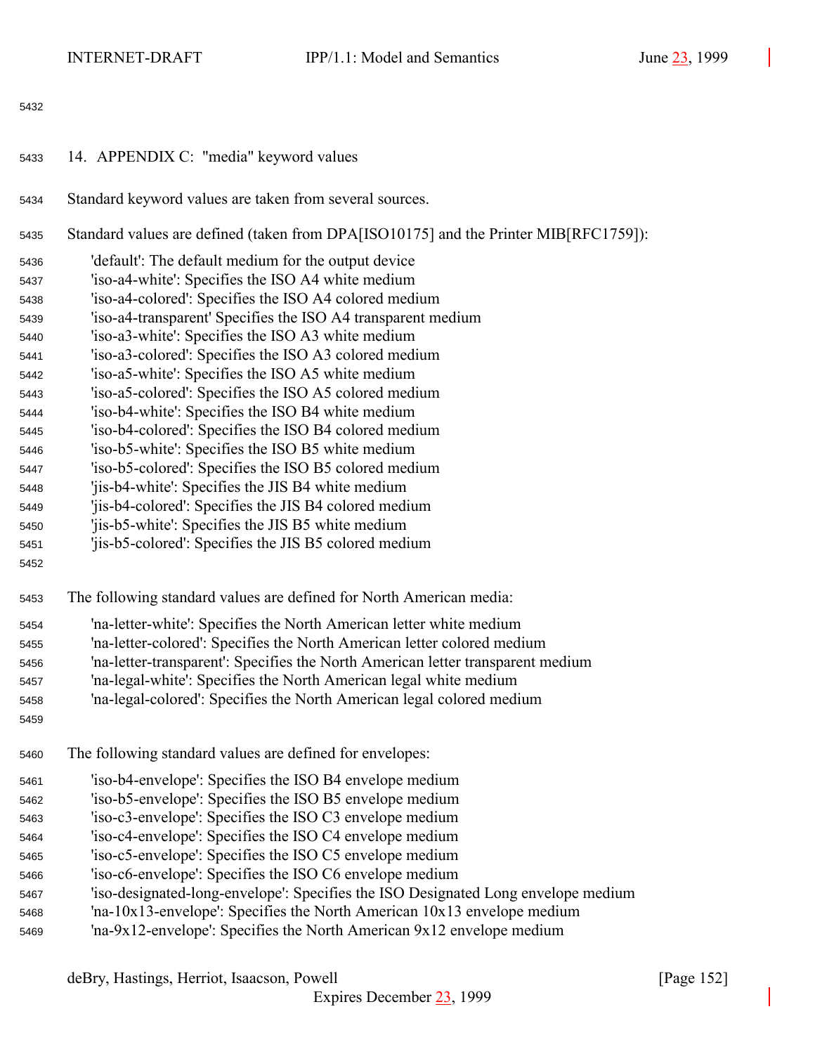# 14. APPENDIX C: "media" keyword values

Standard keyword values are taken from several sources.

Standard values are defined (taken from DPA[ISO10175] and the Printer MIB[RFC1759]):

- 'default': The default medium for the output device
- 'iso-a4-white': Specifies the ISO A4 white medium
- 'iso-a4-colored': Specifies the ISO A4 colored medium
- 'iso-a4-transparent' Specifies the ISO A4 transparent medium
- 'iso-a3-white': Specifies the ISO A3 white medium
- 'iso-a3-colored': Specifies the ISO A3 colored medium
- 'iso-a5-white': Specifies the ISO A5 white medium
- 'iso-a5-colored': Specifies the ISO A5 colored medium
- 'iso-b4-white': Specifies the ISO B4 white medium
- 'iso-b4-colored': Specifies the ISO B4 colored medium
- 'iso-b5-white': Specifies the ISO B5 white medium
- 'iso-b5-colored': Specifies the ISO B5 colored medium
- 'jis-b4-white': Specifies the JIS B4 white medium
- 'jis-b4-colored': Specifies the JIS B4 colored medium
- 'jis-b5-white': Specifies the JIS B5 white medium
- 'jis-b5-colored': Specifies the JIS B5 colored medium

The following standard values are defined for North American media:

- 'na-letter-white': Specifies the North American letter white medium
- 'na-letter-colored': Specifies the North American letter colored medium
- 'na-letter-transparent': Specifies the North American letter transparent medium
- 'na-legal-white': Specifies the North American legal white medium
- 'na-legal-colored': Specifies the North American legal colored medium

The following standard values are defined for envelopes:

- 'iso-b4-envelope': Specifies the ISO B4 envelope medium
- 'iso-b5-envelope': Specifies the ISO B5 envelope medium
- 'iso-c3-envelope': Specifies the ISO C3 envelope medium
- 'iso-c4-envelope': Specifies the ISO C4 envelope medium
- 'iso-c5-envelope': Specifies the ISO C5 envelope medium
- 'iso-c6-envelope': Specifies the ISO C6 envelope medium
- 'iso-designated-long-envelope': Specifies the ISO Designated Long envelope medium
- 'na-10x13-envelope': Specifies the North American 10x13 envelope medium
- 'na-9x12-envelope': Specifies the North American 9x12 envelope medium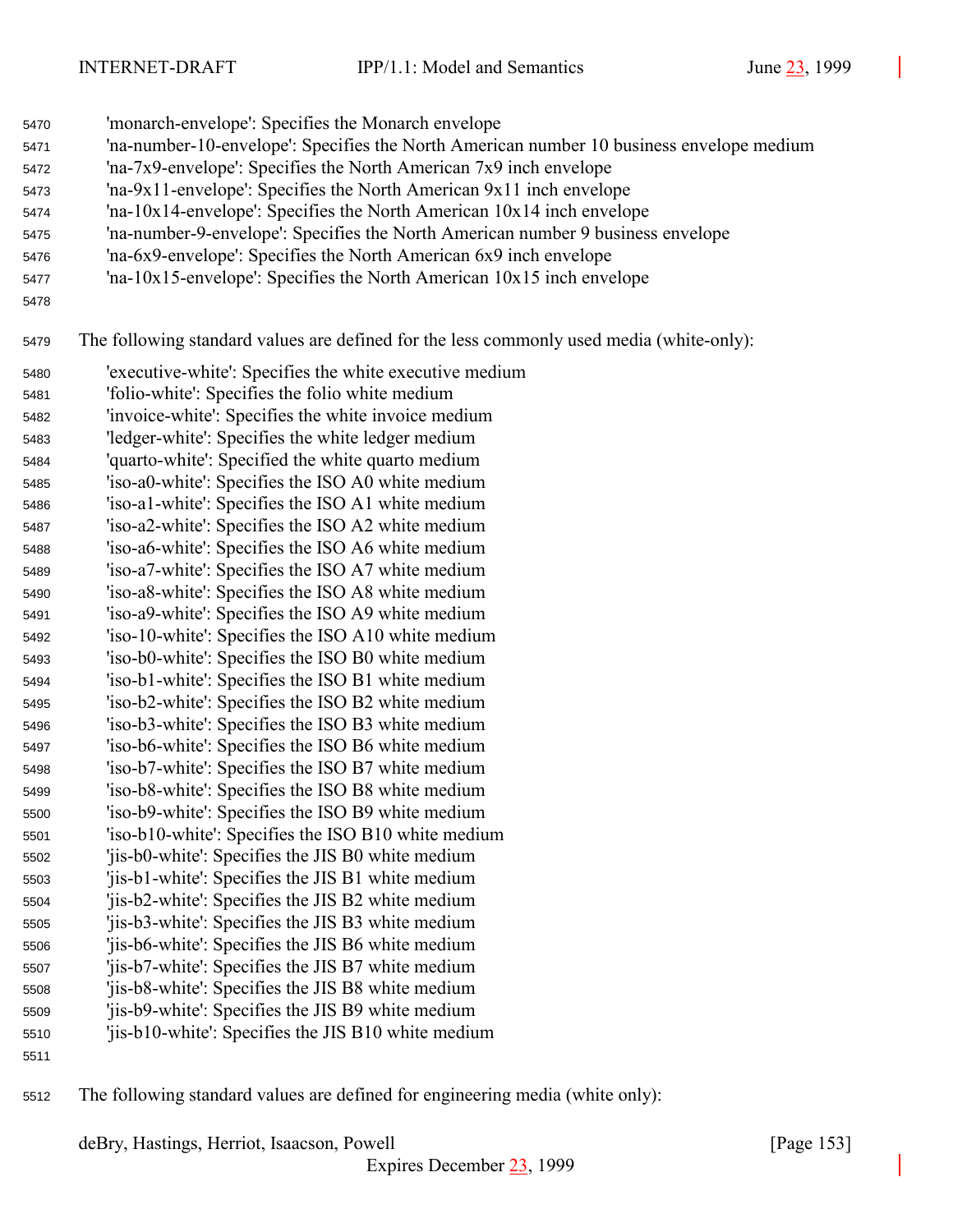'monarch-envelope': Specifies the Monarch envelope
'na-number-10-envelope': Specifies the North American number 10 business envelope medium
'na-7x9-envelope': Specifies the North American 7x9 inch envelope
'na-9x11-envelope': Specifies the North American 9x11 inch envelope
'na-10x14-envelope': Specifies the North American 10x14 inch envelope
'na-number-9-envelope': Specifies the North American number 9 business envelope
'na-6x9-envelope': Specifies the North American 6x9 inch envelope
'na-10x15-envelope': Specifies the North American 10x15 inch envelope

The following standard values are defined for the less commonly used media (white-only):

'executive-white': Specifies the white executive medium
'folio-white': Specifies the folio white medium
'invoice-white': Specifies the white invoice medium
'ledger-white': Specifies the white ledger medium
'quarto-white': Specified the white quarto medium
'iso-a0-white': Specifies the ISO A0 white medium
'iso-a1-white': Specifies the ISO A1 white medium
'iso-a2-white': Specifies the ISO A2 white medium
'iso-a6-white': Specifies the ISO A6 white medium
'iso-a7-white': Specifies the ISO A7 white medium
'iso-a8-white': Specifies the ISO A8 white medium
'iso-a9-white': Specifies the ISO A9 white medium
'iso-10-white': Specifies the ISO A10 white medium
'iso-b0-white': Specifies the ISO B0 white medium
'iso-b1-white': Specifies the ISO B1 white medium
'iso-b2-white': Specifies the ISO B2 white medium
'iso-b3-white': Specifies the ISO B3 white medium
'iso-b6-white': Specifies the ISO B6 white medium
'iso-b7-white': Specifies the ISO B7 white medium
'iso-b8-white': Specifies the ISO B8 white medium
'iso-b9-white': Specifies the ISO B9 white medium
'iso-b10-white': Specifies the ISO B10 white medium
'jis-b0-white': Specifies the JIS B0 white medium
'jis-b1-white': Specifies the JIS B1 white medium
'jis-b2-white': Specifies the JIS B2 white medium
'jis-b3-white': Specifies the JIS B3 white medium
'jis-b6-white': Specifies the JIS B6 white medium
'jis-b7-white': Specifies the JIS B7 white medium
'jis-b8-white': Specifies the JIS B8 white medium
'jis-b9-white': Specifies the JIS B9 white medium
'jis-b10-white': Specifies the JIS B10 white medium

The following standard values are defined for engineering media (white only):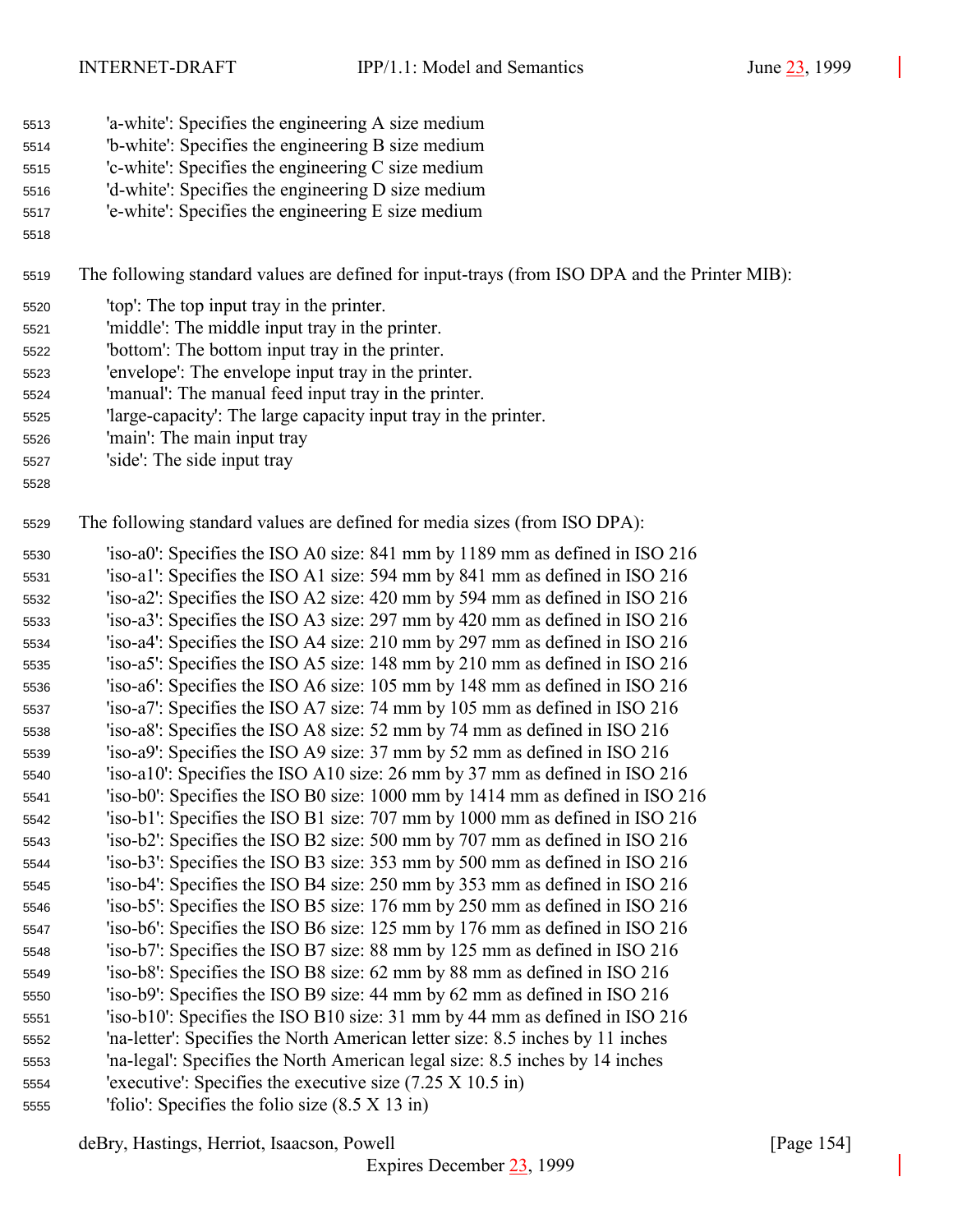'a-white': Specifies the engineering A size medium
'b-white': Specifies the engineering B size medium
'c-white': Specifies the engineering C size medium
'd-white': Specifies the engineering D size medium
'e-white': Specifies the engineering E size medium

The following standard values are defined for input-trays (from ISO DPA and the Printer MIB):

'top': The top input tray in the printer.
'middle': The middle input tray in the printer.
'bottom': The bottom input tray in the printer.
'envelope': The envelope input tray in the printer.
'manual': The manual feed input tray in the printer.
'large-capacity': The large capacity input tray in the printer.
'main': The main input tray
'side': The side input tray

The following standard values are defined for media sizes (from ISO DPA):

'iso-a0': Specifies the ISO A0 size: 841 mm by 1189 mm as defined in ISO 216
'iso-a1': Specifies the ISO A1 size: 594 mm by 841 mm as defined in ISO 216
'iso-a2': Specifies the ISO A2 size: 420 mm by 594 mm as defined in ISO 216
'iso-a3': Specifies the ISO A3 size: 297 mm by 420 mm as defined in ISO 216
'iso-a4': Specifies the ISO A4 size: 210 mm by 297 mm as defined in ISO 216
'iso-a5': Specifies the ISO A5 size: 148 mm by 210 mm as defined in ISO 216
'iso-a6': Specifies the ISO A6 size: 105 mm by 148 mm as defined in ISO 216
'iso-a7': Specifies the ISO A7 size: 74 mm by 105 mm as defined in ISO 216
'iso-a8': Specifies the ISO A8 size: 52 mm by 74 mm as defined in ISO 216
'iso-a9': Specifies the ISO A9 size: 37 mm by 52 mm as defined in ISO 216
'iso-a10': Specifies the ISO A10 size: 26 mm by 37 mm as defined in ISO 216
'iso-b0': Specifies the ISO B0 size: 1000 mm by 1414 mm as defined in ISO 216
'iso-b1': Specifies the ISO B1 size: 707 mm by 1000 mm as defined in ISO 216
'iso-b2': Specifies the ISO B2 size: 500 mm by 707 mm as defined in ISO 216
'iso-b3': Specifies the ISO B3 size: 353 mm by 500 mm as defined in ISO 216
'iso-b4': Specifies the ISO B4 size: 250 mm by 353 mm as defined in ISO 216
'iso-b5': Specifies the ISO B5 size: 176 mm by 250 mm as defined in ISO 216
'iso-b6': Specifies the ISO B6 size: 125 mm by 176 mm as defined in ISO 216
'iso-b7': Specifies the ISO B7 size: 88 mm by 125 mm as defined in ISO 216
'iso-b8': Specifies the ISO B8 size: 62 mm by 88 mm as defined in ISO 216
'iso-b9': Specifies the ISO B9 size: 44 mm by 62 mm as defined in ISO 216
'iso-b10': Specifies the ISO B10 size: 31 mm by 44 mm as defined in ISO 216
'na-letter': Specifies the North American letter size: 8.5 inches by 11 inches
'na-legal': Specifies the North American legal size: 8.5 inches by 14 inches
'executive': Specifies the executive size (7.25 X 10.5 in)
'folio': Specifies the folio size (8.5 X 13 in)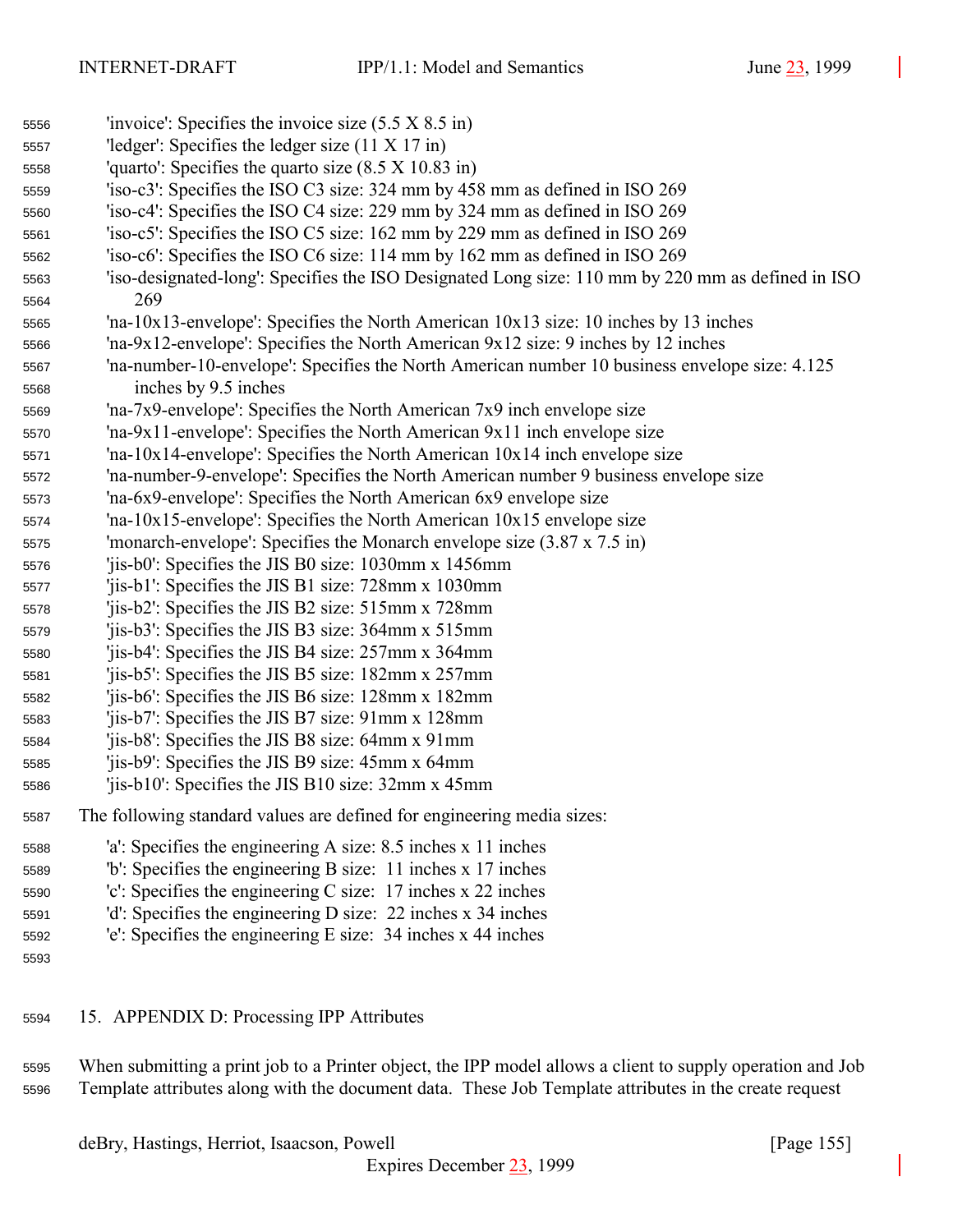'invoice': Specifies the invoice size (5.5 X 8.5 in)
'ledger': Specifies the ledger size (11 X 17 in)
'quarto': Specifies the quarto size (8.5 X 10.83 in)
'iso-c3': Specifies the ISO C3 size: 324 mm by 458 mm as defined in ISO 269
'iso-c4': Specifies the ISO C4 size: 229 mm by 324 mm as defined in ISO 269
'iso-c5': Specifies the ISO C5 size: 162 mm by 229 mm as defined in ISO 269
'iso-c6': Specifies the ISO C6 size: 114 mm by 162 mm as defined in ISO 269
'iso-designated-long': Specifies the ISO Designated Long size: 110 mm by 220 mm as defined in ISO 269
'na-10x13-envelope': Specifies the North American 10x13 size: 10 inches by 13 inches
'na-9x12-envelope': Specifies the North American 9x12 size: 9 inches by 12 inches
'na-number-10-envelope': Specifies the North American number 10 business envelope size: 4.125 inches by 9.5 inches
'na-7x9-envelope': Specifies the North American 7x9 inch envelope size
'na-9x11-envelope': Specifies the North American 9x11 inch envelope size
'na-10x14-envelope': Specifies the North American 10x14 inch envelope size
'na-number-9-envelope': Specifies the North American number 9 business envelope size
'na-6x9-envelope': Specifies the North American 6x9 envelope size
'na-10x15-envelope': Specifies the North American 10x15 envelope size
'monarch-envelope': Specifies the Monarch envelope size (3.87 x 7.5 in)
'jis-b0': Specifies the JIS B0 size: 1030mm x 1456mm
'jis-b1': Specifies the JIS B1 size: 728mm x 1030mm
'jis-b2': Specifies the JIS B2 size: 515mm x 728mm
'jis-b3': Specifies the JIS B3 size: 364mm x 515mm
'jis-b4': Specifies the JIS B4 size: 257mm x 364mm
'jis-b5': Specifies the JIS B5 size: 182mm x 257mm
'jis-b6': Specifies the JIS B6 size: 128mm x 182mm
'jis-b7': Specifies the JIS B7 size: 91mm x 128mm
'jis-b8': Specifies the JIS B8 size: 64mm x 91mm
'jis-b9': Specifies the JIS B9 size: 45mm x 64mm
'jis-b10': Specifies the JIS B10 size: 32mm x 45mm

The following standard values are defined for engineering media sizes:

'a': Specifies the engineering A size: 8.5 inches x 11 inches
'b': Specifies the engineering B size: 11 inches x 17 inches
'c': Specifies the engineering C size: 17 inches x 22 inches
'd': Specifies the engineering D size: 22 inches x 34 inches
'e': Specifies the engineering E size: 34 inches x 44 inches

## 15. APPENDIX D: Processing IPP Attributes

When submitting a print job to a Printer object, the IPP model allows a client to supply operation and Job Template attributes along with the document data. These Job Template attributes in the create request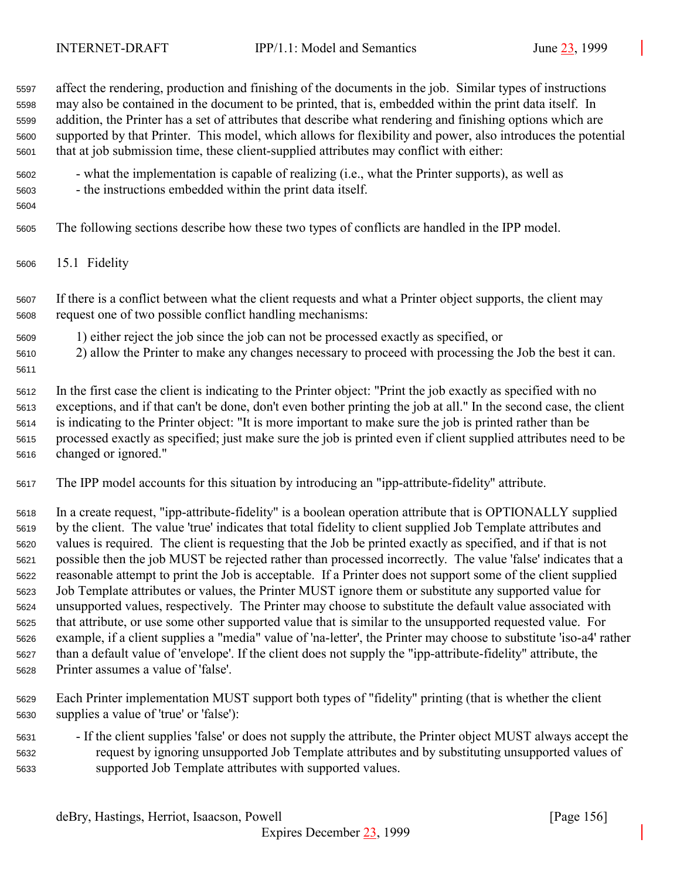affect the rendering, production and finishing of the documents in the job. Similar types of instructions may also be contained in the document to be printed, that is, embedded within the print data itself. In addition, the Printer has a set of attributes that describe what rendering and finishing options which are supported by that Printer. This model, which allows for flexibility and power, also introduces the potential that at job submission time, these client-supplied attributes may conflict with either:

- what the implementation is capable of realizing (i.e., what the Printer supports), as well as
- the instructions embedded within the print data itself.

The following sections describe how these two types of conflicts are handled in the IPP model.

## 15.1 Fidelity

If there is a conflict between what the client requests and what a Printer object supports, the client may request one of two possible conflict handling mechanisms:

1) either reject the job since the job can not be processed exactly as specified, or
2) allow the Printer to make any changes necessary to proceed with processing the Job the best it can.

In the first case the client is indicating to the Printer object: "Print the job exactly as specified with no exceptions, and if that can't be done, don't even bother printing the job at all." In the second case, the client is indicating to the Printer object: "It is more important to make sure the job is printed rather than be processed exactly as specified; just make sure the job is printed even if client supplied attributes need to be changed or ignored."

The IPP model accounts for this situation by introducing an "ipp-attribute-fidelity" attribute.

In a create request, "ipp-attribute-fidelity" is a boolean operation attribute that is OPTIONALLY supplied by the client. The value 'true' indicates that total fidelity to client supplied Job Template attributes and values is required. The client is requesting that the Job be printed exactly as specified, and if that is not possible then the job MUST be rejected rather than processed incorrectly. The value 'false' indicates that a reasonable attempt to print the Job is acceptable. If a Printer does not support some of the client supplied Job Template attributes or values, the Printer MUST ignore them or substitute any supported value for unsupported values, respectively. The Printer may choose to substitute the default value associated with that attribute, or use some other supported value that is similar to the unsupported requested value. For example, if a client supplies a "media" value of 'na-letter', the Printer may choose to substitute 'iso-a4' rather than a default value of 'envelope'. If the client does not supply the "ipp-attribute-fidelity" attribute, the Printer assumes a value of 'false'.

Each Printer implementation MUST support both types of "fidelity" printing (that is whether the client supplies a value of 'true' or 'false'):

- If the client supplies 'false' or does not supply the attribute, the Printer object MUST always accept the request by ignoring unsupported Job Template attributes and by substituting unsupported values of supported Job Template attributes with supported values.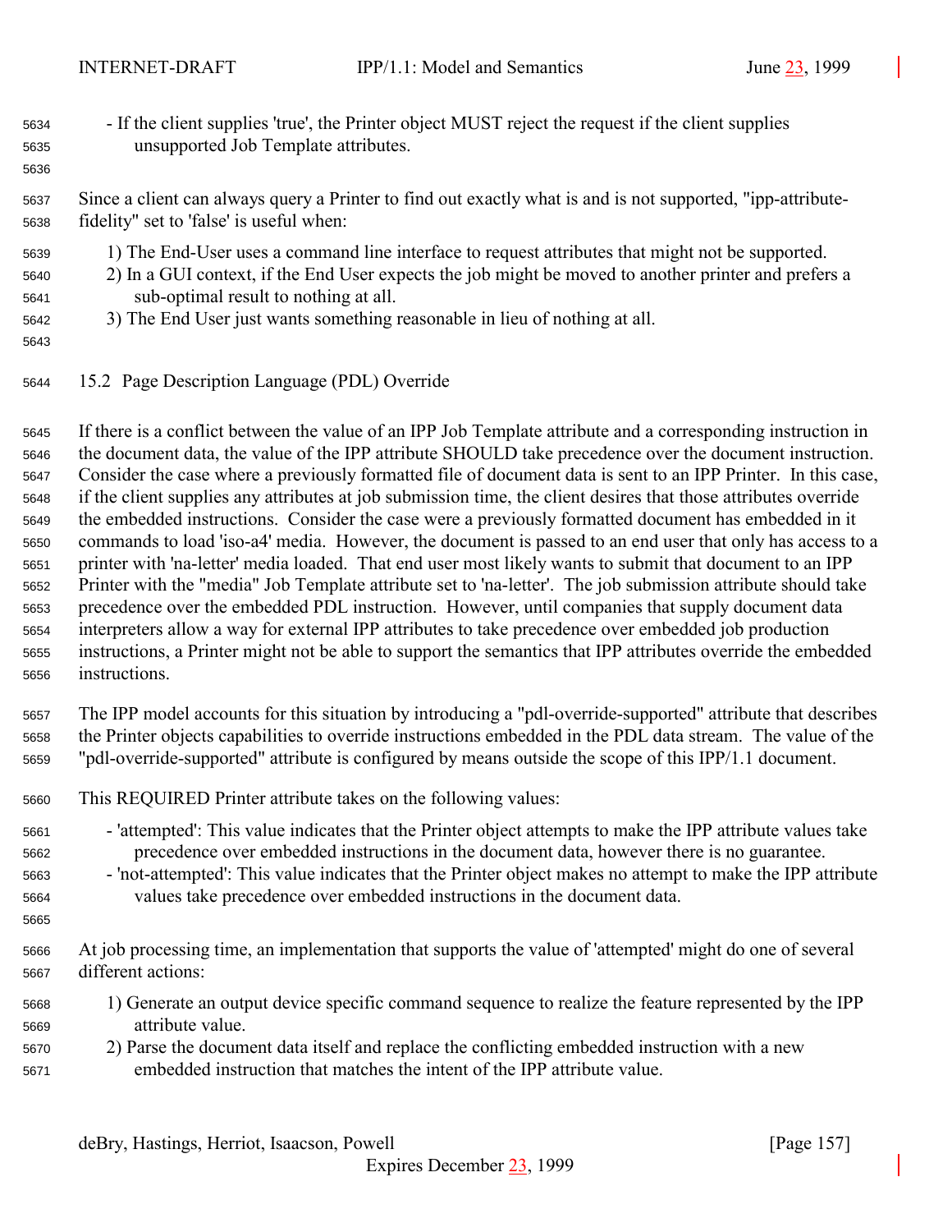- If the client supplies 'true', the Printer object MUST reject the request if the client supplies unsupported Job Template attributes.

Since a client can always query a Printer to find out exactly what is and is not supported, "ipp-attribute-fidelity" set to 'false' is useful when:

1) The End-User uses a command line interface to request attributes that might not be supported.
2) In a GUI context, if the End User expects the job might be moved to another printer and prefers a sub-optimal result to nothing at all.
3) The End User just wants something reasonable in lieu of nothing at all.

## 15.2 Page Description Language (PDL) Override

If there is a conflict between the value of an IPP Job Template attribute and a corresponding instruction in the document data, the value of the IPP attribute SHOULD take precedence over the document instruction. Consider the case where a previously formatted file of document data is sent to an IPP Printer. In this case, if the client supplies any attributes at job submission time, the client desires that those attributes override the embedded instructions. Consider the case were a previously formatted document has embedded in it commands to load 'iso-a4' media. However, the document is passed to an end user that only has access to a printer with 'na-letter' media loaded. That end user most likely wants to submit that document to an IPP Printer with the "media" Job Template attribute set to 'na-letter'. The job submission attribute should take precedence over the embedded PDL instruction. However, until companies that supply document data interpreters allow a way for external IPP attributes to take precedence over embedded job production instructions, a Printer might not be able to support the semantics that IPP attributes override the embedded instructions.

The IPP model accounts for this situation by introducing a "pdl-override-supported" attribute that describes the Printer objects capabilities to override instructions embedded in the PDL data stream. The value of the "pdl-override-supported" attribute is configured by means outside the scope of this IPP/1.1 document.

This REQUIRED Printer attribute takes on the following values:

- 'attempted': This value indicates that the Printer object attempts to make the IPP attribute values take precedence over embedded instructions in the document data, however there is no guarantee.
- 'not-attempted': This value indicates that the Printer object makes no attempt to make the IPP attribute values take precedence over embedded instructions in the document data.

At job processing time, an implementation that supports the value of 'attempted' might do one of several different actions:

1) Generate an output device specific command sequence to realize the feature represented by the IPP attribute value.
2) Parse the document data itself and replace the conflicting embedded instruction with a new embedded instruction that matches the intent of the IPP attribute value.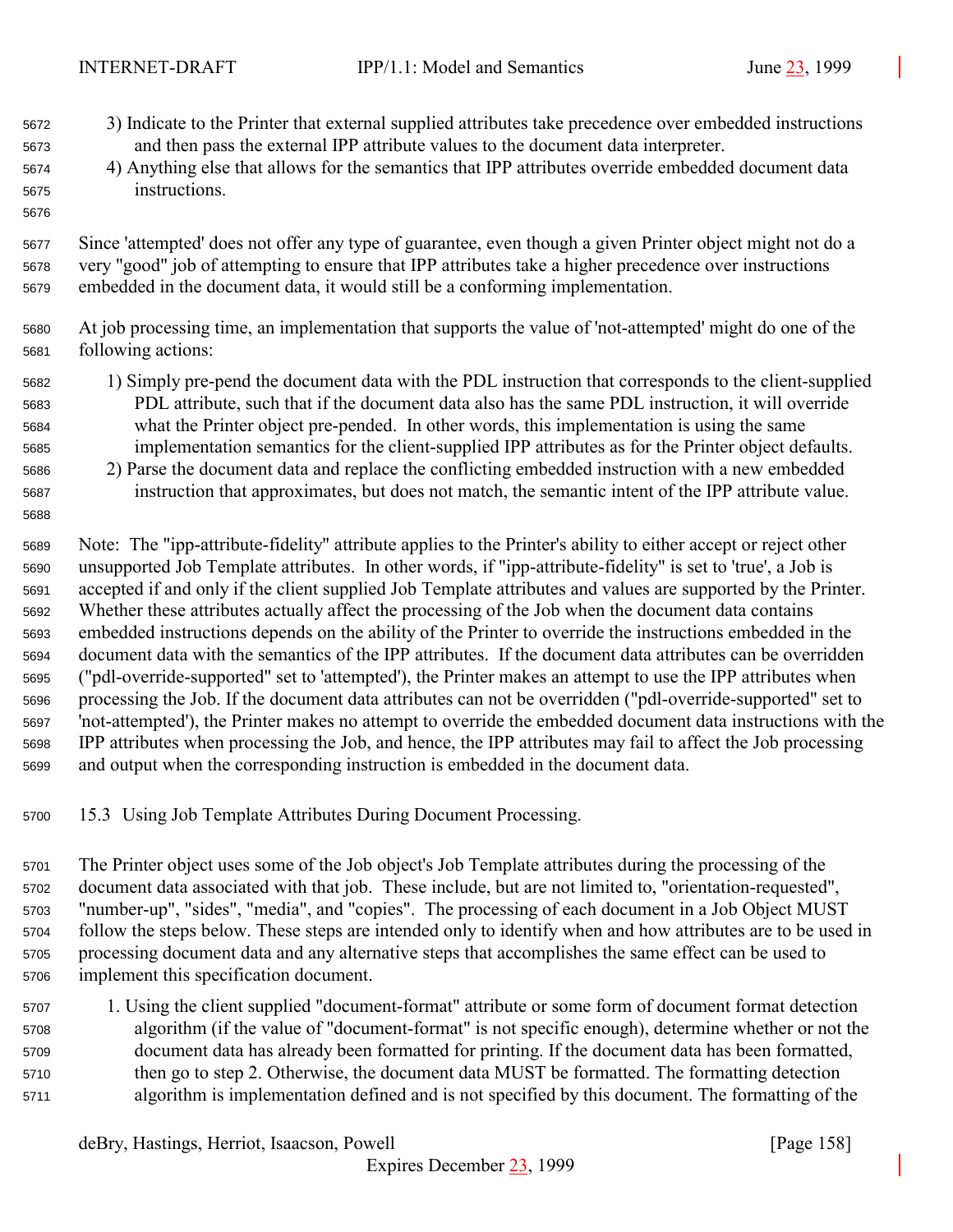3) Indicate to the Printer that external supplied attributes take precedence over embedded instructions and then pass the external IPP attribute values to the document data interpreter.
4) Anything else that allows for the semantics that IPP attributes override embedded document data instructions.

Since 'attempted' does not offer any type of guarantee, even though a given Printer object might not do a very "good" job of attempting to ensure that IPP attributes take a higher precedence over instructions embedded in the document data, it would still be a conforming implementation.

At job processing time, an implementation that supports the value of 'not-attempted' might do one of the following actions:

1) Simply pre-pend the document data with the PDL instruction that corresponds to the client-supplied PDL attribute, such that if the document data also has the same PDL instruction, it will override what the Printer object pre-pended. In other words, this implementation is using the same implementation semantics for the client-supplied IPP attributes as for the Printer object defaults.
2) Parse the document data and replace the conflicting embedded instruction with a new embedded instruction that approximates, but does not match, the semantic intent of the IPP attribute value.

Note: The "ipp-attribute-fidelity" attribute applies to the Printer's ability to either accept or reject other unsupported Job Template attributes. In other words, if "ipp-attribute-fidelity" is set to 'true', a Job is accepted if and only if the client supplied Job Template attributes and values are supported by the Printer. Whether these attributes actually affect the processing of the Job when the document data contains embedded instructions depends on the ability of the Printer to override the instructions embedded in the document data with the semantics of the IPP attributes. If the document data attributes can be overridden ("pdl-override-supported" set to 'attempted'), the Printer makes an attempt to use the IPP attributes when processing the Job. If the document data attributes can not be overridden ("pdl-override-supported" set to 'not-attempted'), the Printer makes no attempt to override the embedded document data instructions with the IPP attributes when processing the Job, and hence, the IPP attributes may fail to affect the Job processing and output when the corresponding instruction is embedded in the document data.

## 15.3 Using Job Template Attributes During Document Processing.

The Printer object uses some of the Job object's Job Template attributes during the processing of the document data associated with that job. These include, but are not limited to, "orientation-requested", "number-up", "sides", "media", and "copies". The processing of each document in a Job Object MUST follow the steps below. These steps are intended only to identify when and how attributes are to be used in processing document data and any alternative steps that accomplishes the same effect can be used to implement this specification document.

1. Using the client supplied "document-format" attribute or some form of document format detection algorithm (if the value of "document-format" is not specific enough), determine whether or not the document data has already been formatted for printing. If the document data has been formatted, then go to step 2. Otherwise, the document data MUST be formatted. The formatting detection algorithm is implementation defined and is not specified by this document. The formatting of the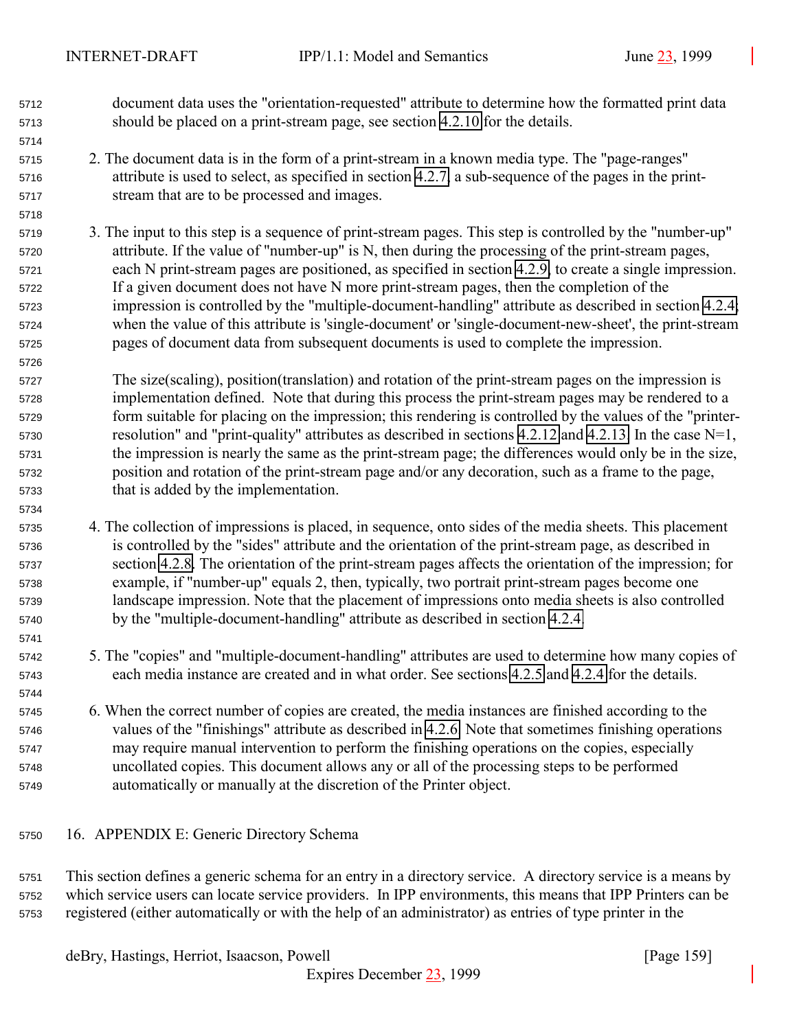document data uses the "orientation-requested" attribute to determine how the formatted print data should be placed on a print-stream page, see section 4.2.10 for the details.

2. The document data is in the form of a print-stream in a known media type. The "page-ranges" attribute is used to select, as specified in section 4.2.7, a sub-sequence of the pages in the print-stream that are to be processed and images.

3. The input to this step is a sequence of print-stream pages. This step is controlled by the "number-up" attribute. If the value of "number-up" is N, then during the processing of the print-stream pages, each N print-stream pages are positioned, as specified in section 4.2.9, to create a single impression. If a given document does not have N more print-stream pages, then the completion of the impression is controlled by the "multiple-document-handling" attribute as described in section 4.2.4; when the value of this attribute is 'single-document' or 'single-document-new-sheet', the print-stream pages of document data from subsequent documents is used to complete the impression.

   The size(scaling), position(translation) and rotation of the print-stream pages on the impression is implementation defined. Note that during this process the print-stream pages may be rendered to a form suitable for placing on the impression; this rendering is controlled by the values of the "printer-resolution" and "print-quality" attributes as described in sections 4.2.12 and 4.2.13. In the case N=1, the impression is nearly the same as the print-stream page; the differences would only be in the size, position and rotation of the print-stream page and/or any decoration, such as a frame to the page, that is added by the implementation.

4. The collection of impressions is placed, in sequence, onto sides of the media sheets. This placement is controlled by the "sides" attribute and the orientation of the print-stream page, as described in section 4.2.8. The orientation of the print-stream pages affects the orientation of the impression; for example, if "number-up" equals 2, then, typically, two portrait print-stream pages become one landscape impression. Note that the placement of impressions onto media sheets is also controlled by the "multiple-document-handling" attribute as described in section 4.2.4.

5. The "copies" and "multiple-document-handling" attributes are used to determine how many copies of each media instance are created and in what order. See sections 4.2.5 and 4.2.4 for the details.

6. When the correct number of copies are created, the media instances are finished according to the values of the "finishings" attribute as described in 4.2.6. Note that sometimes finishing operations may require manual intervention to perform the finishing operations on the copies, especially uncollated copies. This document allows any or all of the processing steps to be performed automatically or manually at the discretion of the Printer object.

# 16. APPENDIX E: Generic Directory Schema

This section defines a generic schema for an entry in a directory service. A directory service is a means by which service users can locate service providers. In IPP environments, this means that IPP Printers can be registered (either automatically or with the help of an administrator) as entries of type printer in the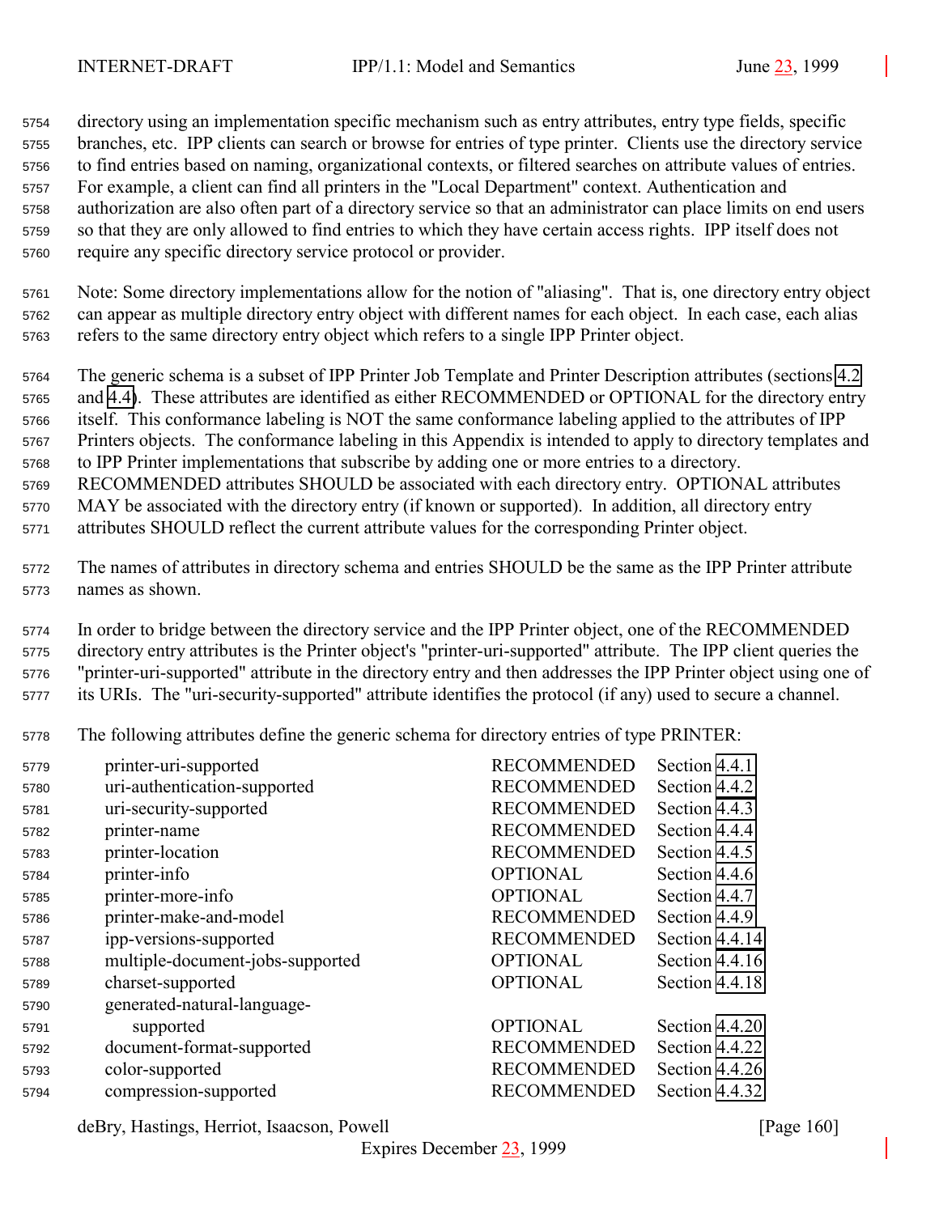directory using an implementation specific mechanism such as entry attributes, entry type fields, specific branches, etc. IPP clients can search or browse for entries of type printer. Clients use the directory service to find entries based on naming, organizational contexts, or filtered searches on attribute values of entries. For example, a client can find all printers in the "Local Department" context. Authentication and authorization are also often part of a directory service so that an administrator can place limits on end users so that they are only allowed to find entries to which they have certain access rights. IPP itself does not require any specific directory service protocol or provider.

Note: Some directory implementations allow for the notion of "aliasing". That is, one directory entry object can appear as multiple directory entry object with different names for each object. In each case, each alias refers to the same directory entry object which refers to a single IPP Printer object.

The generic schema is a subset of IPP Printer Job Template and Printer Description attributes (sections 4.2 and 4.4). These attributes are identified as either RECOMMENDED or OPTIONAL for the directory entry itself. This conformance labeling is NOT the same conformance labeling applied to the attributes of IPP Printers objects. The conformance labeling in this Appendix is intended to apply to directory templates and to IPP Printer implementations that subscribe by adding one or more entries to a directory. RECOMMENDED attributes SHOULD be associated with each directory entry. OPTIONAL attributes MAY be associated with the directory entry (if known or supported). In addition, all directory entry attributes SHOULD reflect the current attribute values for the corresponding Printer object.

The names of attributes in directory schema and entries SHOULD be the same as the IPP Printer attribute names as shown.

In order to bridge between the directory service and the IPP Printer object, one of the RECOMMENDED directory entry attributes is the Printer object's "printer-uri-supported" attribute. The IPP client queries the "printer-uri-supported" attribute in the directory entry and then addresses the IPP Printer object using one of its URIs. The "uri-security-supported" attribute identifies the protocol (if any) used to secure a channel.

The following attributes define the generic schema for directory entries of type PRINTER:

| Attribute | Conformance | Reference |
|---|---|---|
| printer-uri-supported | RECOMMENDED | Section 4.4.1 |
| uri-authentication-supported | RECOMMENDED | Section 4.4.2 |
| uri-security-supported | RECOMMENDED | Section 4.4.3 |
| printer-name | RECOMMENDED | Section 4.4.4 |
| printer-location | RECOMMENDED | Section 4.4.5 |
| printer-info | OPTIONAL | Section 4.4.6 |
| printer-more-info | OPTIONAL | Section 4.4.7 |
| printer-make-and-model | RECOMMENDED | Section 4.4.9 |
| ipp-versions-supported | RECOMMENDED | Section 4.4.14 |
| multiple-document-jobs-supported | OPTIONAL | Section 4.4.16 |
| charset-supported | OPTIONAL | Section 4.4.18 |
| generated-natural-language-supported | OPTIONAL | Section 4.4.20 |
| document-format-supported | RECOMMENDED | Section 4.4.22 |
| color-supported | RECOMMENDED | Section 4.4.26 |
| compression-supported | RECOMMENDED | Section 4.4.32 |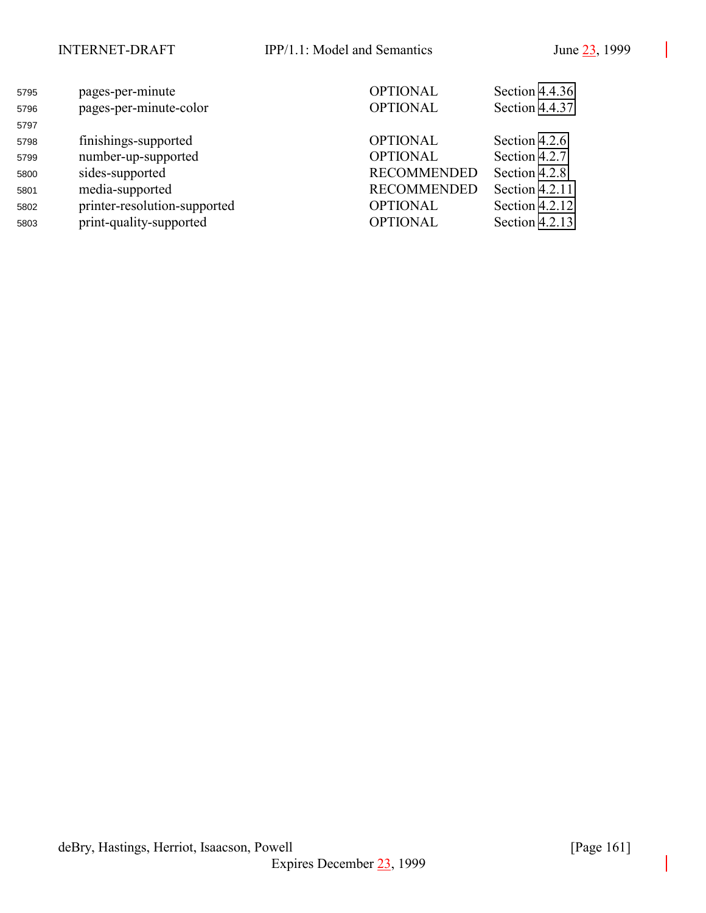| | | |
|---|---|---|
| pages-per-minute | OPTIONAL | Section 4.4.36 |
| pages-per-minute-color | OPTIONAL | Section 4.4.37 |
| | | |
| finishings-supported | OPTIONAL | Section 4.2.6 |
| number-up-supported | OPTIONAL | Section 4.2.7 |
| sides-supported | RECOMMENDED | Section 4.2.8 |
| media-supported | RECOMMENDED | Section 4.2.11 |
| printer-resolution-supported | OPTIONAL | Section 4.2.12 |
| print-quality-supported | OPTIONAL | Section 4.2.13 |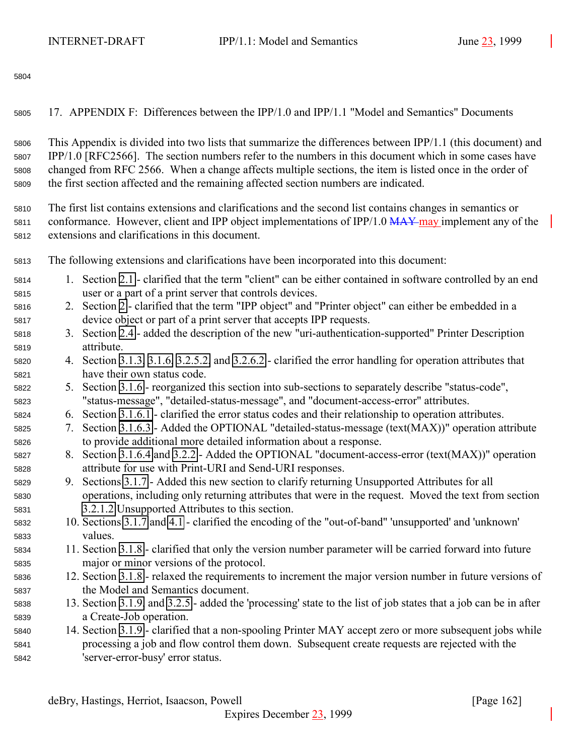## 17. APPENDIX F: Differences between the IPP/1.0 and IPP/1.1 "Model and Semantics" Documents

This Appendix is divided into two lists that summarize the differences between IPP/1.1 (this document) and IPP/1.0 [RFC2566]. The section numbers refer to the numbers in this document which in some cases have changed from RFC 2566. When a change affects multiple sections, the item is listed once in the order of the first section affected and the remaining affected section numbers are indicated.

The first list contains extensions and clarifications and the second list contains changes in semantics or conformance. However, client and IPP object implementations of IPP/1.0 ~~MAY~~ may implement any of the extensions and clarifications in this document.

The following extensions and clarifications have been incorporated into this document:

1. Section 2.1 - clarified that the term "client" can be either contained in software controlled by an end user or a part of a print server that controls devices.
2. Section 2 - clarified that the term "IPP object" and "Printer object" can either be embedded in a device object or part of a print server that accepts IPP requests.
3. Section 2.4 - added the description of the new "uri-authentication-supported" Printer Description attribute.
4. Section 3.1.3, 3.1.6, 3.2.5.2, and 3.2.6.2 - clarified the error handling for operation attributes that have their own status code.
5. Section 3.1.6 - reorganized this section into sub-sections to separately describe "status-code", "status-message", "detailed-status-message", and "document-access-error" attributes.
6. Section 3.1.6.1 - clarified the error status codes and their relationship to operation attributes.
7. Section 3.1.6.3 - Added the OPTIONAL "detailed-status-message (text(MAX))" operation attribute to provide additional more detailed information about a response.
8. Section 3.1.6.4 and 3.2.2 - Added the OPTIONAL "document-access-error (text(MAX))" operation attribute for use with Print-URI and Send-URI responses.
9. Sections 3.1.7 - Added this new section to clarify returning Unsupported Attributes for all operations, including only returning attributes that were in the request. Moved the text from section 3.2.1.2 Unsupported Attributes to this section.
10. Sections 3.1.7 and 4.1 - clarified the encoding of the "out-of-band" 'unsupported' and 'unknown' values.
11. Section 3.1.8 - clarified that only the version number parameter will be carried forward into future major or minor versions of the protocol.
12. Section 3.1.8 - relaxed the requirements to increment the major version number in future versions of the Model and Semantics document.
13. Section 3.1.9 and 3.2.5 - added the 'processing' state to the list of job states that a job can be in after a Create-Job operation.
14. Section 3.1.9 - clarified that a non-spooling Printer MAY accept zero or more subsequent jobs while processing a job and flow control them down. Subsequent create requests are rejected with the 'server-error-busy' error status.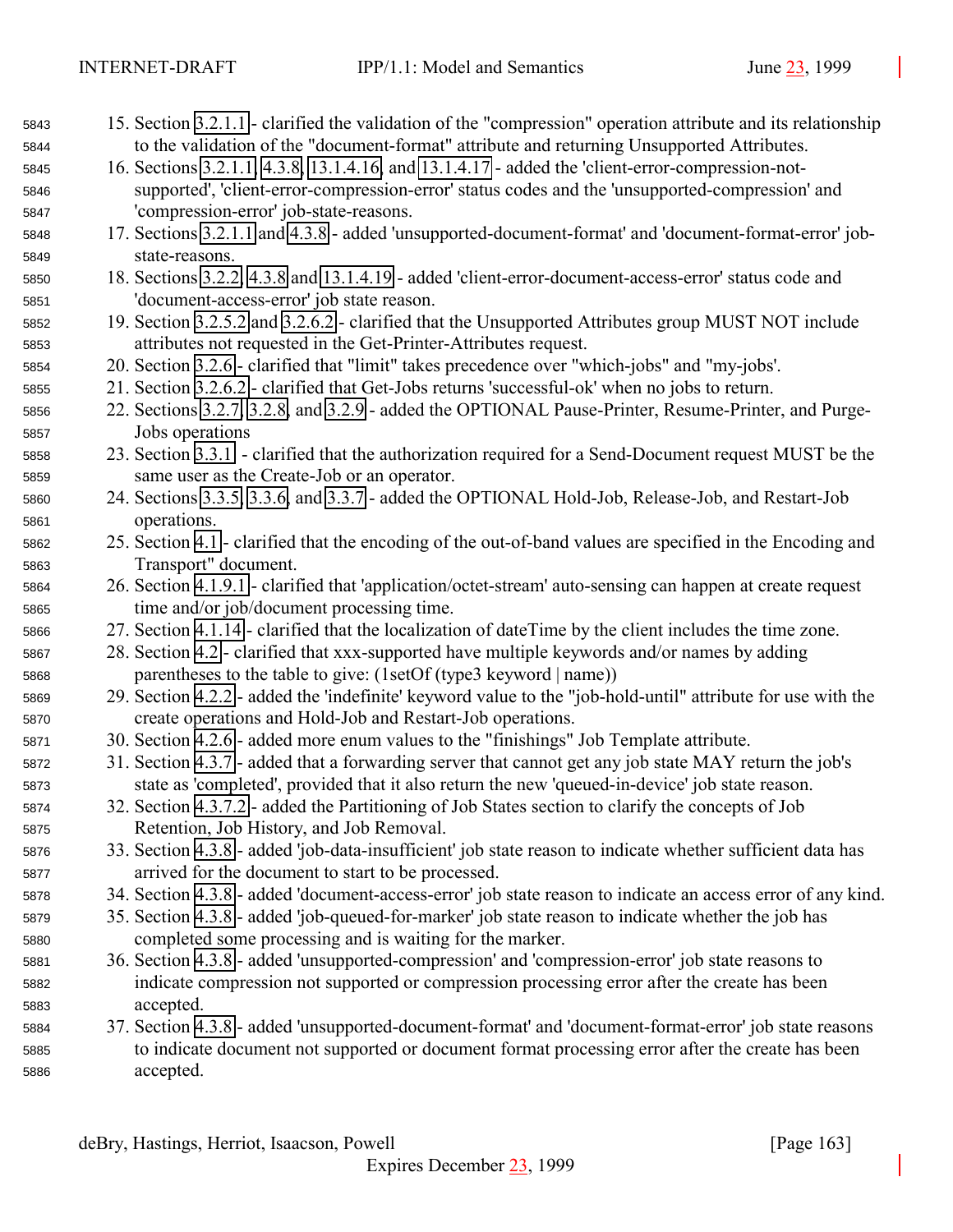15. Section 3.2.1.1 - clarified the validation of the "compression" operation attribute and its relationship to the validation of the "document-format" attribute and returning Unsupported Attributes.
16. Sections 3.2.1.1, 4.3.8, 13.1.4.16, and 13.1.4.17 - added the 'client-error-compression-not-supported', 'client-error-compression-error' status codes and the 'unsupported-compression' and 'compression-error' job-state-reasons.
17. Sections 3.2.1.1 and 4.3.8 - added 'unsupported-document-format' and 'document-format-error' job-state-reasons.
18. Sections 3.2.2, 4.3.8 and 13.1.4.19 - added 'client-error-document-access-error' status code and 'document-access-error' job state reason.
19. Section 3.2.5.2 and 3.2.6.2 - clarified that the Unsupported Attributes group MUST NOT include attributes not requested in the Get-Printer-Attributes request.
20. Section 3.2.6 - clarified that "limit" takes precedence over "which-jobs" and "my-jobs'.
21. Section 3.2.6.2 - clarified that Get-Jobs returns 'successful-ok' when no jobs to return.
22. Sections 3.2.7, 3.2.8, and 3.2.9 - added the OPTIONAL Pause-Printer, Resume-Printer, and Purge-Jobs operations
23. Section 3.3.1 - clarified that the authorization required for a Send-Document request MUST be the same user as the Create-Job or an operator.
24. Sections 3.3.5, 3.3.6, and 3.3.7 - added the OPTIONAL Hold-Job, Release-Job, and Restart-Job operations.
25. Section 4.1 - clarified that the encoding of the out-of-band values are specified in the Encoding and Transport" document.
26. Section 4.1.9.1 - clarified that 'application/octet-stream' auto-sensing can happen at create request time and/or job/document processing time.
27. Section 4.1.14 - clarified that the localization of dateTime by the client includes the time zone.
28. Section 4.2 - clarified that xxx-supported have multiple keywords and/or names by adding parentheses to the table to give: (1setOf (type3 keyword | name))
29. Section 4.2.2 - added the 'indefinite' keyword value to the "job-hold-until" attribute for use with the create operations and Hold-Job and Restart-Job operations.
30. Section 4.2.6 - added more enum values to the "finishings" Job Template attribute.
31. Section 4.3.7 - added that a forwarding server that cannot get any job state MAY return the job's state as 'completed', provided that it also return the new 'queued-in-device' job state reason.
32. Section 4.3.7.2 - added the Partitioning of Job States section to clarify the concepts of Job Retention, Job History, and Job Removal.
33. Section 4.3.8 - added 'job-data-insufficient' job state reason to indicate whether sufficient data has arrived for the document to start to be processed.
34. Section 4.3.8 - added 'document-access-error' job state reason to indicate an access error of any kind.
35. Section 4.3.8 - added 'job-queued-for-marker' job state reason to indicate whether the job has completed some processing and is waiting for the marker.
36. Section 4.3.8 - added 'unsupported-compression' and 'compression-error' job state reasons to indicate compression not supported or compression processing error after the create has been accepted.
37. Section 4.3.8 - added 'unsupported-document-format' and 'document-format-error' job state reasons to indicate document not supported or document format processing error after the create has been accepted.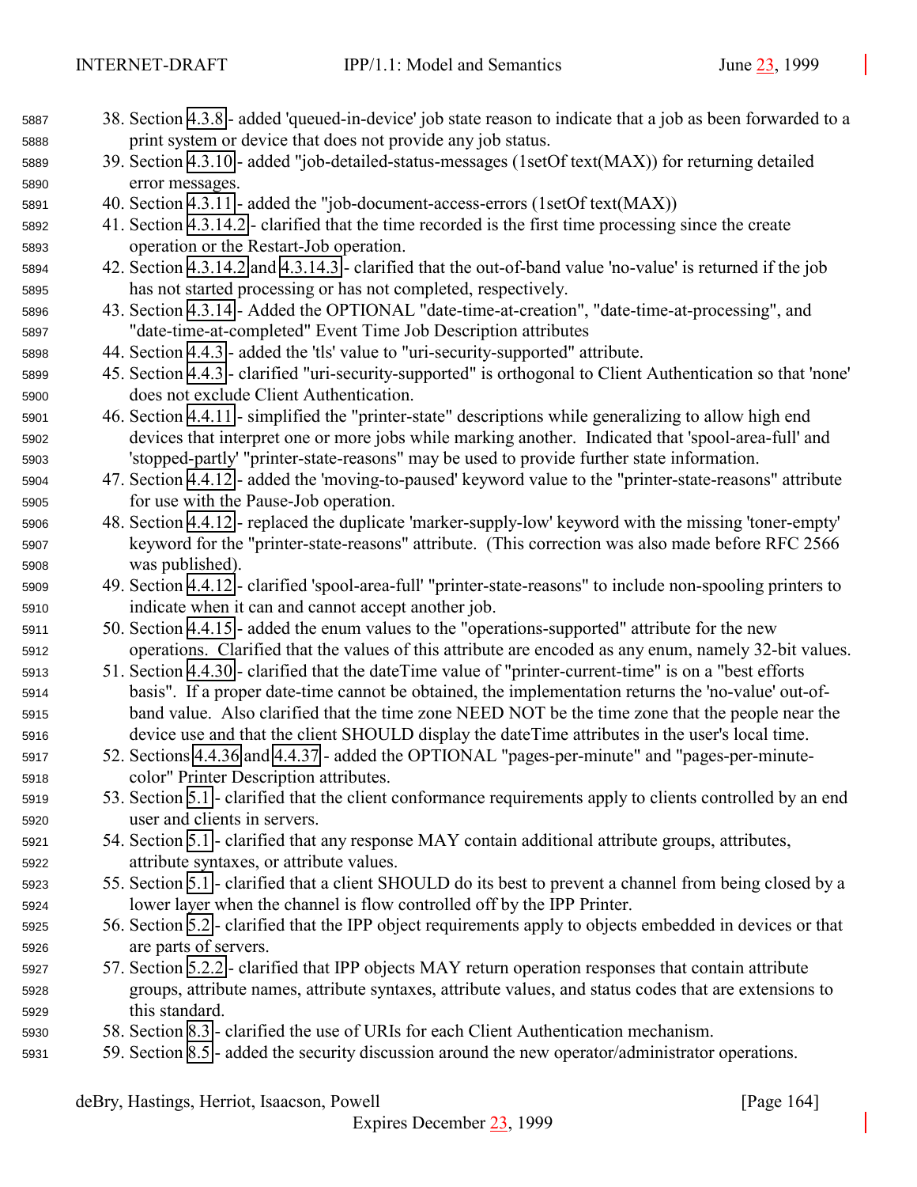38. Section 4.3.8 - added 'queued-in-device' job state reason to indicate that a job as been forwarded to a print system or device that does not provide any job status.
39. Section 4.3.10 - added "job-detailed-status-messages (1setOf text(MAX)) for returning detailed error messages.
40. Section 4.3.11 - added the "job-document-access-errors (1setOf text(MAX))
41. Section 4.3.14.2 - clarified that the time recorded is the first time processing since the create operation or the Restart-Job operation.
42. Section 4.3.14.2 and 4.3.14.3 - clarified that the out-of-band value 'no-value' is returned if the job has not started processing or has not completed, respectively.
43. Section 4.3.14 - Added the OPTIONAL "date-time-at-creation", "date-time-at-processing", and "date-time-at-completed" Event Time Job Description attributes
44. Section 4.4.3 - added the 'tls' value to "uri-security-supported" attribute.
45. Section 4.4.3 - clarified "uri-security-supported" is orthogonal to Client Authentication so that 'none' does not exclude Client Authentication.
46. Section 4.4.11 - simplified the "printer-state" descriptions while generalizing to allow high end devices that interpret one or more jobs while marking another. Indicated that 'spool-area-full' and 'stopped-partly' "printer-state-reasons" may be used to provide further state information.
47. Section 4.4.12 - added the 'moving-to-paused' keyword value to the "printer-state-reasons" attribute for use with the Pause-Job operation.
48. Section 4.4.12 - replaced the duplicate 'marker-supply-low' keyword with the missing 'toner-empty' keyword for the "printer-state-reasons" attribute. (This correction was also made before RFC 2566 was published).
49. Section 4.4.12 - clarified 'spool-area-full' "printer-state-reasons" to include non-spooling printers to indicate when it can and cannot accept another job.
50. Section 4.4.15 - added the enum values to the "operations-supported" attribute for the new operations. Clarified that the values of this attribute are encoded as any enum, namely 32-bit values.
51. Section 4.4.30 - clarified that the dateTime value of "printer-current-time" is on a "best efforts basis". If a proper date-time cannot be obtained, the implementation returns the 'no-value' out-of-band value. Also clarified that the time zone NEED NOT be the time zone that the people near the device use and that the client SHOULD display the dateTime attributes in the user's local time.
52. Sections 4.4.36 and 4.4.37 - added the OPTIONAL "pages-per-minute" and "pages-per-minute-color" Printer Description attributes.
53. Section 5.1 - clarified that the client conformance requirements apply to clients controlled by an end user and clients in servers.
54. Section 5.1 - clarified that any response MAY contain additional attribute groups, attributes, attribute syntaxes, or attribute values.
55. Section 5.1 - clarified that a client SHOULD do its best to prevent a channel from being closed by a lower layer when the channel is flow controlled off by the IPP Printer.
56. Section 5.2 - clarified that the IPP object requirements apply to objects embedded in devices or that are parts of servers.
57. Section 5.2.2 - clarified that IPP objects MAY return operation responses that contain attribute groups, attribute names, attribute syntaxes, attribute values, and status codes that are extensions to this standard.
58. Section 8.3 - clarified the use of URIs for each Client Authentication mechanism.
59. Section 8.5 - added the security discussion around the new operator/administrator operations.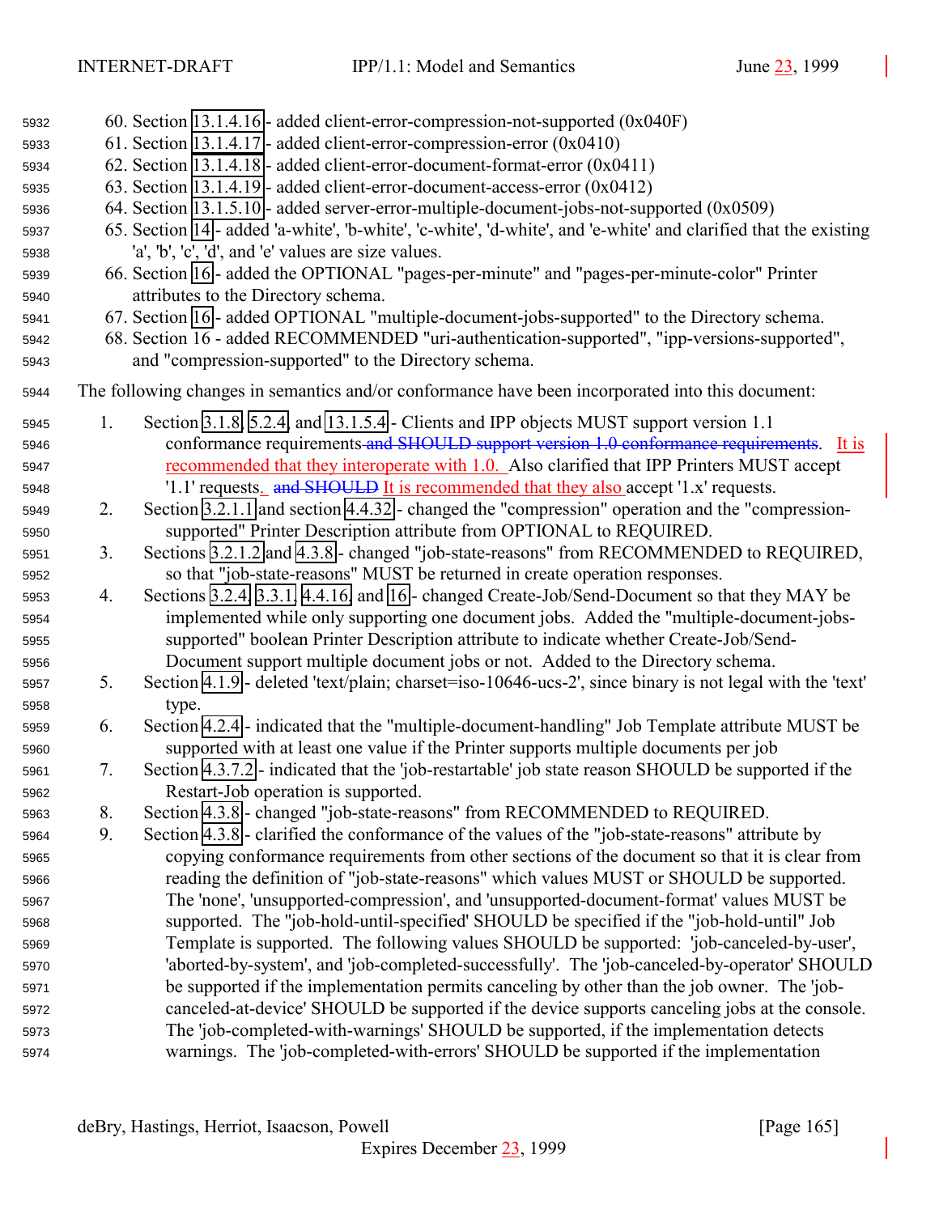60. Section 13.1.4.16 - added client-error-compression-not-supported (0x040F)
61. Section 13.1.4.17 - added client-error-compression-error (0x0410)
62. Section 13.1.4.18 - added client-error-document-format-error (0x0411)
63. Section 13.1.4.19 - added client-error-document-access-error (0x0412)
64. Section 13.1.5.10 - added server-error-multiple-document-jobs-not-supported (0x0509)
65. Section 14 - added 'a-white', 'b-white', 'c-white', 'd-white', and 'e-white' and clarified that the existing 'a', 'b', 'c', 'd', and 'e' values are size values.
66. Section 16 - added the OPTIONAL "pages-per-minute" and "pages-per-minute-color" Printer attributes to the Directory schema.
67. Section 16 - added OPTIONAL "multiple-document-jobs-supported" to the Directory schema.
68. Section 16 - added RECOMMENDED "uri-authentication-supported", "ipp-versions-supported", and "compression-supported" to the Directory schema.

The following changes in semantics and/or conformance have been incorporated into this document:

1. Section 3.1.8, 5.2.4, and 13.1.5.4 - Clients and IPP objects MUST support version 1.1 conformance requirements ~~and SHOULD support version 1.0 conformance requirements~~. It is recommended that they interoperate with 1.0. Also clarified that IPP Printers MUST accept '1.1' requests. ~~and SHOULD~~ It is recommended that they also accept '1.x' requests.
2. Section 3.2.1.1 and section 4.4.32 - changed the "compression" operation and the "compression-supported" Printer Description attribute from OPTIONAL to REQUIRED.
3. Sections 3.2.1.2 and 4.3.8 - changed "job-state-reasons" from RECOMMENDED to REQUIRED, so that "job-state-reasons" MUST be returned in create operation responses.
4. Sections 3.2.4, 3.3.1, 4.4.16, and 16 - changed Create-Job/Send-Document so that they MAY be implemented while only supporting one document jobs. Added the "multiple-document-jobs-supported" boolean Printer Description attribute to indicate whether Create-Job/Send-Document support multiple document jobs or not. Added to the Directory schema.
5. Section 4.1.9 - deleted 'text/plain; charset=iso-10646-ucs-2', since binary is not legal with the 'text' type.
6. Section 4.2.4 - indicated that the "multiple-document-handling" Job Template attribute MUST be supported with at least one value if the Printer supports multiple documents per job
7. Section 4.3.7.2 - indicated that the 'job-restartable' job state reason SHOULD be supported if the Restart-Job operation is supported.
8. Section 4.3.8 - changed "job-state-reasons" from RECOMMENDED to REQUIRED.
9. Section 4.3.8 - clarified the conformance of the values of the "job-state-reasons" attribute by copying conformance requirements from other sections of the document so that it is clear from reading the definition of "job-state-reasons" which values MUST or SHOULD be supported. The 'none', 'unsupported-compression', and 'unsupported-document-format' values MUST be supported. The "job-hold-until-specified' SHOULD be specified if the "job-hold-until" Job Template is supported. The following values SHOULD be supported: 'job-canceled-by-user', 'aborted-by-system', and 'job-completed-successfully'. The 'job-canceled-by-operator' SHOULD be supported if the implementation permits canceling by other than the job owner. The 'job-canceled-at-device' SHOULD be supported if the device supports canceling jobs at the console. The 'job-completed-with-warnings' SHOULD be supported, if the implementation detects warnings. The 'job-completed-with-errors' SHOULD be supported if the implementation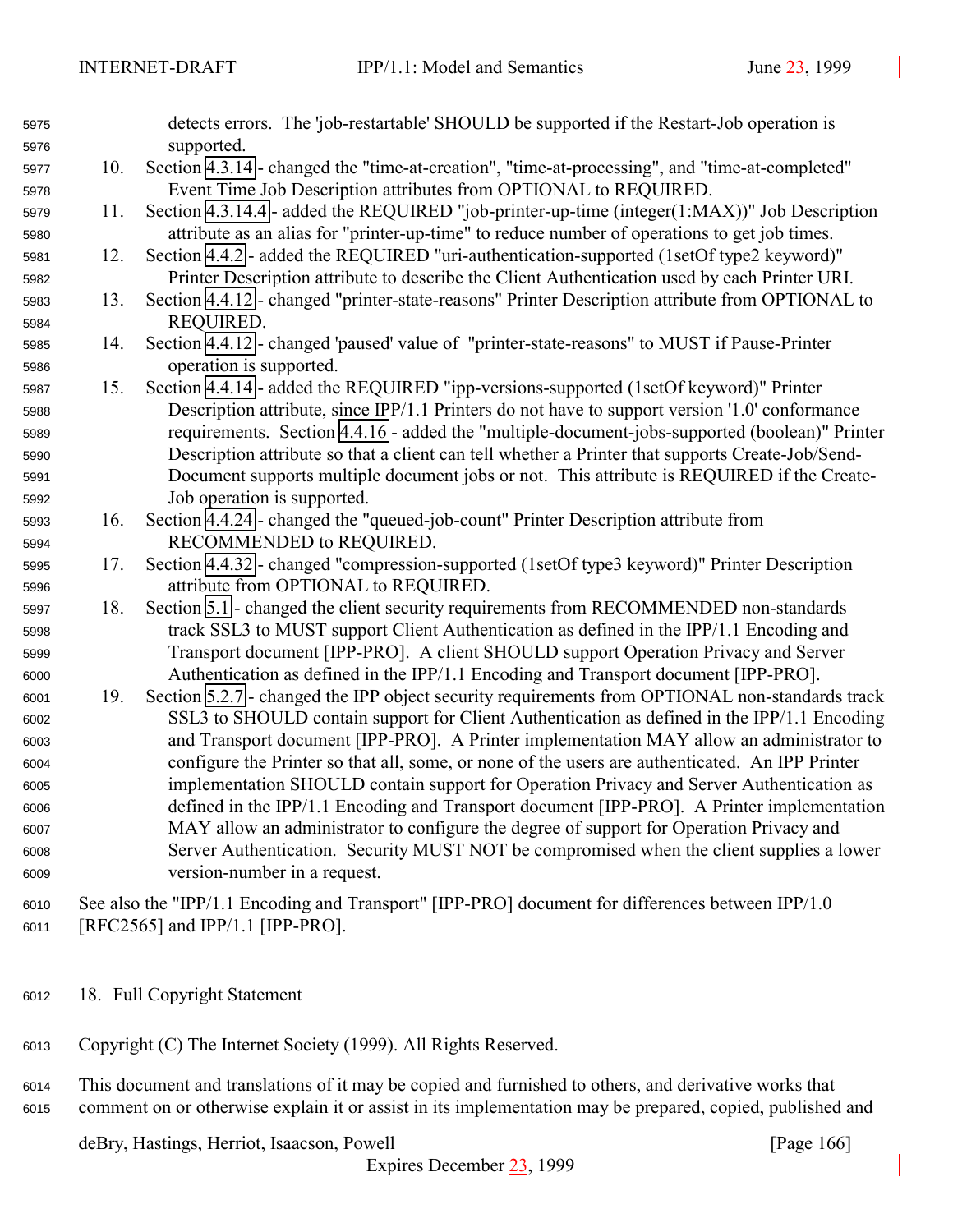detects errors. The 'job-restartable' SHOULD be supported if the Restart-Job operation is supported.

10. Section 4.3.14 - changed the "time-at-creation", "time-at-processing", and "time-at-completed" Event Time Job Description attributes from OPTIONAL to REQUIRED.
11. Section 4.3.14.4 - added the REQUIRED "job-printer-up-time (integer(1:MAX))" Job Description attribute as an alias for "printer-up-time" to reduce number of operations to get job times.
12. Section 4.4.2 - added the REQUIRED "uri-authentication-supported (1setOf type2 keyword)" Printer Description attribute to describe the Client Authentication used by each Printer URI.
13. Section 4.4.12 - changed "printer-state-reasons" Printer Description attribute from OPTIONAL to REQUIRED.
14. Section 4.4.12 - changed 'paused' value of "printer-state-reasons" to MUST if Pause-Printer operation is supported.
15. Section 4.4.14 - added the REQUIRED "ipp-versions-supported (1setOf keyword)" Printer Description attribute, since IPP/1.1 Printers do not have to support version '1.0' conformance requirements. Section 4.4.16 - added the "multiple-document-jobs-supported (boolean)" Printer Description attribute so that a client can tell whether a Printer that supports Create-Job/Send-Document supports multiple document jobs or not. This attribute is REQUIRED if the Create-Job operation is supported.
16. Section 4.4.24 - changed the "queued-job-count" Printer Description attribute from RECOMMENDED to REQUIRED.
17. Section 4.4.32 - changed "compression-supported (1setOf type3 keyword)" Printer Description attribute from OPTIONAL to REQUIRED.
18. Section 5.1 - changed the client security requirements from RECOMMENDED non-standards track SSL3 to MUST support Client Authentication as defined in the IPP/1.1 Encoding and Transport document [IPP-PRO]. A client SHOULD support Operation Privacy and Server Authentication as defined in the IPP/1.1 Encoding and Transport document [IPP-PRO].
19. Section 5.2.7 - changed the IPP object security requirements from OPTIONAL non-standards track SSL3 to SHOULD contain support for Client Authentication as defined in the IPP/1.1 Encoding and Transport document [IPP-PRO]. A Printer implementation MAY allow an administrator to configure the Printer so that all, some, or none of the users are authenticated. An IPP Printer implementation SHOULD contain support for Operation Privacy and Server Authentication as defined in the IPP/1.1 Encoding and Transport document [IPP-PRO]. A Printer implementation MAY allow an administrator to configure the degree of support for Operation Privacy and Server Authentication. Security MUST NOT be compromised when the client supplies a lower version-number in a request.

See also the "IPP/1.1 Encoding and Transport" [IPP-PRO] document for differences between IPP/1.0 [RFC2565] and IPP/1.1 [IPP-PRO].

## 18. Full Copyright Statement

Copyright (C) The Internet Society (1999). All Rights Reserved.

This document and translations of it may be copied and furnished to others, and derivative works that comment on or otherwise explain it or assist in its implementation may be prepared, copied, published and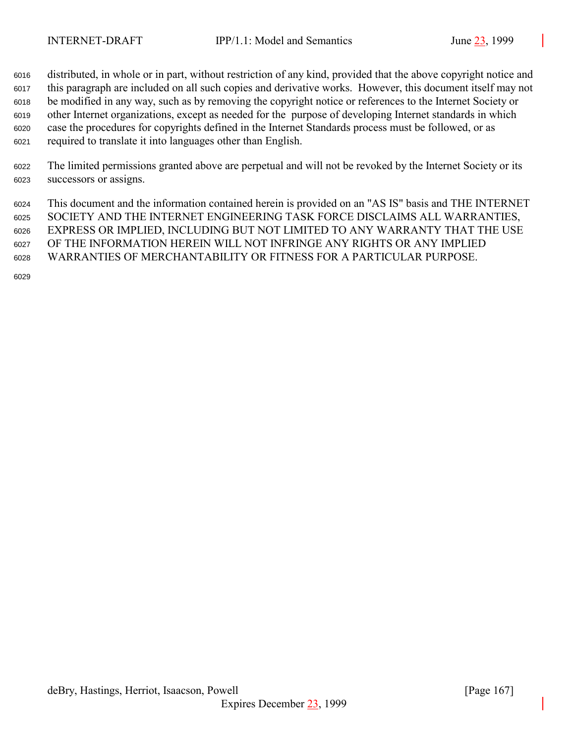distributed, in whole or in part, without restriction of any kind, provided that the above copyright notice and this paragraph are included on all such copies and derivative works. However, this document itself may not be modified in any way, such as by removing the copyright notice or references to the Internet Society or other Internet organizations, except as needed for the purpose of developing Internet standards in which case the procedures for copyrights defined in the Internet Standards process must be followed, or as required to translate it into languages other than English.

The limited permissions granted above are perpetual and will not be revoked by the Internet Society or its successors or assigns.

This document and the information contained herein is provided on an "AS IS" basis and THE INTERNET SOCIETY AND THE INTERNET ENGINEERING TASK FORCE DISCLAIMS ALL WARRANTIES, EXPRESS OR IMPLIED, INCLUDING BUT NOT LIMITED TO ANY WARRANTY THAT THE USE OF THE INFORMATION HEREIN WILL NOT INFRINGE ANY RIGHTS OR ANY IMPLIED WARRANTIES OF MERCHANTABILITY OR FITNESS FOR A PARTICULAR PURPOSE.